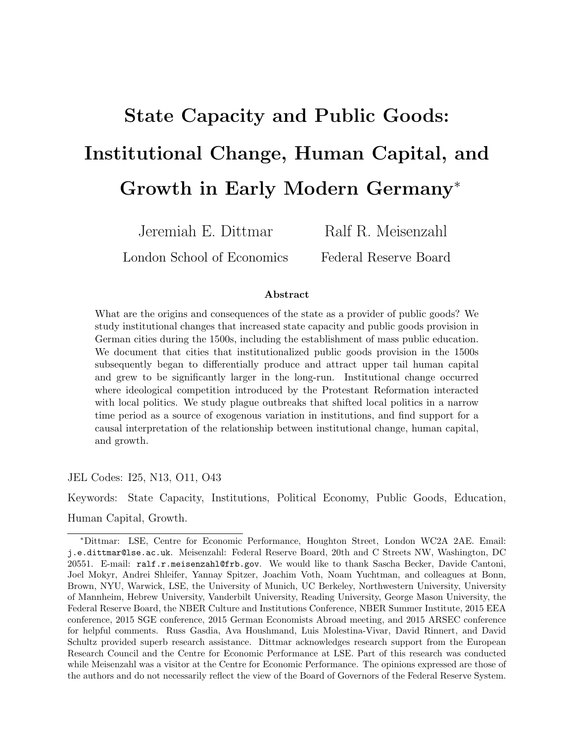# State Capacity and Public Goods: Institutional Change, Human Capital, and Growth in Early Modern Germany*

Jeremiah E. Dittmar — London School of Economics

Ralf R. Meisenzahl — Federal Reserve Board

### Abstract

What are the origins and consequences of the state as a provider of public goods? We study institutional changes that increased state capacity and public goods provision in German cities during the 1500s, including the establishment of mass public education. We document that cities that institutionalized public goods provision in the 1500s subsequently began to differentially produce and attract upper tail human capital and grew to be significantly larger in the long-run. Institutional change occurred where ideological competition introduced by the Protestant Reformation interacted with local politics. We study plague outbreaks that shifted local politics in a narrow time period as a source of exogenous variation in institutions, and find support for a causal interpretation of the relationship between institutional change, human capital, and growth.

JEL Codes: I25, N13, O11, O43

Keywords: State Capacity, Institutions, Political Economy, Public Goods, Education, Human Capital, Growth.

---

*Dittmar: LSE, Centre for Economic Performance, Houghton Street, London WC2A 2AE. Email: j.e.dittmar@lse.ac.uk. Meisenzahl: Federal Reserve Board, 20th and C Streets NW, Washington, DC 20551. E-mail: ralf.r.meisenzahl@frb.gov. We would like to thank Sascha Becker, Davide Cantoni, Joel Mokyr, Andrei Shleifer, Yannay Spitzer, Joachim Voth, Noam Yuchtman, and colleagues at Bonn, Brown, NYU, Warwick, LSE, the University of Munich, UC Berkeley, Northwestern University, University of Mannheim, Hebrew University, Vanderbilt University, Reading University, George Mason University, the Federal Reserve Board, the NBER Culture and Institutions Conference, NBER Summer Institute, 2015 EEA conference, 2015 SGE conference, 2015 German Economists Abroad meeting, and 2015 ARSEC conference for helpful comments. Russ Gasdia, Ava Houshmand, Luis Molestina-Vivar, David Rinnert, and David Schultz provided superb research assistance. Dittmar acknowledges research support from the European Research Council and the Centre for Economic Performance at LSE. Part of this research was conducted while Meisenzahl was a visitor at the Centre for Economic Performance. The opinions expressed are those of the authors and do not necessarily reflect the view of the Board of Governors of the Federal Reserve System.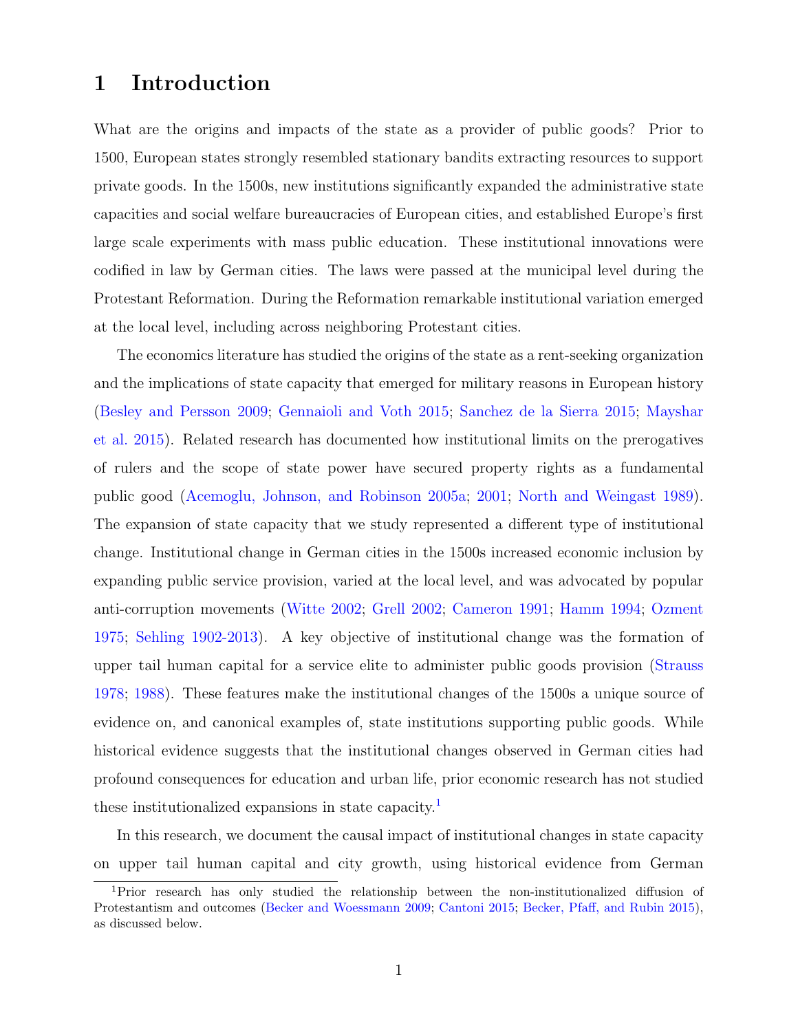# 1 Introduction

What are the origins and impacts of the state as a provider of public goods? Prior to 1500, European states strongly resembled stationary bandits extracting resources to support private goods. In the 1500s, new institutions significantly expanded the administrative state capacities and social welfare bureaucracies of European cities, and established Europe's first large scale experiments with mass public education. These institutional innovations were codified in law by German cities. The laws were passed at the municipal level during the Protestant Reformation. During the Reformation remarkable institutional variation emerged at the local level, including across neighboring Protestant cities.

The economics literature has studied the origins of the state as a rent-seeking organization and the implications of state capacity that emerged for military reasons in European history (Besley and Persson 2009; Gennaioli and Voth 2015; Sanchez de la Sierra 2015; Mayshar et al. 2015). Related research has documented how institutional limits on the prerogatives of rulers and the scope of state power have secured property rights as a fundamental public good (Acemoglu, Johnson, and Robinson 2005a; 2001; North and Weingast 1989). The expansion of state capacity that we study represented a different type of institutional change. Institutional change in German cities in the 1500s increased economic inclusion by expanding public service provision, varied at the local level, and was advocated by popular anti-corruption movements (Witte 2002; Grell 2002; Cameron 1991; Hamm 1994; Ozment 1975; Sehling 1902-2013). A key objective of institutional change was the formation of upper tail human capital for a service elite to administer public goods provision (Strauss 1978; 1988). These features make the institutional changes of the 1500s a unique source of evidence on, and canonical examples of, state institutions supporting public goods. While historical evidence suggests that the institutional changes observed in German cities had profound consequences for education and urban life, prior economic research has not studied these institutionalized expansions in state capacity.[1]

In this research, we document the causal impact of institutional changes in state capacity on upper tail human capital and city growth, using historical evidence from German

[1]Prior research has only studied the relationship between the non-institutionalized diffusion of Protestantism and outcomes (Becker and Woessmann 2009; Cantoni 2015; Becker, Pfaff, and Rubin 2015), as discussed below.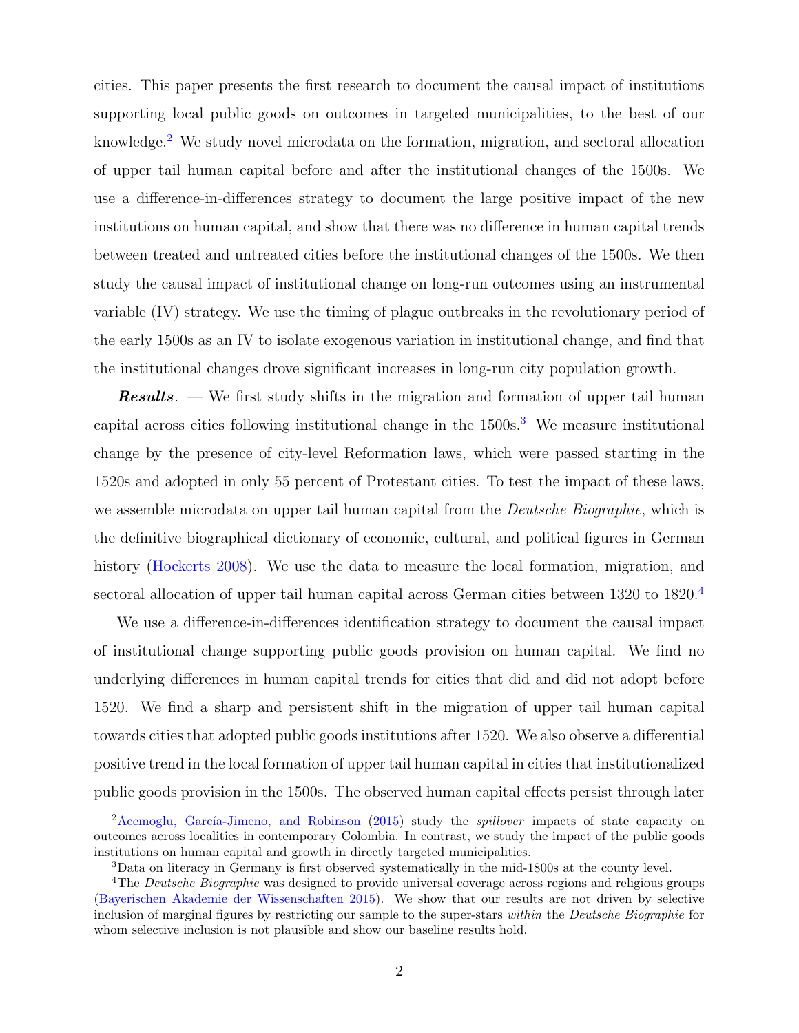cities. This paper presents the first research to document the causal impact of institutions supporting local public goods on outcomes in targeted municipalities, to the best of our knowledge.[2] We study novel microdata on the formation, migration, and sectoral allocation of upper tail human capital before and after the institutional changes of the 1500s. We use a difference-in-differences strategy to document the large positive impact of the new institutions on human capital, and show that there was no difference in human capital trends between treated and untreated cities before the institutional changes of the 1500s. We then study the causal impact of institutional change on long-run outcomes using an instrumental variable (IV) strategy. We use the timing of plague outbreaks in the revolutionary period of the early 1500s as an IV to isolate exogenous variation in institutional change, and find that the institutional changes drove significant increases in long-run city population growth.

***Results***. — We first study shifts in the migration and formation of upper tail human capital across cities following institutional change in the 1500s.[3] We measure institutional change by the presence of city-level Reformation laws, which were passed starting in the 1520s and adopted in only 55 percent of Protestant cities. To test the impact of these laws, we assemble microdata on upper tail human capital from the *Deutsche Biographie*, which is the definitive biographical dictionary of economic, cultural, and political figures in German history (Hockerts 2008). We use the data to measure the local formation, migration, and sectoral allocation of upper tail human capital across German cities between 1320 to 1820.[4]

We use a difference-in-differences identification strategy to document the causal impact of institutional change supporting public goods provision on human capital. We find no underlying differences in human capital trends for cities that did and did not adopt before 1520. We find a sharp and persistent shift in the migration of upper tail human capital towards cities that adopted public goods institutions after 1520. We also observe a differential positive trend in the local formation of upper tail human capital in cities that institutionalized public goods provision in the 1500s. The observed human capital effects persist through later

[2] Acemoglu, García-Jimeno, and Robinson (2015) study the *spillover* impacts of state capacity on outcomes across localities in contemporary Colombia. In contrast, we study the impact of the public goods institutions on human capital and growth in directly targeted municipalities.

[3] Data on literacy in Germany is first observed systematically in the mid-1800s at the county level.

[4] The *Deutsche Biographie* was designed to provide universal coverage across regions and religious groups (Bayerischen Akademie der Wissenschaften 2015). We show that our results are not driven by selective inclusion of marginal figures by restricting our sample to the super-stars *within* the *Deutsche Biographie* for whom selective inclusion is not plausible and show our baseline results hold.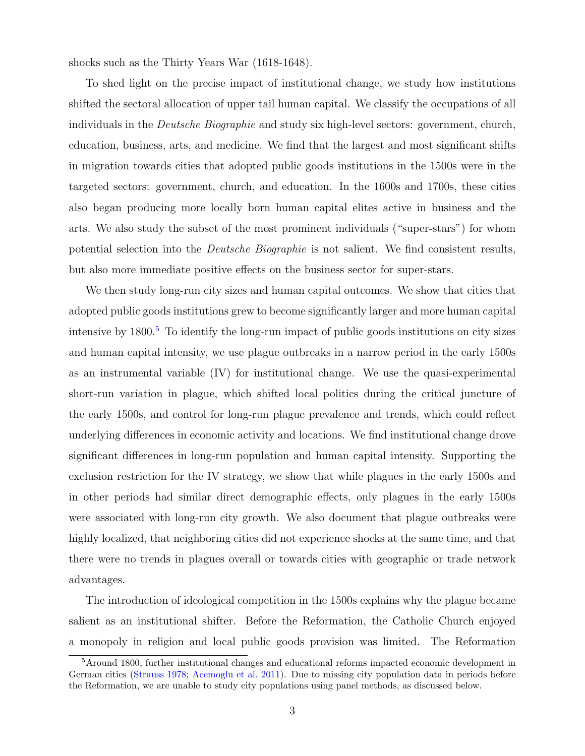shocks such as the Thirty Years War (1618-1648).

To shed light on the precise impact of institutional change, we study how institutions shifted the sectoral allocation of upper tail human capital. We classify the occupations of all individuals in the *Deutsche Biographie* and study six high-level sectors: government, church, education, business, arts, and medicine. We find that the largest and most significant shifts in migration towards cities that adopted public goods institutions in the 1500s were in the targeted sectors: government, church, and education. In the 1600s and 1700s, these cities also began producing more locally born human capital elites active in business and the arts. We also study the subset of the most prominent individuals ("super-stars") for whom potential selection into the *Deutsche Biographie* is not salient. We find consistent results, but also more immediate positive effects on the business sector for super-stars.

We then study long-run city sizes and human capital outcomes. We show that cities that adopted public goods institutions grew to become significantly larger and more human capital intensive by 1800.[5] To identify the long-run impact of public goods institutions on city sizes and human capital intensity, we use plague outbreaks in a narrow period in the early 1500s as an instrumental variable (IV) for institutional change. We use the quasi-experimental short-run variation in plague, which shifted local politics during the critical juncture of the early 1500s, and control for long-run plague prevalence and trends, which could reflect underlying differences in economic activity and locations. We find institutional change drove significant differences in long-run population and human capital intensity. Supporting the exclusion restriction for the IV strategy, we show that while plagues in the early 1500s and in other periods had similar direct demographic effects, only plagues in the early 1500s were associated with long-run city growth. We also document that plague outbreaks were highly localized, that neighboring cities did not experience shocks at the same time, and that there were no trends in plagues overall or towards cities with geographic or trade network advantages.

The introduction of ideological competition in the 1500s explains why the plague became salient as an institutional shifter. Before the Reformation, the Catholic Church enjoyed a monopoly in religion and local public goods provision was limited. The Reformation

[5] Around 1800, further institutional changes and educational reforms impacted economic development in German cities (Strauss 1978; Acemoglu et al. 2011). Due to missing city population data in periods before the Reformation, we are unable to study city populations using panel methods, as discussed below.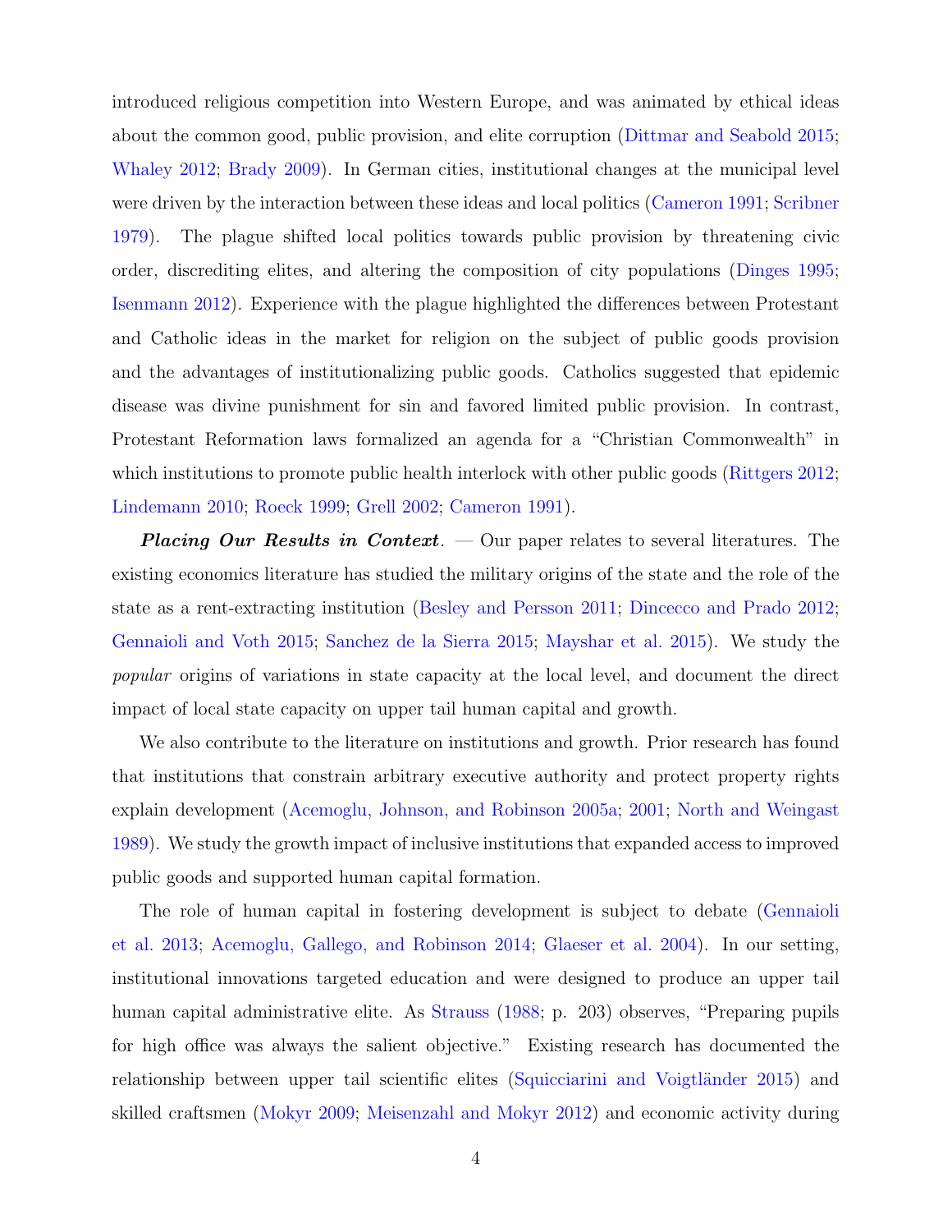introduced religious competition into Western Europe, and was animated by ethical ideas about the common good, public provision, and elite corruption (Dittmar and Seabold 2015; Whaley 2012; Brady 2009). In German cities, institutional changes at the municipal level were driven by the interaction between these ideas and local politics (Cameron 1991; Scribner 1979). The plague shifted local politics towards public provision by threatening civic order, discrediting elites, and altering the composition of city populations (Dinges 1995; Isenmann 2012). Experience with the plague highlighted the differences between Protestant and Catholic ideas in the market for religion on the subject of public goods provision and the advantages of institutionalizing public goods. Catholics suggested that epidemic disease was divine punishment for sin and favored limited public provision. In contrast, Protestant Reformation laws formalized an agenda for a "Christian Commonwealth" in which institutions to promote public health interlock with other public goods (Rittgers 2012; Lindemann 2010; Roeck 1999; Grell 2002; Cameron 1991).

***Placing Our Results in Context***. — Our paper relates to several literatures. The existing economics literature has studied the military origins of the state and the role of the state as a rent-extracting institution (Besley and Persson 2011; Dincecco and Prado 2012; Gennaioli and Voth 2015; Sanchez de la Sierra 2015; Mayshar et al. 2015). We study the *popular* origins of variations in state capacity at the local level, and document the direct impact of local state capacity on upper tail human capital and growth.

We also contribute to the literature on institutions and growth. Prior research has found that institutions that constrain arbitrary executive authority and protect property rights explain development (Acemoglu, Johnson, and Robinson 2005a; 2001; North and Weingast 1989). We study the growth impact of inclusive institutions that expanded access to improved public goods and supported human capital formation.

The role of human capital in fostering development is subject to debate (Gennaioli et al. 2013; Acemoglu, Gallego, and Robinson 2014; Glaeser et al. 2004). In our setting, institutional innovations targeted education and were designed to produce an upper tail human capital administrative elite. As Strauss (1988; p. 203) observes, "Preparing pupils for high office was always the salient objective." Existing research has documented the relationship between upper tail scientific elites (Squicciarini and Voigtländer 2015) and skilled craftsmen (Mokyr 2009; Meisenzahl and Mokyr 2012) and economic activity during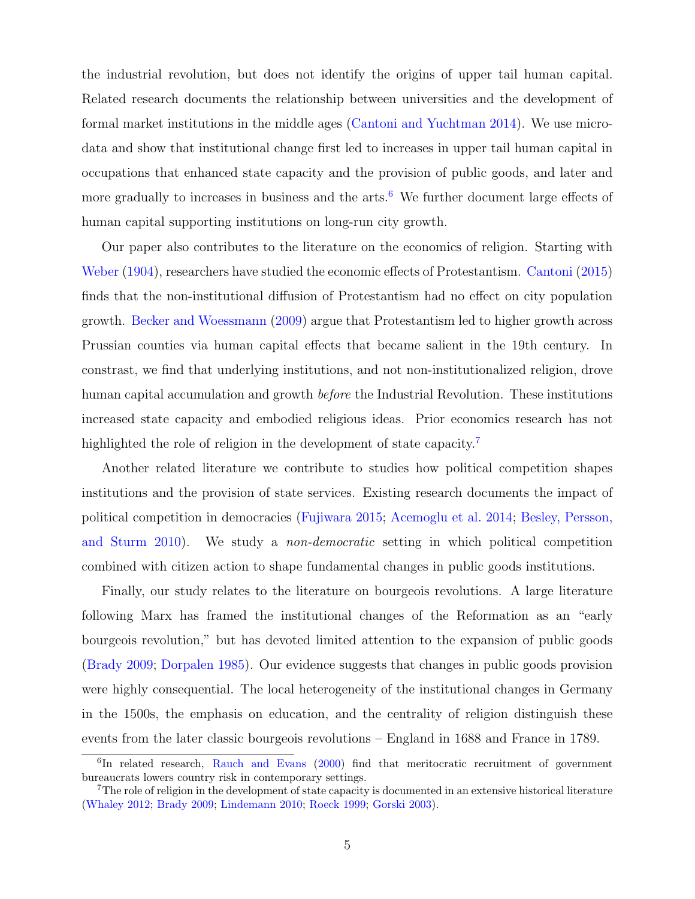the industrial revolution, but does not identify the origins of upper tail human capital. Related research documents the relationship between universities and the development of formal market institutions in the middle ages (Cantoni and Yuchtman 2014). We use micro-data and show that institutional change first led to increases in upper tail human capital in occupations that enhanced state capacity and the provision of public goods, and later and more gradually to increases in business and the arts.[6] We further document large effects of human capital supporting institutions on long-run city growth.

Our paper also contributes to the literature on the economics of religion. Starting with Weber (1904), researchers have studied the economic effects of Protestantism. Cantoni (2015) finds that the non-institutional diffusion of Protestantism had no effect on city population growth. Becker and Woessmann (2009) argue that Protestantism led to higher growth across Prussian counties via human capital effects that became salient in the 19th century. In constrast, we find that underlying institutions, and not non-institutionalized religion, drove human capital accumulation and growth *before* the Industrial Revolution. These institutions increased state capacity and embodied religious ideas. Prior economics research has not highlighted the role of religion in the development of state capacity.[7]

Another related literature we contribute to studies how political competition shapes institutions and the provision of state services. Existing research documents the impact of political competition in democracies (Fujiwara 2015; Acemoglu et al. 2014; Besley, Persson, and Sturm 2010). We study a *non-democratic* setting in which political competition combined with citizen action to shape fundamental changes in public goods institutions.

Finally, our study relates to the literature on bourgeois revolutions. A large literature following Marx has framed the institutional changes of the Reformation as an "early bourgeois revolution," but has devoted limited attention to the expansion of public goods (Brady 2009; Dorpalen 1985). Our evidence suggests that changes in public goods provision were highly consequential. The local heterogeneity of the institutional changes in Germany in the 1500s, the emphasis on education, and the centrality of religion distinguish these events from the later classic bourgeois revolutions – England in 1688 and France in 1789.

[6] In related research, Rauch and Evans (2000) find that meritocratic recruitment of government bureaucrats lowers country risk in contemporary settings.

[7] The role of religion in the development of state capacity is documented in an extensive historical literature (Whaley 2012; Brady 2009; Lindemann 2010; Roeck 1999; Gorski 2003).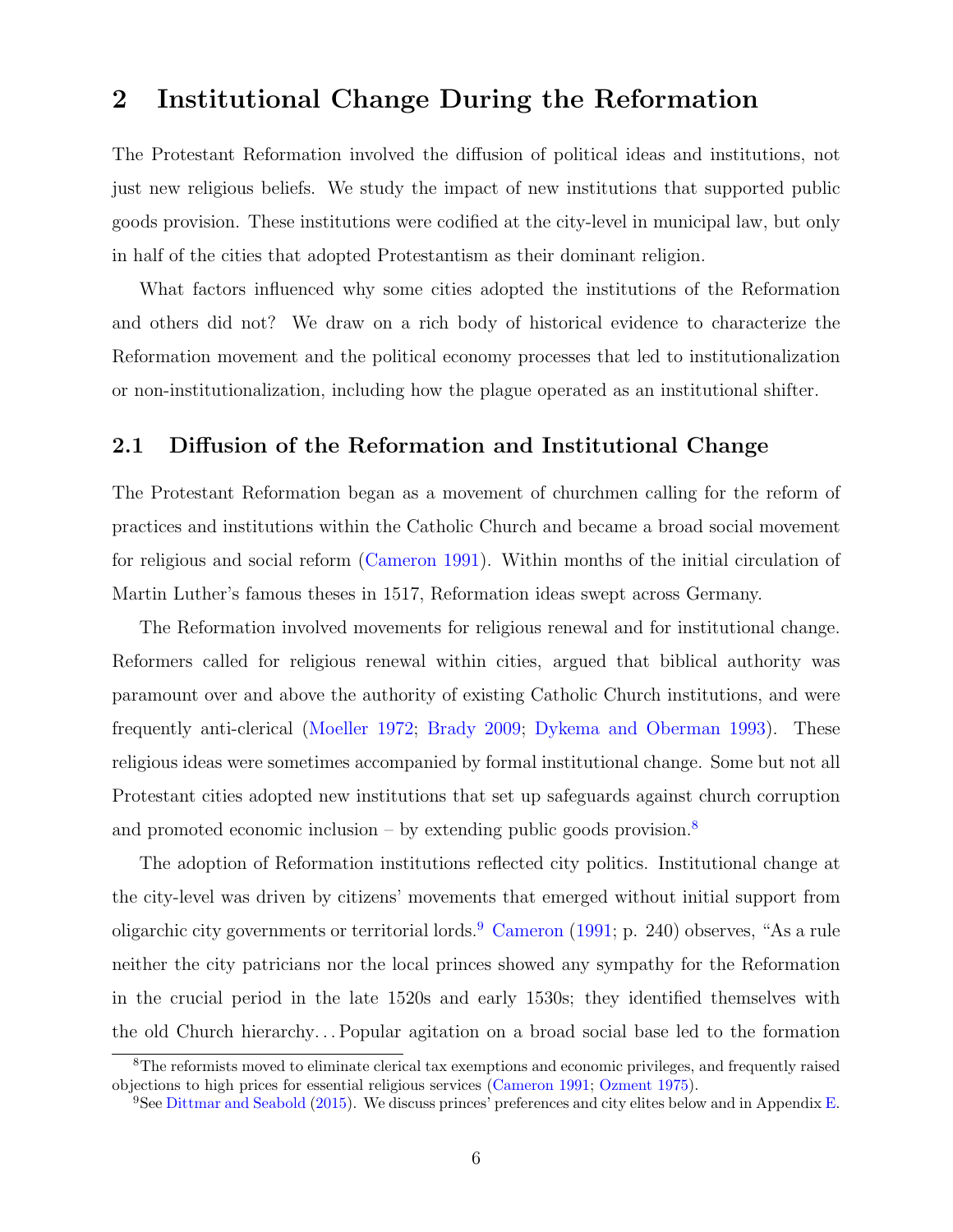# 2 Institutional Change During the Reformation

The Protestant Reformation involved the diffusion of political ideas and institutions, not just new religious beliefs. We study the impact of new institutions that supported public goods provision. These institutions were codified at the city-level in municipal law, but only in half of the cities that adopted Protestantism as their dominant religion.

What factors influenced why some cities adopted the institutions of the Reformation and others did not? We draw on a rich body of historical evidence to characterize the Reformation movement and the political economy processes that led to institutionalization or non-institutionalization, including how the plague operated as an institutional shifter.

## 2.1 Diffusion of the Reformation and Institutional Change

The Protestant Reformation began as a movement of churchmen calling for the reform of practices and institutions within the Catholic Church and became a broad social movement for religious and social reform (Cameron 1991). Within months of the initial circulation of Martin Luther's famous theses in 1517, Reformation ideas swept across Germany.

The Reformation involved movements for religious renewal and for institutional change. Reformers called for religious renewal within cities, argued that biblical authority was paramount over and above the authority of existing Catholic Church institutions, and were frequently anti-clerical (Moeller 1972; Brady 2009; Dykema and Oberman 1993). These religious ideas were sometimes accompanied by formal institutional change. Some but not all Protestant cities adopted new institutions that set up safeguards against church corruption and promoted economic inclusion – by extending public goods provision.[8]

The adoption of Reformation institutions reflected city politics. Institutional change at the city-level was driven by citizens' movements that emerged without initial support from oligarchic city governments or territorial lords.[9] Cameron (1991; p. 240) observes, "As a rule neither the city patricians nor the local princes showed any sympathy for the Reformation in the crucial period in the late 1520s and early 1530s; they identified themselves with the old Church hierarchy. . . Popular agitation on a broad social base led to the formation

[8] The reformists moved to eliminate clerical tax exemptions and economic privileges, and frequently raised objections to high prices for essential religious services (Cameron 1991; Ozment 1975).

[9] See Dittmar and Seabold (2015). We discuss princes' preferences and city elites below and in Appendix E.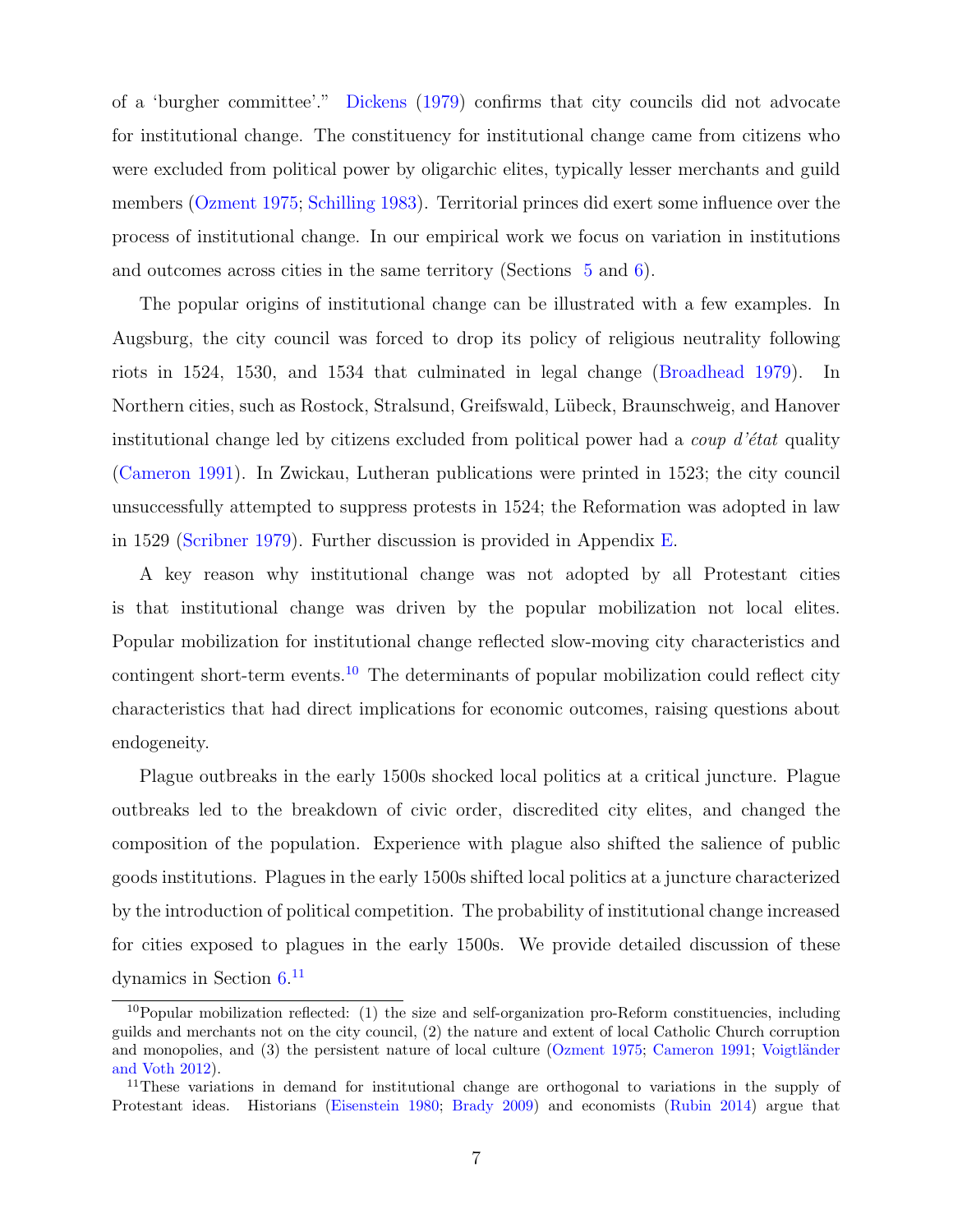of a 'burgher committee'." Dickens (1979) confirms that city councils did not advocate for institutional change. The constituency for institutional change came from citizens who were excluded from political power by oligarchic elites, typically lesser merchants and guild members (Ozment 1975; Schilling 1983). Territorial princes did exert some influence over the process of institutional change. In our empirical work we focus on variation in institutions and outcomes across cities in the same territory (Sections 5 and 6).

The popular origins of institutional change can be illustrated with a few examples. In Augsburg, the city council was forced to drop its policy of religious neutrality following riots in 1524, 1530, and 1534 that culminated in legal change (Broadhead 1979). In Northern cities, such as Rostock, Stralsund, Greifswald, Lübeck, Braunschweig, and Hanover institutional change led by citizens excluded from political power had a *coup d'état* quality (Cameron 1991). In Zwickau, Lutheran publications were printed in 1523; the city council unsuccessfully attempted to suppress protests in 1524; the Reformation was adopted in law in 1529 (Scribner 1979). Further discussion is provided in Appendix E.

A key reason why institutional change was not adopted by all Protestant cities is that institutional change was driven by the popular mobilization not local elites. Popular mobilization for institutional change reflected slow-moving city characteristics and contingent short-term events.[10] The determinants of popular mobilization could reflect city characteristics that had direct implications for economic outcomes, raising questions about endogeneity.

Plague outbreaks in the early 1500s shocked local politics at a critical juncture. Plague outbreaks led to the breakdown of civic order, discredited city elites, and changed the composition of the population. Experience with plague also shifted the salience of public goods institutions. Plagues in the early 1500s shifted local politics at a juncture characterized by the introduction of political competition. The probability of institutional change increased for cities exposed to plagues in the early 1500s. We provide detailed discussion of these dynamics in Section 6.[11]

---

[10] Popular mobilization reflected: (1) the size and self-organization pro-Reform constituencies, including guilds and merchants not on the city council, (2) the nature and extent of local Catholic Church corruption and monopolies, and (3) the persistent nature of local culture (Ozment 1975; Cameron 1991; Voigtländer and Voth 2012).

[11] These variations in demand for institutional change are orthogonal to variations in the supply of Protestant ideas. Historians (Eisenstein 1980; Brady 2009) and economists (Rubin 2014) argue that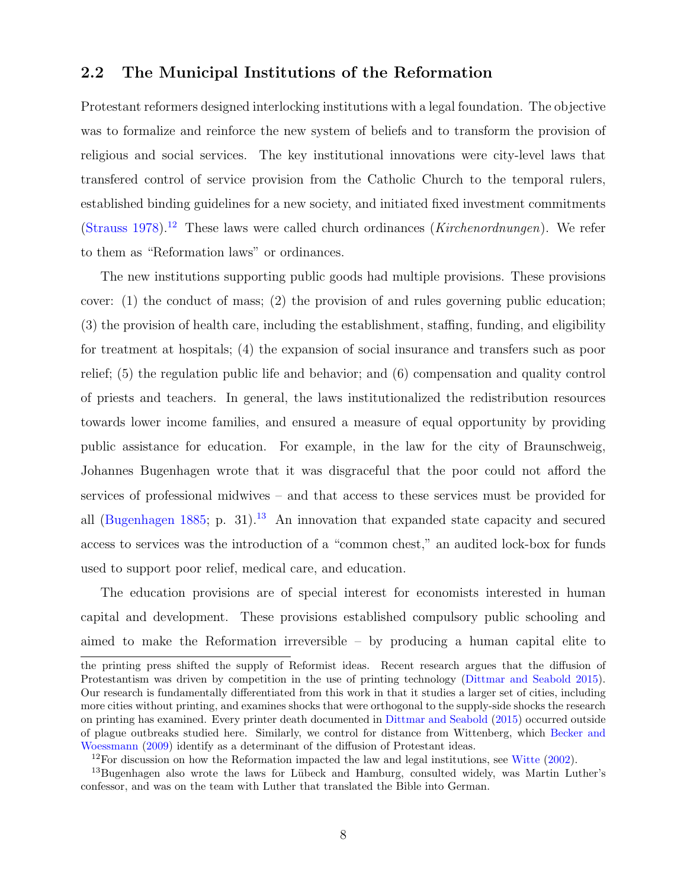## 2.2 The Municipal Institutions of the Reformation

Protestant reformers designed interlocking institutions with a legal foundation. The objective was to formalize and reinforce the new system of beliefs and to transform the provision of religious and social services. The key institutional innovations were city-level laws that transfered control of service provision from the Catholic Church to the temporal rulers, established binding guidelines for a new society, and initiated fixed investment commitments (Strauss 1978).[12] These laws were called church ordinances (*Kirchenordnungen*). We refer to them as "Reformation laws" or ordinances.

The new institutions supporting public goods had multiple provisions. These provisions cover: (1) the conduct of mass; (2) the provision of and rules governing public education; (3) the provision of health care, including the establishment, staffing, funding, and eligibility for treatment at hospitals; (4) the expansion of social insurance and transfers such as poor relief; (5) the regulation public life and behavior; and (6) compensation and quality control of priests and teachers. In general, the laws institutionalized the redistribution resources towards lower income families, and ensured a measure of equal opportunity by providing public assistance for education. For example, in the law for the city of Braunschweig, Johannes Bugenhagen wrote that it was disgraceful that the poor could not afford the services of professional midwives – and that access to these services must be provided for all (Bugenhagen 1885; p. 31).[13] An innovation that expanded state capacity and secured access to services was the introduction of a "common chest," an audited lock-box for funds used to support poor relief, medical care, and education.

The education provisions are of special interest for economists interested in human capital and development. These provisions established compulsory public schooling and aimed to make the Reformation irreversible – by producing a human capital elite to

the printing press shifted the supply of Reformist ideas. Recent research argues that the diffusion of Protestantism was driven by competition in the use of printing technology (Dittmar and Seabold 2015). Our research is fundamentally differentiated from this work in that it studies a larger set of cities, including more cities without printing, and examines shocks that were orthogonal to the supply-side shocks the research on printing has examined. Every printer death documented in Dittmar and Seabold (2015) occurred outside of plague outbreaks studied here. Similarly, we control for distance from Wittenberg, which Becker and Woessmann (2009) identify as a determinant of the diffusion of Protestant ideas.

[12] For discussion on how the Reformation impacted the law and legal institutions, see Witte (2002).

[13] Bugenhagen also wrote the laws for Lübeck and Hamburg, consulted widely, was Martin Luther's confessor, and was on the team with Luther that translated the Bible into German.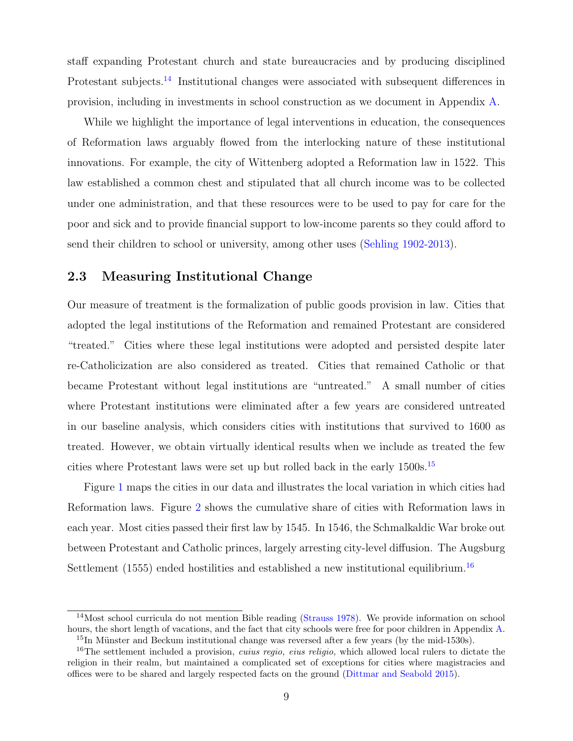staff expanding Protestant church and state bureaucracies and by producing disciplined Protestant subjects.[14] Institutional changes were associated with subsequent differences in provision, including in investments in school construction as we document in Appendix A.

While we highlight the importance of legal interventions in education, the consequences of Reformation laws arguably flowed from the interlocking nature of these institutional innovations. For example, the city of Wittenberg adopted a Reformation law in 1522. This law established a common chest and stipulated that all church income was to be collected under one administration, and that these resources were to be used to pay for care for the poor and sick and to provide financial support to low-income parents so they could afford to send their children to school or university, among other uses (Sehling 1902-2013).

## 2.3 Measuring Institutional Change

Our measure of treatment is the formalization of public goods provision in law. Cities that adopted the legal institutions of the Reformation and remained Protestant are considered "treated." Cities where these legal institutions were adopted and persisted despite later re-Catholicization are also considered as treated. Cities that remained Catholic or that became Protestant without legal institutions are "untreated." A small number of cities where Protestant institutions were eliminated after a few years are considered untreated in our baseline analysis, which considers cities with institutions that survived to 1600 as treated. However, we obtain virtually identical results when we include as treated the few cities where Protestant laws were set up but rolled back in the early 1500s.[15]

Figure 1 maps the cities in our data and illustrates the local variation in which cities had Reformation laws. Figure 2 shows the cumulative share of cities with Reformation laws in each year. Most cities passed their first law by 1545. In 1546, the Schmalkaldic War broke out between Protestant and Catholic princes, largely arresting city-level diffusion. The Augsburg Settlement (1555) ended hostilities and established a new institutional equilibrium.[16]

[14] Most school curricula do not mention Bible reading (Strauss 1978). We provide information on school hours, the short length of vacations, and the fact that city schools were free for poor children in Appendix A.

[15] In Münster and Beckum institutional change was reversed after a few years (by the mid-1530s).

[16] The settlement included a provision, *cuius regio, eius religio,* which allowed local rulers to dictate the religion in their realm, but maintained a complicated set of exceptions for cities where magistracies and offices were to be shared and largely respected facts on the ground (Dittmar and Seabold 2015).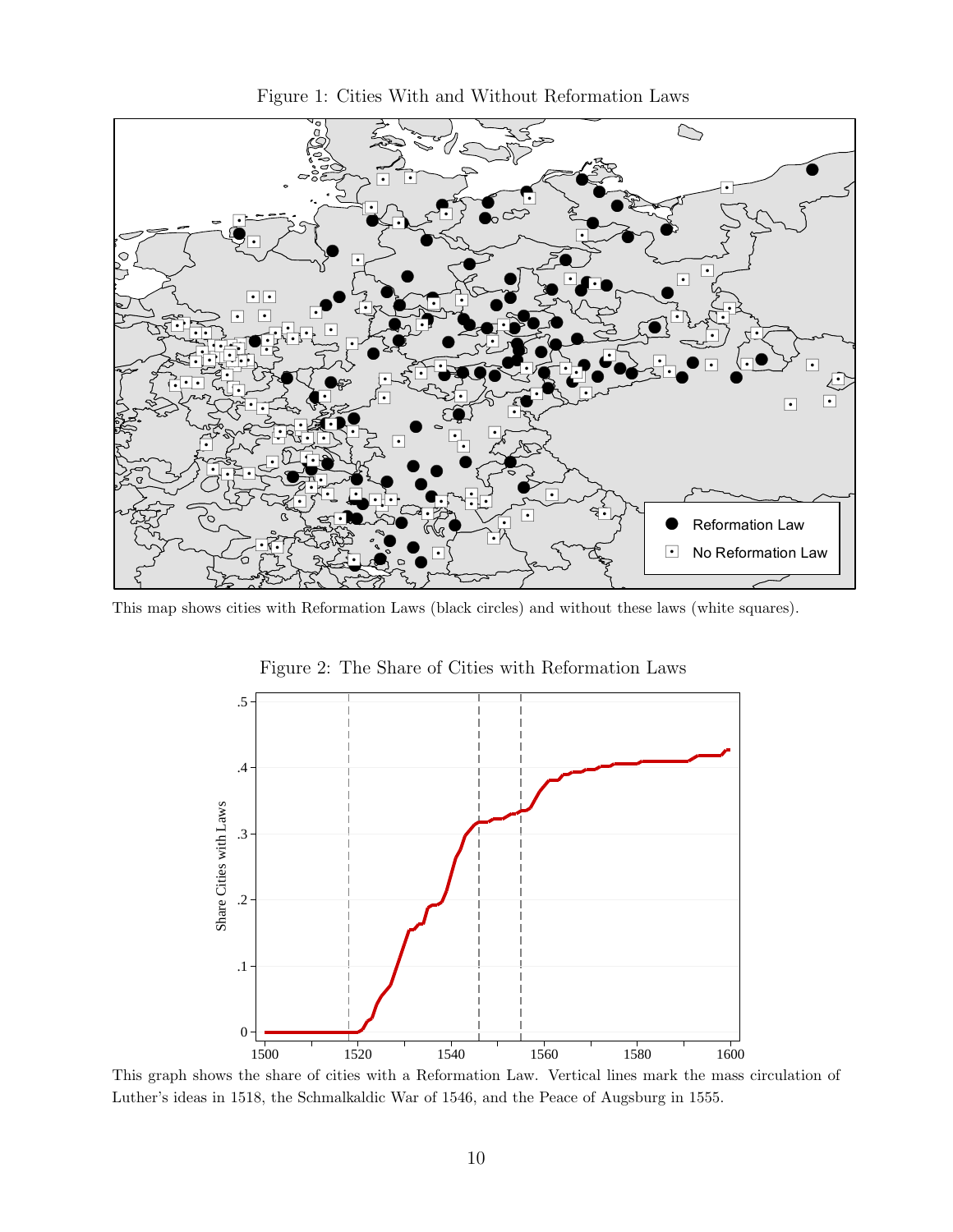Figure 1: Cities With and Without Reformation Laws

This map shows cities with Reformation Laws (black circles) and without these laws (white squares).

Figure 2: The Share of Cities with Reformation Laws

This graph shows the share of cities with a Reformation Law. Vertical lines mark the mass circulation of Luther's ideas in 1518, the Schmalkaldic War of 1546, and the Peace of Augsburg in 1555.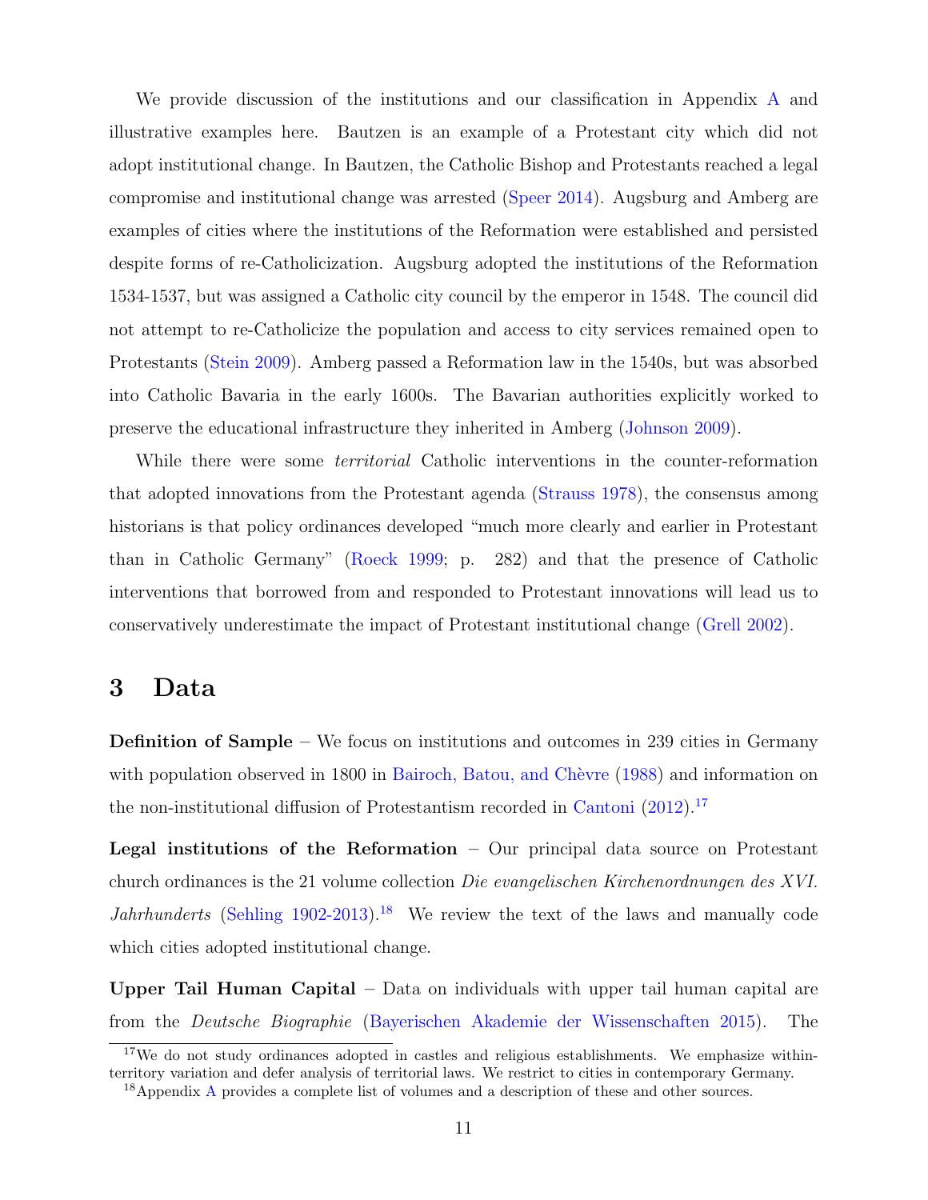We provide discussion of the institutions and our classification in Appendix A and illustrative examples here. Bautzen is an example of a Protestant city which did not adopt institutional change. In Bautzen, the Catholic Bishop and Protestants reached a legal compromise and institutional change was arrested (Speer 2014). Augsburg and Amberg are examples of cities where the institutions of the Reformation were established and persisted despite forms of re-Catholicization. Augsburg adopted the institutions of the Reformation 1534-1537, but was assigned a Catholic city council by the emperor in 1548. The council did not attempt to re-Catholicize the population and access to city services remained open to Protestants (Stein 2009). Amberg passed a Reformation law in the 1540s, but was absorbed into Catholic Bavaria in the early 1600s. The Bavarian authorities explicitly worked to preserve the educational infrastructure they inherited in Amberg (Johnson 2009).

While there were some *territorial* Catholic interventions in the counter-reformation that adopted innovations from the Protestant agenda (Strauss 1978), the consensus among historians is that policy ordinances developed "much more clearly and earlier in Protestant than in Catholic Germany" (Roeck 1999; p. 282) and that the presence of Catholic interventions that borrowed from and responded to Protestant innovations will lead us to conservatively underestimate the impact of Protestant institutional change (Grell 2002).

## 3 Data

**Definition of Sample** – We focus on institutions and outcomes in 239 cities in Germany with population observed in 1800 in Bairoch, Batou, and Chèvre (1988) and information on the non-institutional diffusion of Protestantism recorded in Cantoni (2012).[17]

**Legal institutions of the Reformation** – Our principal data source on Protestant church ordinances is the 21 volume collection *Die evangelischen Kirchenordnungen des XVI. Jahrhunderts* (Sehling 1902-2013).[18] We review the text of the laws and manually code which cities adopted institutional change.

**Upper Tail Human Capital** – Data on individuals with upper tail human capital are from the *Deutsche Biographie* (Bayerischen Akademie der Wissenschaften 2015). The

[17] We do not study ordinances adopted in castles and religious establishments. We emphasize within-territory variation and defer analysis of territorial laws. We restrict to cities in contemporary Germany.

[18] Appendix A provides a complete list of volumes and a description of these and other sources.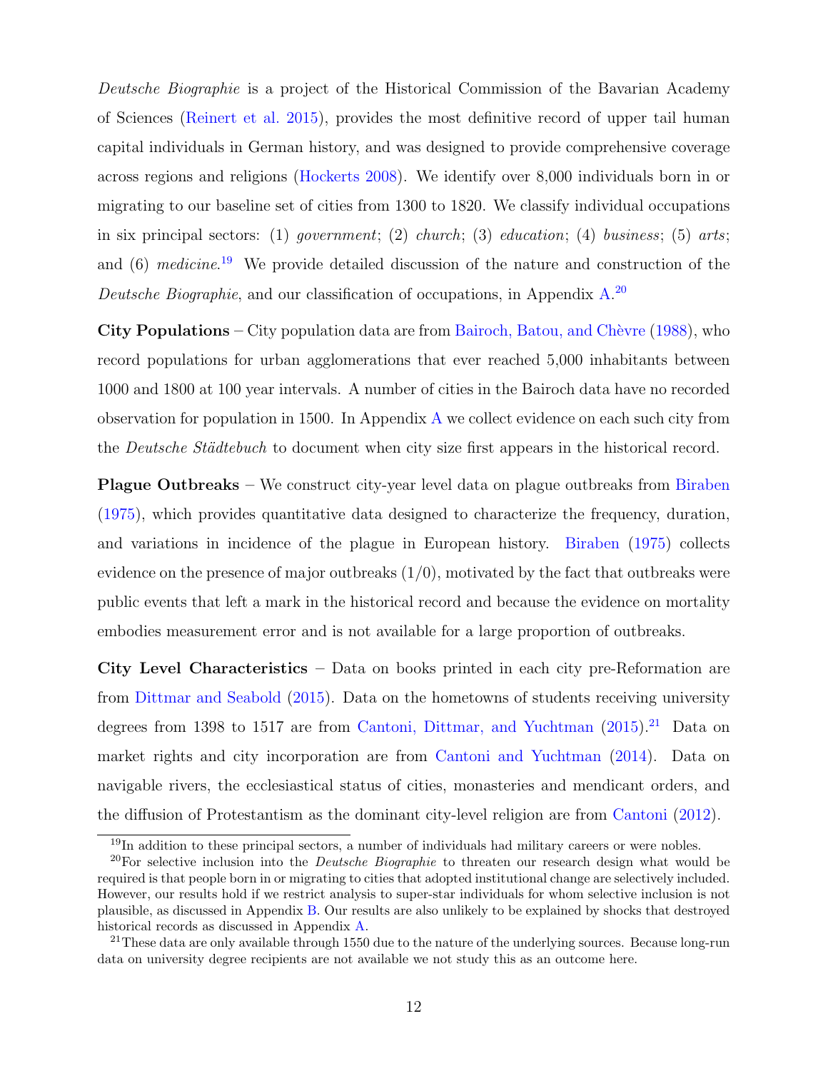*Deutsche Biographie* is a project of the Historical Commission of the Bavarian Academy of Sciences (Reinert et al. 2015), provides the most definitive record of upper tail human capital individuals in German history, and was designed to provide comprehensive coverage across regions and religions (Hockerts 2008). We identify over 8,000 individuals born in or migrating to our baseline set of cities from 1300 to 1820. We classify individual occupations in six principal sectors: (1) *government*; (2) *church*; (3) *education*; (4) *business*; (5) *arts*; and (6) *medicine*.[19] We provide detailed discussion of the nature and construction of the *Deutsche Biographie*, and our classification of occupations, in Appendix A.[20]

**City Populations** – City population data are from Bairoch, Batou, and Chèvre (1988), who record populations for urban agglomerations that ever reached 5,000 inhabitants between 1000 and 1800 at 100 year intervals. A number of cities in the Bairoch data have no recorded observation for population in 1500. In Appendix A we collect evidence on each such city from the *Deutsche Städtebuch* to document when city size first appears in the historical record.

**Plague Outbreaks** – We construct city-year level data on plague outbreaks from Biraben (1975), which provides quantitative data designed to characterize the frequency, duration, and variations in incidence of the plague in European history. Biraben (1975) collects evidence on the presence of major outbreaks (1/0), motivated by the fact that outbreaks were public events that left a mark in the historical record and because the evidence on mortality embodies measurement error and is not available for a large proportion of outbreaks.

**City Level Characteristics** – Data on books printed in each city pre-Reformation are from Dittmar and Seabold (2015). Data on the hometowns of students receiving university degrees from 1398 to 1517 are from Cantoni, Dittmar, and Yuchtman (2015).[21] Data on market rights and city incorporation are from Cantoni and Yuchtman (2014). Data on navigable rivers, the ecclesiastical status of cities, monasteries and mendicant orders, and the diffusion of Protestantism as the dominant city-level religion are from Cantoni (2012).

---

[19] In addition to these principal sectors, a number of individuals had military careers or were nobles.

[20] For selective inclusion into the *Deutsche Biographie* to threaten our research design what would be required is that people born in or migrating to cities that adopted institutional change are selectively included. However, our results hold if we restrict analysis to super-star individuals for whom selective inclusion is not plausible, as discussed in Appendix B. Our results are also unlikely to be explained by shocks that destroyed historical records as discussed in Appendix A.

[21] These data are only available through 1550 due to the nature of the underlying sources. Because long-run data on university degree recipients are not available we not study this as an outcome here.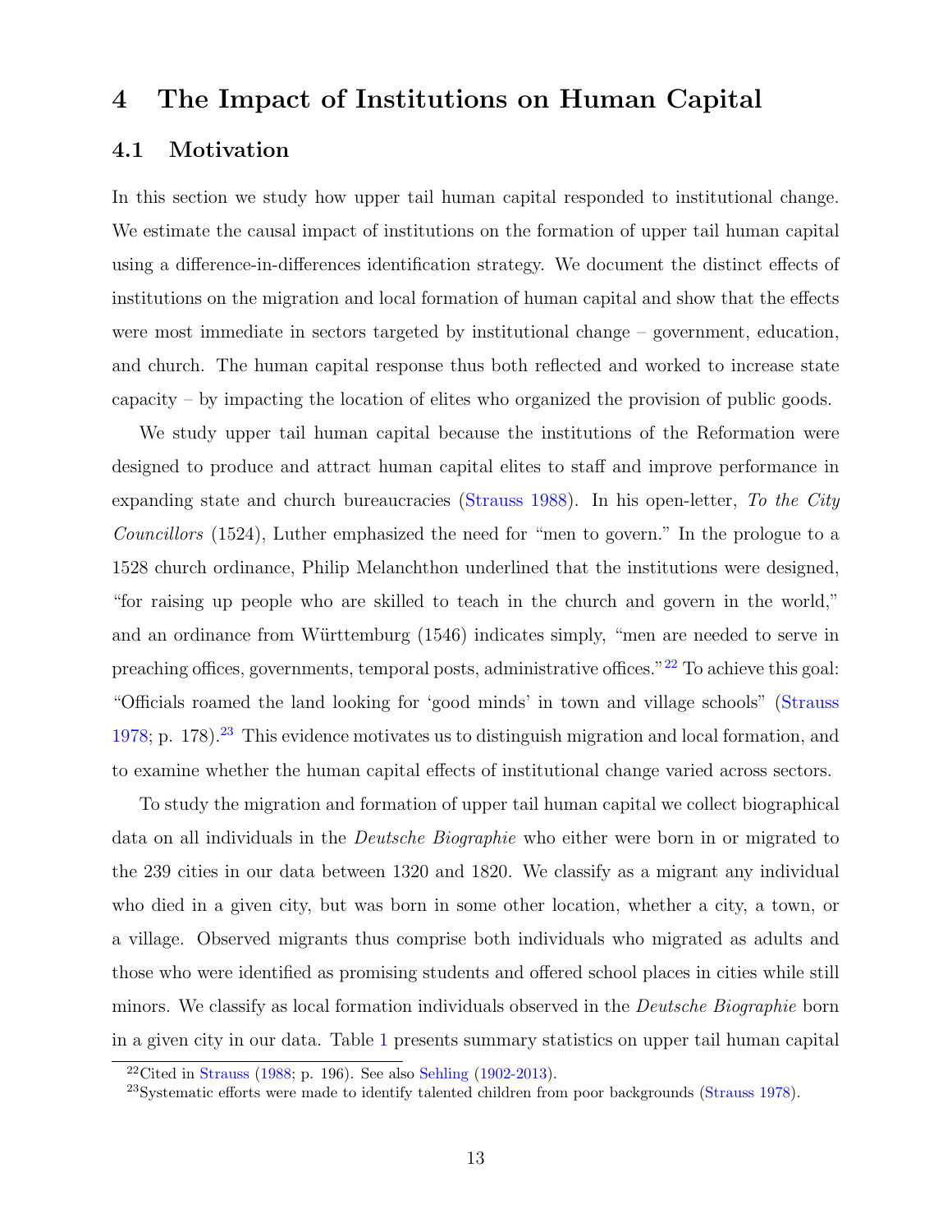## 4 The Impact of Institutions on Human Capital

### 4.1 Motivation

In this section we study how upper tail human capital responded to institutional change. We estimate the causal impact of institutions on the formation of upper tail human capital using a difference-in-differences identification strategy. We document the distinct effects of institutions on the migration and local formation of human capital and show that the effects were most immediate in sectors targeted by institutional change – government, education, and church. The human capital response thus both reflected and worked to increase state capacity – by impacting the location of elites who organized the provision of public goods.

We study upper tail human capital because the institutions of the Reformation were designed to produce and attract human capital elites to staff and improve performance in expanding state and church bureaucracies (Strauss 1988). In his open-letter, *To the City Councillors* (1524), Luther emphasized the need for "men to govern." In the prologue to a 1528 church ordinance, Philip Melanchthon underlined that the institutions were designed, "for raising up people who are skilled to teach in the church and govern in the world," and an ordinance from Württemburg (1546) indicates simply, "men are needed to serve in preaching offices, governments, temporal posts, administrative offices."[22] To achieve this goal: "Officials roamed the land looking for 'good minds' in town and village schools" (Strauss 1978; p. 178).[23] This evidence motivates us to distinguish migration and local formation, and to examine whether the human capital effects of institutional change varied across sectors.

To study the migration and formation of upper tail human capital we collect biographical data on all individuals in the *Deutsche Biographie* who either were born in or migrated to the 239 cities in our data between 1320 and 1820. We classify as a migrant any individual who died in a given city, but was born in some other location, whether a city, a town, or a village. Observed migrants thus comprise both individuals who migrated as adults and those who were identified as promising students and offered school places in cities while still minors. We classify as local formation individuals observed in the *Deutsche Biographie* born in a given city in our data. Table 1 presents summary statistics on upper tail human capital

[22] Cited in Strauss (1988; p. 196). See also Sehling (1902-2013).

[23] Systematic efforts were made to identify talented children from poor backgrounds (Strauss 1978).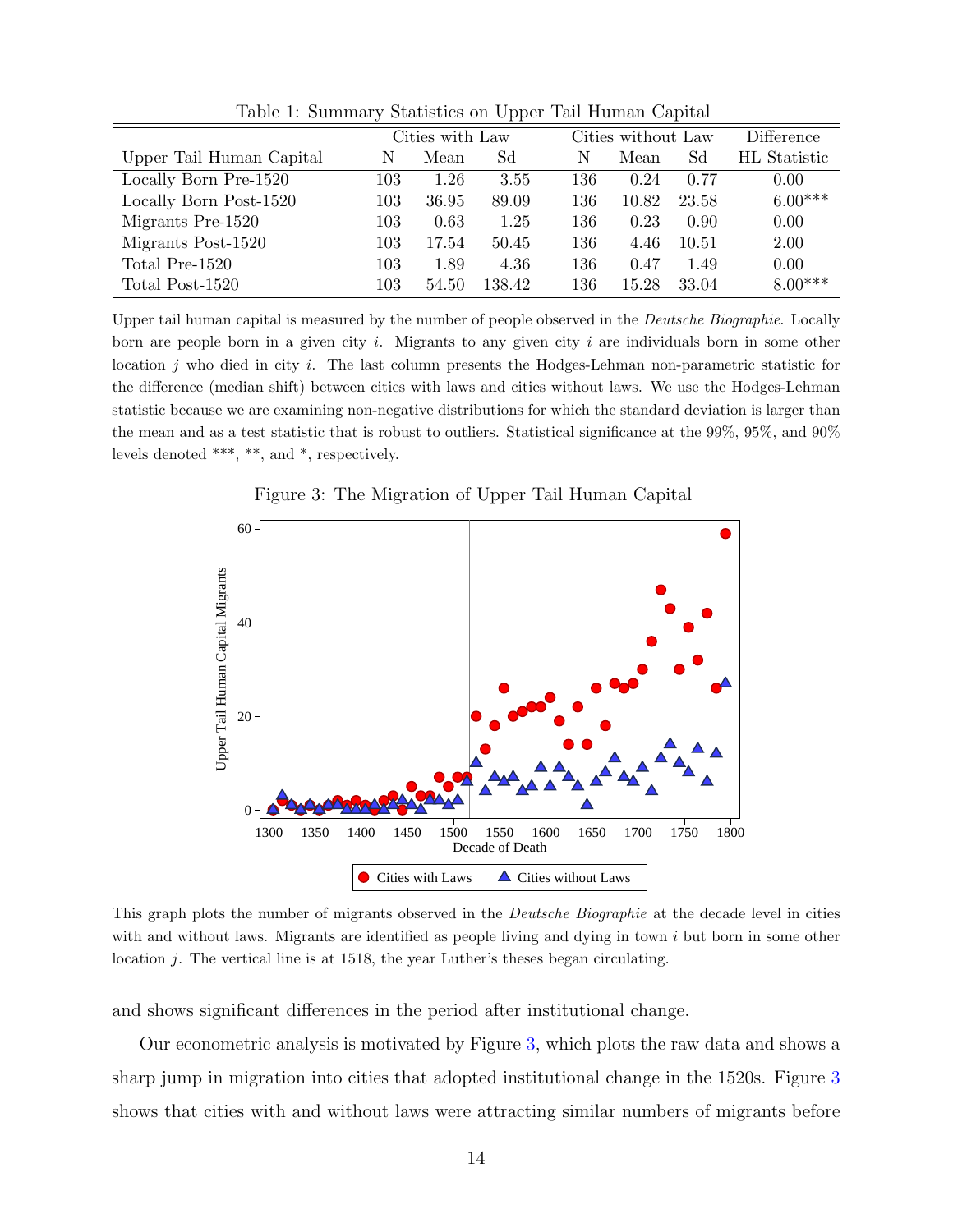Table 1: Summary Statistics on Upper Tail Human Capital

| Upper Tail Human Capital | Cities with Law N | Mean | Sd | Cities without Law N | Mean | Sd | Difference HL Statistic |
|---|---|---|---|---|---|---|---|
| Locally Born Pre-1520 | 103 | 1.26 | 3.55 | 136 | 0.24 | 0.77 | 0.00 |
| Locally Born Post-1520 | 103 | 36.95 | 89.09 | 136 | 10.82 | 23.58 | 6.00*** |
| Migrants Pre-1520 | 103 | 0.63 | 1.25 | 136 | 0.23 | 0.90 | 0.00 |
| Migrants Post-1520 | 103 | 17.54 | 50.45 | 136 | 4.46 | 10.51 | 2.00 |
| Total Pre-1520 | 103 | 1.89 | 4.36 | 136 | 0.47 | 1.49 | 0.00 |
| Total Post-1520 | 103 | 54.50 | 138.42 | 136 | 15.28 | 33.04 | 8.00*** |

Upper tail human capital is measured by the number of people observed in the *Deutsche Biographie*. Locally born are people born in a given city $i$. Migrants to any given city $i$ are individuals born in some other location $j$ who died in city $i$. The last column presents the Hodges-Lehman non-parametric statistic for the difference (median shift) between cities with laws and cities without laws. We use the Hodges-Lehman statistic because we are examining non-negative distributions for which the standard deviation is larger than the mean and as a test statistic that is robust to outliers. Statistical significance at the 99%, 95%, and 90% levels denoted ***, **, and *, respectively.

Figure 3: The Migration of Upper Tail Human Capital

This graph plots the number of migrants observed in the *Deutsche Biographie* at the decade level in cities with and without laws. Migrants are identified as people living and dying in town $i$ but born in some other location $j$. The vertical line is at 1518, the year Luther's theses began circulating.

and shows significant differences in the period after institutional change.

Our econometric analysis is motivated by Figure 3, which plots the raw data and shows a sharp jump in migration into cities that adopted institutional change in the 1520s. Figure 3 shows that cities with and without laws were attracting similar numbers of migrants before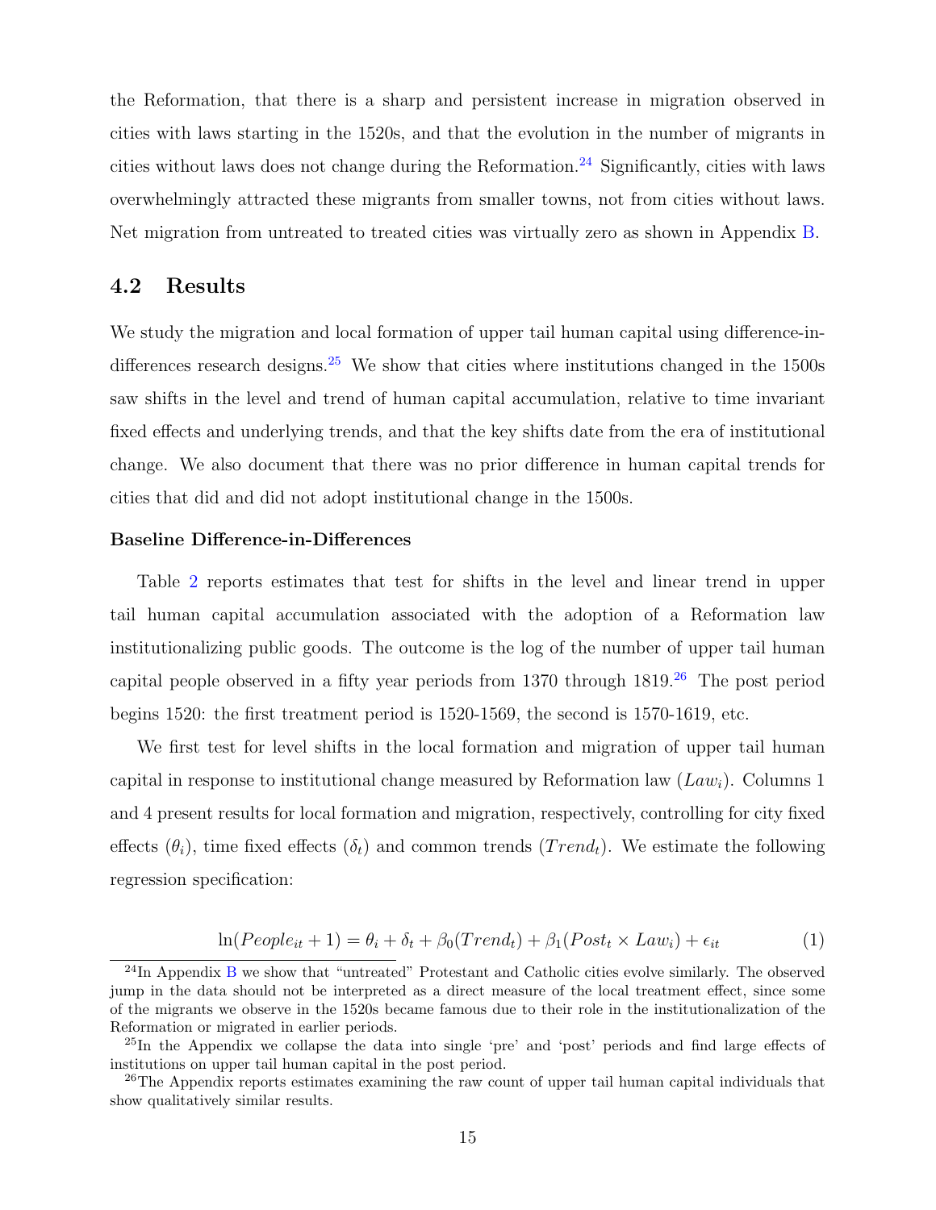the Reformation, that there is a sharp and persistent increase in migration observed in cities with laws starting in the 1520s, and that the evolution in the number of migrants in cities without laws does not change during the Reformation.[24] Significantly, cities with laws overwhelmingly attracted these migrants from smaller towns, not from cities without laws. Net migration from untreated to treated cities was virtually zero as shown in Appendix B.

## 4.2 Results

We study the migration and local formation of upper tail human capital using difference-in-differences research designs.[25] We show that cities where institutions changed in the 1500s saw shifts in the level and trend of human capital accumulation, relative to time invariant fixed effects and underlying trends, and that the key shifts date from the era of institutional change. We also document that there was no prior difference in human capital trends for cities that did and did not adopt institutional change in the 1500s.

#### Baseline Difference-in-Differences

Table 2 reports estimates that test for shifts in the level and linear trend in upper tail human capital accumulation associated with the adoption of a Reformation law institutionalizing public goods. The outcome is the log of the number of upper tail human capital people observed in a fifty year periods from 1370 through 1819.[26] The post period begins 1520: the first treatment period is 1520-1569, the second is 1570-1619, etc.

We first test for level shifts in the local formation and migration of upper tail human capital in response to institutional change measured by Reformation law ($Law_i$). Columns 1 and 4 present results for local formation and migration, respectively, controlling for city fixed effects ($\theta_i$), time fixed effects ($\delta_t$) and common trends ($Trend_t$). We estimate the following regression specification:

$$\ln(People_{it} + 1) = \theta_i + \delta_t + \beta_0(Trend_t) + \beta_1(Post_t \times Law_i) + \epsilon_{it} \tag{1}$$

[24] In Appendix B we show that "untreated" Protestant and Catholic cities evolve similarly. The observed jump in the data should not be interpreted as a direct measure of the local treatment effect, since some of the migrants we observe in the 1520s became famous due to their role in the institutionalization of the Reformation or migrated in earlier periods.

[25] In the Appendix we collapse the data into single 'pre' and 'post' periods and find large effects of institutions on upper tail human capital in the post period.

[26] The Appendix reports estimates examining the raw count of upper tail human capital individuals that show qualitatively similar results.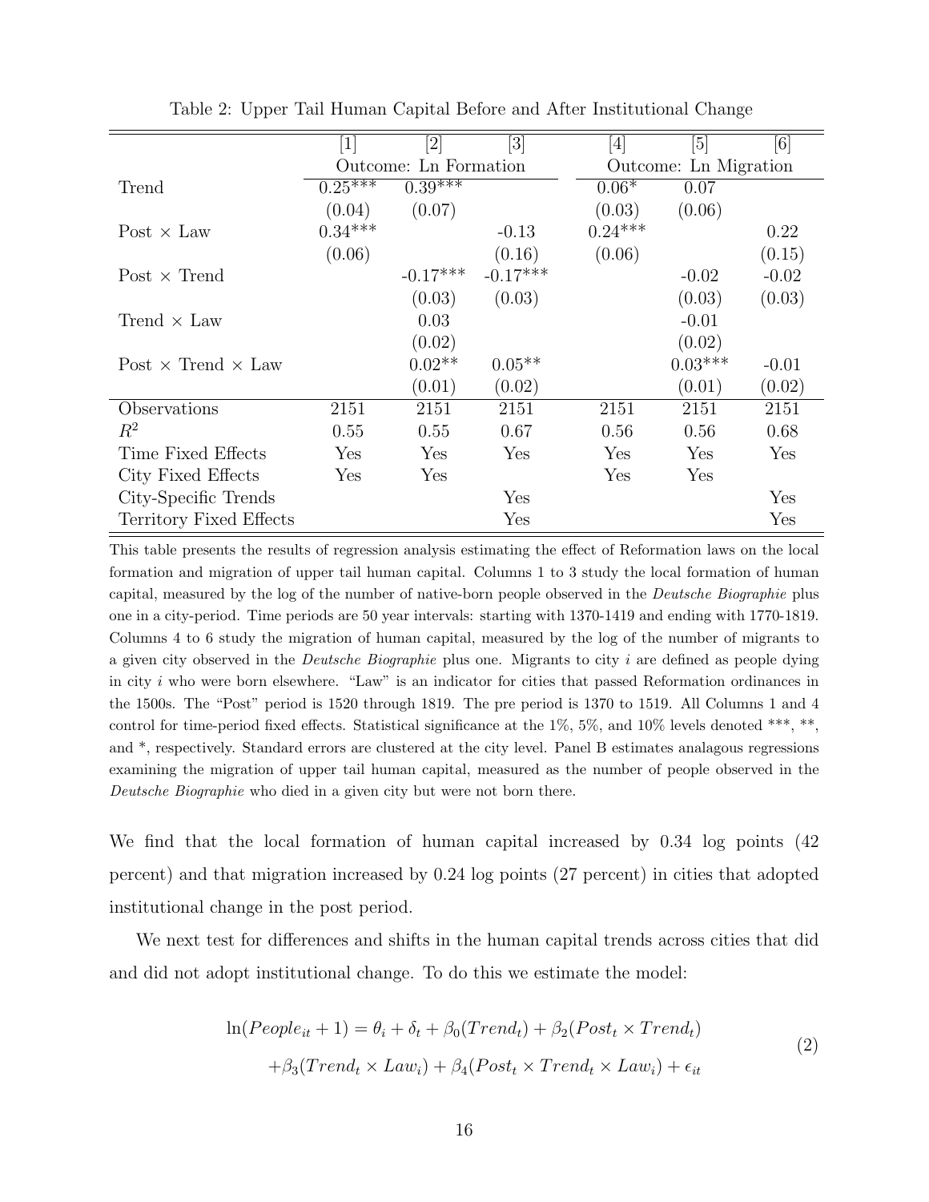Table 2: Upper Tail Human Capital Before and After Institutional Change

| | [1] | [2] | [3] | [4] | [5] | [6] |
|---|---|---|---|---|---|---|
| | Outcome: Ln Formation | | | Outcome: Ln Migration | | |
| Trend | 0.25*** | 0.39*** | | 0.06* | 0.07 | |
| | (0.04) | (0.07) | | (0.03) | (0.06) | |
| Post × Law | 0.34*** | | -0.13 | 0.24*** | | 0.22 |
| | (0.06) | | (0.16) | (0.06) | | (0.15) |
| Post × Trend | | -0.17*** | -0.17*** | | -0.02 | -0.02 |
| | | (0.03) | (0.03) | | (0.03) | (0.03) |
| Trend × Law | | 0.03 | | | -0.01 | |
| | | (0.02) | | | (0.02) | |
| Post × Trend × Law | | 0.02** | 0.05** | | 0.03*** | -0.01 |
| | | (0.01) | (0.02) | | (0.01) | (0.02) |
| Observations | 2151 | 2151 | 2151 | 2151 | 2151 | 2151 |
| $R^2$ | 0.55 | 0.55 | 0.67 | 0.56 | 0.56 | 0.68 |
| Time Fixed Effects | Yes | Yes | Yes | Yes | Yes | Yes |
| City Fixed Effects | Yes | Yes | | Yes | Yes | |
| City-Specific Trends | | | Yes | | | Yes |
| Territory Fixed Effects | | | Yes | | | Yes |

This table presents the results of regression analysis estimating the effect of Reformation laws on the local formation and migration of upper tail human capital. Columns 1 to 3 study the local formation of human capital, measured by the log of the number of native-born people observed in the *Deutsche Biographie* plus one in a city-period. Time periods are 50 year intervals: starting with 1370-1419 and ending with 1770-1819. Columns 4 to 6 study the migration of human capital, measured by the log of the number of migrants to a given city observed in the *Deutsche Biographie* plus one. Migrants to city $i$ are defined as people dying in city $i$ who were born elsewhere. "Law" is an indicator for cities that passed Reformation ordinances in the 1500s. The "Post" period is 1520 through 1819. The pre period is 1370 to 1519. All Columns 1 and 4 control for time-period fixed effects. Statistical significance at the 1%, 5%, and 10% levels denoted ***, **, and *, respectively. Standard errors are clustered at the city level. Panel B estimates analagous regressions examining the migration of upper tail human capital, measured as the number of people observed in the *Deutsche Biographie* who died in a given city but were not born there.

We find that the local formation of human capital increased by 0.34 log points (42 percent) and that migration increased by 0.24 log points (27 percent) in cities that adopted institutional change in the post period.

We next test for differences and shifts in the human capital trends across cities that did and did not adopt institutional change. To do this we estimate the model:

$$\ln(People_{it}+1) = \theta_i + \delta_t + \beta_0(Trend_t) + \beta_2(Post_t \times Trend_t) + \beta_3(Trend_t \times Law_i) + \beta_4(Post_t \times Trend_t \times Law_i) + \epsilon_{it} \quad (2)$$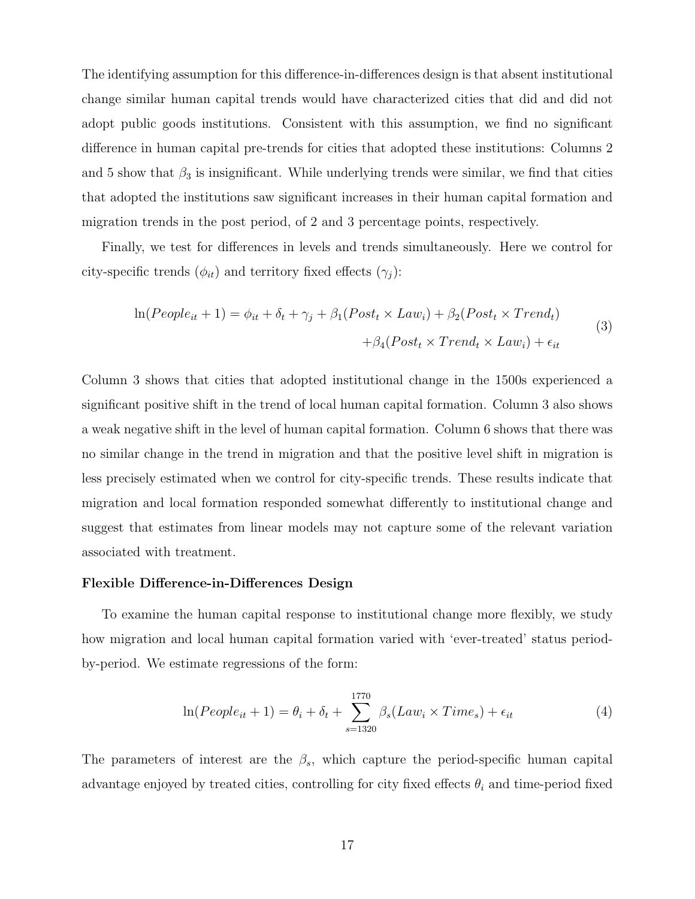The identifying assumption for this difference-in-differences design is that absent institutional change similar human capital trends would have characterized cities that did and did not adopt public goods institutions. Consistent with this assumption, we find no significant difference in human capital pre-trends for cities that adopted these institutions: Columns 2 and 5 show that $\beta_3$ is insignificant. While underlying trends were similar, we find that cities that adopted the institutions saw significant increases in their human capital formation and migration trends in the post period, of 2 and 3 percentage points, respectively.

Finally, we test for differences in levels and trends simultaneously. Here we control for city-specific trends ($\phi_{it}$) and territory fixed effects ($\gamma_j$):

$$
\begin{aligned}
\ln(People_{it} + 1) = \phi_{it} + \delta_t + \gamma_j + \beta_1(Post_t \times Law_i) + \beta_2(Post_t \times Trend_t) \\
+ \beta_4(Post_t \times Trend_t \times Law_i) + \epsilon_{it}
\end{aligned}
\tag{3}
$$

Column 3 shows that cities that adopted institutional change in the 1500s experienced a significant positive shift in the trend of local human capital formation. Column 3 also shows a weak negative shift in the level of human capital formation. Column 6 shows that there was no similar change in the trend in migration and that the positive level shift in migration is less precisely estimated when we control for city-specific trends. These results indicate that migration and local formation responded somewhat differently to institutional change and suggest that estimates from linear models may not capture some of the relevant variation associated with treatment.

**Flexible Difference-in-Differences Design**

To examine the human capital response to institutional change more flexibly, we study how migration and local human capital formation varied with 'ever-treated' status period-by-period. We estimate regressions of the form:

$$
\ln(People_{it} + 1) = \theta_i + \delta_t + \sum_{s=1320}^{1770} \beta_s (Law_i \times Time_s) + \epsilon_{it} \tag{4}
$$

The parameters of interest are the $\beta_s$, which capture the period-specific human capital advantage enjoyed by treated cities, controlling for city fixed effects $\theta_i$ and time-period fixed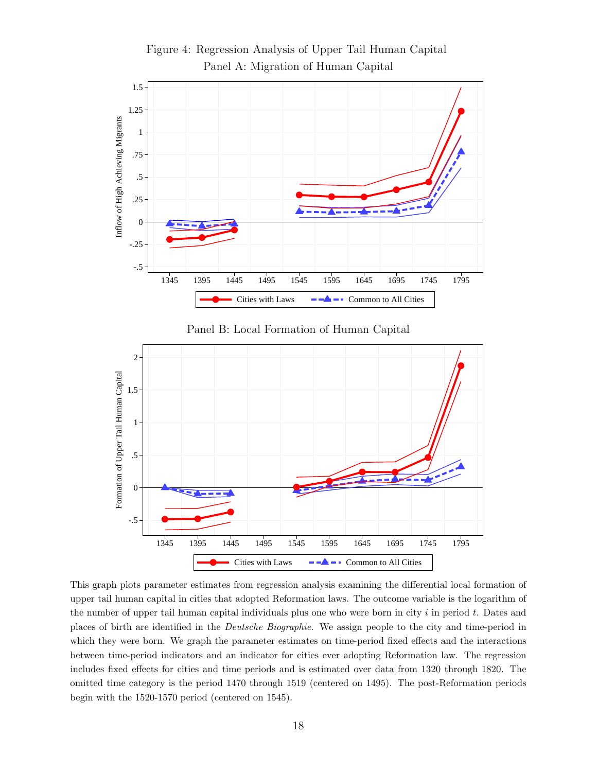Figure 4: Regression Analysis of Upper Tail Human Capital

Panel A: Migration of Human Capital

Panel B: Local Formation of Human Capital

This graph plots parameter estimates from regression analysis examining the differential local formation of upper tail human capital in cities that adopted Reformation laws. The outcome variable is the logarithm of the number of upper tail human capital individuals plus one who were born in city $i$ in period $t$. Dates and places of birth are identified in the *Deutsche Biographie*. We assign people to the city and time-period in which they were born. We graph the parameter estimates on time-period fixed effects and the interactions between time-period indicators and an indicator for cities ever adopting Reformation law. The regression includes fixed effects for cities and time periods and is estimated over data from 1320 through 1820. The omitted time category is the period 1470 through 1519 (centered on 1495). The post-Reformation periods begin with the 1520-1570 period (centered on 1545).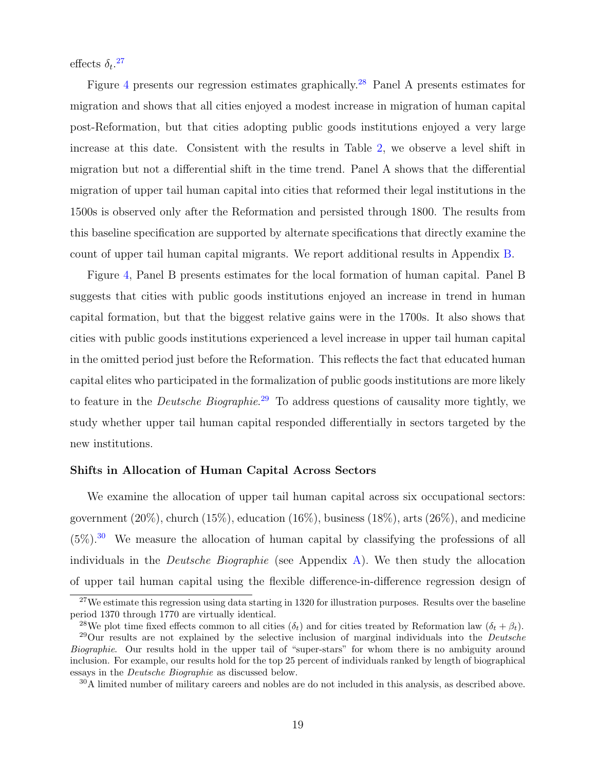effects $\delta_t$.[27]

Figure 4 presents our regression estimates graphically.[28] Panel A presents estimates for migration and shows that all cities enjoyed a modest increase in migration of human capital post-Reformation, but that cities adopting public goods institutions enjoyed a very large increase at this date. Consistent with the results in Table 2, we observe a level shift in migration but not a differential shift in the time trend. Panel A shows that the differential migration of upper tail human capital into cities that reformed their legal institutions in the 1500s is observed only after the Reformation and persisted through 1800. The results from this baseline specification are supported by alternate specifications that directly examine the count of upper tail human capital migrants. We report additional results in Appendix B.

Figure 4, Panel B presents estimates for the local formation of human capital. Panel B suggests that cities with public goods institutions enjoyed an increase in trend in human capital formation, but that the biggest relative gains were in the 1700s. It also shows that cities with public goods institutions experienced a level increase in upper tail human capital in the omitted period just before the Reformation. This reflects the fact that educated human capital elites who participated in the formalization of public goods institutions are more likely to feature in the *Deutsche Biographie*.[29] To address questions of causality more tightly, we study whether upper tail human capital responded differentially in sectors targeted by the new institutions.

**Shifts in Allocation of Human Capital Across Sectors**

We examine the allocation of upper tail human capital across six occupational sectors: government (20%), church (15%), education (16%), business (18%), arts (26%), and medicine (5%).[30] We measure the allocation of human capital by classifying the professions of all individuals in the *Deutsche Biographie* (see Appendix A). We then study the allocation of upper tail human capital using the flexible difference-in-difference regression design of

---

[27] We estimate this regression using data starting in 1320 for illustration purposes. Results over the baseline period 1370 through 1770 are virtually identical.

[28] We plot time fixed effects common to all cities ($\delta_t$) and for cities treated by Reformation law ($\delta_t + \beta_t$).

[29] Our results are not explained by the selective inclusion of marginal individuals into the *Deutsche Biographie*. Our results hold in the upper tail of "super-stars" for whom there is no ambiguity around inclusion. For example, our results hold for the top 25 percent of individuals ranked by length of biographical essays in the *Deutsche Biographie* as discussed below.

[30] A limited number of military careers and nobles are do not included in this analysis, as described above.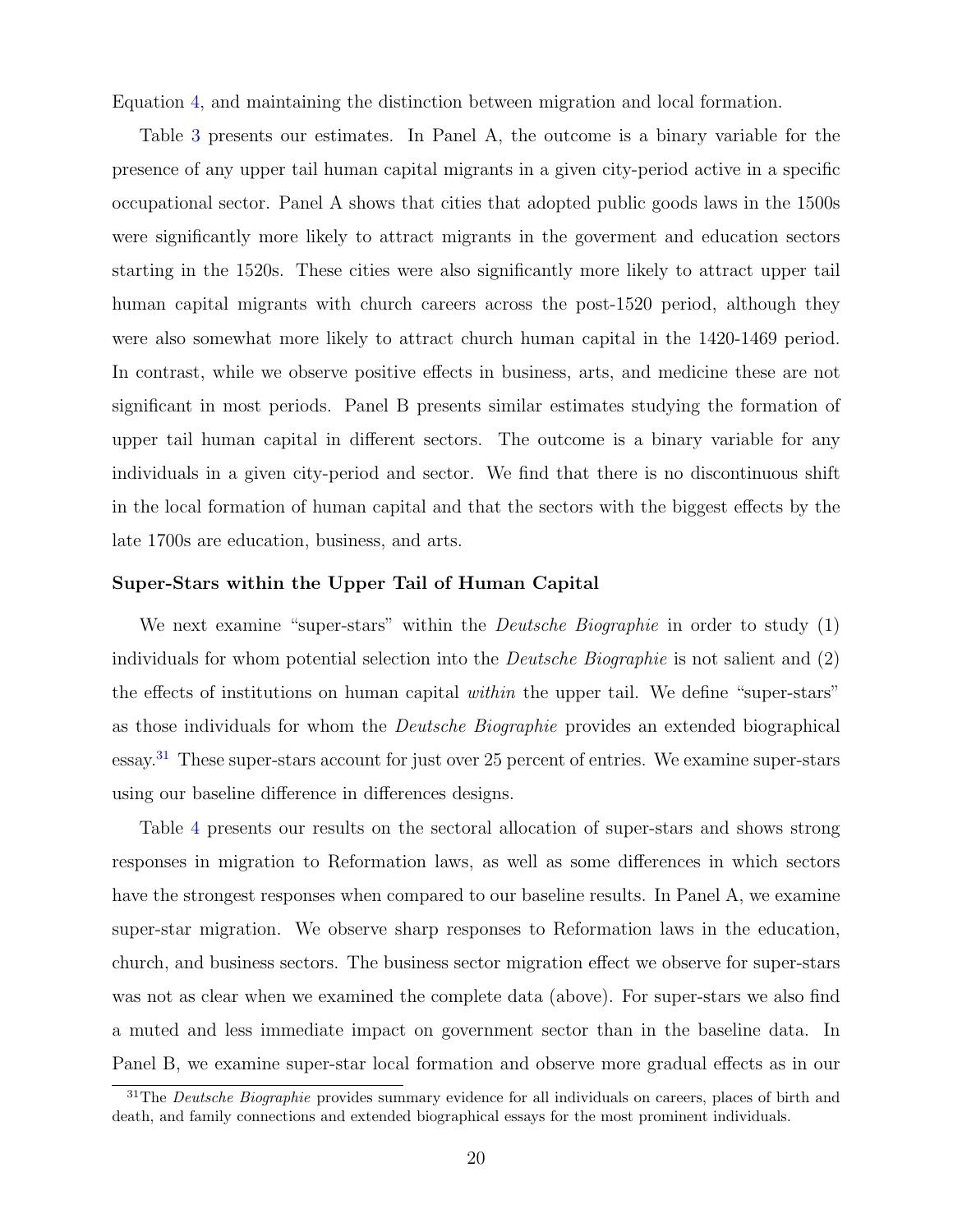Equation 4, and maintaining the distinction between migration and local formation.

Table 3 presents our estimates. In Panel A, the outcome is a binary variable for the presence of any upper tail human capital migrants in a given city-period active in a specific occupational sector. Panel A shows that cities that adopted public goods laws in the 1500s were significantly more likely to attract migrants in the goverment and education sectors starting in the 1520s. These cities were also significantly more likely to attract upper tail human capital migrants with church careers across the post-1520 period, although they were also somewhat more likely to attract church human capital in the 1420-1469 period. In contrast, while we observe positive effects in business, arts, and medicine these are not significant in most periods. Panel B presents similar estimates studying the formation of upper tail human capital in different sectors. The outcome is a binary variable for any individuals in a given city-period and sector. We find that there is no discontinuous shift in the local formation of human capital and that the sectors with the biggest effects by the late 1700s are education, business, and arts.

**Super-Stars within the Upper Tail of Human Capital**

We next examine "super-stars" within the *Deutsche Biographie* in order to study (1) individuals for whom potential selection into the *Deutsche Biographie* is not salient and (2) the effects of institutions on human capital *within* the upper tail. We define "super-stars" as those individuals for whom the *Deutsche Biographie* provides an extended biographical essay.[31] These super-stars account for just over 25 percent of entries. We examine super-stars using our baseline difference in differences designs.

Table 4 presents our results on the sectoral allocation of super-stars and shows strong responses in migration to Reformation laws, as well as some differences in which sectors have the strongest responses when compared to our baseline results. In Panel A, we examine super-star migration. We observe sharp responses to Reformation laws in the education, church, and business sectors. The business sector migration effect we observe for super-stars was not as clear when we examined the complete data (above). For super-stars we also find a muted and less immediate impact on government sector than in the baseline data. In Panel B, we examine super-star local formation and observe more gradual effects as in our

[31] The *Deutsche Biographie* provides summary evidence for all individuals on careers, places of birth and death, and family connections and extended biographical essays for the most prominent individuals.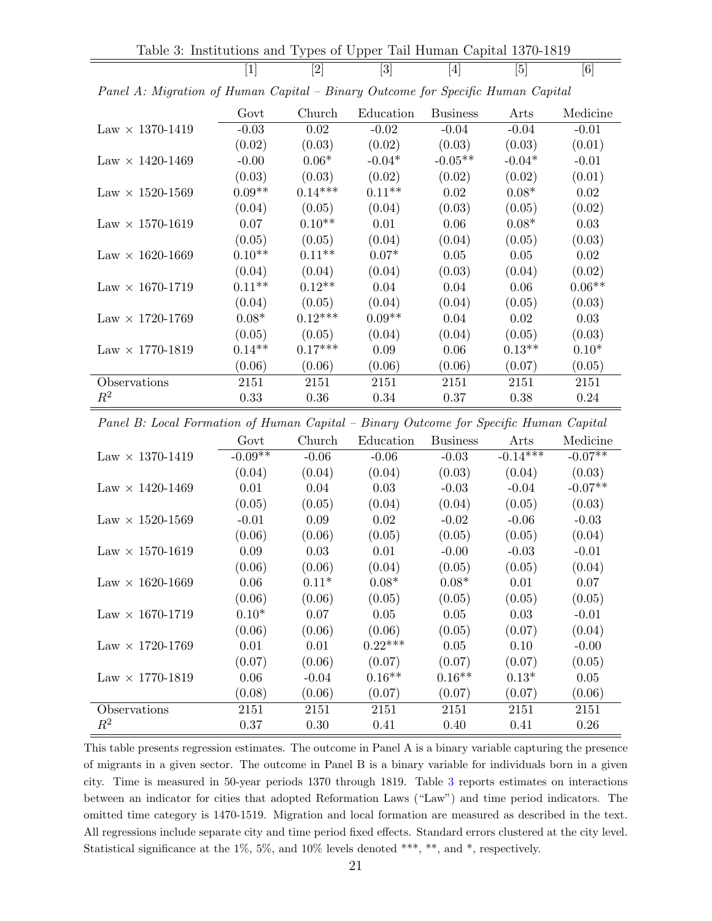Table 3: Institutions and Types of Upper Tail Human Capital 1370-1819

| | [1] | [2] | [3] | [4] | [5] | [6] |
|---|---|---|---|---|---|---|
| *Panel A: Migration of Human Capital – Binary Outcome for Specific Human Capital* | | | | | | |
| | Govt | Church | Education | Business | Arts | Medicine |
| Law × 1370-1419 | -0.03 | 0.02 | -0.02 | -0.04 | -0.04 | -0.01 |
| | (0.02) | (0.03) | (0.02) | (0.03) | (0.03) | (0.01) |
| Law × 1420-1469 | -0.00 | 0.06* | -0.04* | -0.05** | -0.04* | -0.01 |
| | (0.03) | (0.03) | (0.02) | (0.02) | (0.02) | (0.01) |
| Law × 1520-1569 | 0.09** | 0.14*** | 0.11** | 0.02 | 0.08* | 0.02 |
| | (0.04) | (0.05) | (0.04) | (0.03) | (0.05) | (0.02) |
| Law × 1570-1619 | 0.07 | 0.10** | 0.01 | 0.06 | 0.08* | 0.03 |
| | (0.05) | (0.05) | (0.04) | (0.04) | (0.05) | (0.03) |
| Law × 1620-1669 | 0.10** | 0.11** | 0.07* | 0.05 | 0.05 | 0.02 |
| | (0.04) | (0.04) | (0.04) | (0.03) | (0.04) | (0.02) |
| Law × 1670-1719 | 0.11** | 0.12** | 0.04 | 0.04 | 0.06 | 0.06** |
| | (0.04) | (0.05) | (0.04) | (0.04) | (0.05) | (0.03) |
| Law × 1720-1769 | 0.08* | 0.12*** | 0.09** | 0.04 | 0.02 | 0.03 |
| | (0.05) | (0.05) | (0.04) | (0.04) | (0.05) | (0.03) |
| Law × 1770-1819 | 0.14** | 0.17*** | 0.09 | 0.06 | 0.13** | 0.10* |
| | (0.06) | (0.06) | (0.06) | (0.06) | (0.07) | (0.05) |
| Observations | 2151 | 2151 | 2151 | 2151 | 2151 | 2151 |
| $R^2$ | 0.33 | 0.36 | 0.34 | 0.37 | 0.38 | 0.24 |
| *Panel B: Local Formation of Human Capital – Binary Outcome for Specific Human Capital* | | | | | | |
| | Govt | Church | Education | Business | Arts | Medicine |
| Law × 1370-1419 | -0.09** | -0.06 | -0.06 | -0.03 | -0.14*** | -0.07** |
| | (0.04) | (0.04) | (0.04) | (0.03) | (0.04) | (0.03) |
| Law × 1420-1469 | 0.01 | 0.04 | 0.03 | -0.03 | -0.04 | -0.07** |
| | (0.05) | (0.05) | (0.04) | (0.04) | (0.05) | (0.03) |
| Law × 1520-1569 | -0.01 | 0.09 | 0.02 | -0.02 | -0.06 | -0.03 |
| | (0.06) | (0.06) | (0.05) | (0.05) | (0.05) | (0.04) |
| Law × 1570-1619 | 0.09 | 0.03 | 0.01 | -0.00 | -0.03 | -0.01 |
| | (0.06) | (0.06) | (0.04) | (0.05) | (0.05) | (0.04) |
| Law × 1620-1669 | 0.06 | 0.11* | 0.08* | 0.08* | 0.01 | 0.07 |
| | (0.06) | (0.06) | (0.05) | (0.05) | (0.05) | (0.05) |
| Law × 1670-1719 | 0.10* | 0.07 | 0.05 | 0.05 | 0.03 | -0.01 |
| | (0.06) | (0.06) | (0.06) | (0.05) | (0.07) | (0.04) |
| Law × 1720-1769 | 0.01 | 0.01 | 0.22*** | 0.05 | 0.10 | -0.00 |
| | (0.07) | (0.06) | (0.07) | (0.07) | (0.07) | (0.05) |
| Law × 1770-1819 | 0.06 | -0.04 | 0.16** | 0.16** | 0.13* | 0.05 |
| | (0.08) | (0.06) | (0.07) | (0.07) | (0.07) | (0.06) |
| Observations | 2151 | 2151 | 2151 | 2151 | 2151 | 2151 |
| $R^2$ | 0.37 | 0.30 | 0.41 | 0.40 | 0.41 | 0.26 |

This table presents regression estimates. The outcome in Panel A is a binary variable capturing the presence of migrants in a given sector. The outcome in Panel B is a binary variable for individuals born in a given city. Time is measured in 50-year periods 1370 through 1819. Table 3 reports estimates on interactions between an indicator for cities that adopted Reformation Laws ("Law") and time period indicators. The omitted time category is 1470-1519. Migration and local formation are measured as described in the text. All regressions include separate city and time period fixed effects. Standard errors clustered at the city level. Statistical significance at the 1%, 5%, and 10% levels denoted ***, **, and *, respectively.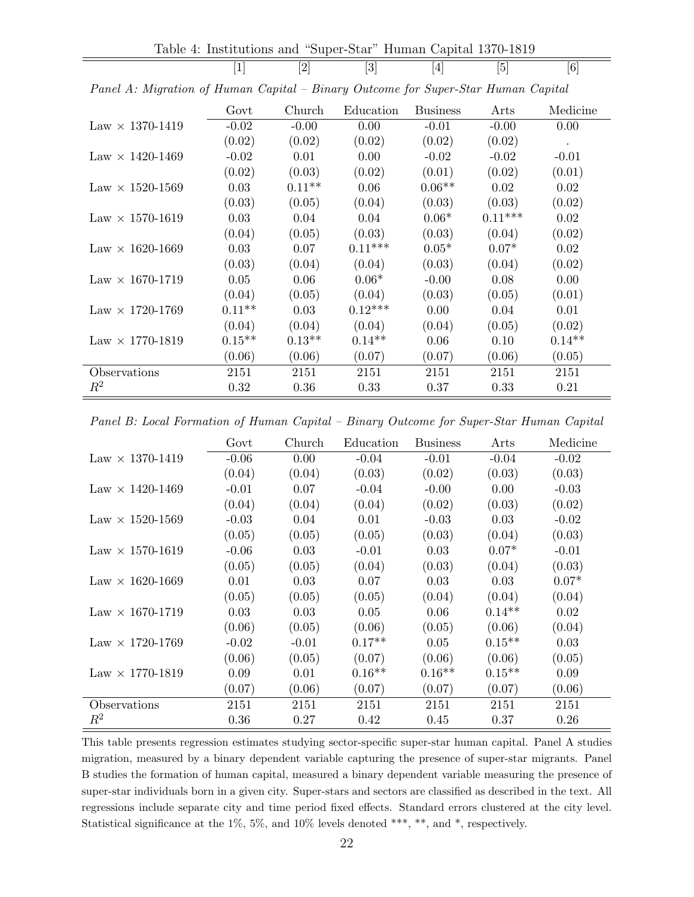Table 4: Institutions and "Super-Star" Human Capital 1370-1819

| | [1] | [2] | [3] | [4] | [5] | [6] |
|---|---|---|---|---|---|---|
| *Panel A: Migration of Human Capital – Binary Outcome for Super-Star Human Capital* | | | | | | |
| | Govt | Church | Education | Business | Arts | Medicine |
| Law × 1370-1419 | -0.02 | -0.00 | 0.00 | -0.01 | -0.00 | 0.00 |
| | (0.02) | (0.02) | (0.02) | (0.02) | (0.02) | . |
| Law × 1420-1469 | -0.02 | 0.01 | 0.00 | -0.02 | -0.02 | -0.01 |
| | (0.02) | (0.03) | (0.02) | (0.01) | (0.02) | (0.01) |
| Law × 1520-1569 | 0.03 | 0.11** | 0.06 | 0.06** | 0.02 | 0.02 |
| | (0.03) | (0.05) | (0.04) | (0.03) | (0.03) | (0.02) |
| Law × 1570-1619 | 0.03 | 0.04 | 0.04 | 0.06* | 0.11*** | 0.02 |
| | (0.04) | (0.05) | (0.03) | (0.03) | (0.04) | (0.02) |
| Law × 1620-1669 | 0.03 | 0.07 | 0.11*** | 0.05* | 0.07* | 0.02 |
| | (0.03) | (0.04) | (0.04) | (0.03) | (0.04) | (0.02) |
| Law × 1670-1719 | 0.05 | 0.06 | 0.06* | -0.00 | 0.08 | 0.00 |
| | (0.04) | (0.05) | (0.04) | (0.03) | (0.05) | (0.01) |
| Law × 1720-1769 | 0.11** | 0.03 | 0.12*** | 0.00 | 0.04 | 0.01 |
| | (0.04) | (0.04) | (0.04) | (0.04) | (0.05) | (0.02) |
| Law × 1770-1819 | 0.15** | 0.13** | 0.14** | 0.06 | 0.10 | 0.14** |
| | (0.06) | (0.06) | (0.07) | (0.07) | (0.06) | (0.05) |
| Observations | 2151 | 2151 | 2151 | 2151 | 2151 | 2151 |
| $R^2$ | 0.32 | 0.36 | 0.33 | 0.37 | 0.33 | 0.21 |

| *Panel B: Local Formation of Human Capital – Binary Outcome for Super-Star Human Capital* | | | | | | |
|---|---|---|---|---|---|---|
| | Govt | Church | Education | Business | Arts | Medicine |
| Law × 1370-1419 | -0.06 | 0.00 | -0.04 | -0.01 | -0.04 | -0.02 |
| | (0.04) | (0.04) | (0.03) | (0.02) | (0.03) | (0.03) |
| Law × 1420-1469 | -0.01 | 0.07 | -0.04 | -0.00 | 0.00 | -0.03 |
| | (0.04) | (0.04) | (0.04) | (0.02) | (0.03) | (0.02) |
| Law × 1520-1569 | -0.03 | 0.04 | 0.01 | -0.03 | 0.03 | -0.02 |
| | (0.05) | (0.05) | (0.05) | (0.03) | (0.04) | (0.03) |
| Law × 1570-1619 | -0.06 | 0.03 | -0.01 | 0.03 | 0.07* | -0.01 |
| | (0.05) | (0.05) | (0.04) | (0.03) | (0.04) | (0.03) |
| Law × 1620-1669 | 0.01 | 0.03 | 0.07 | 0.03 | 0.03 | 0.07* |
| | (0.05) | (0.05) | (0.05) | (0.04) | (0.04) | (0.04) |
| Law × 1670-1719 | 0.03 | 0.03 | 0.05 | 0.06 | 0.14** | 0.02 |
| | (0.06) | (0.05) | (0.06) | (0.05) | (0.06) | (0.04) |
| Law × 1720-1769 | -0.02 | -0.01 | 0.17** | 0.05 | 0.15** | 0.03 |
| | (0.06) | (0.05) | (0.07) | (0.06) | (0.06) | (0.05) |
| Law × 1770-1819 | 0.09 | 0.01 | 0.16** | 0.16** | 0.15** | 0.09 |
| | (0.07) | (0.06) | (0.07) | (0.07) | (0.07) | (0.06) |
| Observations | 2151 | 2151 | 2151 | 2151 | 2151 | 2151 |
| $R^2$ | 0.36 | 0.27 | 0.42 | 0.45 | 0.37 | 0.26 |

This table presents regression estimates studying sector-specific super-star human capital. Panel A studies migration, measured by a binary dependent variable capturing the presence of super-star migrants. Panel B studies the formation of human capital, measured a binary dependent variable measuring the presence of super-star individuals born in a given city. Super-stars and sectors are classified as described in the text. All regressions include separate city and time period fixed effects. Standard errors clustered at the city level. Statistical significance at the 1%, 5%, and 10% levels denoted ***, **, and *, respectively.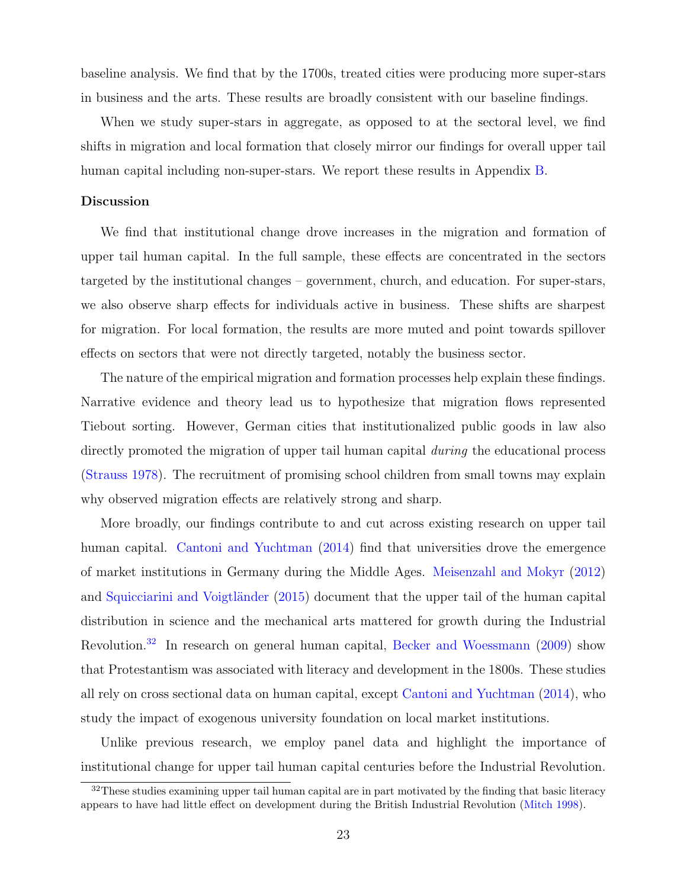baseline analysis. We find that by the 1700s, treated cities were producing more super-stars in business and the arts. These results are broadly consistent with our baseline findings.

When we study super-stars in aggregate, as opposed to at the sectoral level, we find shifts in migration and local formation that closely mirror our findings for overall upper tail human capital including non-super-stars. We report these results in Appendix B.

**Discussion**

We find that institutional change drove increases in the migration and formation of upper tail human capital. In the full sample, these effects are concentrated in the sectors targeted by the institutional changes – government, church, and education. For super-stars, we also observe sharp effects for individuals active in business. These shifts are sharpest for migration. For local formation, the results are more muted and point towards spillover effects on sectors that were not directly targeted, notably the business sector.

The nature of the empirical migration and formation processes help explain these findings. Narrative evidence and theory lead us to hypothesize that migration flows represented Tiebout sorting. However, German cities that institutionalized public goods in law also directly promoted the migration of upper tail human capital *during* the educational process (Strauss 1978). The recruitment of promising school children from small towns may explain why observed migration effects are relatively strong and sharp.

More broadly, our findings contribute to and cut across existing research on upper tail human capital. Cantoni and Yuchtman (2014) find that universities drove the emergence of market institutions in Germany during the Middle Ages. Meisenzahl and Mokyr (2012) and Squicciarini and Voigtländer (2015) document that the upper tail of the human capital distribution in science and the mechanical arts mattered for growth during the Industrial Revolution.[32] In research on general human capital, Becker and Woessmann (2009) show that Protestantism was associated with literacy and development in the 1800s. These studies all rely on cross sectional data on human capital, except Cantoni and Yuchtman (2014), who study the impact of exogenous university foundation on local market institutions.

Unlike previous research, we employ panel data and highlight the importance of institutional change for upper tail human capital centuries before the Industrial Revolution.

[32] These studies examining upper tail human capital are in part motivated by the finding that basic literacy appears to have had little effect on development during the British Industrial Revolution (Mitch 1998).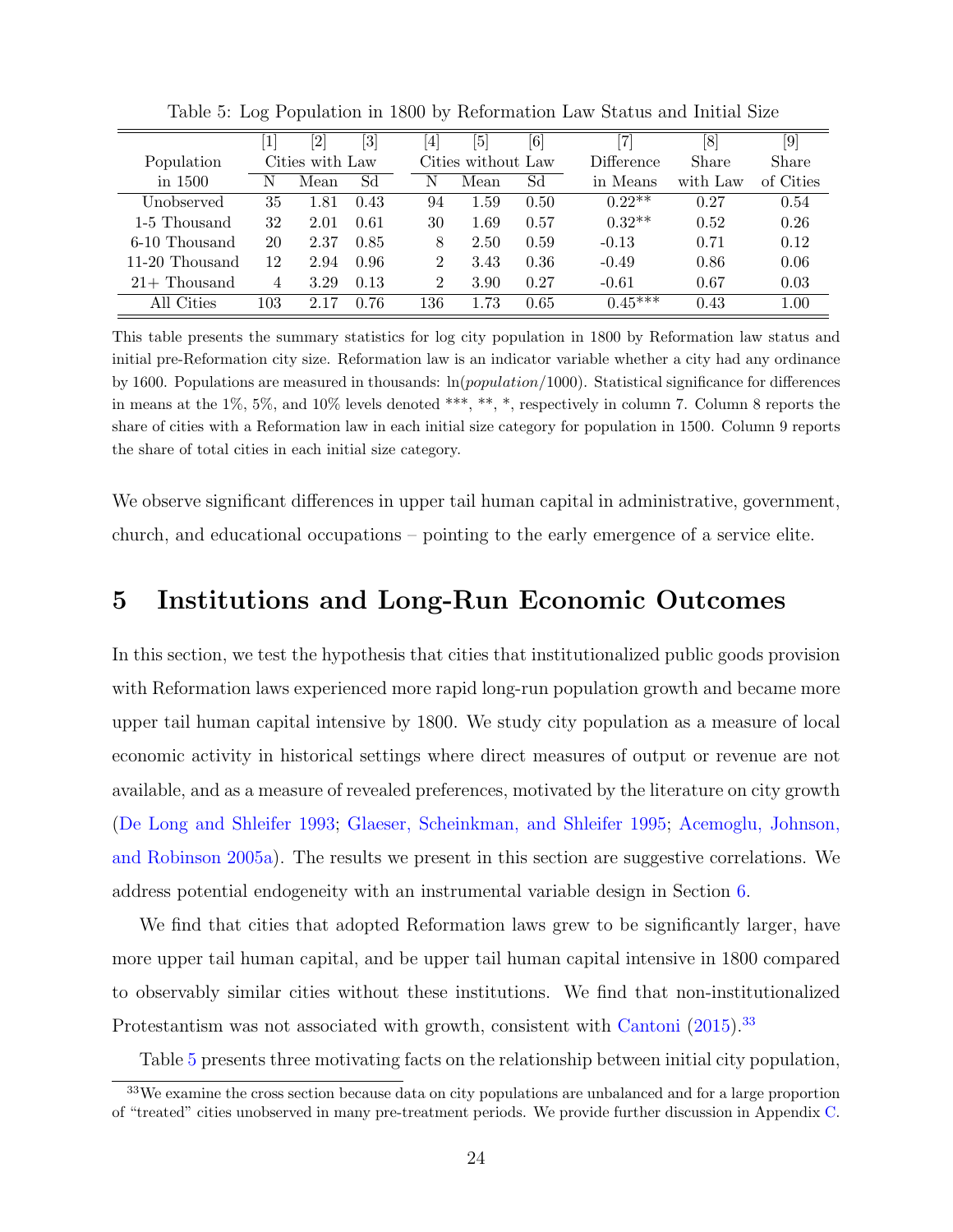Table 5: Log Population in 1800 by Reformation Law Status and Initial Size

| | [1] | [2] | [3] | [4] | [5] | [6] | [7] | [8] | [9] |
|---|---|---|---|---|---|---|---|---|---|
| Population | Cities with Law | | | Cities without Law | | | Difference | Share | Share |
| in 1500 | N | Mean | Sd | N | Mean | Sd | in Means | with Law | of Cities |
| Unobserved | 35 | 1.81 | 0.43 | 94 | 1.59 | 0.50 | 0.22** | 0.27 | 0.54 |
| 1-5 Thousand | 32 | 2.01 | 0.61 | 30 | 1.69 | 0.57 | 0.32** | 0.52 | 0.26 |
| 6-10 Thousand | 20 | 2.37 | 0.85 | 8 | 2.50 | 0.59 | -0.13 | 0.71 | 0.12 |
| 11-20 Thousand | 12 | 2.94 | 0.96 | 2 | 3.43 | 0.36 | -0.49 | 0.86 | 0.06 |
| 21+ Thousand | 4 | 3.29 | 0.13 | 2 | 3.90 | 0.27 | -0.61 | 0.67 | 0.03 |
| All Cities | 103 | 2.17 | 0.76 | 136 | 1.73 | 0.65 | 0.45*** | 0.43 | 1.00 |

This table presents the summary statistics for log city population in 1800 by Reformation law status and initial pre-Reformation city size. Reformation law is an indicator variable whether a city had any ordinance by 1600. Populations are measured in thousands: $\ln(population/1000)$. Statistical significance for differences in means at the 1%, 5%, and 10% levels denoted ***, **, *, respectively in column 7. Column 8 reports the share of cities with a Reformation law in each initial size category for population in 1500. Column 9 reports the share of total cities in each initial size category.

We observe significant differences in upper tail human capital in administrative, government, church, and educational occupations – pointing to the early emergence of a service elite.

# 5 Institutions and Long-Run Economic Outcomes

In this section, we test the hypothesis that cities that institutionalized public goods provision with Reformation laws experienced more rapid long-run population growth and became more upper tail human capital intensive by 1800. We study city population as a measure of local economic activity in historical settings where direct measures of output or revenue are not available, and as a measure of revealed preferences, motivated by the literature on city growth (De Long and Shleifer 1993; Glaeser, Scheinkman, and Shleifer 1995; Acemoglu, Johnson, and Robinson 2005a). The results we present in this section are suggestive correlations. We address potential endogeneity with an instrumental variable design in Section 6.

We find that cities that adopted Reformation laws grew to be significantly larger, have more upper tail human capital, and be upper tail human capital intensive in 1800 compared to observably similar cities without these institutions. We find that non-institutionalized Protestantism was not associated with growth, consistent with Cantoni (2015).[33]

Table 5 presents three motivating facts on the relationship between initial city population,

[33] We examine the cross section because data on city populations are unbalanced and for a large proportion of "treated" cities unobserved in many pre-treatment periods. We provide further discussion in Appendix C.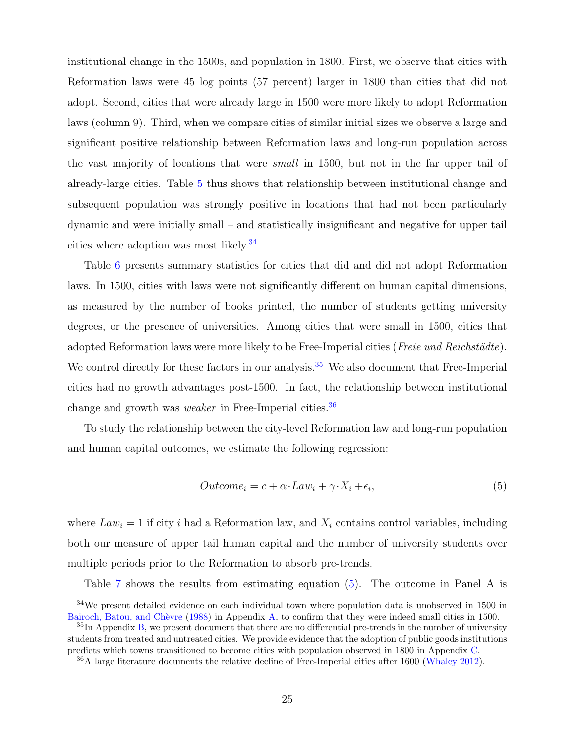institutional change in the 1500s, and population in 1800. First, we observe that cities with Reformation laws were 45 log points (57 percent) larger in 1800 than cities that did not adopt. Second, cities that were already large in 1500 were more likely to adopt Reformation laws (column 9). Third, when we compare cities of similar initial sizes we observe a large and significant positive relationship between Reformation laws and long-run population across the vast majority of locations that were *small* in 1500, but not in the far upper tail of already-large cities. Table 5 thus shows that relationship between institutional change and subsequent population was strongly positive in locations that had not been particularly dynamic and were initially small – and statistically insignificant and negative for upper tail cities where adoption was most likely.[34]

Table 6 presents summary statistics for cities that did and did not adopt Reformation laws. In 1500, cities with laws were not significantly different on human capital dimensions, as measured by the number of books printed, the number of students getting university degrees, or the presence of universities. Among cities that were small in 1500, cities that adopted Reformation laws were more likely to be Free-Imperial cities (*Freie und Reichstädte*). We control directly for these factors in our analysis.[35] We also document that Free-Imperial cities had no growth advantages post-1500. In fact, the relationship between institutional change and growth was *weaker* in Free-Imperial cities.[36]

To study the relationship between the city-level Reformation law and long-run population and human capital outcomes, we estimate the following regression:

$$Outcome_i = c + \alpha \cdot Law_i + \gamma \cdot X_i + \epsilon_i, \tag{5}$$

where $Law_i = 1$ if city $i$ had a Reformation law, and $X_i$ contains control variables, including both our measure of upper tail human capital and the number of university students over multiple periods prior to the Reformation to absorb pre-trends.

Table 7 shows the results from estimating equation (5). The outcome in Panel A is

[34] We present detailed evidence on each individual town where population data is unobserved in 1500 in Bairoch, Batou, and Chèvre (1988) in Appendix A, to confirm that they were indeed small cities in 1500.

[35] In Appendix B, we present document that there are no differential pre-trends in the number of university students from treated and untreated cities. We provide evidence that the adoption of public goods institutions predicts which towns transitioned to become cities with population observed in 1800 in Appendix C.

[36] A large literature documents the relative decline of Free-Imperial cities after 1600 (Whaley 2012).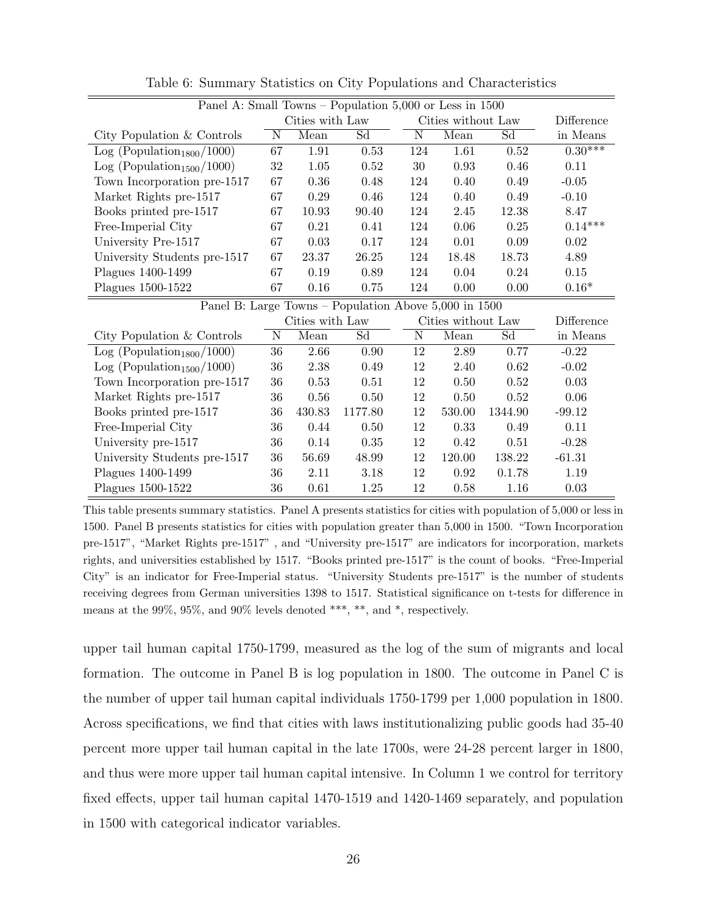Table 6: Summary Statistics on City Populations and Characteristics

| Panel A: Small Towns – Population 5,000 or Less in 1500 | | | | | | | |
|---|---|---|---|---|---|---|---|
| | Cities with Law | | | Cities without Law | | | Difference |
| City Population & Controls | N | Mean | Sd | N | Mean | Sd | in Means |
| Log (Population$_{1800}$/1000) | 67 | 1.91 | 0.53 | 124 | 1.61 | 0.52 | 0.30*** |
| Log (Population$_{1500}$/1000) | 32 | 1.05 | 0.52 | 30 | 0.93 | 0.46 | 0.11 |
| Town Incorporation pre-1517 | 67 | 0.36 | 0.48 | 124 | 0.40 | 0.49 | -0.05 |
| Market Rights pre-1517 | 67 | 0.29 | 0.46 | 124 | 0.40 | 0.49 | -0.10 |
| Books printed pre-1517 | 67 | 10.93 | 90.40 | 124 | 2.45 | 12.38 | 8.47 |
| Free-Imperial City | 67 | 0.21 | 0.41 | 124 | 0.06 | 0.25 | 0.14*** |
| University Pre-1517 | 67 | 0.03 | 0.17 | 124 | 0.01 | 0.09 | 0.02 |
| University Students pre-1517 | 67 | 23.37 | 26.25 | 124 | 18.48 | 18.73 | 4.89 |
| Plagues 1400-1499 | 67 | 0.19 | 0.89 | 124 | 0.04 | 0.24 | 0.15 |
| Plagues 1500-1522 | 67 | 0.16 | 0.75 | 124 | 0.00 | 0.00 | 0.16* |
| **Panel B: Large Towns – Population Above 5,000 in 1500** | | | | | | | |
| | Cities with Law | | | Cities without Law | | | Difference |
| City Population & Controls | N | Mean | Sd | N | Mean | Sd | in Means |
| Log (Population$_{1800}$/1000) | 36 | 2.66 | 0.90 | 12 | 2.89 | 0.77 | -0.22 |
| Log (Population$_{1500}$/1000) | 36 | 2.38 | 0.49 | 12 | 2.40 | 0.62 | -0.02 |
| Town Incorporation pre-1517 | 36 | 0.53 | 0.51 | 12 | 0.50 | 0.52 | 0.03 |
| Market Rights pre-1517 | 36 | 0.56 | 0.50 | 12 | 0.50 | 0.52 | 0.06 |
| Books printed pre-1517 | 36 | 430.83 | 1177.80 | 12 | 530.00 | 1344.90 | -99.12 |
| Free-Imperial City | 36 | 0.44 | 0.50 | 12 | 0.33 | 0.49 | 0.11 |
| University pre-1517 | 36 | 0.14 | 0.35 | 12 | 0.42 | 0.51 | -0.28 |
| University Students pre-1517 | 36 | 56.69 | 48.99 | 12 | 120.00 | 138.22 | -61.31 |
| Plagues 1400-1499 | 36 | 2.11 | 3.18 | 12 | 0.92 | 0.1.78 | 1.19 |
| Plagues 1500-1522 | 36 | 0.61 | 1.25 | 12 | 0.58 | 1.16 | 0.03 |

This table presents summary statistics. Panel A presents statistics for cities with population of 5,000 or less in 1500. Panel B presents statistics for cities with population greater than 5,000 in 1500. "Town Incorporation pre-1517", "Market Rights pre-1517" , and "University pre-1517" are indicators for incorporation, markets rights, and universities established by 1517. "Books printed pre-1517" is the count of books. "Free-Imperial City" is an indicator for Free-Imperial status. "University Students pre-1517" is the number of students receiving degrees from German universities 1398 to 1517. Statistical significance on t-tests for difference in means at the 99%, 95%, and 90% levels denoted ***, **, and *, respectively.

upper tail human capital 1750-1799, measured as the log of the sum of migrants and local formation. The outcome in Panel B is log population in 1800. The outcome in Panel C is the number of upper tail human capital individuals 1750-1799 per 1,000 population in 1800. Across specifications, we find that cities with laws institutionalizing public goods had 35-40 percent more upper tail human capital in the late 1700s, were 24-28 percent larger in 1800, and thus were more upper tail human capital intensive. In Column 1 we control for territory fixed effects, upper tail human capital 1470-1519 and 1420-1469 separately, and population in 1500 with categorical indicator variables.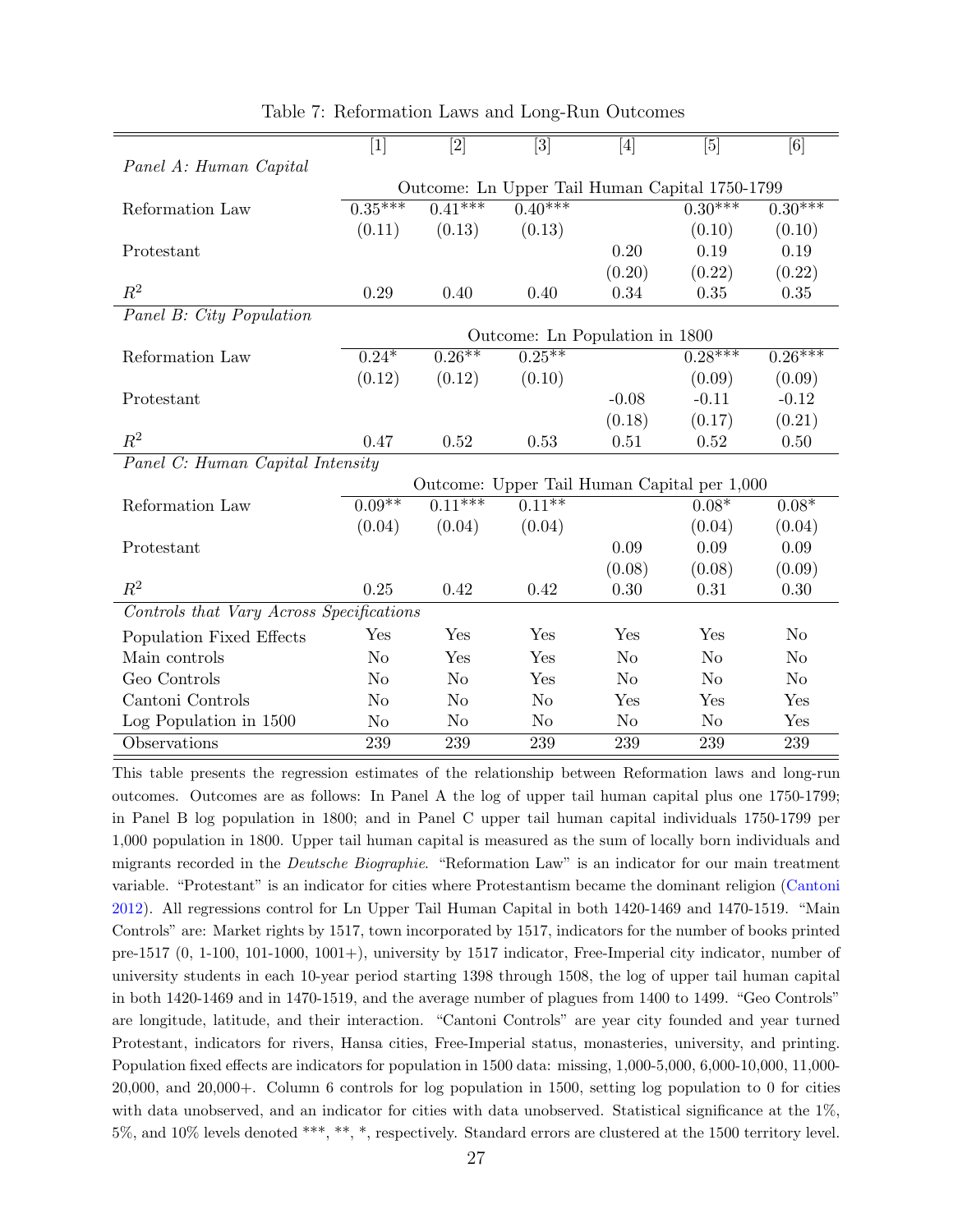Table 7: Reformation Laws and Long-Run Outcomes

| | [1] | [2] | [3] | [4] | [5] | [6] |
|---|---|---|---|---|---|---|
| *Panel A: Human Capital* | | | | | | |
| | Outcome: Ln Upper Tail Human Capital 1750-1799 | | | | | |
| Reformation Law | 0.35*** | 0.41*** | 0.40*** | | 0.30*** | 0.30*** |
| | (0.11) | (0.13) | (0.13) | | (0.10) | (0.10) |
| Protestant | | | | 0.20 | 0.19 | 0.19 |
| | | | | (0.20) | (0.22) | (0.22) |
| $R^2$ | 0.29 | 0.40 | 0.40 | 0.34 | 0.35 | 0.35 |
| *Panel B: City Population* | | | | | | |
| | Outcome: Ln Population in 1800 | | | | | |
| Reformation Law | 0.24* | 0.26** | 0.25** | | 0.28*** | 0.26*** |
| | (0.12) | (0.12) | (0.10) | | (0.09) | (0.09) |
| Protestant | | | | -0.08 | -0.11 | -0.12 |
| | | | | (0.18) | (0.17) | (0.21) |
| $R^2$ | 0.47 | 0.52 | 0.53 | 0.51 | 0.52 | 0.50 |
| *Panel C: Human Capital Intensity* | | | | | | |
| | Outcome: Upper Tail Human Capital per 1,000 | | | | | |
| Reformation Law | 0.09** | 0.11*** | 0.11** | | 0.08* | 0.08* |
| | (0.04) | (0.04) | (0.04) | | (0.04) | (0.04) |
| Protestant | | | | 0.09 | 0.09 | 0.09 |
| | | | | (0.08) | (0.08) | (0.09) |
| $R^2$ | 0.25 | 0.42 | 0.42 | 0.30 | 0.31 | 0.30 |
| *Controls that Vary Across Specifications* | | | | | | |
| Population Fixed Effects | Yes | Yes | Yes | Yes | Yes | No |
| Main controls | No | Yes | Yes | No | No | No |
| Geo Controls | No | No | Yes | No | No | No |
| Cantoni Controls | No | No | No | Yes | Yes | Yes |
| Log Population in 1500 | No | No | No | No | No | Yes |
| Observations | 239 | 239 | 239 | 239 | 239 | 239 |

This table presents the regression estimates of the relationship between Reformation laws and long-run outcomes. Outcomes are as follows: In Panel A the log of upper tail human capital plus one 1750-1799; in Panel B log population in 1800; and in Panel C upper tail human capital individuals 1750-1799 per 1,000 population in 1800. Upper tail human capital is measured as the sum of locally born individuals and migrants recorded in the *Deutsche Biographie*. "Reformation Law" is an indicator for our main treatment variable. "Protestant" is an indicator for cities where Protestantism became the dominant religion (Cantoni 2012). All regressions control for Ln Upper Tail Human Capital in both 1420-1469 and 1470-1519. "Main Controls" are: Market rights by 1517, town incorporated by 1517, indicators for the number of books printed pre-1517 (0, 1-100, 101-1000, 1001+), university by 1517 indicator, Free-Imperial city indicator, number of university students in each 10-year period starting 1398 through 1508, the log of upper tail human capital in both 1420-1469 and in 1470-1519, and the average number of plagues from 1400 to 1499. "Geo Controls" are longitude, latitude, and their interaction. "Cantoni Controls" are year city founded and year turned Protestant, indicators for rivers, Hansa cities, Free-Imperial status, monasteries, university, and printing. Population fixed effects are indicators for population in 1500 data: missing, 1,000-5,000, 6,000-10,000, 11,000-20,000, and 20,000+. Column 6 controls for log population in 1500, setting log population to 0 for cities with data unobserved, and an indicator for cities with data unobserved. Statistical significance at the 1%, 5%, and 10% levels denoted ***, **, *, respectively. Standard errors are clustered at the 1500 territory level.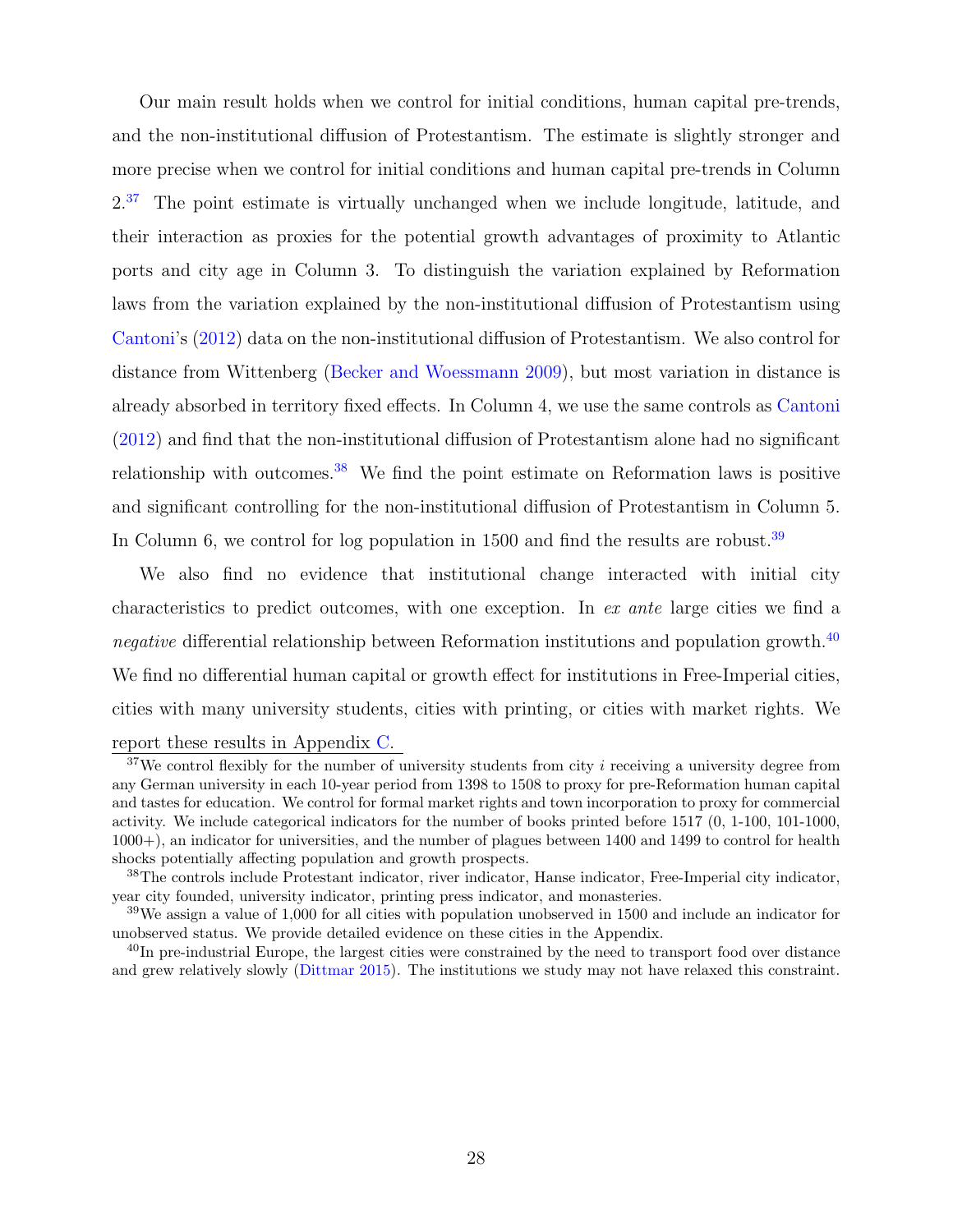Our main result holds when we control for initial conditions, human capital pre-trends, and the non-institutional diffusion of Protestantism. The estimate is slightly stronger and more precise when we control for initial conditions and human capital pre-trends in Column 2.[37] The point estimate is virtually unchanged when we include longitude, latitude, and their interaction as proxies for the potential growth advantages of proximity to Atlantic ports and city age in Column 3. To distinguish the variation explained by Reformation laws from the variation explained by the non-institutional diffusion of Protestantism using Cantoni's (2012) data on the non-institutional diffusion of Protestantism. We also control for distance from Wittenberg (Becker and Woessmann 2009), but most variation in distance is already absorbed in territory fixed effects. In Column 4, we use the same controls as Cantoni (2012) and find that the non-institutional diffusion of Protestantism alone had no significant relationship with outcomes.[38] We find the point estimate on Reformation laws is positive and significant controlling for the non-institutional diffusion of Protestantism in Column 5. In Column 6, we control for log population in 1500 and find the results are robust.[39]

We also find no evidence that institutional change interacted with initial city characteristics to predict outcomes, with one exception. In *ex ante* large cities we find a *negative* differential relationship between Reformation institutions and population growth.[40] We find no differential human capital or growth effect for institutions in Free-Imperial cities, cities with many university students, cities with printing, or cities with market rights. We report these results in Appendix C.

[37] We control flexibly for the number of university students from city $i$ receiving a university degree from any German university in each 10-year period from 1398 to 1508 to proxy for pre-Reformation human capital and tastes for education. We control for formal market rights and town incorporation to proxy for commercial activity. We include categorical indicators for the number of books printed before 1517 (0, 1-100, 101-1000, 1000+), an indicator for universities, and the number of plagues between 1400 and 1499 to control for health shocks potentially affecting population and growth prospects.

[38] The controls include Protestant indicator, river indicator, Hanse indicator, Free-Imperial city indicator, year city founded, university indicator, printing press indicator, and monasteries.

[39] We assign a value of 1,000 for all cities with population unobserved in 1500 and include an indicator for unobserved status. We provide detailed evidence on these cities in the Appendix.

[40] In pre-industrial Europe, the largest cities were constrained by the need to transport food over distance and grew relatively slowly (Dittmar 2015). The institutions we study may not have relaxed this constraint.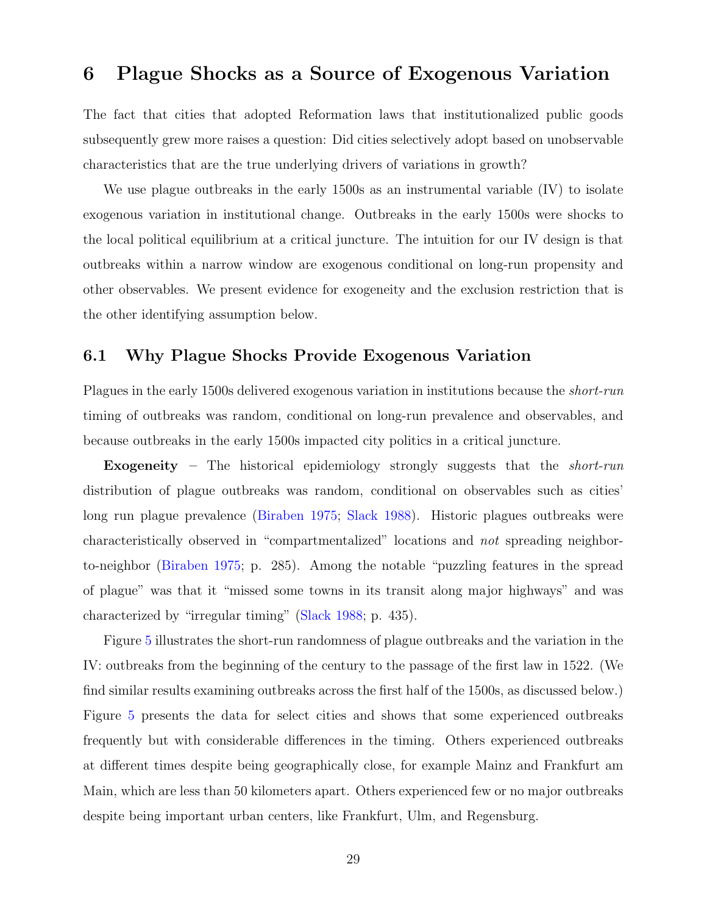# 6 Plague Shocks as a Source of Exogenous Variation

The fact that cities that adopted Reformation laws that institutionalized public goods subsequently grew more raises a question: Did cities selectively adopt based on unobservable characteristics that are the true underlying drivers of variations in growth?

We use plague outbreaks in the early 1500s as an instrumental variable (IV) to isolate exogenous variation in institutional change. Outbreaks in the early 1500s were shocks to the local political equilibrium at a critical juncture. The intuition for our IV design is that outbreaks within a narrow window are exogenous conditional on long-run propensity and other observables. We present evidence for exogeneity and the exclusion restriction that is the other identifying assumption below.

## 6.1 Why Plague Shocks Provide Exogenous Variation

Plagues in the early 1500s delivered exogenous variation in institutions because the *short-run* timing of outbreaks was random, conditional on long-run prevalence and observables, and because outbreaks in the early 1500s impacted city politics in a critical juncture.

**Exogeneity** – The historical epidemiology strongly suggests that the *short-run* distribution of plague outbreaks was random, conditional on observables such as cities' long run plague prevalence (Biraben 1975; Slack 1988). Historic plagues outbreaks were characteristically observed in "compartmentalized" locations and *not* spreading neighbor-to-neighbor (Biraben 1975; p. 285). Among the notable "puzzling features in the spread of plague" was that it "missed some towns in its transit along major highways" and was characterized by "irregular timing" (Slack 1988; p. 435).

Figure 5 illustrates the short-run randomness of plague outbreaks and the variation in the IV: outbreaks from the beginning of the century to the passage of the first law in 1522. (We find similar results examining outbreaks across the first half of the 1500s, as discussed below.) Figure 5 presents the data for select cities and shows that some experienced outbreaks frequently but with considerable differences in the timing. Others experienced outbreaks at different times despite being geographically close, for example Mainz and Frankfurt am Main, which are less than 50 kilometers apart. Others experienced few or no major outbreaks despite being important urban centers, like Frankfurt, Ulm, and Regensburg.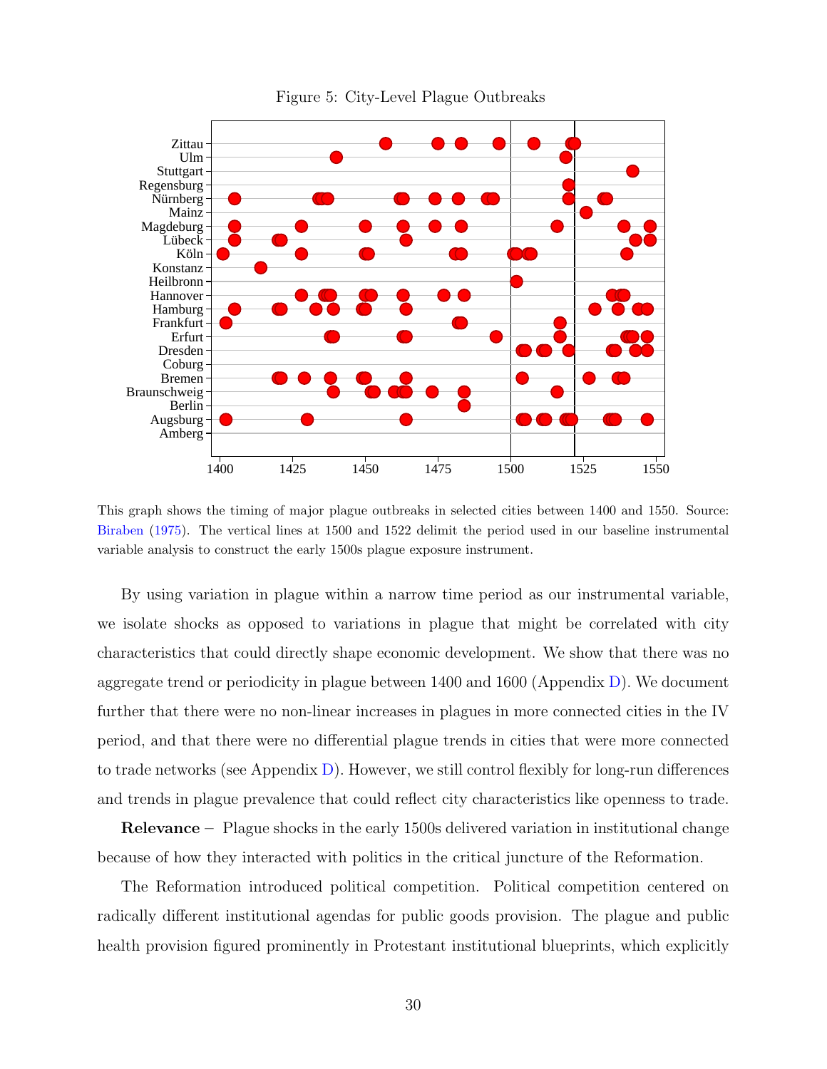Figure 5: City-Level Plague Outbreaks

This graph shows the timing of major plague outbreaks in selected cities between 1400 and 1550. Source: Biraben (1975). The vertical lines at 1500 and 1522 delimit the period used in our baseline instrumental variable analysis to construct the early 1500s plague exposure instrument.

By using variation in plague within a narrow time period as our instrumental variable, we isolate shocks as opposed to variations in plague that might be correlated with city characteristics that could directly shape economic development. We show that there was no aggregate trend or periodicity in plague between 1400 and 1600 (Appendix D). We document further that there were no non-linear increases in plagues in more connected cities in the IV period, and that there were no differential plague trends in cities that were more connected to trade networks (see Appendix D). However, we still control flexibly for long-run differences and trends in plague prevalence that could reflect city characteristics like openness to trade.

**Relevance** – Plague shocks in the early 1500s delivered variation in institutional change because of how they interacted with politics in the critical juncture of the Reformation.

The Reformation introduced political competition. Political competition centered on radically different institutional agendas for public goods provision. The plague and public health provision figured prominently in Protestant institutional blueprints, which explicitly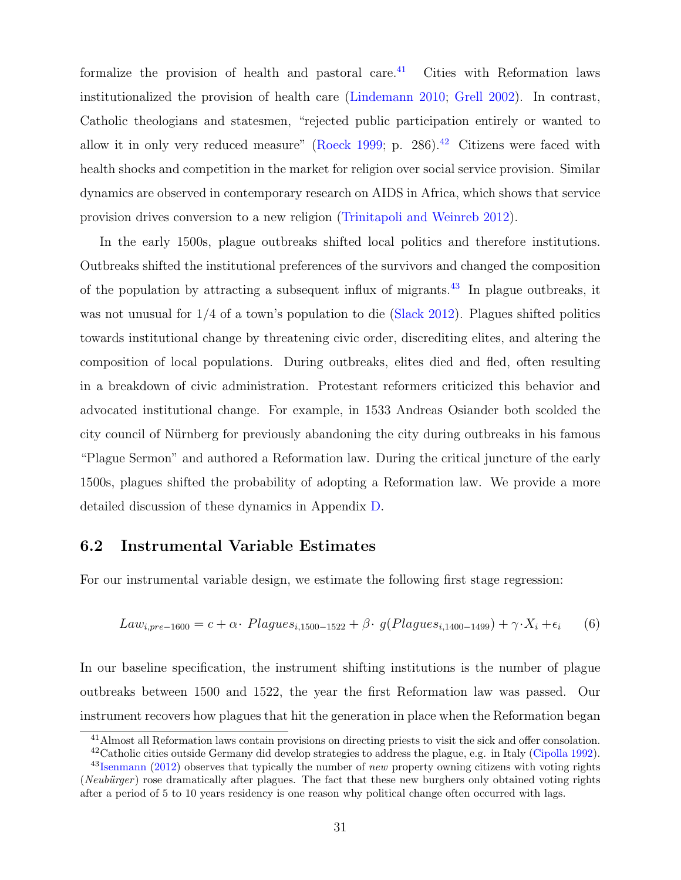formalize the provision of health and pastoral care.[41] Cities with Reformation laws institutionalized the provision of health care (Lindemann 2010; Grell 2002). In contrast, Catholic theologians and statesmen, "rejected public participation entirely or wanted to allow it in only very reduced measure" (Roeck 1999; p. 286).[42] Citizens were faced with health shocks and competition in the market for religion over social service provision. Similar dynamics are observed in contemporary research on AIDS in Africa, which shows that service provision drives conversion to a new religion (Trinitapoli and Weinreb 2012).

In the early 1500s, plague outbreaks shifted local politics and therefore institutions. Outbreaks shifted the institutional preferences of the survivors and changed the composition of the population by attracting a subsequent influx of migrants.[43] In plague outbreaks, it was not unusual for 1/4 of a town's population to die (Slack 2012). Plagues shifted politics towards institutional change by threatening civic order, discrediting elites, and altering the composition of local populations. During outbreaks, elites died and fled, often resulting in a breakdown of civic administration. Protestant reformers criticized this behavior and advocated institutional change. For example, in 1533 Andreas Osiander both scolded the city council of Nürnberg for previously abandoning the city during outbreaks in his famous "Plague Sermon" and authored a Reformation law. During the critical juncture of the early 1500s, plagues shifted the probability of adopting a Reformation law. We provide a more detailed discussion of these dynamics in Appendix D.

## 6.2 Instrumental Variable Estimates

For our instrumental variable design, we estimate the following first stage regression:

$$Law_{i,pre-1600} = c + \alpha \cdot \; Plagues_{i,1500-1522} + \beta \cdot \; g(Plagues_{i,1400-1499}) + \gamma \cdot X_i + \epsilon_i \qquad (6)$$

In our baseline specification, the instrument shifting institutions is the number of plague outbreaks between 1500 and 1522, the year the first Reformation law was passed. Our instrument recovers how plagues that hit the generation in place when the Reformation began

[41] Almost all Reformation laws contain provisions on directing priests to visit the sick and offer consolation.

[42] Catholic cities outside Germany did develop strategies to address the plague, e.g. in Italy (Cipolla 1992).

[43] Isenmann (2012) observes that typically the number of *new* property owning citizens with voting rights (*Neubürger*) rose dramatically after plagues. The fact that these new burghers only obtained voting rights after a period of 5 to 10 years residency is one reason why political change often occurred with lags.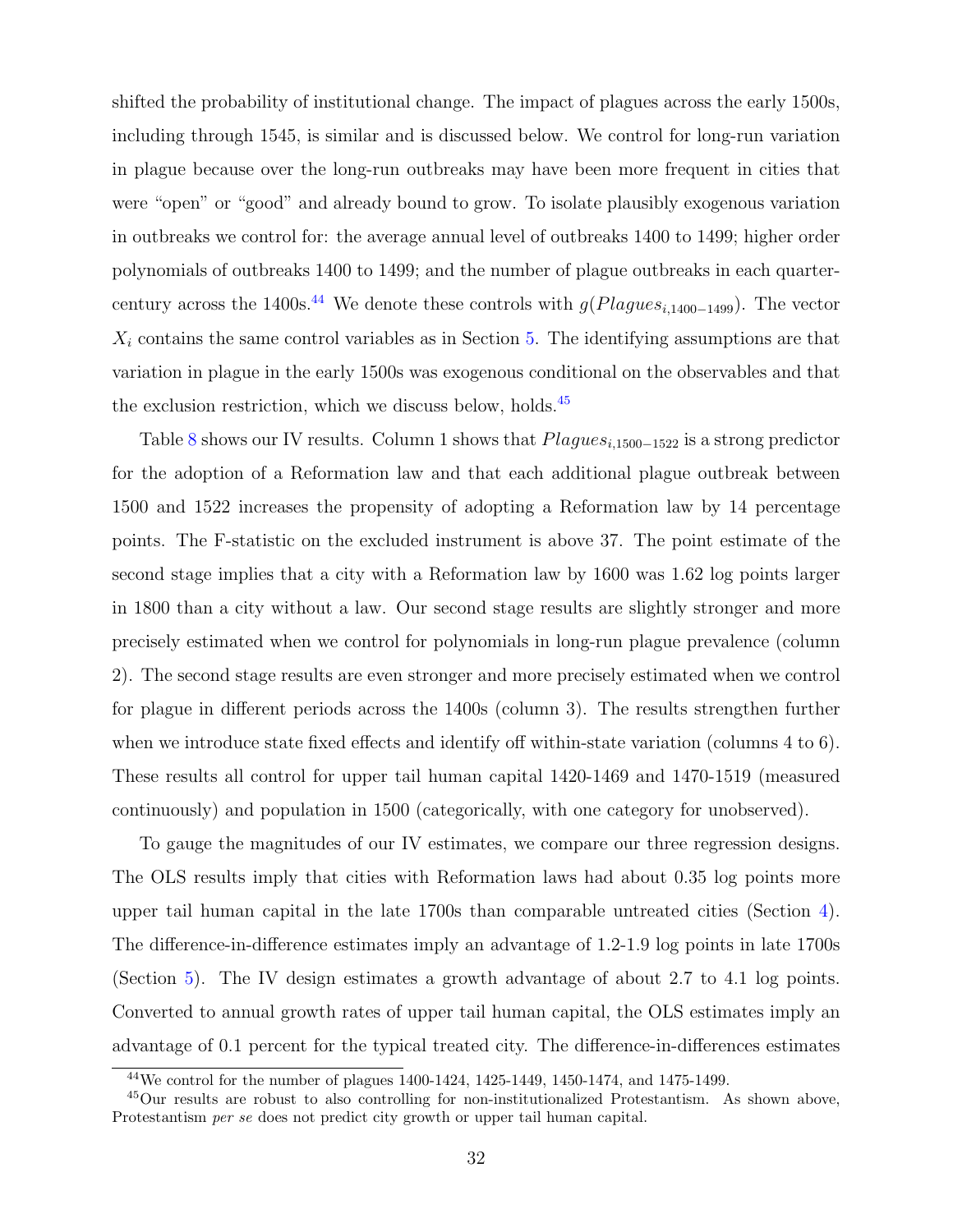shifted the probability of institutional change. The impact of plagues across the early 1500s, including through 1545, is similar and is discussed below. We control for long-run variation in plague because over the long-run outbreaks may have been more frequent in cities that were "open" or "good" and already bound to grow. To isolate plausibly exogenous variation in outbreaks we control for: the average annual level of outbreaks 1400 to 1499; higher order polynomials of outbreaks 1400 to 1499; and the number of plague outbreaks in each quarter-century across the 1400s.[44] We denote these controls with $g(Plagues_{i,1400-1499})$. The vector $X_i$ contains the same control variables as in Section 5. The identifying assumptions are that variation in plague in the early 1500s was exogenous conditional on the observables and that the exclusion restriction, which we discuss below, holds.[45]

Table 8 shows our IV results. Column 1 shows that $Plagues_{i,1500-1522}$ is a strong predictor for the adoption of a Reformation law and that each additional plague outbreak between 1500 and 1522 increases the propensity of adopting a Reformation law by 14 percentage points. The F-statistic on the excluded instrument is above 37. The point estimate of the second stage implies that a city with a Reformation law by 1600 was 1.62 log points larger in 1800 than a city without a law. Our second stage results are slightly stronger and more precisely estimated when we control for polynomials in long-run plague prevalence (column 2). The second stage results are even stronger and more precisely estimated when we control for plague in different periods across the 1400s (column 3). The results strengthen further when we introduce state fixed effects and identify off within-state variation (columns 4 to 6). These results all control for upper tail human capital 1420-1469 and 1470-1519 (measured continuously) and population in 1500 (categorically, with one category for unobserved).

To gauge the magnitudes of our IV estimates, we compare our three regression designs. The OLS results imply that cities with Reformation laws had about 0.35 log points more upper tail human capital in the late 1700s than comparable untreated cities (Section 4). The difference-in-difference estimates imply an advantage of 1.2-1.9 log points in late 1700s (Section 5). The IV design estimates a growth advantage of about 2.7 to 4.1 log points. Converted to annual growth rates of upper tail human capital, the OLS estimates imply an advantage of 0.1 percent for the typical treated city. The difference-in-differences estimates

[44] We control for the number of plagues 1400-1424, 1425-1449, 1450-1474, and 1475-1499.

[45] Our results are robust to also controlling for non-institutionalized Protestantism. As shown above, Protestantism *per se* does not predict city growth or upper tail human capital.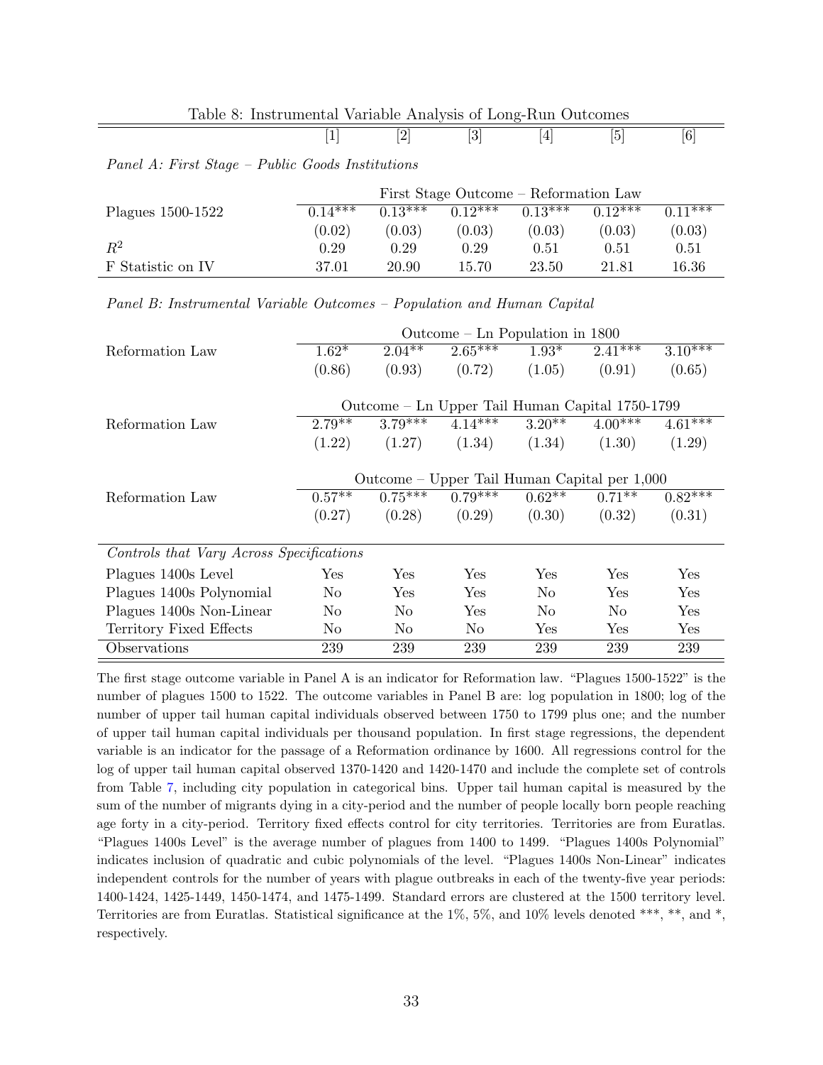Table 8: Instrumental Variable Analysis of Long-Run Outcomes

| | [1] | [2] | [3] | [4] | [5] | [6] |
|---|---|---|---|---|---|---|
| *Panel A: First Stage – Public Goods Institutions* | | | | | | |
| | First Stage Outcome – Reformation Law | | | | | |
| Plagues 1500-1522 | 0.14*** | 0.13*** | 0.12*** | 0.13*** | 0.12*** | 0.11*** |
| | (0.02) | (0.03) | (0.03) | (0.03) | (0.03) | (0.03) |
| $R^2$ | 0.29 | 0.29 | 0.29 | 0.51 | 0.51 | 0.51 |
| F Statistic on IV | 37.01 | 20.90 | 15.70 | 23.50 | 21.81 | 16.36 |
| *Panel B: Instrumental Variable Outcomes – Population and Human Capital* | | | | | | |
| | Outcome – Ln Population in 1800 | | | | | |
| Reformation Law | 1.62* | 2.04** | 2.65*** | 1.93* | 2.41*** | 3.10*** |
| | (0.86) | (0.93) | (0.72) | (1.05) | (0.91) | (0.65) |
| | Outcome – Ln Upper Tail Human Capital 1750-1799 | | | | | |
| Reformation Law | 2.79** | 3.79*** | 4.14*** | 3.20** | 4.00*** | 4.61*** |
| | (1.22) | (1.27) | (1.34) | (1.34) | (1.30) | (1.29) |
| | Outcome – Upper Tail Human Capital per 1,000 | | | | | |
| Reformation Law | 0.57** | 0.75*** | 0.79*** | 0.62** | 0.71** | 0.82*** |
| | (0.27) | (0.28) | (0.29) | (0.30) | (0.32) | (0.31) |
| *Controls that Vary Across Specifications* | | | | | | |
| Plagues 1400s Level | Yes | Yes | Yes | Yes | Yes | Yes |
| Plagues 1400s Polynomial | No | Yes | Yes | No | Yes | Yes |
| Plagues 1400s Non-Linear | No | No | Yes | No | No | Yes |
| Territory Fixed Effects | No | No | No | Yes | Yes | Yes |
| Observations | 239 | 239 | 239 | 239 | 239 | 239 |

The first stage outcome variable in Panel A is an indicator for Reformation law. "Plagues 1500-1522" is the number of plagues 1500 to 1522. The outcome variables in Panel B are: log population in 1800; log of the number of upper tail human capital individuals observed between 1750 to 1799 plus one; and the number of upper tail human capital individuals per thousand population. In first stage regressions, the dependent variable is an indicator for the passage of a Reformation ordinance by 1600. All regressions control for the log of upper tail human capital observed 1370-1420 and 1420-1470 and include the complete set of controls from Table 7, including city population in categorical bins. Upper tail human capital is measured by the sum of the number of migrants dying in a city-period and the number of people locally born people reaching age forty in a city-period. Territory fixed effects control for city territories. Territories are from Euratlas. "Plagues 1400s Level" is the average number of plagues from 1400 to 1499. "Plagues 1400s Polynomial" indicates inclusion of quadratic and cubic polynomials of the level. "Plagues 1400s Non-Linear" indicates independent controls for the number of years with plague outbreaks in each of the twenty-five year periods: 1400-1424, 1425-1449, 1450-1474, and 1475-1499. Standard errors are clustered at the 1500 territory level. Territories are from Euratlas. Statistical significance at the 1%, 5%, and 10% levels denoted ***, **, and *, respectively.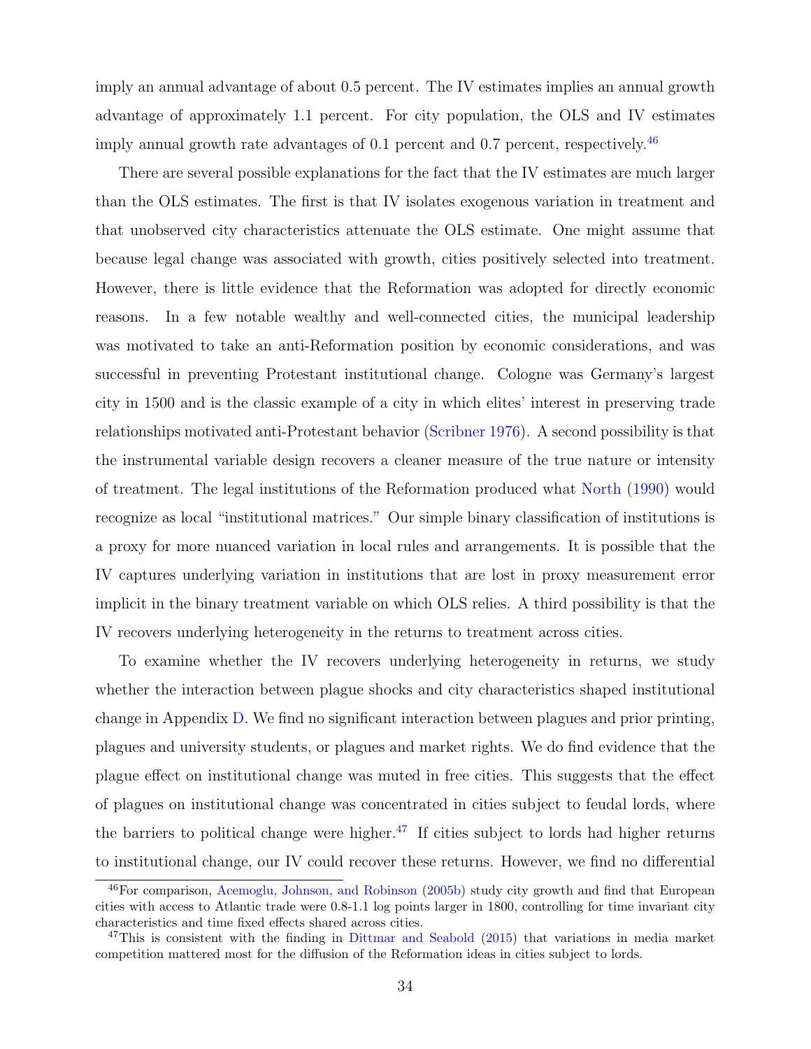imply an annual advantage of about 0.5 percent. The IV estimates implies an annual growth advantage of approximately 1.1 percent. For city population, the OLS and IV estimates imply annual growth rate advantages of 0.1 percent and 0.7 percent, respectively.[46]

There are several possible explanations for the fact that the IV estimates are much larger than the OLS estimates. The first is that IV isolates exogenous variation in treatment and that unobserved city characteristics attenuate the OLS estimate. One might assume that because legal change was associated with growth, cities positively selected into treatment. However, there is little evidence that the Reformation was adopted for directly economic reasons. In a few notable wealthy and well-connected cities, the municipal leadership was motivated to take an anti-Reformation position by economic considerations, and was successful in preventing Protestant institutional change. Cologne was Germany's largest city in 1500 and is the classic example of a city in which elites' interest in preserving trade relationships motivated anti-Protestant behavior (Scribner 1976). A second possibility is that the instrumental variable design recovers a cleaner measure of the true nature or intensity of treatment. The legal institutions of the Reformation produced what North (1990) would recognize as local "institutional matrices." Our simple binary classification of institutions is a proxy for more nuanced variation in local rules and arrangements. It is possible that the IV captures underlying variation in institutions that are lost in proxy measurement error implicit in the binary treatment variable on which OLS relies. A third possibility is that the IV recovers underlying heterogeneity in the returns to treatment across cities.

To examine whether the IV recovers underlying heterogeneity in returns, we study whether the interaction between plague shocks and city characteristics shaped institutional change in Appendix D. We find no significant interaction between plagues and prior printing, plagues and university students, or plagues and market rights. We do find evidence that the plague effect on institutional change was muted in free cities. This suggests that the effect of plagues on institutional change was concentrated in cities subject to feudal lords, where the barriers to political change were higher.[47] If cities subject to lords had higher returns to institutional change, our IV could recover these returns. However, we find no differential

[46] For comparison, Acemoglu, Johnson, and Robinson (2005b) study city growth and find that European cities with access to Atlantic trade were 0.8-1.1 log points larger in 1800, controlling for time invariant city characteristics and time fixed effects shared across cities.

[47] This is consistent with the finding in Dittmar and Seabold (2015) that variations in media market competition mattered most for the diffusion of the Reformation ideas in cities subject to lords.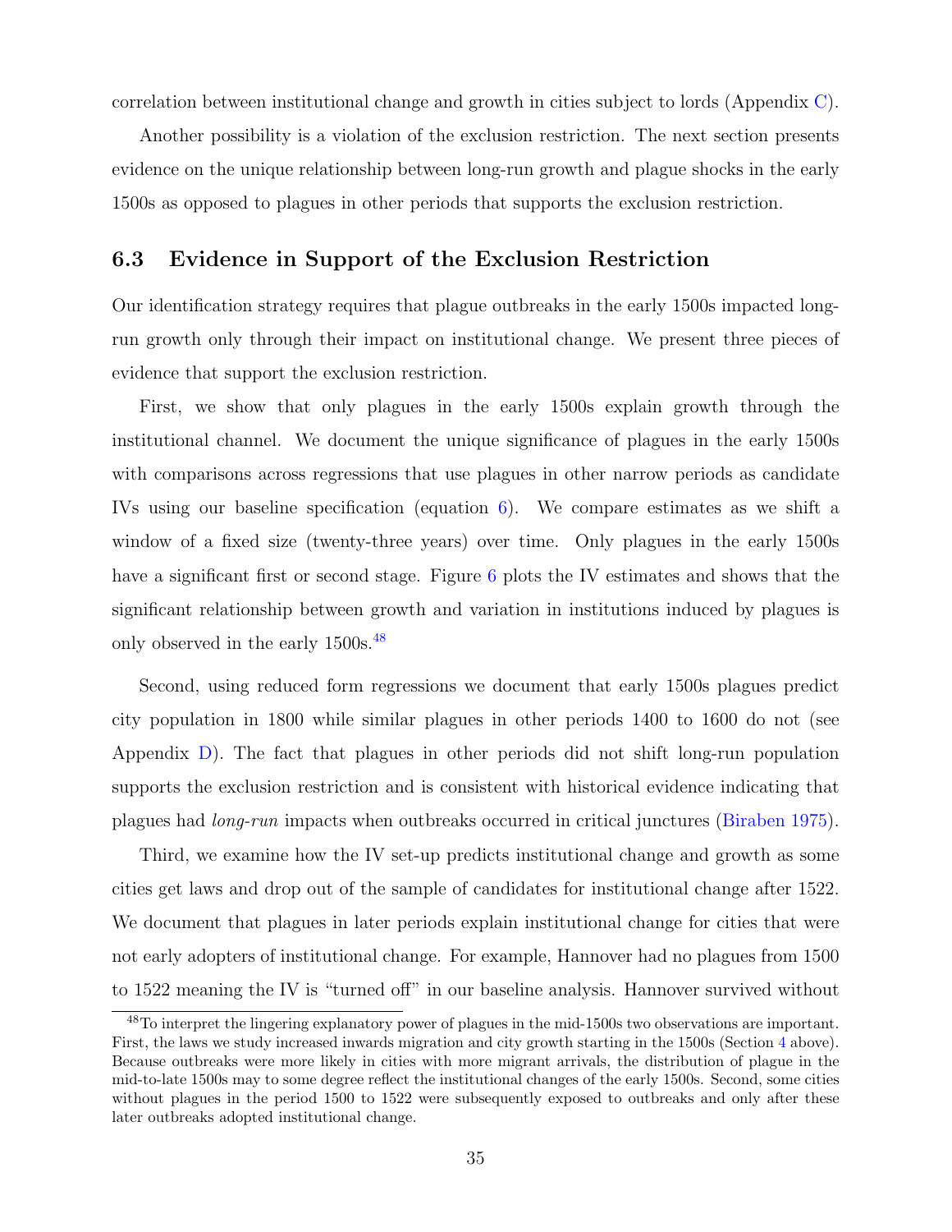correlation between institutional change and growth in cities subject to lords (Appendix C).

Another possibility is a violation of the exclusion restriction. The next section presents evidence on the unique relationship between long-run growth and plague shocks in the early 1500s as opposed to plagues in other periods that supports the exclusion restriction.

### 6.3 Evidence in Support of the Exclusion Restriction

Our identification strategy requires that plague outbreaks in the early 1500s impacted long-run growth only through their impact on institutional change. We present three pieces of evidence that support the exclusion restriction.

First, we show that only plagues in the early 1500s explain growth through the institutional channel. We document the unique significance of plagues in the early 1500s with comparisons across regressions that use plagues in other narrow periods as candidate IVs using our baseline specification (equation 6). We compare estimates as we shift a window of a fixed size (twenty-three years) over time. Only plagues in the early 1500s have a significant first or second stage. Figure 6 plots the IV estimates and shows that the significant relationship between growth and variation in institutions induced by plagues is only observed in the early 1500s.[48]

Second, using reduced form regressions we document that early 1500s plagues predict city population in 1800 while similar plagues in other periods 1400 to 1600 do not (see Appendix D). The fact that plagues in other periods did not shift long-run population supports the exclusion restriction and is consistent with historical evidence indicating that plagues had *long-run* impacts when outbreaks occurred in critical junctures (Biraben 1975).

Third, we examine how the IV set-up predicts institutional change and growth as some cities get laws and drop out of the sample of candidates for institutional change after 1522. We document that plagues in later periods explain institutional change for cities that were not early adopters of institutional change. For example, Hannover had no plagues from 1500 to 1522 meaning the IV is "turned off" in our baseline analysis. Hannover survived without

[48] To interpret the lingering explanatory power of plagues in the mid-1500s two observations are important. First, the laws we study increased inwards migration and city growth starting in the 1500s (Section 4 above). Because outbreaks were more likely in cities with more migrant arrivals, the distribution of plague in the mid-to-late 1500s may to some degree reflect the institutional changes of the early 1500s. Second, some cities without plagues in the period 1500 to 1522 were subsequently exposed to outbreaks and only after these later outbreaks adopted institutional change.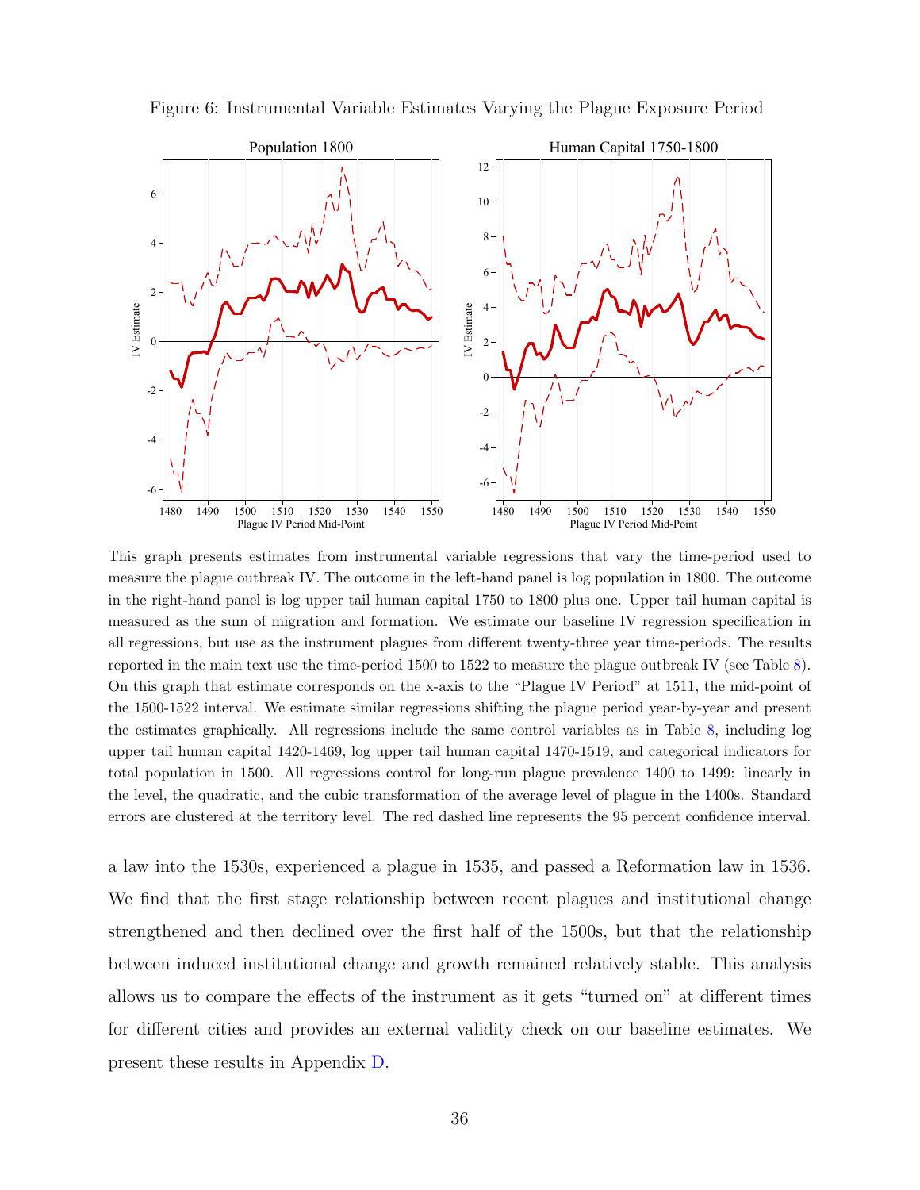Figure 6: Instrumental Variable Estimates Varying the Plague Exposure Period

This graph presents estimates from instrumental variable regressions that vary the time-period used to measure the plague outbreak IV. The outcome in the left-hand panel is log population in 1800. The outcome in the right-hand panel is log upper tail human capital 1750 to 1800 plus one. Upper tail human capital is measured as the sum of migration and formation. We estimate our baseline IV regression specification in all regressions, but use as the instrument plagues from different twenty-three year time-periods. The results reported in the main text use the time-period 1500 to 1522 to measure the plague outbreak IV (see Table 8). On this graph that estimate corresponds on the x-axis to the "Plague IV Period" at 1511, the mid-point of the 1500-1522 interval. We estimate similar regressions shifting the plague period year-by-year and present the estimates graphically. All regressions include the same control variables as in Table 8, including log upper tail human capital 1420-1469, log upper tail human capital 1470-1519, and categorical indicators for total population in 1500. All regressions control for long-run plague prevalence 1400 to 1499: linearly in the level, the quadratic, and the cubic transformation of the average level of plague in the 1400s. Standard errors are clustered at the territory level. The red dashed line represents the 95 percent confidence interval.

a law into the 1530s, experienced a plague in 1535, and passed a Reformation law in 1536. We find that the first stage relationship between recent plagues and institutional change strengthened and then declined over the first half of the 1500s, but that the relationship between induced institutional change and growth remained relatively stable. This analysis allows us to compare the effects of the instrument as it gets "turned on" at different times for different cities and provides an external validity check on our baseline estimates. We present these results in Appendix D.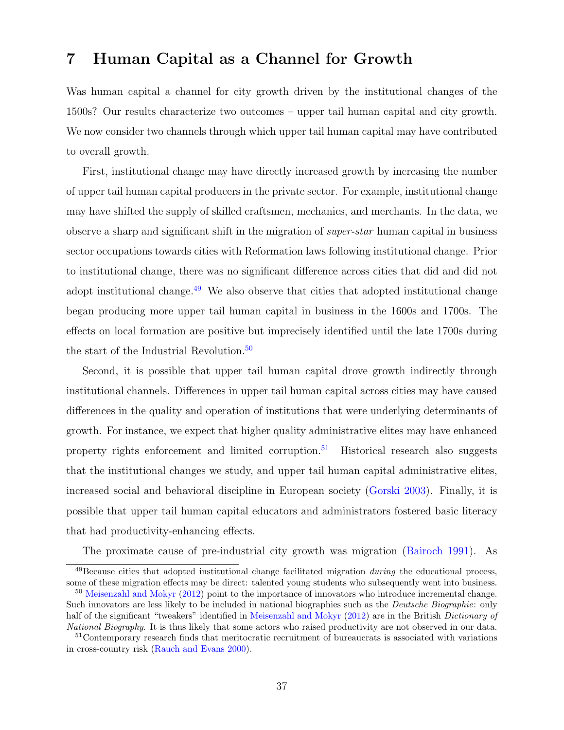# 7 Human Capital as a Channel for Growth

Was human capital a channel for city growth driven by the institutional changes of the 1500s? Our results characterize two outcomes – upper tail human capital and city growth. We now consider two channels through which upper tail human capital may have contributed to overall growth.

First, institutional change may have directly increased growth by increasing the number of upper tail human capital producers in the private sector. For example, institutional change may have shifted the supply of skilled craftsmen, mechanics, and merchants. In the data, we observe a sharp and significant shift in the migration of *super-star* human capital in business sector occupations towards cities with Reformation laws following institutional change. Prior to institutional change, there was no significant difference across cities that did and did not adopt institutional change.[49] We also observe that cities that adopted institutional change began producing more upper tail human capital in business in the 1600s and 1700s. The effects on local formation are positive but imprecisely identified until the late 1700s during the start of the Industrial Revolution.[50]

Second, it is possible that upper tail human capital drove growth indirectly through institutional channels. Differences in upper tail human capital across cities may have caused differences in the quality and operation of institutions that were underlying determinants of growth. For instance, we expect that higher quality administrative elites may have enhanced property rights enforcement and limited corruption.[51] Historical research also suggests that the institutional changes we study, and upper tail human capital administrative elites, increased social and behavioral discipline in European society (Gorski 2003). Finally, it is possible that upper tail human capital educators and administrators fostered basic literacy that had productivity-enhancing effects.

The proximate cause of pre-industrial city growth was migration (Bairoch 1991). As

[49] Because cities that adopted institutional change facilitated migration *during* the educational process, some of these migration effects may be direct: talented young students who subsequently went into business.

[50] Meisenzahl and Mokyr (2012) point to the importance of innovators who introduce incremental change. Such innovators are less likely to be included in national biographies such as the *Deutsche Biographie*: only half of the significant "tweakers" identified in Meisenzahl and Mokyr (2012) are in the British *Dictionary of National Biography*. It is thus likely that some actors who raised productivity are not observed in our data.

[51] Contemporary research finds that meritocratic recruitment of bureaucrats is associated with variations in cross-country risk (Rauch and Evans 2000).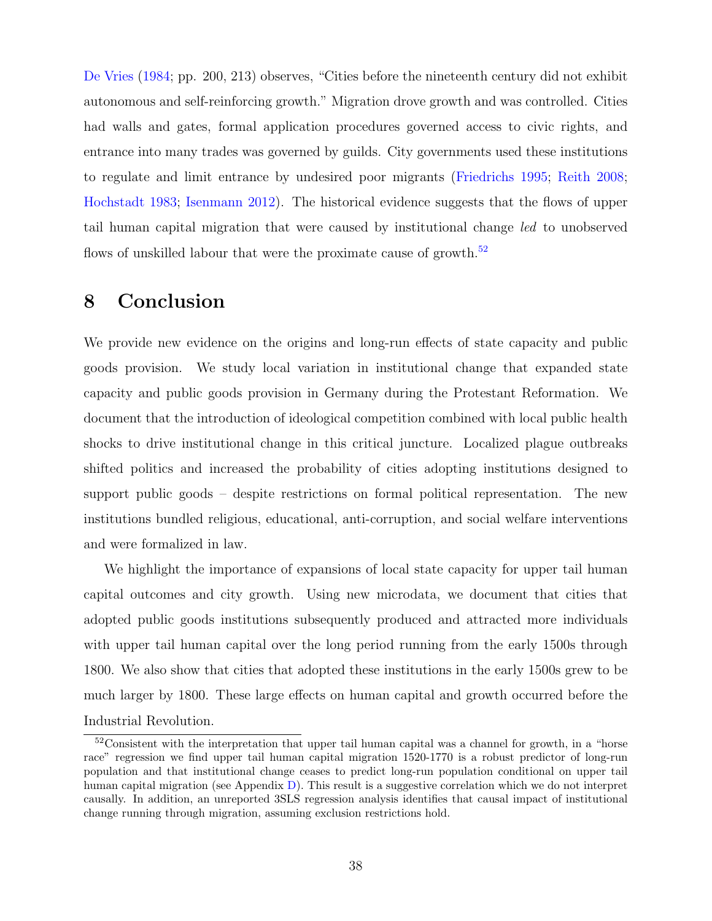De Vries (1984; pp. 200, 213) observes, "Cities before the nineteenth century did not exhibit autonomous and self-reinforcing growth." Migration drove growth and was controlled. Cities had walls and gates, formal application procedures governed access to civic rights, and entrance into many trades was governed by guilds. City governments used these institutions to regulate and limit entrance by undesired poor migrants (Friedrichs 1995; Reith 2008; Hochstadt 1983; Isenmann 2012). The historical evidence suggests that the flows of upper tail human capital migration that were caused by institutional change *led* to unobserved flows of unskilled labour that were the proximate cause of growth.[52]

# 8 Conclusion

We provide new evidence on the origins and long-run effects of state capacity and public goods provision. We study local variation in institutional change that expanded state capacity and public goods provision in Germany during the Protestant Reformation. We document that the introduction of ideological competition combined with local public health shocks to drive institutional change in this critical juncture. Localized plague outbreaks shifted politics and increased the probability of cities adopting institutions designed to support public goods – despite restrictions on formal political representation. The new institutions bundled religious, educational, anti-corruption, and social welfare interventions and were formalized in law.

We highlight the importance of expansions of local state capacity for upper tail human capital outcomes and city growth. Using new microdata, we document that cities that adopted public goods institutions subsequently produced and attracted more individuals with upper tail human capital over the long period running from the early 1500s through 1800. We also show that cities that adopted these institutions in the early 1500s grew to be much larger by 1800. These large effects on human capital and growth occurred before the Industrial Revolution.

[52] Consistent with the interpretation that upper tail human capital was a channel for growth, in a "horse race" regression we find upper tail human capital migration 1520-1770 is a robust predictor of long-run population and that institutional change ceases to predict long-run population conditional on upper tail human capital migration (see Appendix D). This result is a suggestive correlation which we do not interpret causally. In addition, an unreported 3SLS regression analysis identifies that causal impact of institutional change running through migration, assuming exclusion restrictions hold.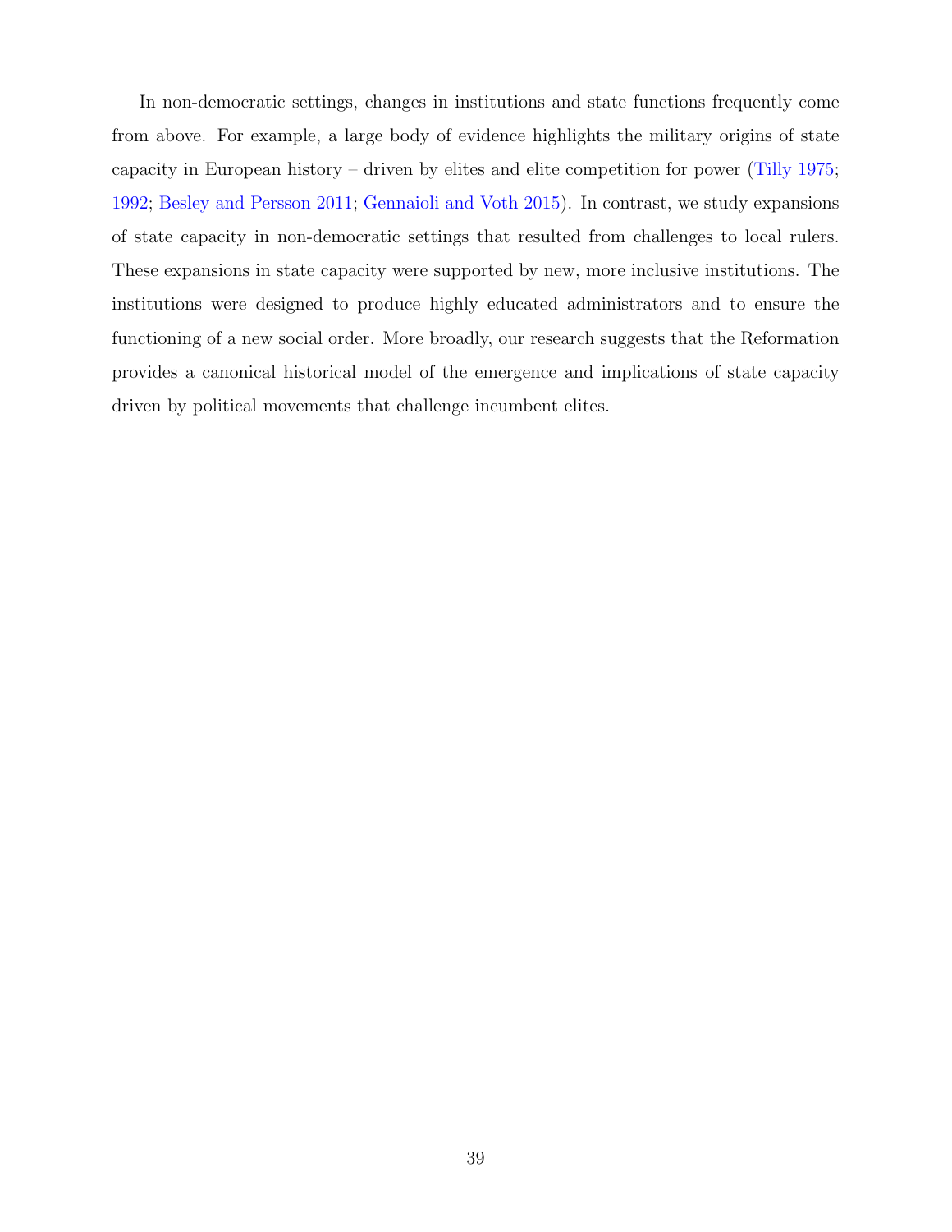In non-democratic settings, changes in institutions and state functions frequently come from above. For example, a large body of evidence highlights the military origins of state capacity in European history – driven by elites and elite competition for power (Tilly 1975; 1992; Besley and Persson 2011; Gennaioli and Voth 2015). In contrast, we study expansions of state capacity in non-democratic settings that resulted from challenges to local rulers. These expansions in state capacity were supported by new, more inclusive institutions. The institutions were designed to produce highly educated administrators and to ensure the functioning of a new social order. More broadly, our research suggests that the Reformation provides a canonical historical model of the emergence and implications of state capacity driven by political movements that challenge incumbent elites.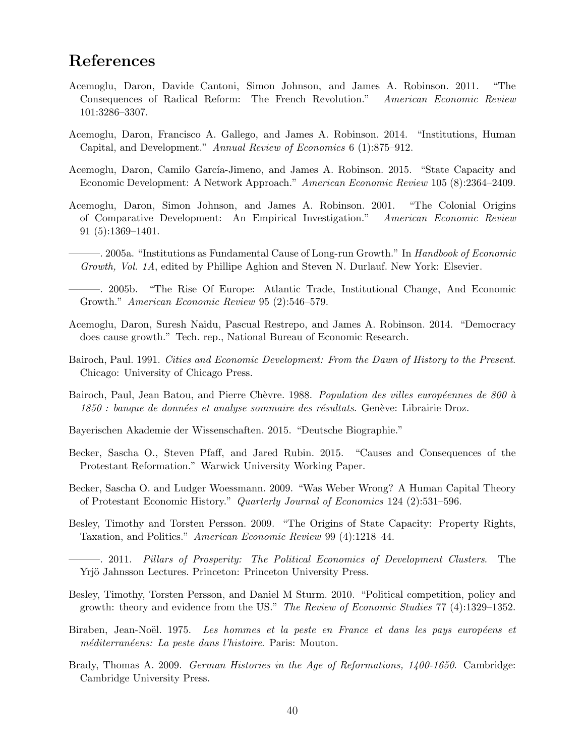# References

Acemoglu, Daron, Davide Cantoni, Simon Johnson, and James A. Robinson. 2011. "The Consequences of Radical Reform: The French Revolution." *American Economic Review* 101:3286–3307.

Acemoglu, Daron, Francisco A. Gallego, and James A. Robinson. 2014. "Institutions, Human Capital, and Development." *Annual Review of Economics* 6 (1):875–912.

Acemoglu, Daron, Camilo García-Jimeno, and James A. Robinson. 2015. "State Capacity and Economic Development: A Network Approach." *American Economic Review* 105 (8):2364–2409.

Acemoglu, Daron, Simon Johnson, and James A. Robinson. 2001. "The Colonial Origins of Comparative Development: An Empirical Investigation." *American Economic Review* 91 (5):1369–1401.

———. 2005a. "Institutions as Fundamental Cause of Long-run Growth." In *Handbook of Economic Growth, Vol. 1A*, edited by Phillipe Aghion and Steven N. Durlauf. New York: Elsevier.

———. 2005b. "The Rise Of Europe: Atlantic Trade, Institutional Change, And Economic Growth." *American Economic Review* 95 (2):546–579.

Acemoglu, Daron, Suresh Naidu, Pascual Restrepo, and James A. Robinson. 2014. "Democracy does cause growth." Tech. rep., National Bureau of Economic Research.

Bairoch, Paul. 1991. *Cities and Economic Development: From the Dawn of History to the Present*. Chicago: University of Chicago Press.

Bairoch, Paul, Jean Batou, and Pierre Chèvre. 1988. *Population des villes européennes de 800 à 1850 : banque de données et analyse sommaire des résultats*. Genève: Librairie Droz.

Bayerischen Akademie der Wissenschaften. 2015. "Deutsche Biographie."

Becker, Sascha O., Steven Pfaff, and Jared Rubin. 2015. "Causes and Consequences of the Protestant Reformation." Warwick University Working Paper.

Becker, Sascha O. and Ludger Woessmann. 2009. "Was Weber Wrong? A Human Capital Theory of Protestant Economic History." *Quarterly Journal of Economics* 124 (2):531–596.

Besley, Timothy and Torsten Persson. 2009. "The Origins of State Capacity: Property Rights, Taxation, and Politics." *American Economic Review* 99 (4):1218–44.

———. 2011. *Pillars of Prosperity: The Political Economics of Development Clusters*. The Yrjö Jahnsson Lectures. Princeton: Princeton University Press.

Besley, Timothy, Torsten Persson, and Daniel M Sturm. 2010. "Political competition, policy and growth: theory and evidence from the US." *The Review of Economic Studies* 77 (4):1329–1352.

Biraben, Jean-Noël. 1975. *Les hommes et la peste en France et dans les pays européens et méditerranéens: La peste dans l'histoire*. Paris: Mouton.

Brady, Thomas A. 2009. *German Histories in the Age of Reformations, 1400-1650*. Cambridge: Cambridge University Press.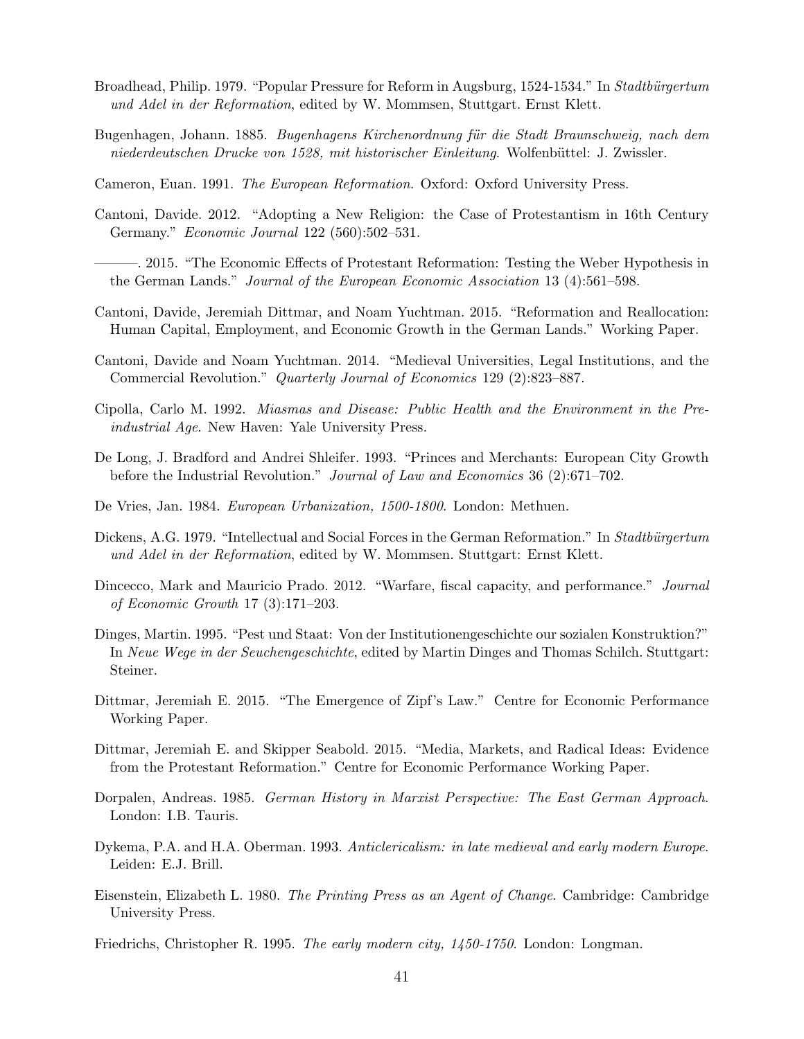Broadhead, Philip. 1979. "Popular Pressure for Reform in Augsburg, 1524-1534." In *Stadtbürgertum und Adel in der Reformation*, edited by W. Mommsen, Stuttgart. Ernst Klett.

Bugenhagen, Johann. 1885. *Bugenhagens Kirchenordnung für die Stadt Braunschweig, nach dem niederdeutschen Drucke von 1528, mit historischer Einleitung*. Wolfenbüttel: J. Zwissler.

Cameron, Euan. 1991. *The European Reformation*. Oxford: Oxford University Press.

Cantoni, Davide. 2012. "Adopting a New Religion: the Case of Protestantism in 16th Century Germany." *Economic Journal* 122 (560):502–531.

———. 2015. "The Economic Effects of Protestant Reformation: Testing the Weber Hypothesis in the German Lands." *Journal of the European Economic Association* 13 (4):561–598.

Cantoni, Davide, Jeremiah Dittmar, and Noam Yuchtman. 2015. "Reformation and Reallocation: Human Capital, Employment, and Economic Growth in the German Lands." Working Paper.

Cantoni, Davide and Noam Yuchtman. 2014. "Medieval Universities, Legal Institutions, and the Commercial Revolution." *Quarterly Journal of Economics* 129 (2):823–887.

Cipolla, Carlo M. 1992. *Miasmas and Disease: Public Health and the Environment in the Pre-industrial Age*. New Haven: Yale University Press.

De Long, J. Bradford and Andrei Shleifer. 1993. "Princes and Merchants: European City Growth before the Industrial Revolution." *Journal of Law and Economics* 36 (2):671–702.

De Vries, Jan. 1984. *European Urbanization, 1500-1800*. London: Methuen.

Dickens, A.G. 1979. "Intellectual and Social Forces in the German Reformation." In *Stadtbürgertum und Adel in der Reformation*, edited by W. Mommsen. Stuttgart: Ernst Klett.

Dincecco, Mark and Mauricio Prado. 2012. "Warfare, fiscal capacity, and performance." *Journal of Economic Growth* 17 (3):171–203.

Dinges, Martin. 1995. "Pest und Staat: Von der Institutionengeschichte our sozialen Konstruktion?" In *Neue Wege in der Seuchengeschichte*, edited by Martin Dinges and Thomas Schilch. Stuttgart: Steiner.

Dittmar, Jeremiah E. 2015. "The Emergence of Zipf's Law." Centre for Economic Performance Working Paper.

Dittmar, Jeremiah E. and Skipper Seabold. 2015. "Media, Markets, and Radical Ideas: Evidence from the Protestant Reformation." Centre for Economic Performance Working Paper.

Dorpalen, Andreas. 1985. *German History in Marxist Perspective: The East German Approach*. London: I.B. Tauris.

Dykema, P.A. and H.A. Oberman. 1993. *Anticlericalism: in late medieval and early modern Europe*. Leiden: E.J. Brill.

Eisenstein, Elizabeth L. 1980. *The Printing Press as an Agent of Change*. Cambridge: Cambridge University Press.

Friedrichs, Christopher R. 1995. *The early modern city, 1450-1750*. London: Longman.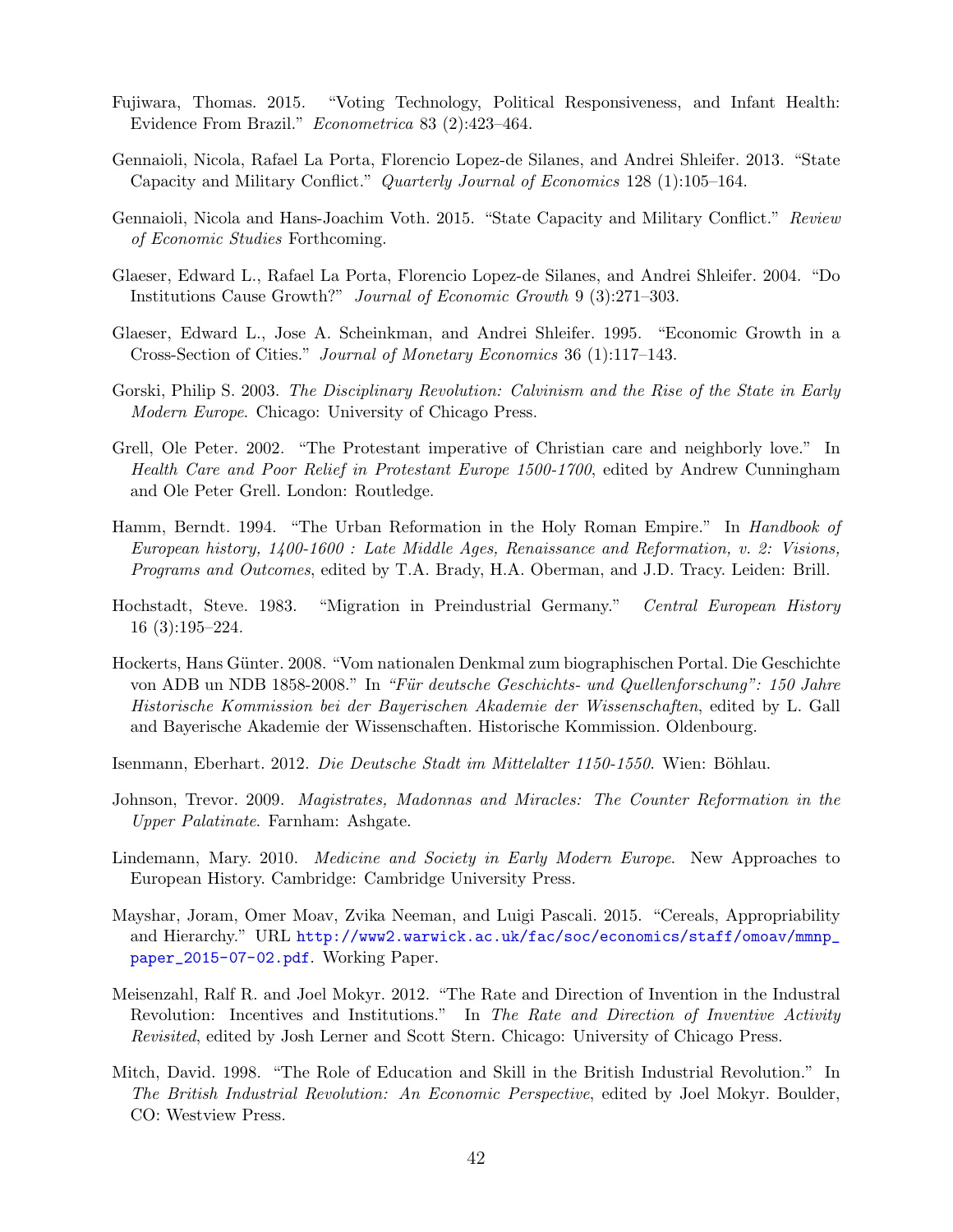Fujiwara, Thomas. 2015. "Voting Technology, Political Responsiveness, and Infant Health: Evidence From Brazil." *Econometrica* 83 (2):423–464.

Gennaioli, Nicola, Rafael La Porta, Florencio Lopez-de Silanes, and Andrei Shleifer. 2013. "State Capacity and Military Conflict." *Quarterly Journal of Economics* 128 (1):105–164.

Gennaioli, Nicola and Hans-Joachim Voth. 2015. "State Capacity and Military Conflict." *Review of Economic Studies* Forthcoming.

Glaeser, Edward L., Rafael La Porta, Florencio Lopez-de Silanes, and Andrei Shleifer. 2004. "Do Institutions Cause Growth?" *Journal of Economic Growth* 9 (3):271–303.

Glaeser, Edward L., Jose A. Scheinkman, and Andrei Shleifer. 1995. "Economic Growth in a Cross-Section of Cities." *Journal of Monetary Economics* 36 (1):117–143.

Gorski, Philip S. 2003. *The Disciplinary Revolution: Calvinism and the Rise of the State in Early Modern Europe*. Chicago: University of Chicago Press.

Grell, Ole Peter. 2002. "The Protestant imperative of Christian care and neighborly love." In *Health Care and Poor Relief in Protestant Europe 1500-1700*, edited by Andrew Cunningham and Ole Peter Grell. London: Routledge.

Hamm, Berndt. 1994. "The Urban Reformation in the Holy Roman Empire." In *Handbook of European history, 1400-1600 : Late Middle Ages, Renaissance and Reformation, v. 2: Visions, Programs and Outcomes*, edited by T.A. Brady, H.A. Oberman, and J.D. Tracy. Leiden: Brill.

Hochstadt, Steve. 1983. "Migration in Preindustrial Germany." *Central European History* 16 (3):195–224.

Hockerts, Hans Günter. 2008. "Vom nationalen Denkmal zum biographischen Portal. Die Geschichte von ADB un NDB 1858-2008." In *"Für deutsche Geschichts- und Quellenforschung": 150 Jahre Historische Kommission bei der Bayerischen Akademie der Wissenschaften*, edited by L. Gall and Bayerische Akademie der Wissenschaften. Historische Kommission. Oldenbourg.

Isenmann, Eberhart. 2012. *Die Deutsche Stadt im Mittelalter 1150-1550*. Wien: Böhlau.

Johnson, Trevor. 2009. *Magistrates, Madonnas and Miracles: The Counter Reformation in the Upper Palatinate*. Farnham: Ashgate.

Lindemann, Mary. 2010. *Medicine and Society in Early Modern Europe*. New Approaches to European History. Cambridge: Cambridge University Press.

Mayshar, Joram, Omer Moav, Zvika Neeman, and Luigi Pascali. 2015. "Cereals, Appropriability and Hierarchy." URL http://www2.warwick.ac.uk/fac/soc/economics/staff/omoav/mmnp_paper_2015-07-02.pdf. Working Paper.

Meisenzahl, Ralf R. and Joel Mokyr. 2012. "The Rate and Direction of Invention in the Industral Revolution: Incentives and Institutions." In *The Rate and Direction of Inventive Activity Revisited*, edited by Josh Lerner and Scott Stern. Chicago: University of Chicago Press.

Mitch, David. 1998. "The Role of Education and Skill in the British Industrial Revolution." In *The British Industrial Revolution: An Economic Perspective*, edited by Joel Mokyr. Boulder, CO: Westview Press.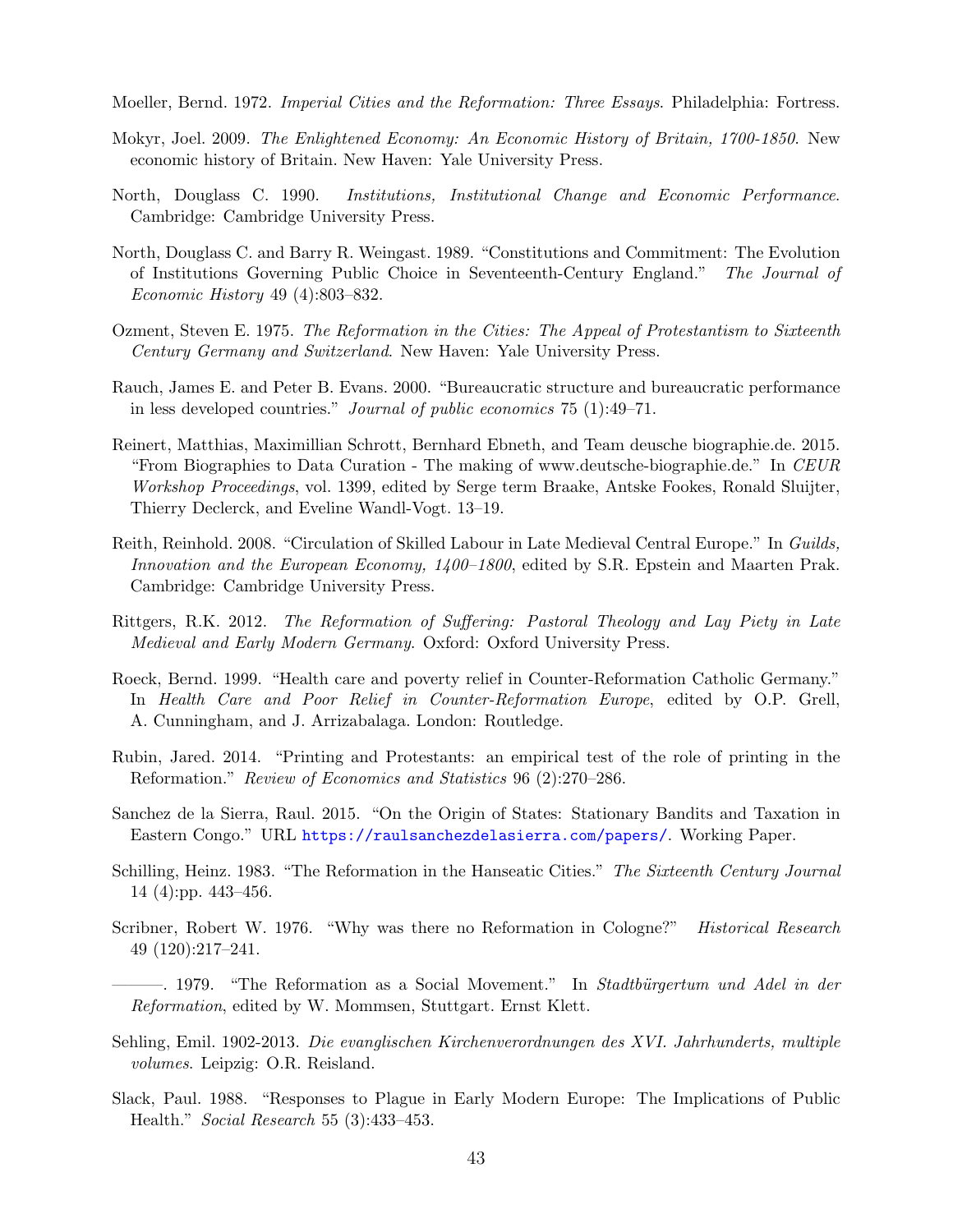Moeller, Bernd. 1972. *Imperial Cities and the Reformation: Three Essays*. Philadelphia: Fortress.

Mokyr, Joel. 2009. *The Enlightened Economy: An Economic History of Britain, 1700-1850*. New economic history of Britain. New Haven: Yale University Press.

North, Douglass C. 1990. *Institutions, Institutional Change and Economic Performance*. Cambridge: Cambridge University Press.

North, Douglass C. and Barry R. Weingast. 1989. "Constitutions and Commitment: The Evolution of Institutions Governing Public Choice in Seventeenth-Century England." *The Journal of Economic History* 49 (4):803–832.

Ozment, Steven E. 1975. *The Reformation in the Cities: The Appeal of Protestantism to Sixteenth Century Germany and Switzerland*. New Haven: Yale University Press.

Rauch, James E. and Peter B. Evans. 2000. "Bureaucratic structure and bureaucratic performance in less developed countries." *Journal of public economics* 75 (1):49–71.

Reinert, Matthias, Maximillian Schrott, Bernhard Ebneth, and Team deusche biographie.de. 2015. "From Biographies to Data Curation - The making of www.deutsche-biographie.de." In *CEUR Workshop Proceedings*, vol. 1399, edited by Serge term Braake, Antske Fookes, Ronald Sluijter, Thierry Declerck, and Eveline Wandl-Vogt. 13–19.

Reith, Reinhold. 2008. "Circulation of Skilled Labour in Late Medieval Central Europe." In *Guilds, Innovation and the European Economy, 1400–1800*, edited by S.R. Epstein and Maarten Prak. Cambridge: Cambridge University Press.

Rittgers, R.K. 2012. *The Reformation of Suffering: Pastoral Theology and Lay Piety in Late Medieval and Early Modern Germany*. Oxford: Oxford University Press.

Roeck, Bernd. 1999. "Health care and poverty relief in Counter-Reformation Catholic Germany." In *Health Care and Poor Relief in Counter-Reformation Europe*, edited by O.P. Grell, A. Cunningham, and J. Arrizabalaga. London: Routledge.

Rubin, Jared. 2014. "Printing and Protestants: an empirical test of the role of printing in the Reformation." *Review of Economics and Statistics* 96 (2):270–286.

Sanchez de la Sierra, Raul. 2015. "On the Origin of States: Stationary Bandits and Taxation in Eastern Congo." URL https://raulsanchezdelasierra.com/papers/. Working Paper.

Schilling, Heinz. 1983. "The Reformation in the Hanseatic Cities." *The Sixteenth Century Journal* 14 (4):pp. 443–456.

Scribner, Robert W. 1976. "Why was there no Reformation in Cologne?" *Historical Research* 49 (120):217–241.

———. 1979. "The Reformation as a Social Movement." In *Stadtbürgertum und Adel in der Reformation*, edited by W. Mommsen, Stuttgart. Ernst Klett.

Sehling, Emil. 1902-2013. *Die evanglischen Kirchenverordnungen des XVI. Jahrhunderts, multiple volumes*. Leipzig: O.R. Reisland.

Slack, Paul. 1988. "Responses to Plague in Early Modern Europe: The Implications of Public Health." *Social Research* 55 (3):433–453.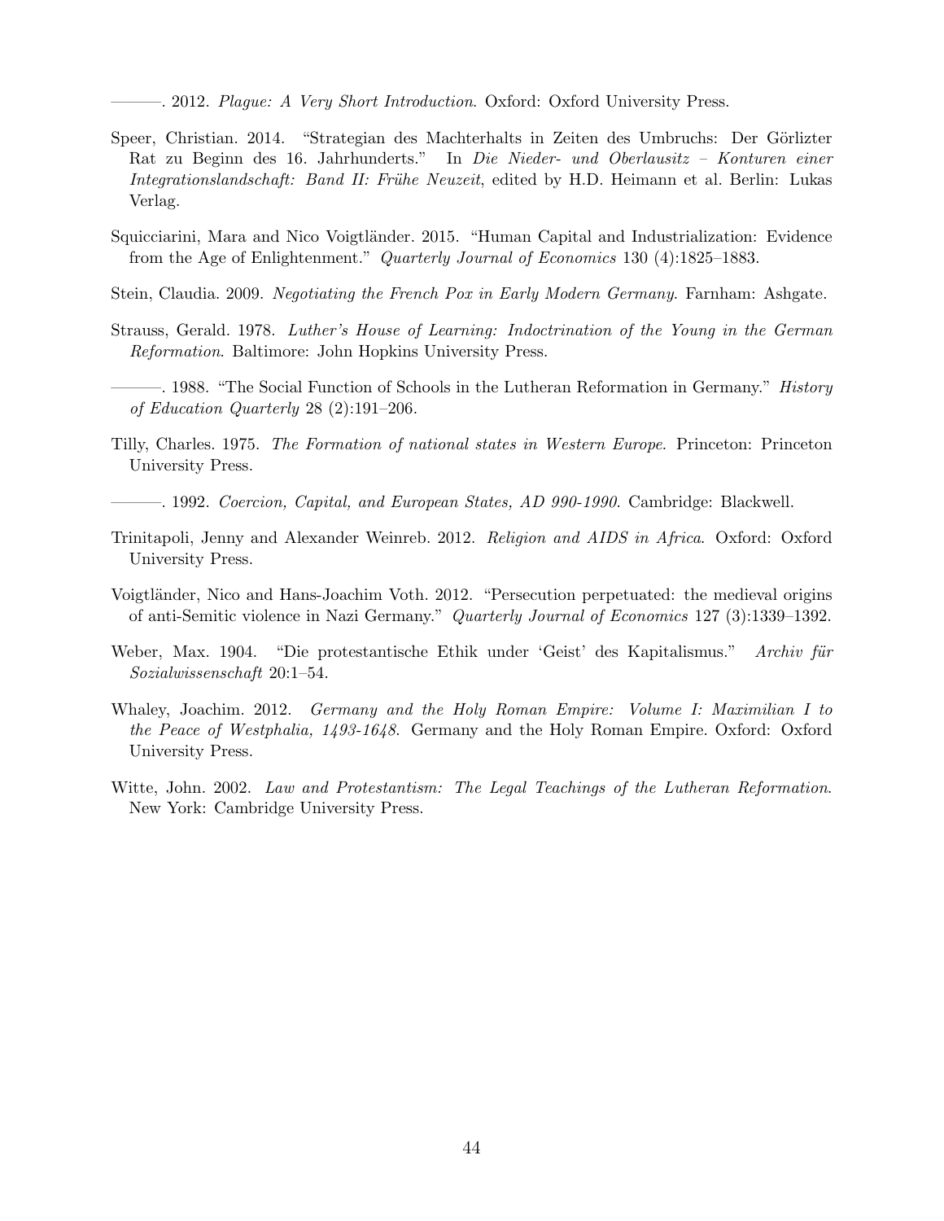———. 2012. *Plague: A Very Short Introduction*. Oxford: Oxford University Press.

Speer, Christian. 2014. "Strategian des Machterhalts in Zeiten des Umbruchs: Der Görlizter Rat zu Beginn des 16. Jahrhunderts." In *Die Nieder- und Oberlausitz – Konturen einer Integrationslandschaft: Band II: Frühe Neuzeit*, edited by H.D. Heimann et al. Berlin: Lukas Verlag.

Squicciarini, Mara and Nico Voigtländer. 2015. "Human Capital and Industrialization: Evidence from the Age of Enlightenment." *Quarterly Journal of Economics* 130 (4):1825–1883.

Stein, Claudia. 2009. *Negotiating the French Pox in Early Modern Germany*. Farnham: Ashgate.

Strauss, Gerald. 1978. *Luther's House of Learning: Indoctrination of the Young in the German Reformation*. Baltimore: John Hopkins University Press.

———. 1988. "The Social Function of Schools in the Lutheran Reformation in Germany." *History of Education Quarterly* 28 (2):191–206.

Tilly, Charles. 1975. *The Formation of national states in Western Europe*. Princeton: Princeton University Press.

———. 1992. *Coercion, Capital, and European States, AD 990-1990*. Cambridge: Blackwell.

Trinitapoli, Jenny and Alexander Weinreb. 2012. *Religion and AIDS in Africa*. Oxford: Oxford University Press.

Voigtländer, Nico and Hans-Joachim Voth. 2012. "Persecution perpetuated: the medieval origins of anti-Semitic violence in Nazi Germany." *Quarterly Journal of Economics* 127 (3):1339–1392.

Weber, Max. 1904. "Die protestantische Ethik under 'Geist' des Kapitalismus." *Archiv für Sozialwissenschaft* 20:1–54.

Whaley, Joachim. 2012. *Germany and the Holy Roman Empire: Volume I: Maximilian I to the Peace of Westphalia, 1493-1648*. Germany and the Holy Roman Empire. Oxford: Oxford University Press.

Witte, John. 2002. *Law and Protestantism: The Legal Teachings of the Lutheran Reformation*. New York: Cambridge University Press.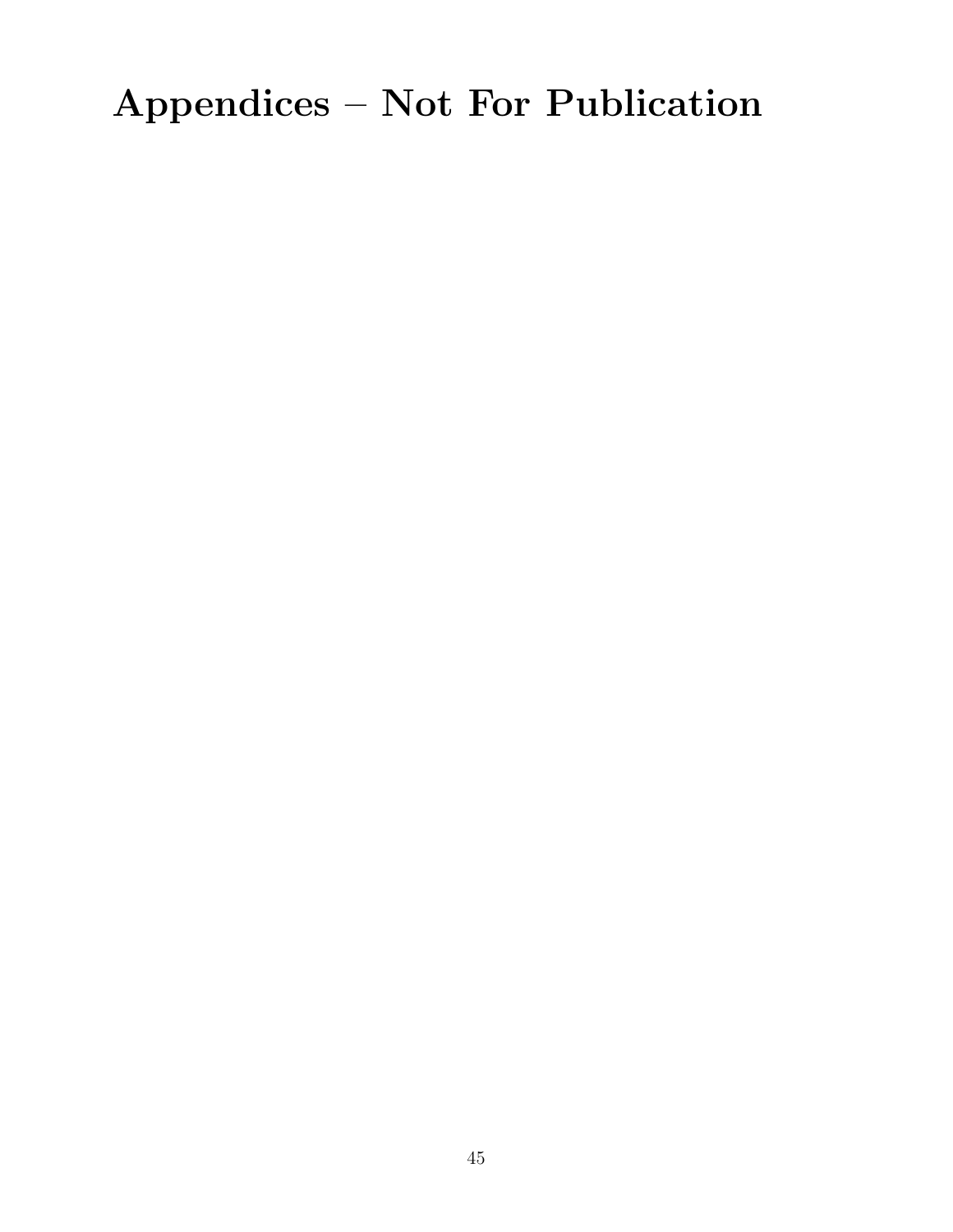# Appendices – Not For Publication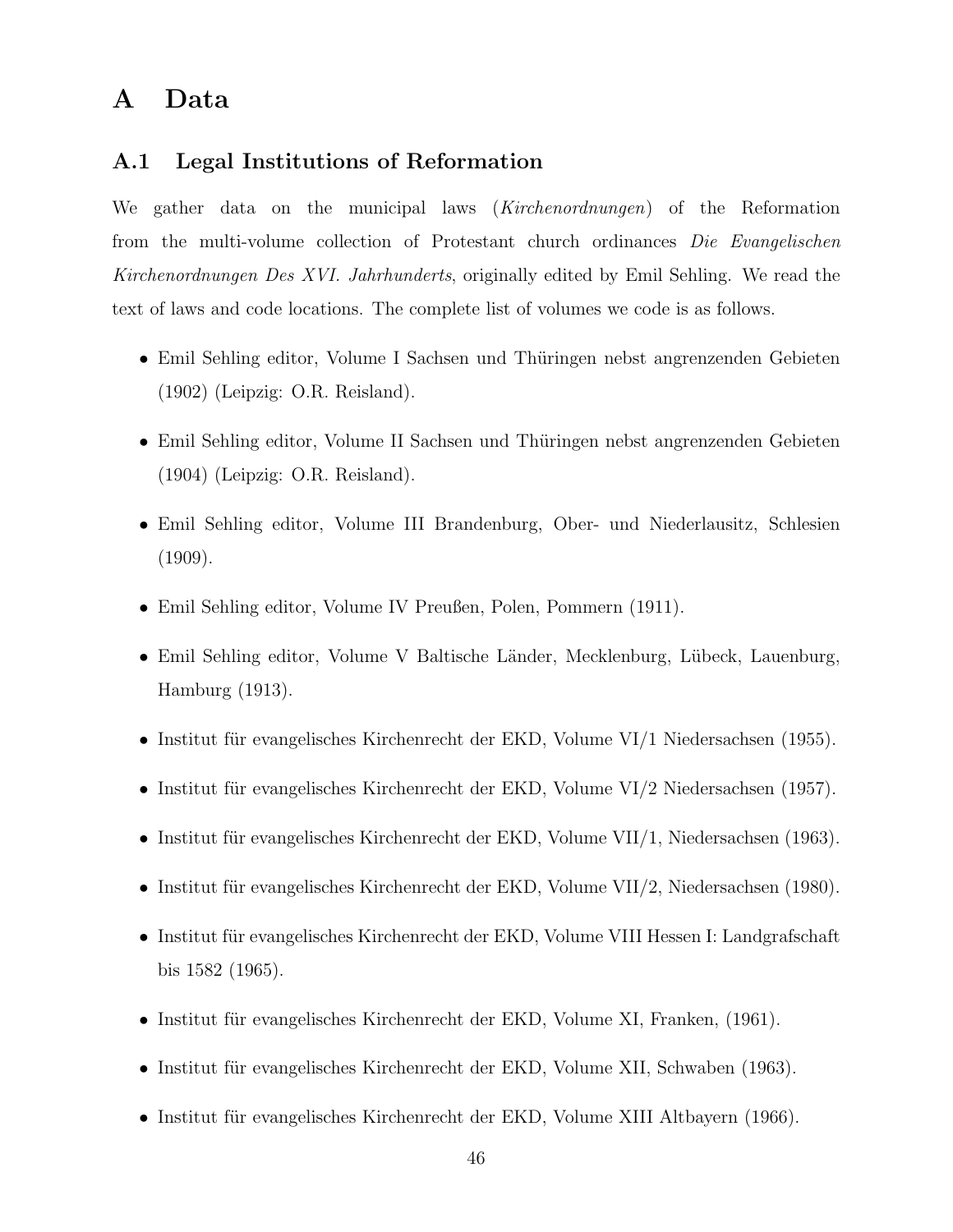# A Data

## A.1 Legal Institutions of Reformation

We gather data on the municipal laws (*Kirchenordnungen*) of the Reformation from the multi-volume collection of Protestant church ordinances *Die Evangelischen Kirchenordnungen Des XVI. Jahrhunderts*, originally edited by Emil Sehling. We read the text of laws and code locations. The complete list of volumes we code is as follows.

- Emil Sehling editor, Volume I Sachsen und Thüringen nebst angrenzenden Gebieten (1902) (Leipzig: O.R. Reisland).
- Emil Sehling editor, Volume II Sachsen und Thüringen nebst angrenzenden Gebieten (1904) (Leipzig: O.R. Reisland).
- Emil Sehling editor, Volume III Brandenburg, Ober- und Niederlausitz, Schlesien (1909).
- Emil Sehling editor, Volume IV Preußen, Polen, Pommern (1911).
- Emil Sehling editor, Volume V Baltische Länder, Mecklenburg, Lübeck, Lauenburg, Hamburg (1913).
- Institut für evangelisches Kirchenrecht der EKD, Volume VI/1 Niedersachsen (1955).
- Institut für evangelisches Kirchenrecht der EKD, Volume VI/2 Niedersachsen (1957).
- Institut für evangelisches Kirchenrecht der EKD, Volume VII/1, Niedersachsen (1963).
- Institut für evangelisches Kirchenrecht der EKD, Volume VII/2, Niedersachsen (1980).
- Institut für evangelisches Kirchenrecht der EKD, Volume VIII Hessen I: Landgrafschaft bis 1582 (1965).
- Institut für evangelisches Kirchenrecht der EKD, Volume XI, Franken, (1961).
- Institut für evangelisches Kirchenrecht der EKD, Volume XII, Schwaben (1963).
- Institut für evangelisches Kirchenrecht der EKD, Volume XIII Altbayern (1966).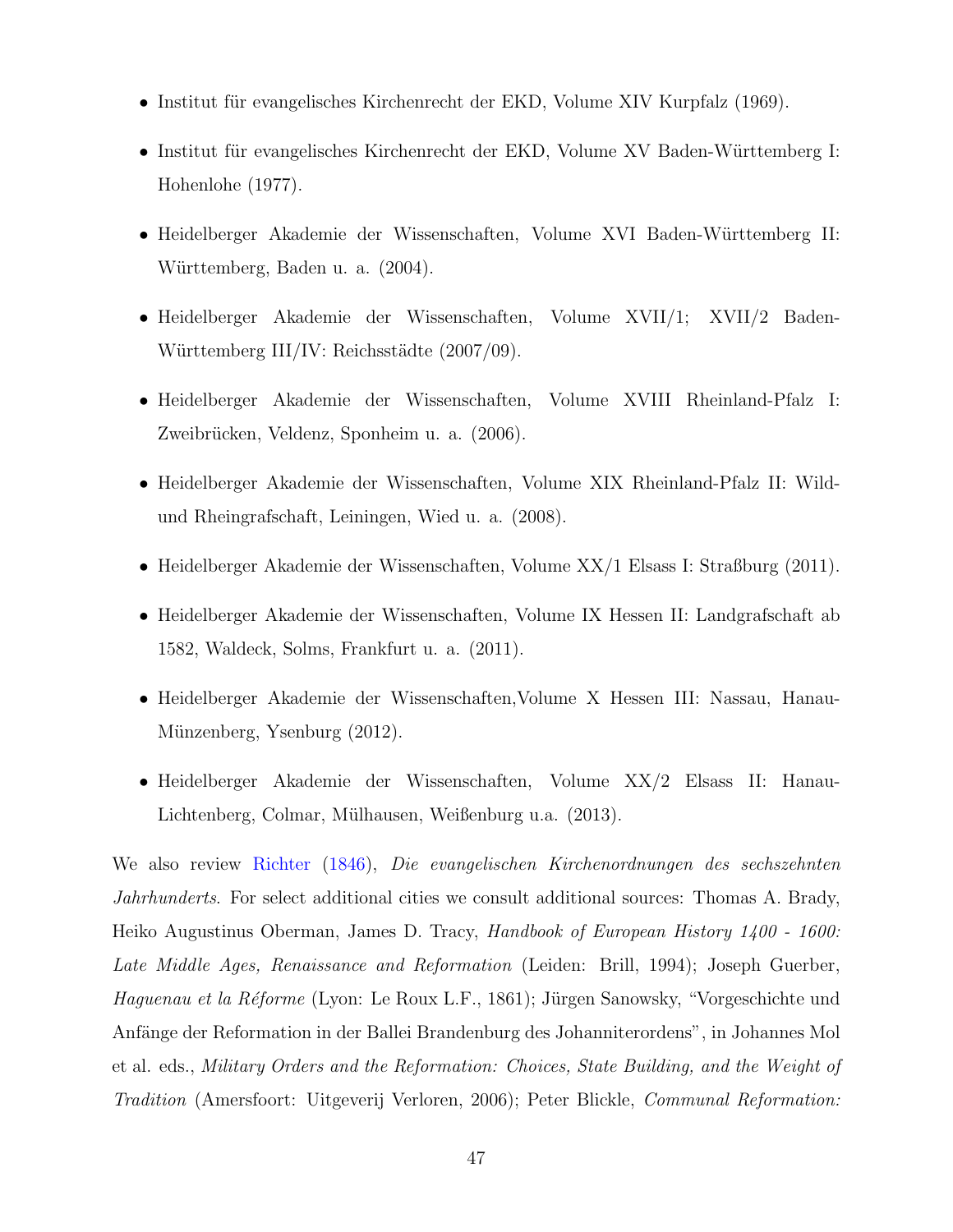- Institut für evangelisches Kirchenrecht der EKD, Volume XIV Kurpfalz (1969).
- Institut für evangelisches Kirchenrecht der EKD, Volume XV Baden-Württemberg I: Hohenlohe (1977).
- Heidelberger Akademie der Wissenschaften, Volume XVI Baden-Württemberg II: Württemberg, Baden u. a. (2004).
- Heidelberger Akademie der Wissenschaften, Volume XVII/1; XVII/2 Baden-Württemberg III/IV: Reichsstädte (2007/09).
- Heidelberger Akademie der Wissenschaften, Volume XVIII Rheinland-Pfalz I: Zweibrücken, Veldenz, Sponheim u. a. (2006).
- Heidelberger Akademie der Wissenschaften, Volume XIX Rheinland-Pfalz II: Wild- und Rheingrafschaft, Leiningen, Wied u. a. (2008).
- Heidelberger Akademie der Wissenschaften, Volume XX/1 Elsass I: Straßburg (2011).
- Heidelberger Akademie der Wissenschaften, Volume IX Hessen II: Landgrafschaft ab 1582, Waldeck, Solms, Frankfurt u. a. (2011).
- Heidelberger Akademie der Wissenschaften,Volume X Hessen III: Nassau, Hanau-Münzenberg, Ysenburg (2012).
- Heidelberger Akademie der Wissenschaften, Volume XX/2 Elsass II: Hanau-Lichtenberg, Colmar, Mülhausen, Weißenburg u.a. (2013).

We also review Richter (1846), *Die evangelischen Kirchenordnungen des sechszehnten Jahrhunderts*. For select additional cities we consult additional sources: Thomas A. Brady, Heiko Augustinus Oberman, James D. Tracy, *Handbook of European History 1400 - 1600: Late Middle Ages, Renaissance and Reformation* (Leiden: Brill, 1994); Joseph Guerber, *Haguenau et la Réforme* (Lyon: Le Roux L.F., 1861); Jürgen Sanowsky, "Vorgeschichte und Anfänge der Reformation in der Ballei Brandenburg des Johanniterordens", in Johannes Mol et al. eds., *Military Orders and the Reformation: Choices, State Building, and the Weight of Tradition* (Amersfoort: Uitgeverij Verloren, 2006); Peter Blickle, *Communal Reformation:*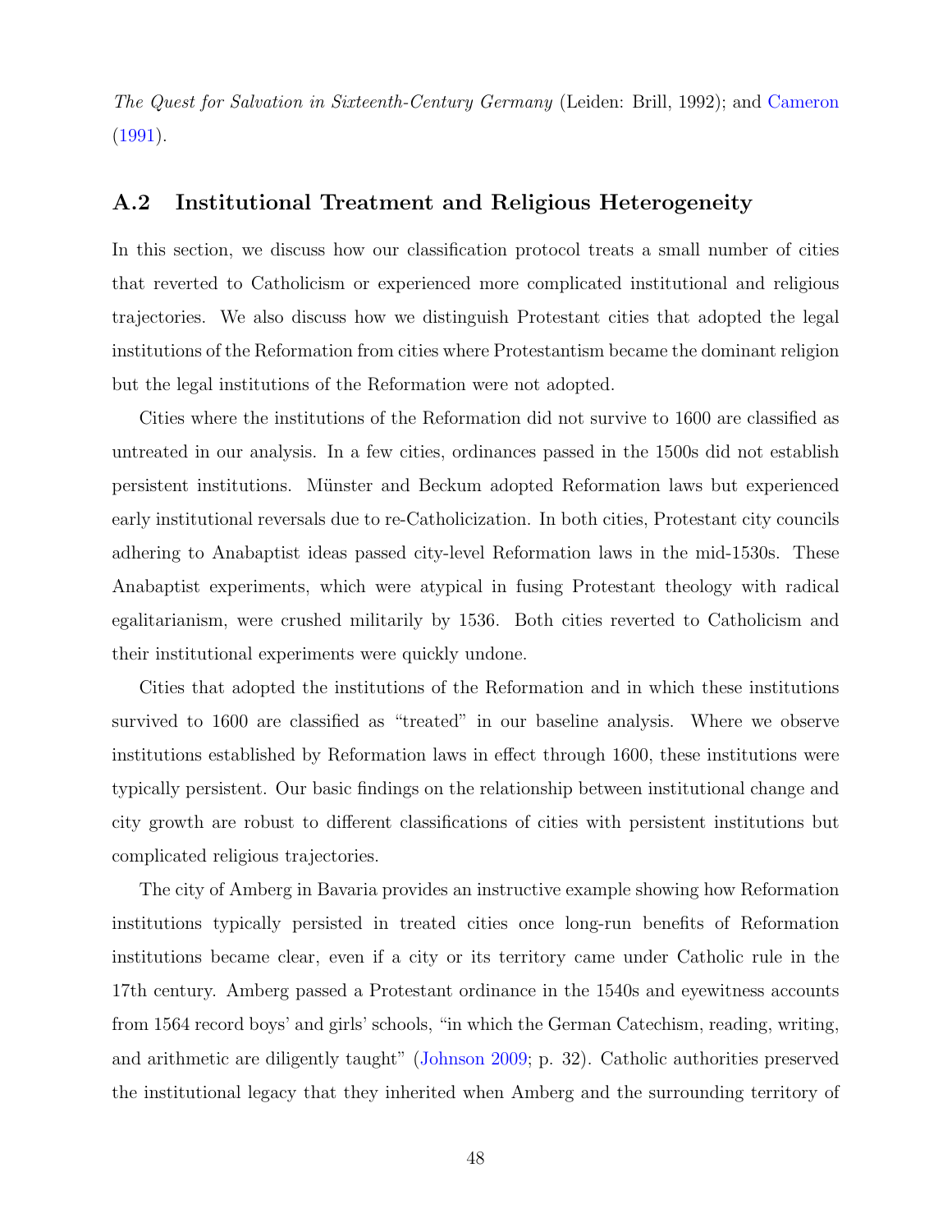*The Quest for Salvation in Sixteenth-Century Germany* (Leiden: Brill, 1992); and Cameron (1991).

## A.2 Institutional Treatment and Religious Heterogeneity

In this section, we discuss how our classification protocol treats a small number of cities that reverted to Catholicism or experienced more complicated institutional and religious trajectories. We also discuss how we distinguish Protestant cities that adopted the legal institutions of the Reformation from cities where Protestantism became the dominant religion but the legal institutions of the Reformation were not adopted.

Cities where the institutions of the Reformation did not survive to 1600 are classified as untreated in our analysis. In a few cities, ordinances passed in the 1500s did not establish persistent institutions. Münster and Beckum adopted Reformation laws but experienced early institutional reversals due to re-Catholicization. In both cities, Protestant city councils adhering to Anabaptist ideas passed city-level Reformation laws in the mid-1530s. These Anabaptist experiments, which were atypical in fusing Protestant theology with radical egalitarianism, were crushed militarily by 1536. Both cities reverted to Catholicism and their institutional experiments were quickly undone.

Cities that adopted the institutions of the Reformation and in which these institutions survived to 1600 are classified as "treated" in our baseline analysis. Where we observe institutions established by Reformation laws in effect through 1600, these institutions were typically persistent. Our basic findings on the relationship between institutional change and city growth are robust to different classifications of cities with persistent institutions but complicated religious trajectories.

The city of Amberg in Bavaria provides an instructive example showing how Reformation institutions typically persisted in treated cities once long-run benefits of Reformation institutions became clear, even if a city or its territory came under Catholic rule in the 17th century. Amberg passed a Protestant ordinance in the 1540s and eyewitness accounts from 1564 record boys' and girls' schools, "in which the German Catechism, reading, writing, and arithmetic are diligently taught" (Johnson 2009; p. 32). Catholic authorities preserved the institutional legacy that they inherited when Amberg and the surrounding territory of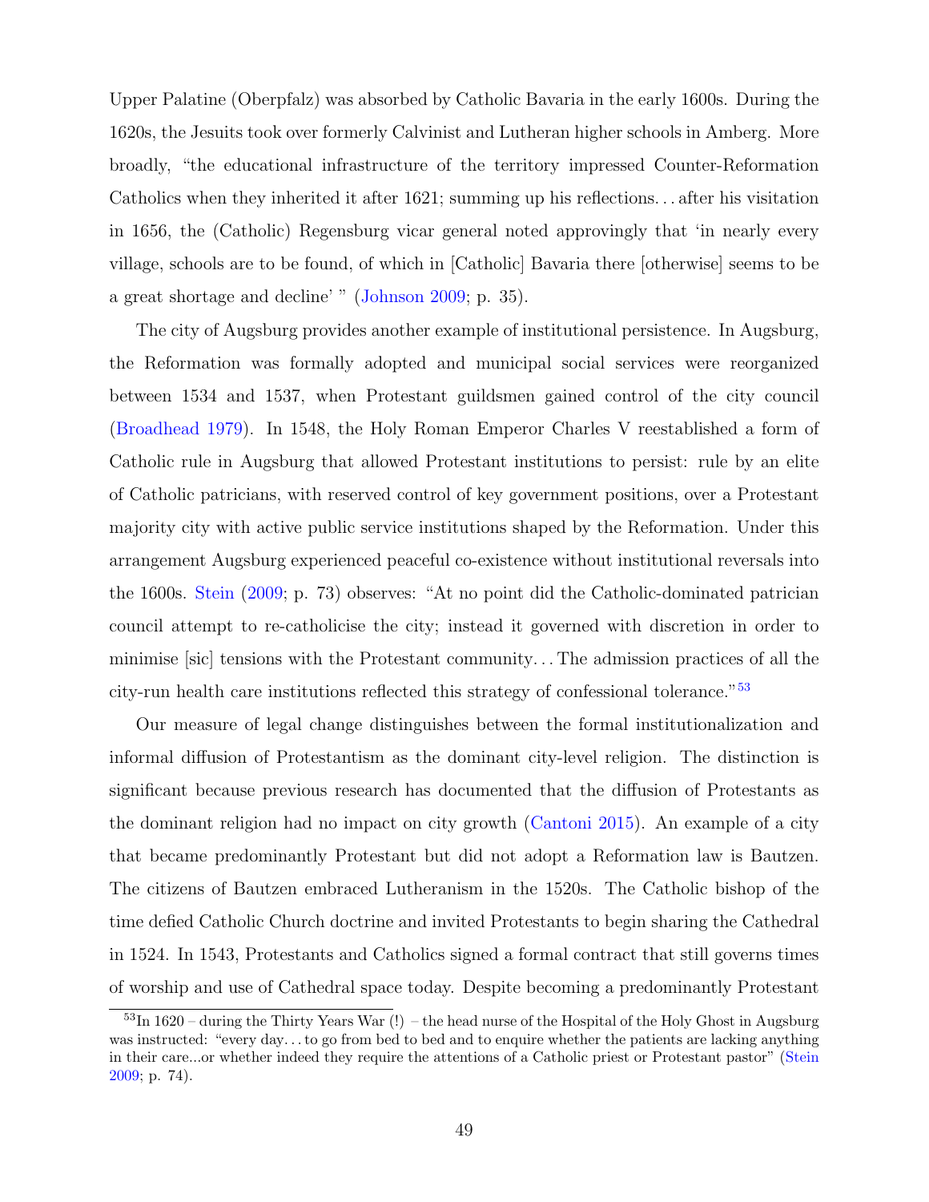Upper Palatine (Oberpfalz) was absorbed by Catholic Bavaria in the early 1600s. During the 1620s, the Jesuits took over formerly Calvinist and Lutheran higher schools in Amberg. More broadly, "the educational infrastructure of the territory impressed Counter-Reformation Catholics when they inherited it after 1621; summing up his reflections... after his visitation in 1656, the (Catholic) Regensburg vicar general noted approvingly that 'in nearly every village, schools are to be found, of which in [Catholic] Bavaria there [otherwise] seems to be a great shortage and decline' " (Johnson 2009; p. 35).

The city of Augsburg provides another example of institutional persistence. In Augsburg, the Reformation was formally adopted and municipal social services were reorganized between 1534 and 1537, when Protestant guildsmen gained control of the city council (Broadhead 1979). In 1548, the Holy Roman Emperor Charles V reestablished a form of Catholic rule in Augsburg that allowed Protestant institutions to persist: rule by an elite of Catholic patricians, with reserved control of key government positions, over a Protestant majority city with active public service institutions shaped by the Reformation. Under this arrangement Augsburg experienced peaceful co-existence without institutional reversals into the 1600s. Stein (2009; p. 73) observes: "At no point did the Catholic-dominated patrician council attempt to re-catholicise the city; instead it governed with discretion in order to minimise [sic] tensions with the Protestant community... The admission practices of all the city-run health care institutions reflected this strategy of confessional tolerance."[53]

Our measure of legal change distinguishes between the formal institutionalization and informal diffusion of Protestantism as the dominant city-level religion. The distinction is significant because previous research has documented that the diffusion of Protestants as the dominant religion had no impact on city growth (Cantoni 2015). An example of a city that became predominantly Protestant but did not adopt a Reformation law is Bautzen. The citizens of Bautzen embraced Lutheranism in the 1520s. The Catholic bishop of the time defied Catholic Church doctrine and invited Protestants to begin sharing the Cathedral in 1524. In 1543, Protestants and Catholics signed a formal contract that still governs times of worship and use of Cathedral space today. Despite becoming a predominantly Protestant

[53]In 1620 – during the Thirty Years War (!) – the head nurse of the Hospital of the Holy Ghost in Augsburg was instructed: "every day... to go from bed to bed and to enquire whether the patients are lacking anything in their care...or whether indeed they require the attentions of a Catholic priest or Protestant pastor" (Stein 2009; p. 74).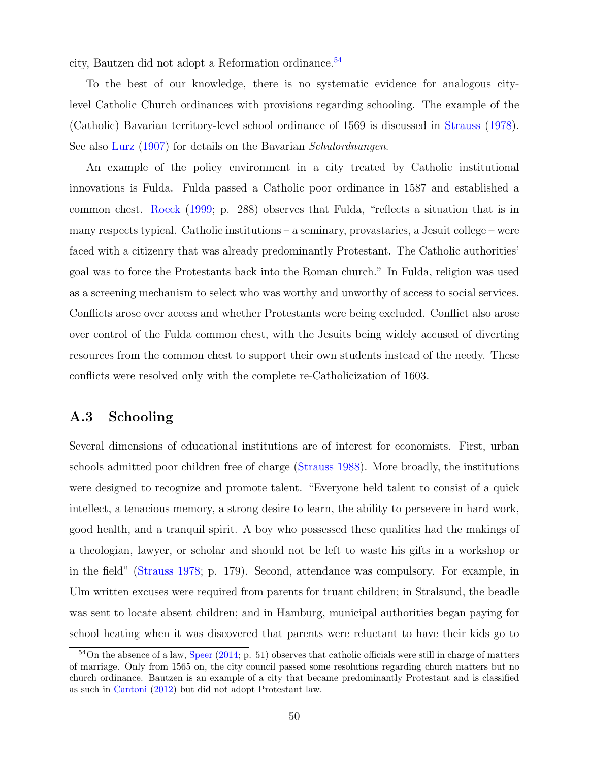city, Bautzen did not adopt a Reformation ordinance.[54]

To the best of our knowledge, there is no systematic evidence for analogous city-level Catholic Church ordinances with provisions regarding schooling. The example of the (Catholic) Bavarian territory-level school ordinance of 1569 is discussed in Strauss (1978). See also Lurz (1907) for details on the Bavarian *Schulordnungen*.

An example of the policy environment in a city treated by Catholic institutional innovations is Fulda. Fulda passed a Catholic poor ordinance in 1587 and established a common chest. Roeck (1999; p. 288) observes that Fulda, "reflects a situation that is in many respects typical. Catholic institutions – a seminary, provastaries, a Jesuit college – were faced with a citizenry that was already predominantly Protestant. The Catholic authorities' goal was to force the Protestants back into the Roman church." In Fulda, religion was used as a screening mechanism to select who was worthy and unworthy of access to social services. Conflicts arose over access and whether Protestants were being excluded. Conflict also arose over control of the Fulda common chest, with the Jesuits being widely accused of diverting resources from the common chest to support their own students instead of the needy. These conflicts were resolved only with the complete re-Catholicization of 1603.

## A.3 Schooling

Several dimensions of educational institutions are of interest for economists. First, urban schools admitted poor children free of charge (Strauss 1988). More broadly, the institutions were designed to recognize and promote talent. "Everyone held talent to consist of a quick intellect, a tenacious memory, a strong desire to learn, the ability to persevere in hard work, good health, and a tranquil spirit. A boy who possessed these qualities had the makings of a theologian, lawyer, or scholar and should not be left to waste his gifts in a workshop or in the field" (Strauss 1978; p. 179). Second, attendance was compulsory. For example, in Ulm written excuses were required from parents for truant children; in Stralsund, the beadle was sent to locate absent children; and in Hamburg, municipal authorities began paying for school heating when it was discovered that parents were reluctant to have their kids go to

[54] On the absence of a law, Speer (2014; p. 51) observes that catholic officials were still in charge of matters of marriage. Only from 1565 on, the city council passed some resolutions regarding church matters but no church ordinance. Bautzen is an example of a city that became predominantly Protestant and is classified as such in Cantoni (2012) but did not adopt Protestant law.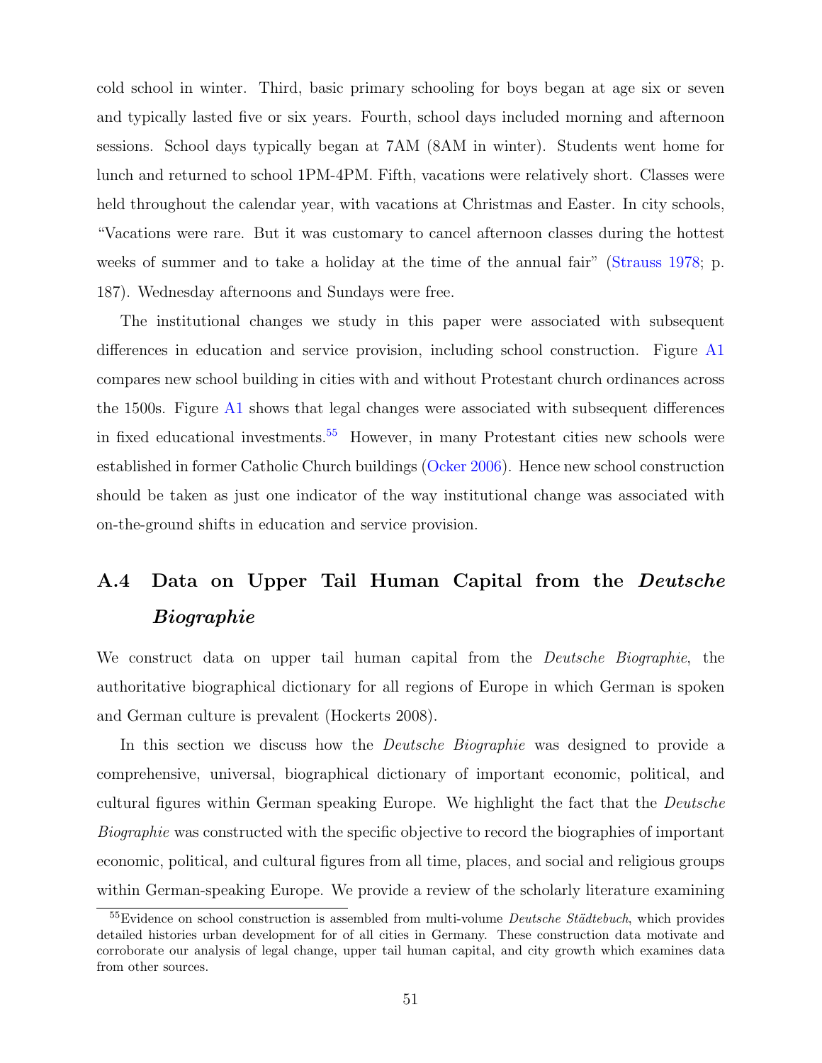cold school in winter. Third, basic primary schooling for boys began at age six or seven and typically lasted five or six years. Fourth, school days included morning and afternoon sessions. School days typically began at 7AM (8AM in winter). Students went home for lunch and returned to school 1PM-4PM. Fifth, vacations were relatively short. Classes were held throughout the calendar year, with vacations at Christmas and Easter. In city schools, "Vacations were rare. But it was customary to cancel afternoon classes during the hottest weeks of summer and to take a holiday at the time of the annual fair" (Strauss 1978; p. 187). Wednesday afternoons and Sundays were free.

The institutional changes we study in this paper were associated with subsequent differences in education and service provision, including school construction. Figure A1 compares new school building in cities with and without Protestant church ordinances across the 1500s. Figure A1 shows that legal changes were associated with subsequent differences in fixed educational investments.[55] However, in many Protestant cities new schools were established in former Catholic Church buildings (Ocker 2006). Hence new school construction should be taken as just one indicator of the way institutional change was associated with on-the-ground shifts in education and service provision.

## A.4 Data on Upper Tail Human Capital from the *Deutsche Biographie*

We construct data on upper tail human capital from the *Deutsche Biographie*, the authoritative biographical dictionary for all regions of Europe in which German is spoken and German culture is prevalent (Hockerts 2008).

In this section we discuss how the *Deutsche Biographie* was designed to provide a comprehensive, universal, biographical dictionary of important economic, political, and cultural figures within German speaking Europe. We highlight the fact that the *Deutsche Biographie* was constructed with the specific objective to record the biographies of important economic, political, and cultural figures from all time, places, and social and religious groups within German-speaking Europe. We provide a review of the scholarly literature examining

[55] Evidence on school construction is assembled from multi-volume *Deutsche Städtebuch*, which provides detailed histories urban development for of all cities in Germany. These construction data motivate and corroborate our analysis of legal change, upper tail human capital, and city growth which examines data from other sources.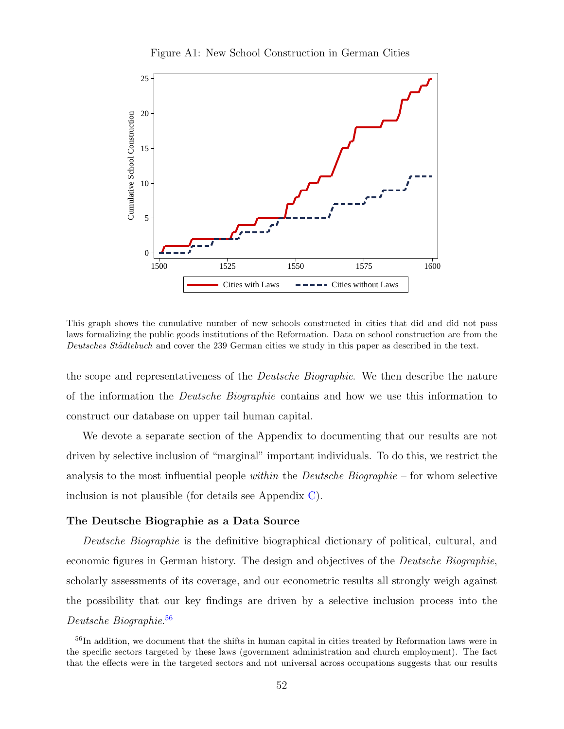Figure A1: New School Construction in German Cities

This graph shows the cumulative number of new schools constructed in cities that did and did not pass laws formalizing the public goods institutions of the Reformation. Data on school construction are from the *Deutsches Städtebuch* and cover the 239 German cities we study in this paper as described in the text.

the scope and representativeness of the *Deutsche Biographie*. We then describe the nature of the information the *Deutsche Biographie* contains and how we use this information to construct our database on upper tail human capital.

We devote a separate section of the Appendix to documenting that our results are not driven by selective inclusion of "marginal" important individuals. To do this, we restrict the analysis to the most influential people *within* the *Deutsche Biographie* – for whom selective inclusion is not plausible (for details see Appendix C).

### The Deutsche Biographie as a Data Source

*Deutsche Biographie* is the definitive biographical dictionary of political, cultural, and economic figures in German history. The design and objectives of the *Deutsche Biographie*, scholarly assessments of its coverage, and our econometric results all strongly weigh against the possibility that our key findings are driven by a selective inclusion process into the *Deutsche Biographie*.[56]

[56] In addition, we document that the shifts in human capital in cities treated by Reformation laws were in the specific sectors targeted by these laws (government administration and church employment). The fact that the effects were in the targeted sectors and not universal across occupations suggests that our results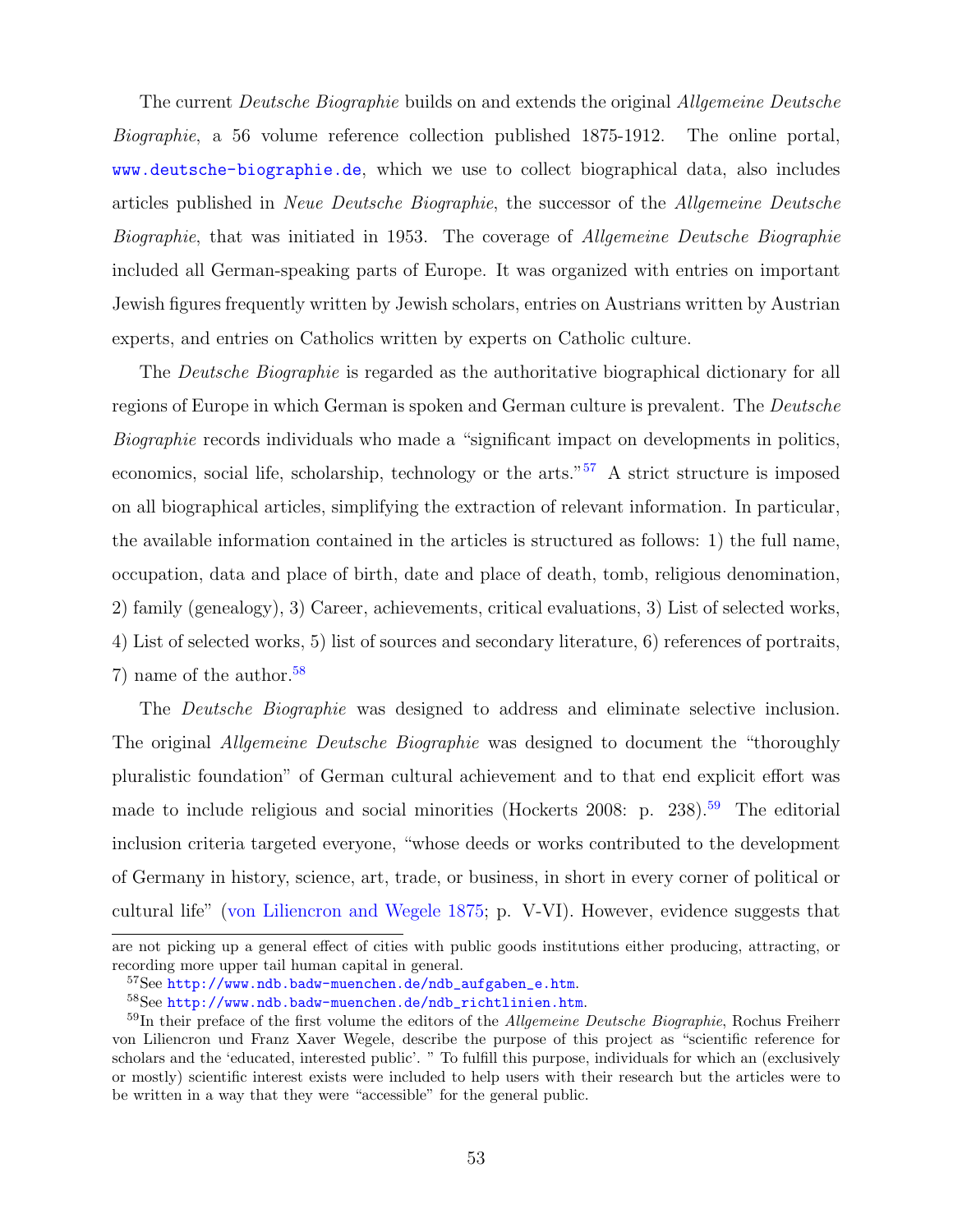The current *Deutsche Biographie* builds on and extends the original *Allgemeine Deutsche Biographie*, a 56 volume reference collection published 1875-1912. The online portal, www.deutsche-biographie.de, which we use to collect biographical data, also includes articles published in *Neue Deutsche Biographie*, the successor of the *Allgemeine Deutsche Biographie*, that was initiated in 1953. The coverage of *Allgemeine Deutsche Biographie* included all German-speaking parts of Europe. It was organized with entries on important Jewish figures frequently written by Jewish scholars, entries on Austrians written by Austrian experts, and entries on Catholics written by experts on Catholic culture.

The *Deutsche Biographie* is regarded as the authoritative biographical dictionary for all regions of Europe in which German is spoken and German culture is prevalent. The *Deutsche Biographie* records individuals who made a "significant impact on developments in politics, economics, social life, scholarship, technology or the arts."[57] A strict structure is imposed on all biographical articles, simplifying the extraction of relevant information. In particular, the available information contained in the articles is structured as follows: 1) the full name, occupation, data and place of birth, date and place of death, tomb, religious denomination, 2) family (genealogy), 3) Career, achievements, critical evaluations, 3) List of selected works, 4) List of selected works, 5) list of sources and secondary literature, 6) references of portraits, 7) name of the author.[58]

The *Deutsche Biographie* was designed to address and eliminate selective inclusion. The original *Allgemeine Deutsche Biographie* was designed to document the "thoroughly pluralistic foundation" of German cultural achievement and to that end explicit effort was made to include religious and social minorities (Hockerts 2008: p. 238).[59] The editorial inclusion criteria targeted everyone, "whose deeds or works contributed to the development of Germany in history, science, art, trade, or business, in short in every corner of political or cultural life" (von Liliencron and Wegele 1875; p. V-VI). However, evidence suggests that

---

are not picking up a general effect of cities with public goods institutions either producing, attracting, or recording more upper tail human capital in general.

[57] See http://www.ndb.badw-muenchen.de/ndb_aufgaben_e.htm.

[58] See http://www.ndb.badw-muenchen.de/ndb_richtlinien.htm.

[59] In their preface of the first volume the editors of the *Allgemeine Deutsche Biographie*, Rochus Freiherr von Liliencron und Franz Xaver Wegele, describe the purpose of this project as "scientific reference for scholars and the 'educated, interested public'. " To fulfill this purpose, individuals for which an (exclusively or mostly) scientific interest exists were included to help users with their research but the articles were to be written in a way that they were "accessible" for the general public.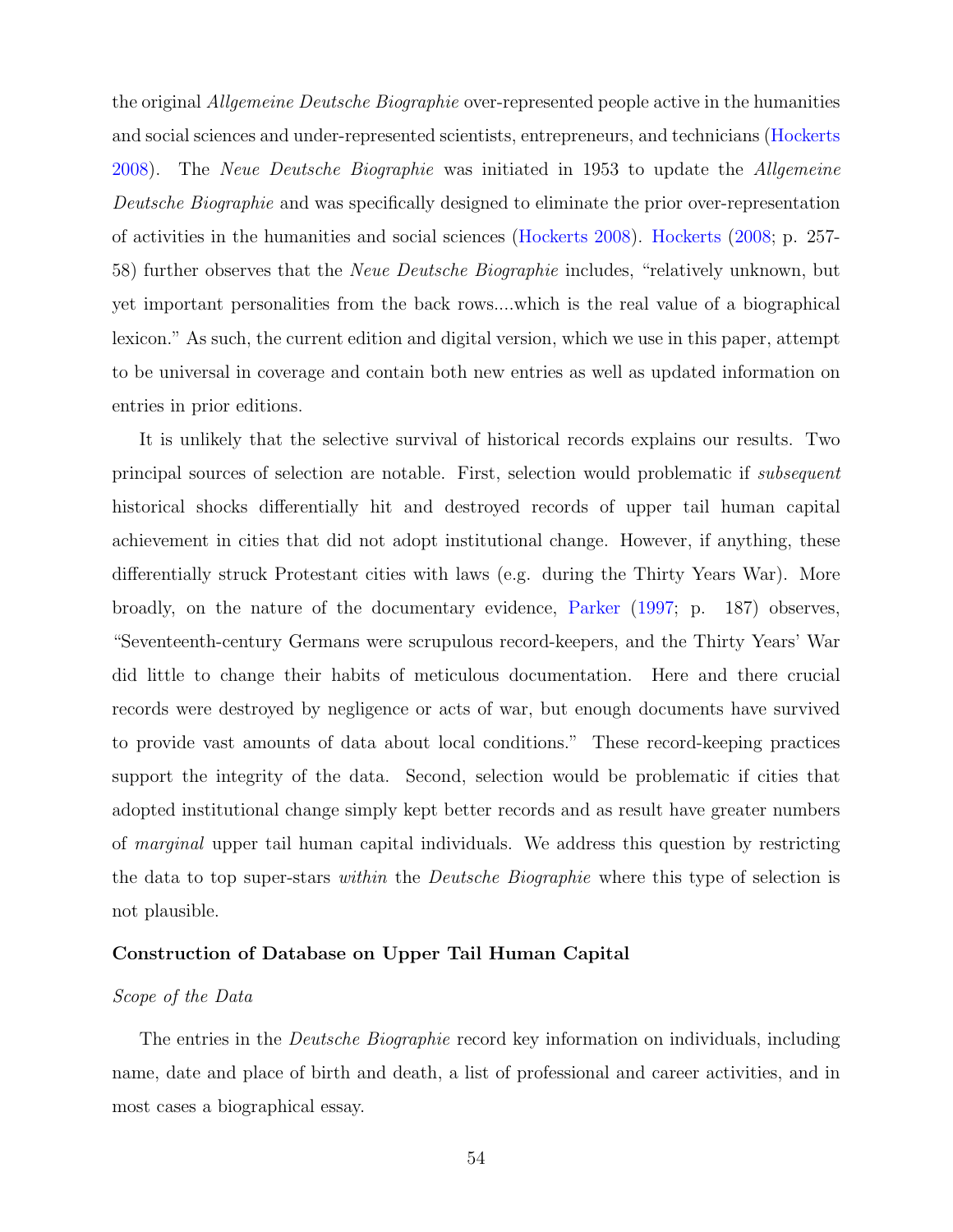the original *Allgemeine Deutsche Biographie* over-represented people active in the humanities and social sciences and under-represented scientists, entrepreneurs, and technicians (Hockerts 2008). The *Neue Deutsche Biographie* was initiated in 1953 to update the *Allgemeine Deutsche Biographie* and was specifically designed to eliminate the prior over-representation of activities in the humanities and social sciences (Hockerts 2008). Hockerts (2008; p. 257-58) further observes that the *Neue Deutsche Biographie* includes, "relatively unknown, but yet important personalities from the back rows....which is the real value of a biographical lexicon." As such, the current edition and digital version, which we use in this paper, attempt to be universal in coverage and contain both new entries as well as updated information on entries in prior editions.

It is unlikely that the selective survival of historical records explains our results. Two principal sources of selection are notable. First, selection would problematic if *subsequent* historical shocks differentially hit and destroyed records of upper tail human capital achievement in cities that did not adopt institutional change. However, if anything, these differentially struck Protestant cities with laws (e.g. during the Thirty Years War). More broadly, on the nature of the documentary evidence, Parker (1997; p. 187) observes, "Seventeenth-century Germans were scrupulous record-keepers, and the Thirty Years' War did little to change their habits of meticulous documentation. Here and there crucial records were destroyed by negligence or acts of war, but enough documents have survived to provide vast amounts of data about local conditions." These record-keeping practices support the integrity of the data. Second, selection would be problematic if cities that adopted institutional change simply kept better records and as result have greater numbers of *marginal* upper tail human capital individuals. We address this question by restricting the data to top super-stars *within* the *Deutsche Biographie* where this type of selection is not plausible.

### Construction of Database on Upper Tail Human Capital

#### *Scope of the Data*

The entries in the *Deutsche Biographie* record key information on individuals, including name, date and place of birth and death, a list of professional and career activities, and in most cases a biographical essay.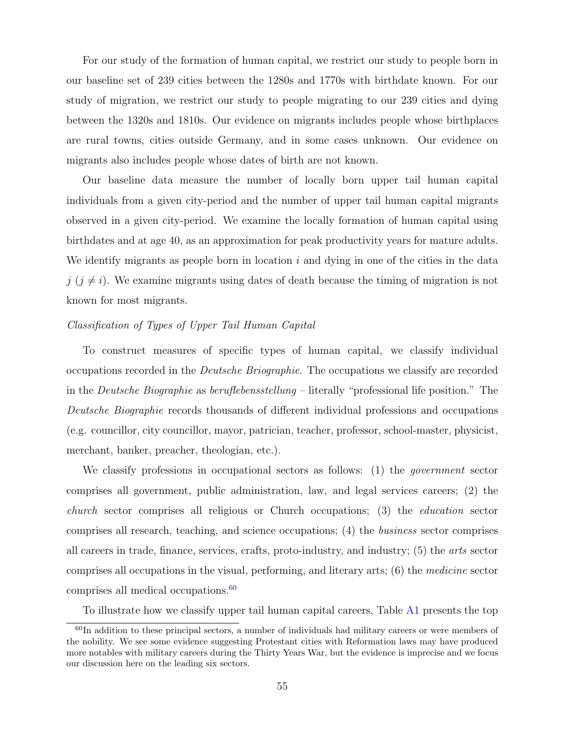For our study of the formation of human capital, we restrict our study to people born in our baseline set of 239 cities between the 1280s and 1770s with birthdate known. For our study of migration, we restrict our study to people migrating to our 239 cities and dying between the 1320s and 1810s. Our evidence on migrants includes people whose birthplaces are rural towns, cities outside Germany, and in some cases unknown. Our evidence on migrants also includes people whose dates of birth are not known.

Our baseline data measure the number of locally born upper tail human capital individuals from a given city-period and the number of upper tail human capital migrants observed in a given city-period. We examine the locally formation of human capital using birthdates and at age 40, as an approximation for peak productivity years for mature adults. We identify migrants as people born in location $i$ and dying in one of the cities in the data $j$ ($j \neq i$). We examine migrants using dates of death because the timing of migration is not known for most migrants.

*Classification of Types of Upper Tail Human Capital*

To construct measures of specific types of human capital, we classify individual occupations recorded in the *Deutsche Briographie*. The occupations we classify are recorded in the *Deutsche Biographie* as *beruflebensstellung* – literally "professional life position." The *Deutsche Biographie* records thousands of different individual professions and occupations (e.g. councillor, city councillor, mayor, patrician, teacher, professor, school-master, physicist, merchant, banker, preacher, theologian, etc.).

We classify professions in occupational sectors as follows: (1) the *government* sector comprises all government, public administration, law, and legal services careers; (2) the *church* sector comprises all religious or Church occupations; (3) the *education* sector comprises all research, teaching, and science occupations; (4) the *business* sector comprises all careers in trade, finance, services, crafts, proto-industry, and industry; (5) the *arts* sector comprises all occupations in the visual, performing, and literary arts; (6) the *medicine* sector comprises all medical occupations.[60]

To illustrate how we classify upper tail human capital careers, Table A1 presents the top

[60] In addition to these principal sectors, a number of individuals had military careers or were members of the nobility. We see some evidence suggesting Protestant cities with Reformation laws may have produced more notables with military careers during the Thirty Years War, but the evidence is imprecise and we focus our discussion here on the leading six sectors.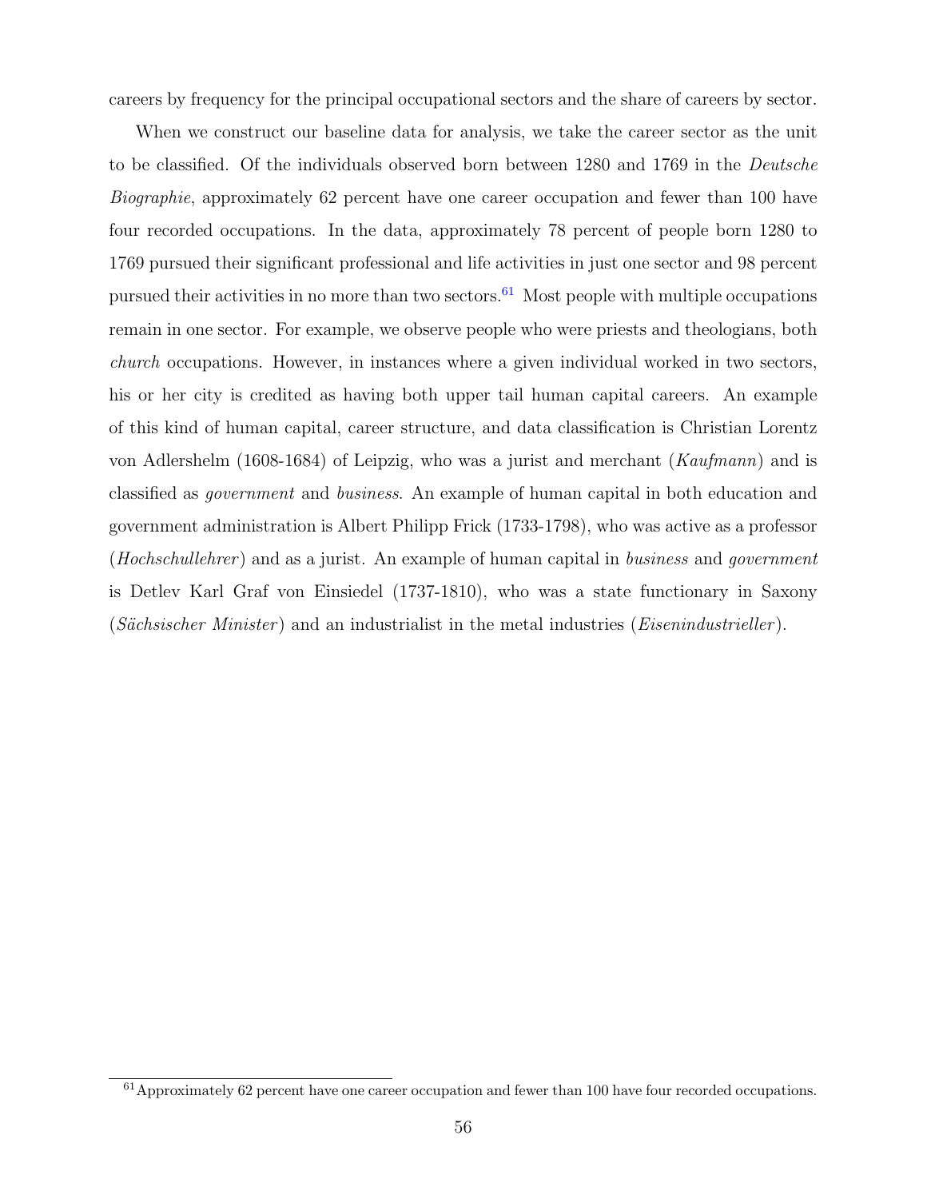careers by frequency for the principal occupational sectors and the share of careers by sector.

When we construct our baseline data for analysis, we take the career sector as the unit to be classified. Of the individuals observed born between 1280 and 1769 in the *Deutsche Biographie*, approximately 62 percent have one career occupation and fewer than 100 have four recorded occupations. In the data, approximately 78 percent of people born 1280 to 1769 pursued their significant professional and life activities in just one sector and 98 percent pursued their activities in no more than two sectors.[61] Most people with multiple occupations remain in one sector. For example, we observe people who were priests and theologians, both *church* occupations. However, in instances where a given individual worked in two sectors, his or her city is credited as having both upper tail human capital careers. An example of this kind of human capital, career structure, and data classification is Christian Lorentz von Adlershelm (1608-1684) of Leipzig, who was a jurist and merchant (*Kaufmann*) and is classified as *government* and *business*. An example of human capital in both education and government administration is Albert Philipp Frick (1733-1798), who was active as a professor (*Hochschullehrer*) and as a jurist. An example of human capital in *business* and *government* is Detlev Karl Graf von Einsiedel (1737-1810), who was a state functionary in Saxony (*Sächsischer Minister*) and an industrialist in the metal industries (*Eisenindustrieller*).

[61] Approximately 62 percent have one career occupation and fewer than 100 have four recorded occupations.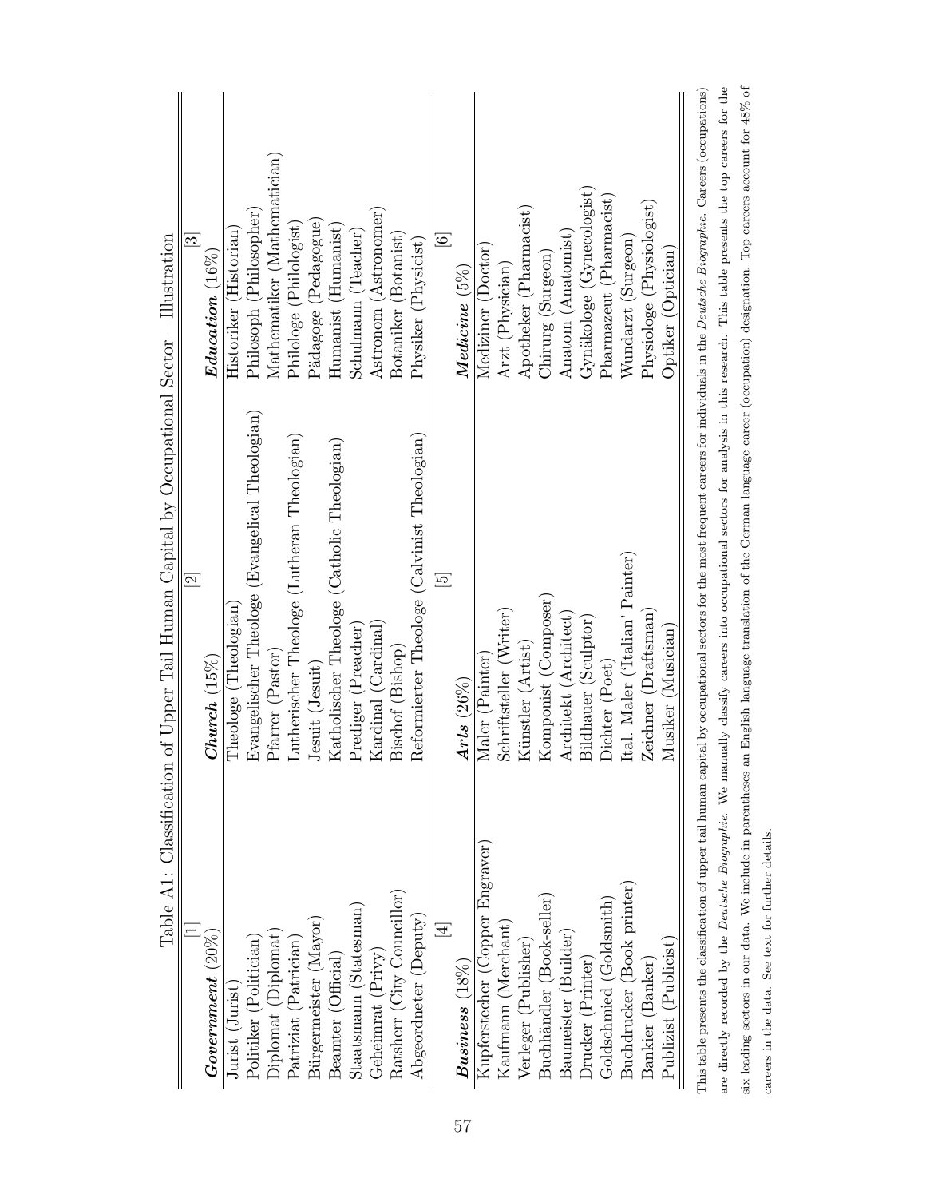Table A1: Classification of Upper Tail Human Capital by Occupational Sector – Illustration

| [1] | [2] | [3] |
|---|---|---|
| ***Government*** (20%) | ***Church*** (15%) | ***Education*** (16%) |
| Jurist (Jurist) | Theologe (Theologian) | Historiker (Historian) |
| Politiker (Politician) | Evangelischer Theologe (Evangelical Theologian) | Philosoph (Philosopher) |
| Diplomat (Diplomat) | Pfarrer (Pastor) | Mathematiker (Mathematician) |
| Patriziat (Patrician) | Lutherischer Theologe (Lutheran Theologian) | Philologe (Philologist) |
| Bürgermeister (Mayor) | Jesuit (Jesuit) | Pädagoge (Pedagogue) |
| Beamter (Official) | Katholischer Theologe (Catholic Theologian) | Humanist (Humanist) |
| Staatsmann (Statesman) | Prediger (Preacher) | Schulmann (Teacher) |
| Geheimrat (Privy) | Kardinal (Cardinal) | Astronom (Astronomer) |
| Ratsherr (City Councillor) | Bischof (Bishop) | Botaniker (Botanist) |
| Abgeordneter (Deputy) | Reformierter Theologe (Calvinist Theologian) | Physiker (Physicist) |
| [4] | [5] | [6] |
| ***Business*** (18%) | ***Arts*** (26%) | ***Medicine*** (5%) |
| Kupferstecher (Copper Engraver) | Maler (Painter) | Mediziner (Doctor) |
| Kaufmann (Merchant) | Schriftsteller (Writer) | Arzt (Physician) |
| Verleger (Publisher) | Künstler (Artist) | Apotheker (Pharmacist) |
| Buchhändler (Book-seller) | Komponist (Composer) | Chirurg (Surgeon) |
| Baumeister (Builder) | Architekt (Architect) | Anatom (Anatomist) |
| Drucker (Printer) | Bildhauer (Sculptor) | Gynäkologe (Gynecologist) |
| Goldschmied (Goldsmith) | Dichter (Poet) | Pharmazeut (Pharmacist) |
| Buchdrucker (Book printer) | Ital. Maler ('Italian' Painter) | Wundarzt (Surgeon) |
| Bankier (Banker) | Zeichner (Draftsman) | Physiologe (Physiologist) |
| Publizist (Publicist) | Musiker (Musician) | Optiker (Optician) |

This table presents the classification of upper tail human capital by occupational sectors for the most frequent careers for individuals in the *Deutsche Biographie*. Careers (occupations) are directly recorded by the *Deutsche Biographie*. We manually classify careers into occupational sectors for analysis in this research. This table presents the top careers for the six leading sectors in our data. We include in parentheses an English language translation of the German language career (occupation) designation. Top careers account for 48% of careers in the data. See text for further details.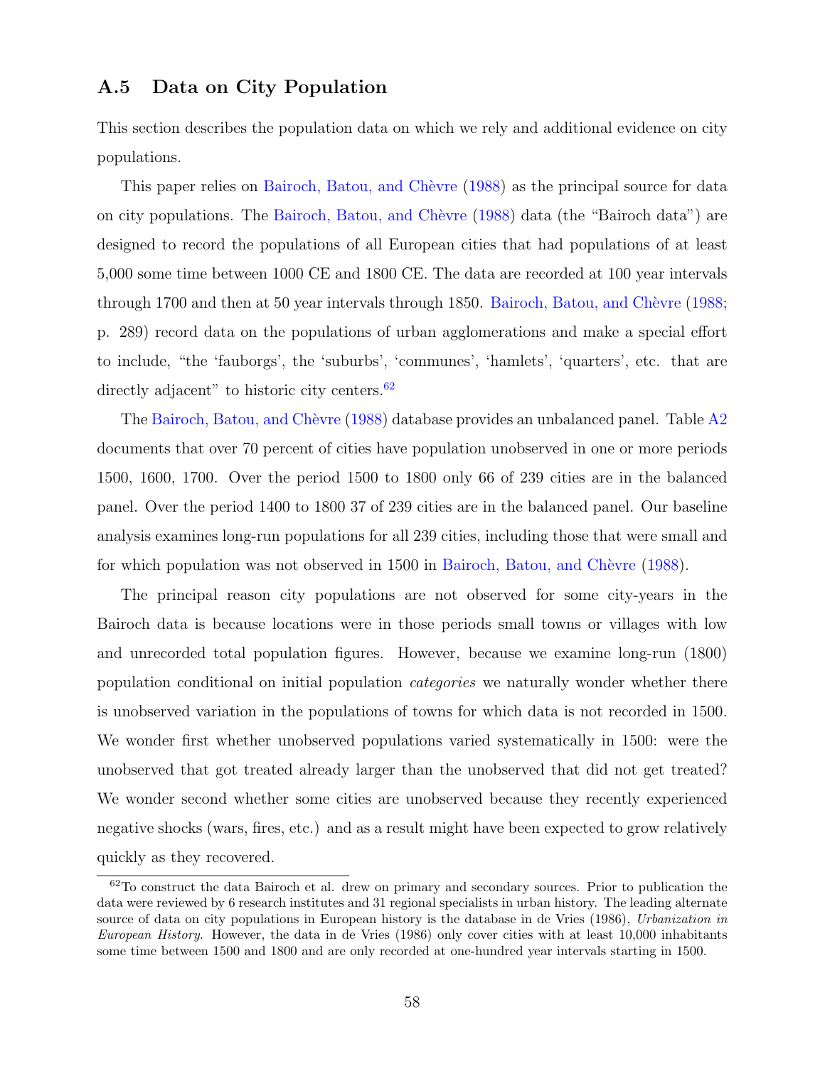## A.5 Data on City Population

This section describes the population data on which we rely and additional evidence on city populations.

This paper relies on Bairoch, Batou, and Chèvre (1988) as the principal source for data on city populations. The Bairoch, Batou, and Chèvre (1988) data (the "Bairoch data") are designed to record the populations of all European cities that had populations of at least 5,000 some time between 1000 CE and 1800 CE. The data are recorded at 100 year intervals through 1700 and then at 50 year intervals through 1850. Bairoch, Batou, and Chèvre (1988; p. 289) record data on the populations of urban agglomerations and make a special effort to include, "the 'fauborgs', the 'suburbs', 'communes', 'hamlets', 'quarters', etc. that are directly adjacent" to historic city centers.[62]

The Bairoch, Batou, and Chèvre (1988) database provides an unbalanced panel. Table A2 documents that over 70 percent of cities have population unobserved in one or more periods 1500, 1600, 1700. Over the period 1500 to 1800 only 66 of 239 cities are in the balanced panel. Over the period 1400 to 1800 37 of 239 cities are in the balanced panel. Our baseline analysis examines long-run populations for all 239 cities, including those that were small and for which population was not observed in 1500 in Bairoch, Batou, and Chèvre (1988).

The principal reason city populations are not observed for some city-years in the Bairoch data is because locations were in those periods small towns or villages with low and unrecorded total population figures. However, because we examine long-run (1800) population conditional on initial population *categories* we naturally wonder whether there is unobserved variation in the populations of towns for which data is not recorded in 1500. We wonder first whether unobserved populations varied systematically in 1500: were the unobserved that got treated already larger than the unobserved that did not get treated? We wonder second whether some cities are unobserved because they recently experienced negative shocks (wars, fires, etc.) and as a result might have been expected to grow relatively quickly as they recovered.

[62] To construct the data Bairoch et al. drew on primary and secondary sources. Prior to publication the data were reviewed by 6 research institutes and 31 regional specialists in urban history. The leading alternate source of data on city populations in European history is the database in de Vries (1986), *Urbanization in European History.* However, the data in de Vries (1986) only cover cities with at least 10,000 inhabitants some time between 1500 and 1800 and are only recorded at one-hundred year intervals starting in 1500.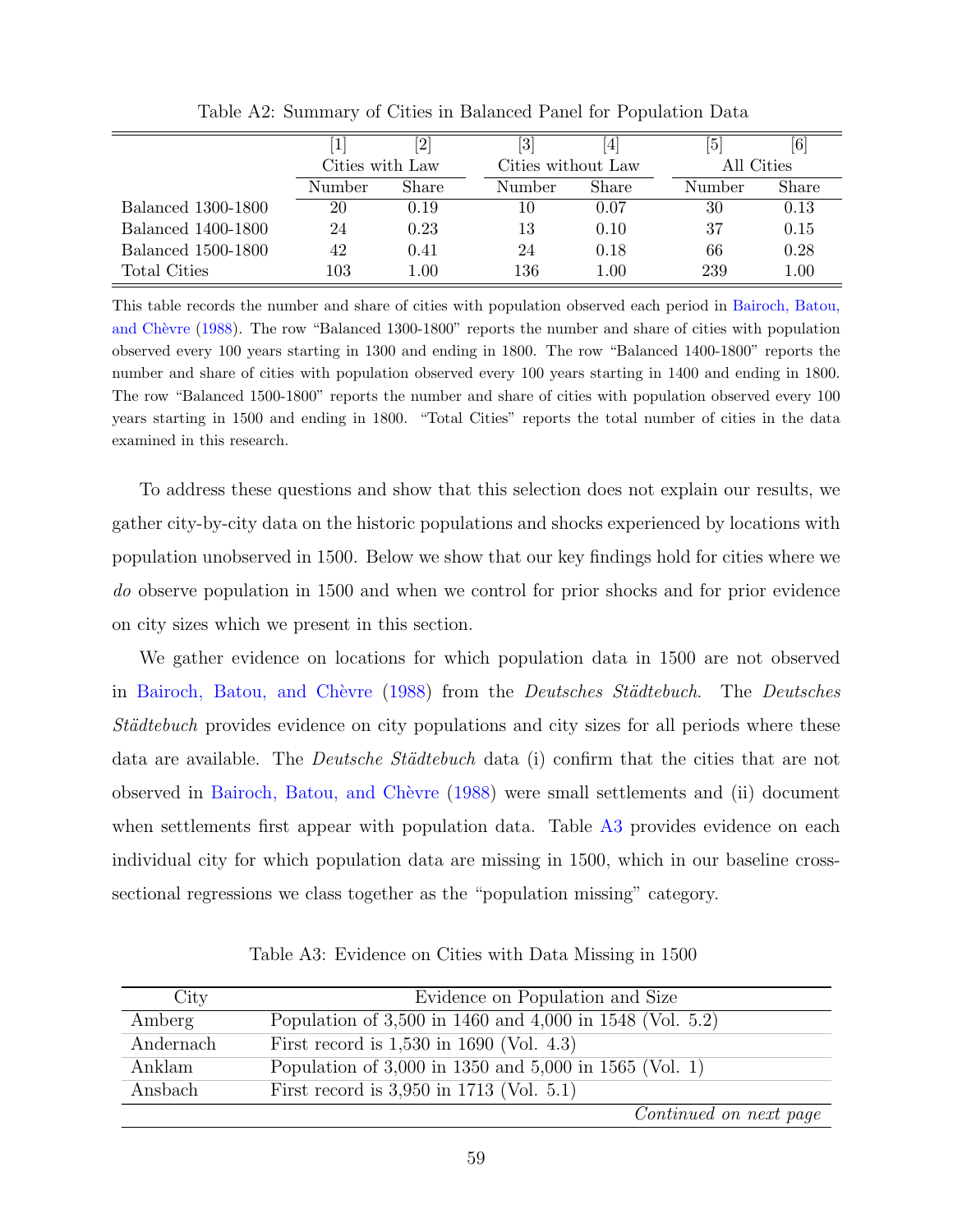Table A2: Summary of Cities in Balanced Panel for Population Data

| | [1] | [2] | [3] | [4] | [5] | [6] |
|---|---|---|---|---|---|---|
| | Cities with Law | | Cities without Law | | All Cities | |
| | Number | Share | Number | Share | Number | Share |
| Balanced 1300-1800 | 20 | 0.19 | 10 | 0.07 | 30 | 0.13 |
| Balanced 1400-1800 | 24 | 0.23 | 13 | 0.10 | 37 | 0.15 |
| Balanced 1500-1800 | 42 | 0.41 | 24 | 0.18 | 66 | 0.28 |
| Total Cities | 103 | 1.00 | 136 | 1.00 | 239 | 1.00 |

This table records the number and share of cities with population observed each period in Bairoch, Batou, and Chèvre (1988). The row "Balanced 1300-1800" reports the number and share of cities with population observed every 100 years starting in 1300 and ending in 1800. The row "Balanced 1400-1800" reports the number and share of cities with population observed every 100 years starting in 1400 and ending in 1800. The row "Balanced 1500-1800" reports the number and share of cities with population observed every 100 years starting in 1500 and ending in 1800. "Total Cities" reports the total number of cities in the data examined in this research.

To address these questions and show that this selection does not explain our results, we gather city-by-city data on the historic populations and shocks experienced by locations with population unobserved in 1500. Below we show that our key findings hold for cities where we *do* observe population in 1500 and when we control for prior shocks and for prior evidence on city sizes which we present in this section.

We gather evidence on locations for which population data in 1500 are not observed in Bairoch, Batou, and Chèvre (1988) from the *Deutsches Städtebuch*. The *Deutsches Städtebuch* provides evidence on city populations and city sizes for all periods where these data are available. The *Deutsche Städtebuch* data (i) confirm that the cities that are not observed in Bairoch, Batou, and Chèvre (1988) were small settlements and (ii) document when settlements first appear with population data. Table A3 provides evidence on each individual city for which population data are missing in 1500, which in our baseline cross-sectional regressions we class together as the "population missing" category.

Table A3: Evidence on Cities with Data Missing in 1500

| City | Evidence on Population and Size |
|---|---|
| Amberg | Population of 3,500 in 1460 and 4,000 in 1548 (Vol. 5.2) |
| Andernach | First record is 1,530 in 1690 (Vol. 4.3) |
| Anklam | Population of 3,000 in 1350 and 5,000 in 1565 (Vol. 1) |
| Ansbach | First record is 3,950 in 1713 (Vol. 5.1) |
| | *Continued on next page* |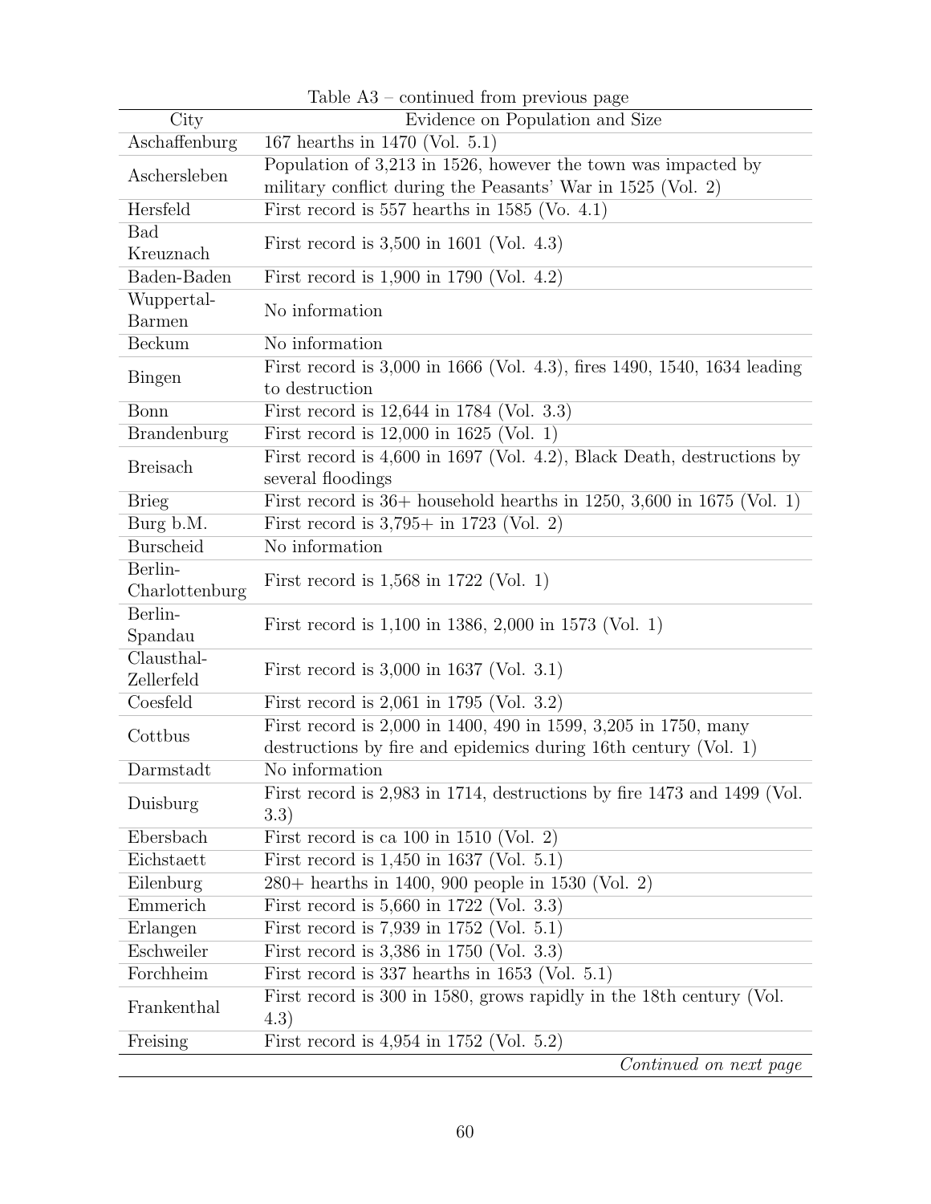Table A3 – continued from previous page

| City | Evidence on Population and Size |
|---|---|
| Aschaffenburg | 167 hearths in 1470 (Vol. 5.1) |
| Aschersleben | Population of 3,213 in 1526, however the town was impacted by military conflict during the Peasants' War in 1525 (Vol. 2) |
| Hersfeld | First record is 557 hearths in 1585 (Vo. 4.1) |
| Bad Kreuznach | First record is 3,500 in 1601 (Vol. 4.3) |
| Baden-Baden | First record is 1,900 in 1790 (Vol. 4.2) |
| Wuppertal-Barmen | No information |
| Beckum | No information |
| Bingen | First record is 3,000 in 1666 (Vol. 4.3), fires 1490, 1540, 1634 leading to destruction |
| Bonn | First record is 12,644 in 1784 (Vol. 3.3) |
| Brandenburg | First record is 12,000 in 1625 (Vol. 1) |
| Breisach | First record is 4,600 in 1697 (Vol. 4.2), Black Death, destructions by several floodings |
| Brieg | First record is 36+ household hearths in 1250, 3,600 in 1675 (Vol. 1) |
| Burg b.M. | First record is 3,795+ in 1723 (Vol. 2) |
| Burscheid | No information |
| Berlin-Charlottenburg | First record is 1,568 in 1722 (Vol. 1) |
| Berlin-Spandau | First record is 1,100 in 1386, 2,000 in 1573 (Vol. 1) |
| Clausthal-Zellerfeld | First record is 3,000 in 1637 (Vol. 3.1) |
| Coesfeld | First record is 2,061 in 1795 (Vol. 3.2) |
| Cottbus | First record is 2,000 in 1400, 490 in 1599, 3,205 in 1750, many destructions by fire and epidemics during 16th century (Vol. 1) |
| Darmstadt | No information |
| Duisburg | First record is 2,983 in 1714, destructions by fire 1473 and 1499 (Vol. 3.3) |
| Ebersbach | First record is ca 100 in 1510 (Vol. 2) |
| Eichstaett | First record is 1,450 in 1637 (Vol. 5.1) |
| Eilenburg | 280+ hearths in 1400, 900 people in 1530 (Vol. 2) |
| Emmerich | First record is 5,660 in 1722 (Vol. 3.3) |
| Erlangen | First record is 7,939 in 1752 (Vol. 5.1) |
| Eschweiler | First record is 3,386 in 1750 (Vol. 3.3) |
| Forchheim | First record is 337 hearths in 1653 (Vol. 5.1) |
| Frankenthal | First record is 300 in 1580, grows rapidly in the 18th century (Vol. 4.3) |
| Freising | First record is 4,954 in 1752 (Vol. 5.2) |

*Continued on next page*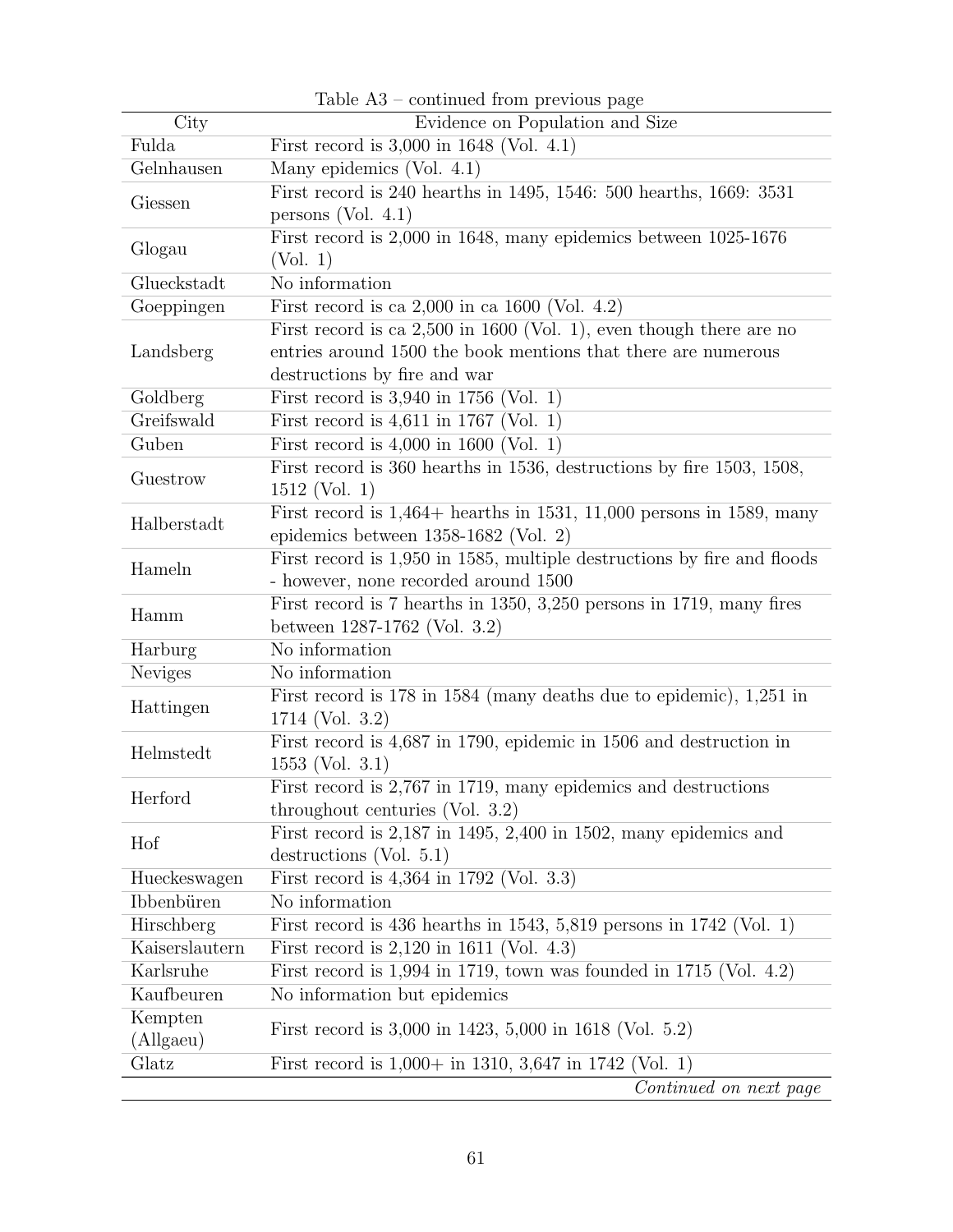Table A3 – continued from previous page

| City | Evidence on Population and Size |
|---|---|
| Fulda | First record is 3,000 in 1648 (Vol. 4.1) |
| Gelnhausen | Many epidemics (Vol. 4.1) |
| Giessen | First record is 240 hearths in 1495, 1546: 500 hearths, 1669: 3531 persons (Vol. 4.1) |
| Glogau | First record is 2,000 in 1648, many epidemics between 1025-1676 (Vol. 1) |
| Glueckstadt | No information |
| Goeppingen | First record is ca 2,000 in ca 1600 (Vol. 4.2) |
| Landsberg | First record is ca 2,500 in 1600 (Vol. 1), even though there are no entries around 1500 the book mentions that there are numerous destructions by fire and war |
| Goldberg | First record is 3,940 in 1756 (Vol. 1) |
| Greifswald | First record is 4,611 in 1767 (Vol. 1) |
| Guben | First record is 4,000 in 1600 (Vol. 1) |
| Guestrow | First record is 360 hearths in 1536, destructions by fire 1503, 1508, 1512 (Vol. 1) |
| Halberstadt | First record is 1,464+ hearths in 1531, 11,000 persons in 1589, many epidemics between 1358-1682 (Vol. 2) |
| Hameln | First record is 1,950 in 1585, multiple destructions by fire and floods - however, none recorded around 1500 |
| Hamm | First record is 7 hearths in 1350, 3,250 persons in 1719, many fires between 1287-1762 (Vol. 3.2) |
| Harburg | No information |
| Neviges | No information |
| Hattingen | First record is 178 in 1584 (many deaths due to epidemic), 1,251 in 1714 (Vol. 3.2) |
| Helmstedt | First record is 4,687 in 1790, epidemic in 1506 and destruction in 1553 (Vol. 3.1) |
| Herford | First record is 2,767 in 1719, many epidemics and destructions throughout centuries (Vol. 3.2) |
| Hof | First record is 2,187 in 1495, 2,400 in 1502, many epidemics and destructions (Vol. 5.1) |
| Hueckeswagen | First record is 4,364 in 1792 (Vol. 3.3) |
| Ibbenbüren | No information |
| Hirschberg | First record is 436 hearths in 1543, 5,819 persons in 1742 (Vol. 1) |
| Kaiserslautern | First record is 2,120 in 1611 (Vol. 4.3) |
| Karlsruhe | First record is 1,994 in 1719, town was founded in 1715 (Vol. 4.2) |
| Kaufbeuren | No information but epidemics |
| Kempten (Allgaeu) | First record is 3,000 in 1423, 5,000 in 1618 (Vol. 5.2) |
| Glatz | First record is 1,000+ in 1310, 3,647 in 1742 (Vol. 1) |

*Continued on next page*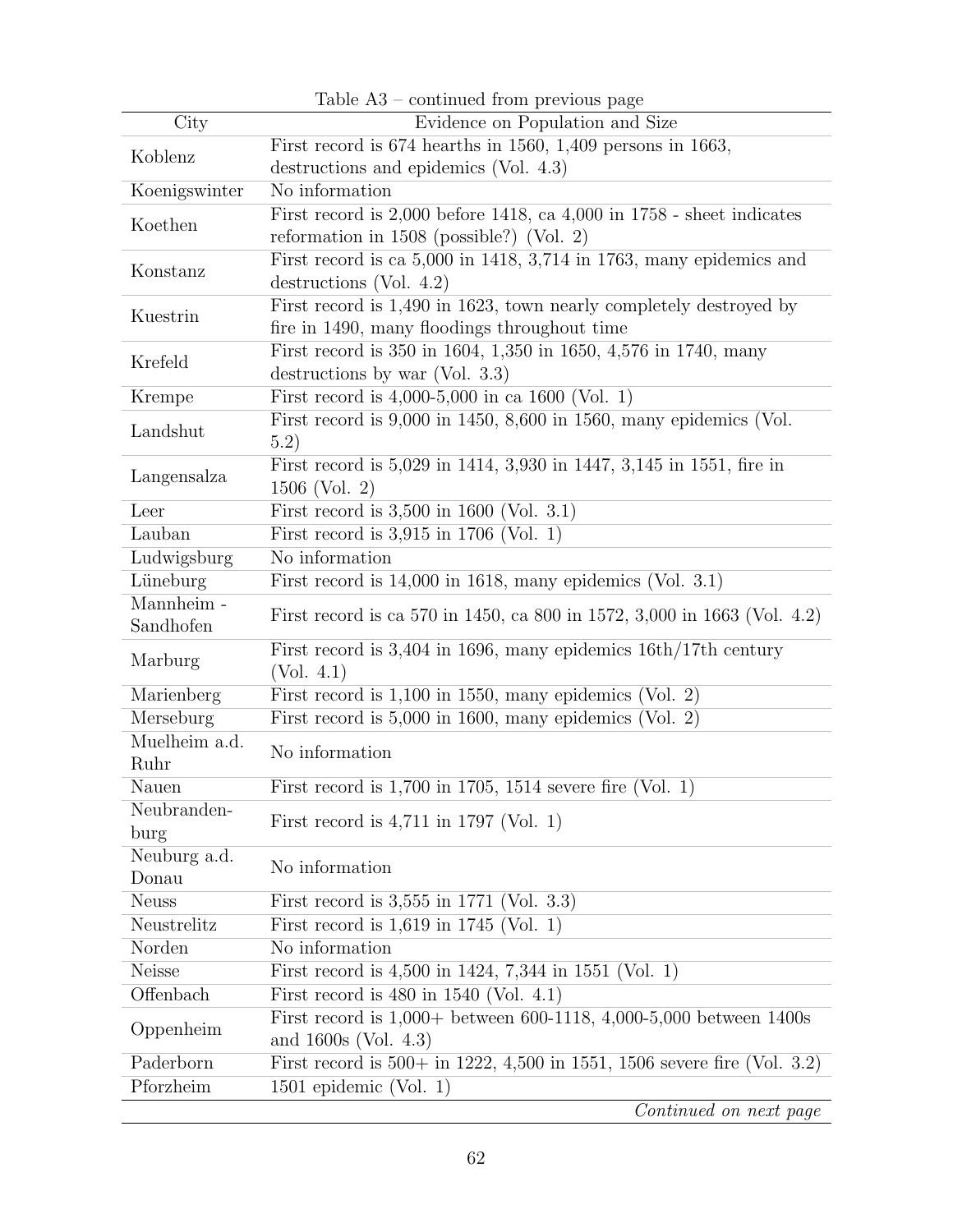Table A3 – continued from previous page

| City | Evidence on Population and Size |
|---|---|
| Koblenz | First record is 674 hearths in 1560, 1,409 persons in 1663, destructions and epidemics (Vol. 4.3) |
| Koenigswinter | No information |
| Koethen | First record is 2,000 before 1418, ca 4,000 in 1758 - sheet indicates reformation in 1508 (possible?) (Vol. 2) |
| Konstanz | First record is ca 5,000 in 1418, 3,714 in 1763, many epidemics and destructions (Vol. 4.2) |
| Kuestrin | First record is 1,490 in 1623, town nearly completely destroyed by fire in 1490, many floodings throughout time |
| Krefeld | First record is 350 in 1604, 1,350 in 1650, 4,576 in 1740, many destructions by war (Vol. 3.3) |
| Krempe | First record is 4,000-5,000 in ca 1600 (Vol. 1) |
| Landshut | First record is 9,000 in 1450, 8,600 in 1560, many epidemics (Vol. 5.2) |
| Langensalza | First record is 5,029 in 1414, 3,930 in 1447, 3,145 in 1551, fire in 1506 (Vol. 2) |
| Leer | First record is 3,500 in 1600 (Vol. 3.1) |
| Lauban | First record is 3,915 in 1706 (Vol. 1) |
| Ludwigsburg | No information |
| Lüneburg | First record is 14,000 in 1618, many epidemics (Vol. 3.1) |
| Mannheim - Sandhofen | First record is ca 570 in 1450, ca 800 in 1572, 3,000 in 1663 (Vol. 4.2) |
| Marburg | First record is 3,404 in 1696, many epidemics 16th/17th century (Vol. 4.1) |
| Marienberg | First record is 1,100 in 1550, many epidemics (Vol. 2) |
| Merseburg | First record is 5,000 in 1600, many epidemics (Vol. 2) |
| Muelheim a.d. Ruhr | No information |
| Nauen | First record is 1,700 in 1705, 1514 severe fire (Vol. 1) |
| Neubrandenburg | First record is 4,711 in 1797 (Vol. 1) |
| Neuburg a.d. Donau | No information |
| Neuss | First record is 3,555 in 1771 (Vol. 3.3) |
| Neustrelitz | First record is 1,619 in 1745 (Vol. 1) |
| Norden | No information |
| Neisse | First record is 4,500 in 1424, 7,344 in 1551 (Vol. 1) |
| Offenbach | First record is 480 in 1540 (Vol. 4.1) |
| Oppenheim | First record is 1,000+ between 600-1118, 4,000-5,000 between 1400s and 1600s (Vol. 4.3) |
| Paderborn | First record is 500+ in 1222, 4,500 in 1551, 1506 severe fire (Vol. 3.2) |
| Pforzheim | 1501 epidemic (Vol. 1) |

*Continued on next page*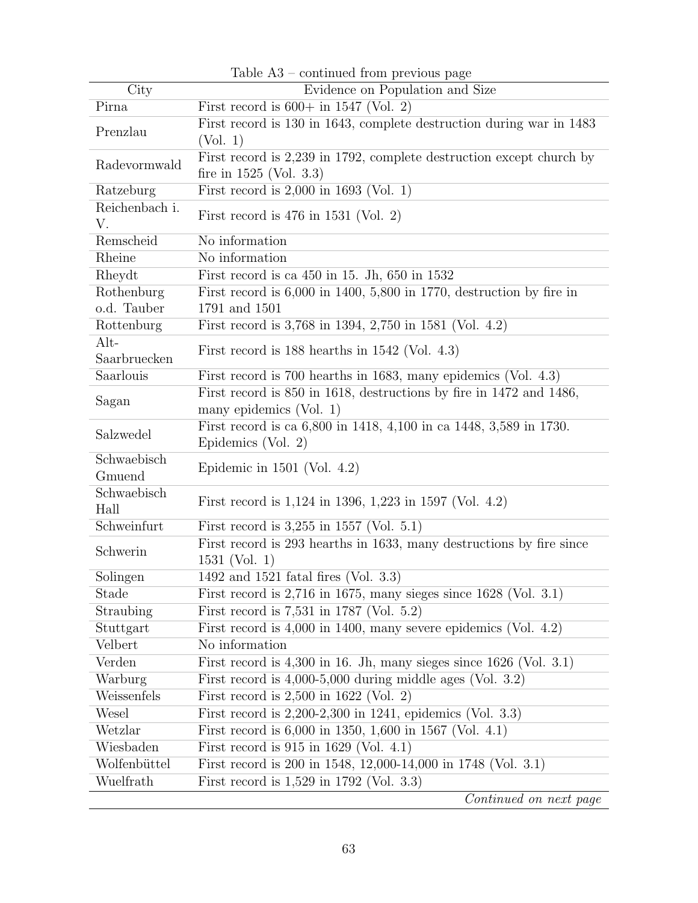Table A3 – continued from previous page

| City | Evidence on Population and Size |
|---|---|
| Pirna | First record is 600+ in 1547 (Vol. 2) |
| Prenzlau | First record is 130 in 1643, complete destruction during war in 1483 (Vol. 1) |
| Radevormwald | First record is 2,239 in 1792, complete destruction except church by fire in 1525 (Vol. 3.3) |
| Ratzeburg | First record is 2,000 in 1693 (Vol. 1) |
| Reichenbach i. V. | First record is 476 in 1531 (Vol. 2) |
| Remscheid | No information |
| Rheine | No information |
| Rheydt | First record is ca 450 in 15. Jh, 650 in 1532 |
| Rothenburg o.d. Tauber | First record is 6,000 in 1400, 5,800 in 1770, destruction by fire in 1791 and 1501 |
| Rottenburg | First record is 3,768 in 1394, 2,750 in 1581 (Vol. 4.2) |
| Alt-Saarbruecken | First record is 188 hearths in 1542 (Vol. 4.3) |
| Saarlouis | First record is 700 hearths in 1683, many epidemics (Vol. 4.3) |
| Sagan | First record is 850 in 1618, destructions by fire in 1472 and 1486, many epidemics (Vol. 1) |
| Salzwedel | First record is ca 6,800 in 1418, 4,100 in ca 1448, 3,589 in 1730. Epidemics (Vol. 2) |
| Schwaebisch Gmuend | Epidemic in 1501 (Vol. 4.2) |
| Schwaebisch Hall | First record is 1,124 in 1396, 1,223 in 1597 (Vol. 4.2) |
| Schweinfurt | First record is 3,255 in 1557 (Vol. 5.1) |
| Schwerin | First record is 293 hearths in 1633, many destructions by fire since 1531 (Vol. 1) |
| Solingen | 1492 and 1521 fatal fires (Vol. 3.3) |
| Stade | First record is 2,716 in 1675, many sieges since 1628 (Vol. 3.1) |
| Straubing | First record is 7,531 in 1787 (Vol. 5.2) |
| Stuttgart | First record is 4,000 in 1400, many severe epidemics (Vol. 4.2) |
| Velbert | No information |
| Verden | First record is 4,300 in 16. Jh, many sieges since 1626 (Vol. 3.1) |
| Warburg | First record is 4,000-5,000 during middle ages (Vol. 3.2) |
| Weissenfels | First record is 2,500 in 1622 (Vol. 2) |
| Wesel | First record is 2,200-2,300 in 1241, epidemics (Vol. 3.3) |
| Wetzlar | First record is 6,000 in 1350, 1,600 in 1567 (Vol. 4.1) |
| Wiesbaden | First record is 915 in 1629 (Vol. 4.1) |
| Wolfenbüttel | First record is 200 in 1548, 12,000-14,000 in 1748 (Vol. 3.1) |
| Wuelfrath | First record is 1,529 in 1792 (Vol. 3.3) |

*Continued on next page*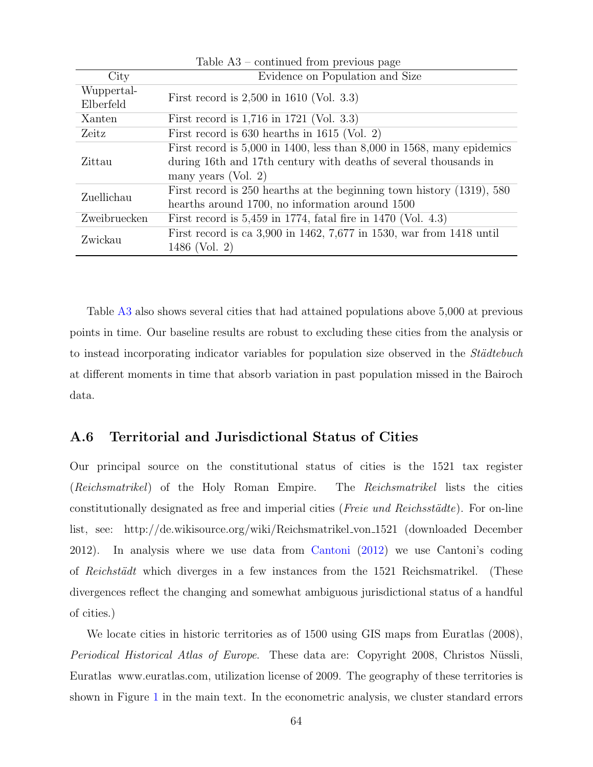Table A3 – continued from previous page

| City | Evidence on Population and Size |
|---|---|
| Wuppertal-Elberfeld | First record is 2,500 in 1610 (Vol. 3.3) |
| Xanten | First record is 1,716 in 1721 (Vol. 3.3) |
| Zeitz | First record is 630 hearths in 1615 (Vol. 2) |
| Zittau | First record is 5,000 in 1400, less than 8,000 in 1568, many epidemics during 16th and 17th century with deaths of several thousands in many years (Vol. 2) |
| Zuellichau | First record is 250 hearths at the beginning town history (1319), 580 hearths around 1700, no information around 1500 |
| Zweibruecken | First record is 5,459 in 1774, fatal fire in 1470 (Vol. 4.3) |
| Zwickau | First record is ca 3,900 in 1462, 7,677 in 1530, war from 1418 until 1486 (Vol. 2) |

Table A3 also shows several cities that had attained populations above 5,000 at previous points in time. Our baseline results are robust to excluding these cities from the analysis or to instead incorporating indicator variables for population size observed in the *Städtebuch* at different moments in time that absorb variation in past population missed in the Bairoch data.

## A.6 Territorial and Jurisdictional Status of Cities

Our principal source on the constitutional status of cities is the 1521 tax register (*Reichsmatrikel*) of the Holy Roman Empire. The *Reichsmatrikel* lists the cities constitutionally designated as free and imperial cities (*Freie und Reichsstädte*). For on-line list, see: http://de.wikisource.org/wiki/Reichsmatrikel_von_1521 (downloaded December 2012). In analysis where we use data from Cantoni (2012) we use Cantoni's coding of *Reichstädt* which diverges in a few instances from the 1521 Reichsmatrikel. (These divergences reflect the changing and somewhat ambiguous jurisdictional status of a handful of cities.)

We locate cities in historic territories as of 1500 using GIS maps from Euratlas (2008), *Periodical Historical Atlas of Europe*. These data are: Copyright 2008, Christos Nüssli, Euratlas www.euratlas.com, utilization license of 2009. The geography of these territories is shown in Figure 1 in the main text. In the econometric analysis, we cluster standard errors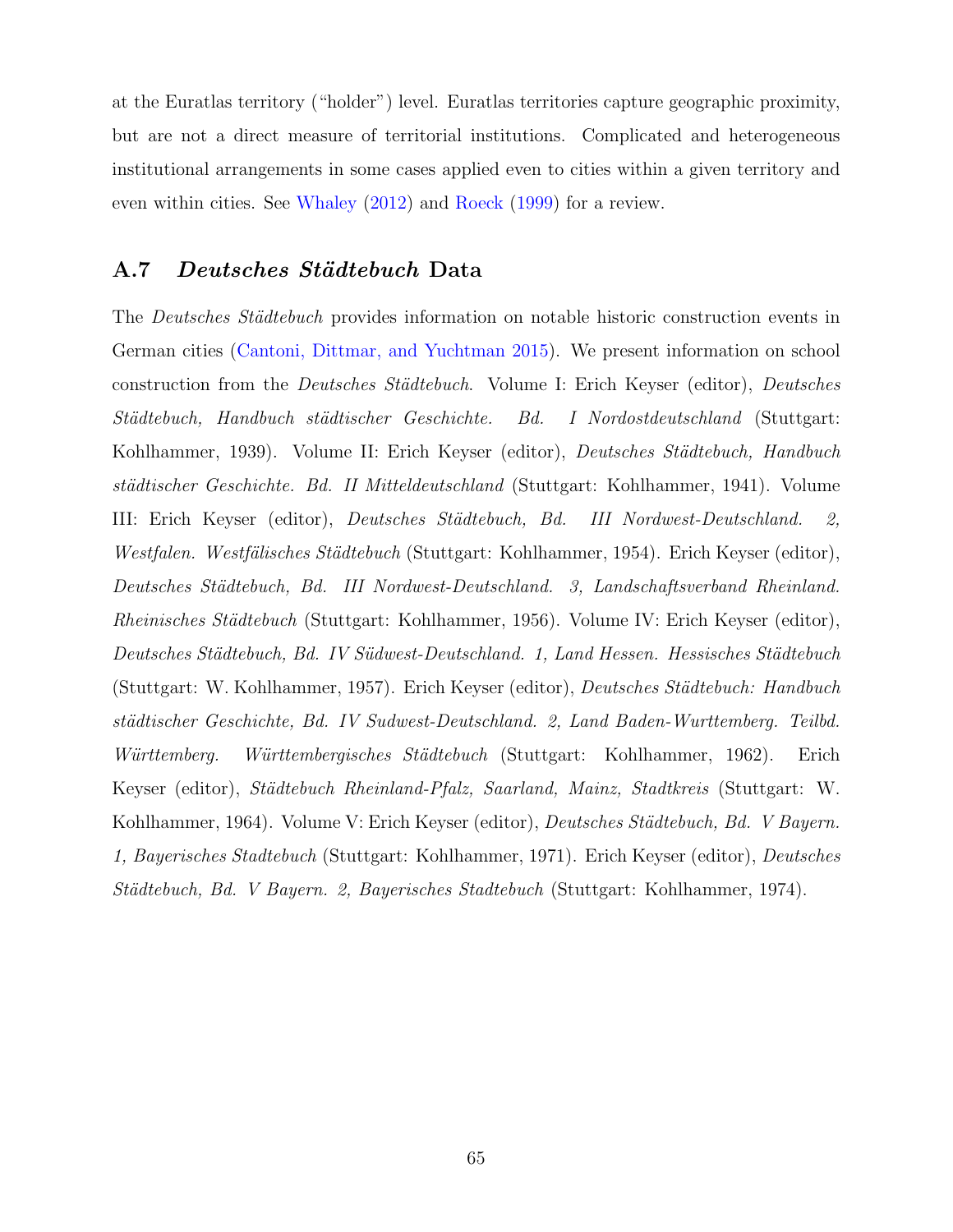at the Euratlas territory ("holder") level. Euratlas territories capture geographic proximity, but are not a direct measure of territorial institutions. Complicated and heterogeneous institutional arrangements in some cases applied even to cities within a given territory and even within cities. See Whaley (2012) and Roeck (1999) for a review.

## A.7 *Deutsches Städtebuch* Data

The *Deutsches Städtebuch* provides information on notable historic construction events in German cities (Cantoni, Dittmar, and Yuchtman 2015). We present information on school construction from the *Deutsches Städtebuch*. Volume I: Erich Keyser (editor), *Deutsches Städtebuch, Handbuch städtischer Geschichte. Bd. I Nordostdeutschland* (Stuttgart: Kohlhammer, 1939). Volume II: Erich Keyser (editor), *Deutsches Städtebuch, Handbuch städtischer Geschichte. Bd. II Mitteldeutschland* (Stuttgart: Kohlhammer, 1941). Volume III: Erich Keyser (editor), *Deutsches Städtebuch, Bd. III Nordwest-Deutschland. 2, Westfalen. Westfälisches Städtebuch* (Stuttgart: Kohlhammer, 1954). Erich Keyser (editor), *Deutsches Städtebuch, Bd. III Nordwest-Deutschland. 3, Landschaftsverband Rheinland. Rheinisches Städtebuch* (Stuttgart: Kohlhammer, 1956). Volume IV: Erich Keyser (editor), *Deutsches Städtebuch, Bd. IV Südwest-Deutschland. 1, Land Hessen. Hessisches Städtebuch* (Stuttgart: W. Kohlhammer, 1957). Erich Keyser (editor), *Deutsches Städtebuch: Handbuch städtischer Geschichte, Bd. IV Sudwest-Deutschland. 2, Land Baden-Wurttemberg. Teilbd. Württemberg. Württembergisches Städtebuch* (Stuttgart: Kohlhammer, 1962). Erich Keyser (editor), *Städtebuch Rheinland-Pfalz, Saarland, Mainz, Stadtkreis* (Stuttgart: W. Kohlhammer, 1964). Volume V: Erich Keyser (editor), *Deutsches Städtebuch, Bd. V Bayern. 1, Bayerisches Stadtebuch* (Stuttgart: Kohlhammer, 1971). Erich Keyser (editor), *Deutsches Städtebuch, Bd. V Bayern. 2, Bayerisches Stadtebuch* (Stuttgart: Kohlhammer, 1974).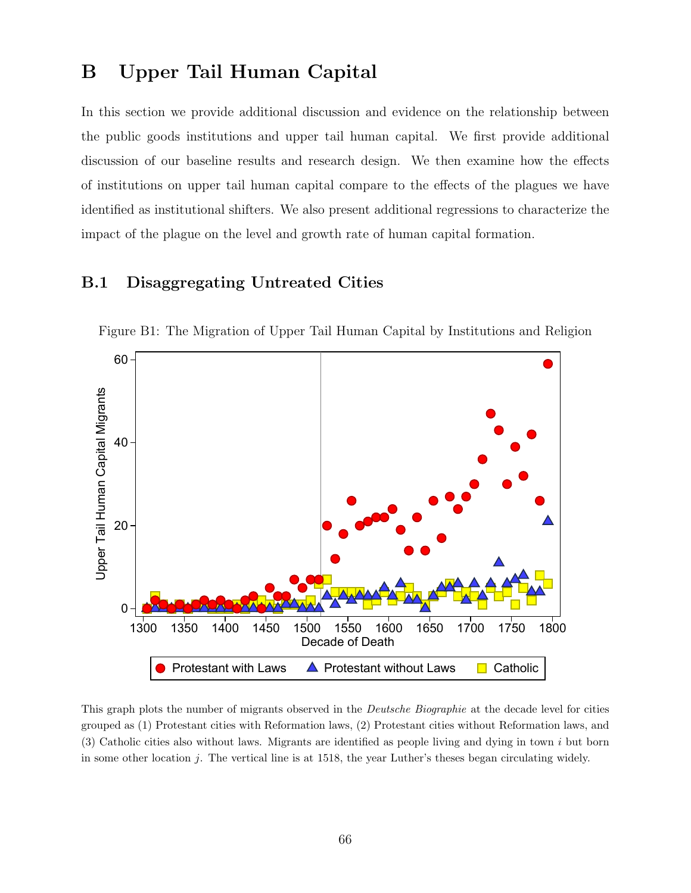# B Upper Tail Human Capital

In this section we provide additional discussion and evidence on the relationship between the public goods institutions and upper tail human capital. We first provide additional discussion of our baseline results and research design. We then examine how the effects of institutions on upper tail human capital compare to the effects of the plagues we have identified as institutional shifters. We also present additional regressions to characterize the impact of the plague on the level and growth rate of human capital formation.

## B.1 Disaggregating Untreated Cities

Figure B1: The Migration of Upper Tail Human Capital by Institutions and Religion

This graph plots the number of migrants observed in the *Deutsche Biographie* at the decade level for cities grouped as (1) Protestant cities with Reformation laws, (2) Protestant cities without Reformation laws, and (3) Catholic cities also without laws. Migrants are identified as people living and dying in town $i$ but born in some other location $j$. The vertical line is at 1518, the year Luther's theses began circulating widely.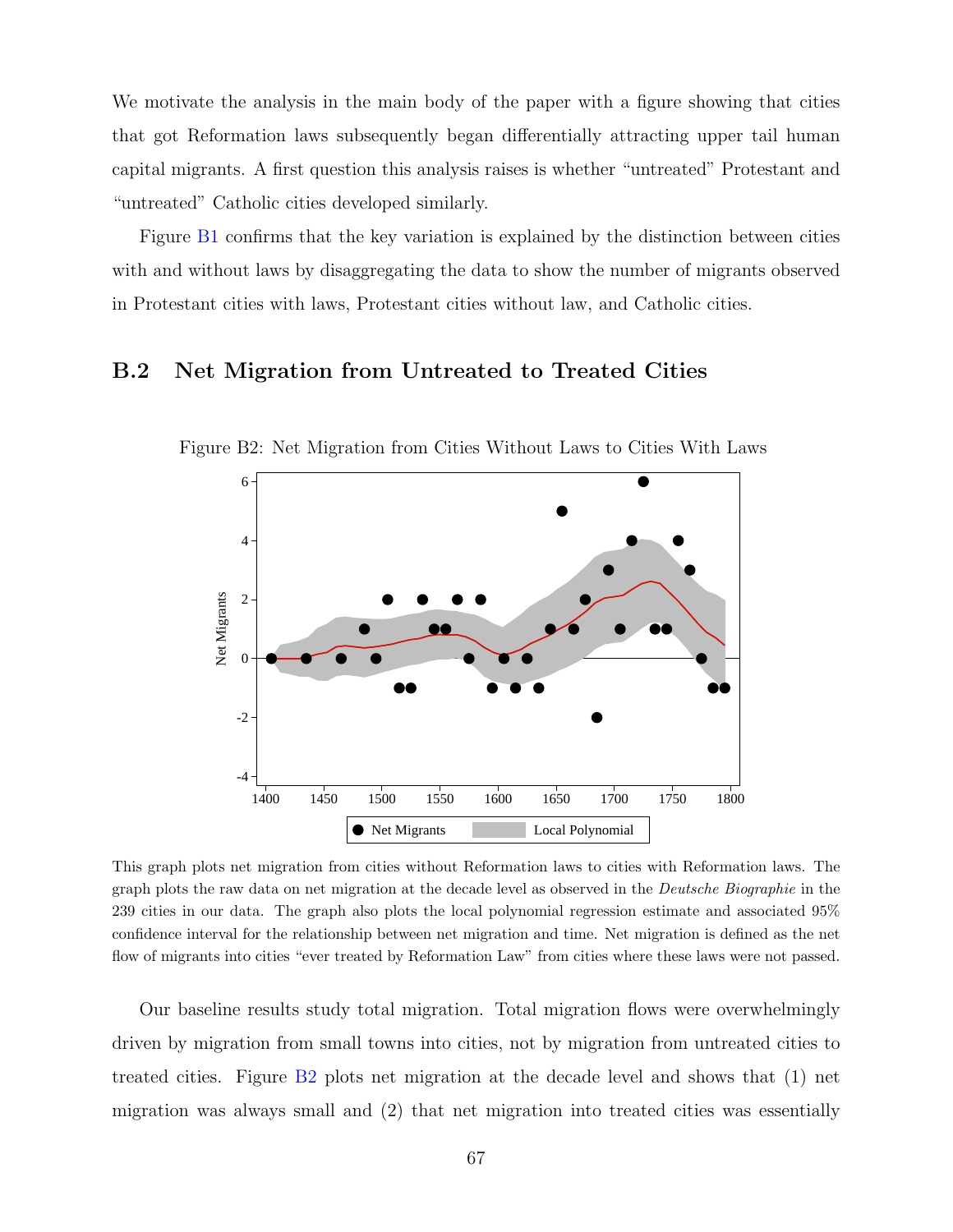We motivate the analysis in the main body of the paper with a figure showing that cities that got Reformation laws subsequently began differentially attracting upper tail human capital migrants. A first question this analysis raises is whether "untreated" Protestant and "untreated" Catholic cities developed similarly.

Figure B1 confirms that the key variation is explained by the distinction between cities with and without laws by disaggregating the data to show the number of migrants observed in Protestant cities with laws, Protestant cities without law, and Catholic cities.

## B.2 Net Migration from Untreated to Treated Cities

Figure B2: Net Migration from Cities Without Laws to Cities With Laws

This graph plots net migration from cities without Reformation laws to cities with Reformation laws. The graph plots the raw data on net migration at the decade level as observed in the *Deutsche Biographie* in the 239 cities in our data. The graph also plots the local polynomial regression estimate and associated 95% confidence interval for the relationship between net migration and time. Net migration is defined as the net flow of migrants into cities "ever treated by Reformation Law" from cities where these laws were not passed.

Our baseline results study total migration. Total migration flows were overwhelmingly driven by migration from small towns into cities, not by migration from untreated cities to treated cities. Figure B2 plots net migration at the decade level and shows that (1) net migration was always small and (2) that net migration into treated cities was essentially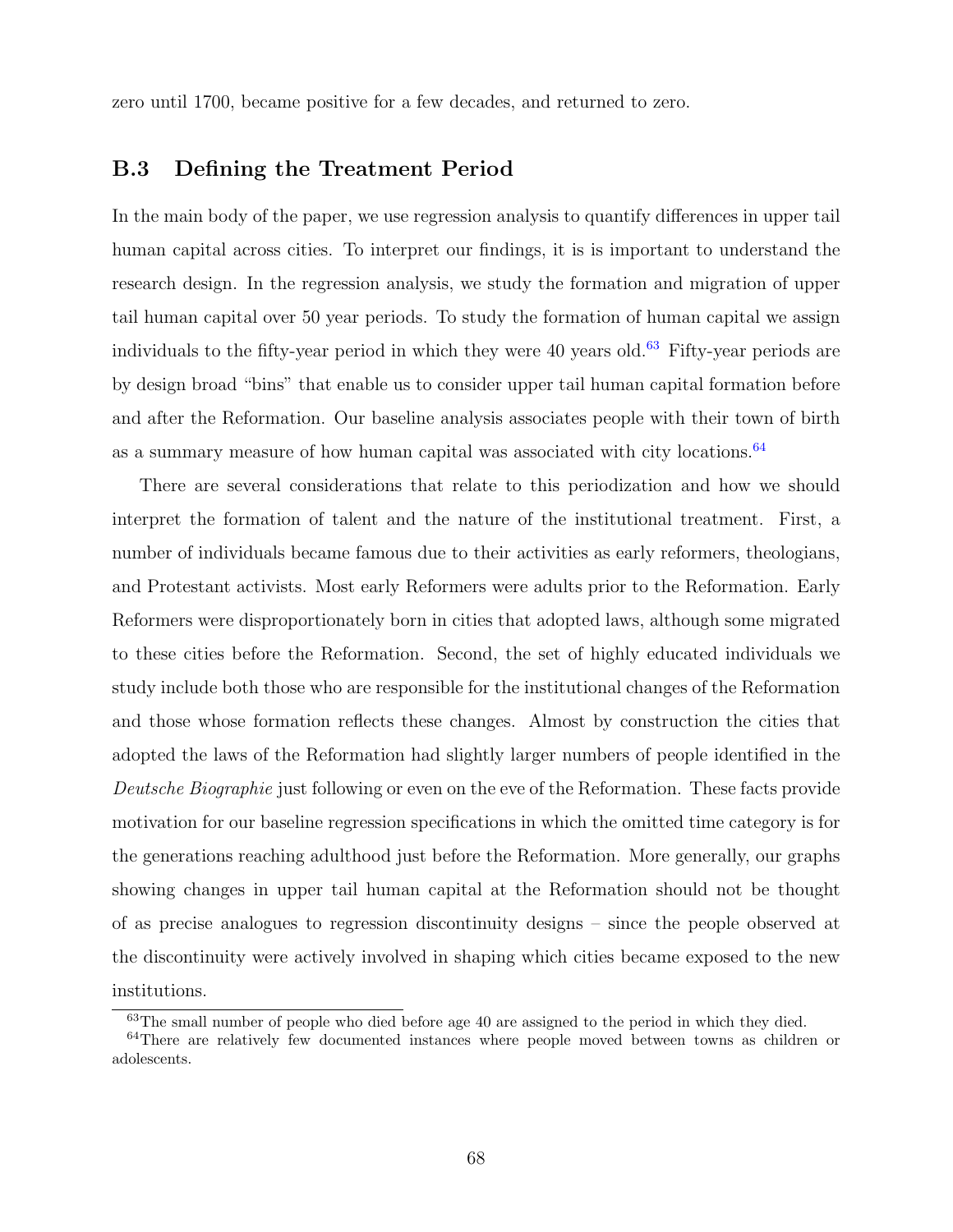zero until 1700, became positive for a few decades, and returned to zero.

## B.3 Defining the Treatment Period

In the main body of the paper, we use regression analysis to quantify differences in upper tail human capital across cities. To interpret our findings, it is is important to understand the research design. In the regression analysis, we study the formation and migration of upper tail human capital over 50 year periods. To study the formation of human capital we assign individuals to the fifty-year period in which they were 40 years old.[63] Fifty-year periods are by design broad "bins" that enable us to consider upper tail human capital formation before and after the Reformation. Our baseline analysis associates people with their town of birth as a summary measure of how human capital was associated with city locations.[64]

There are several considerations that relate to this periodization and how we should interpret the formation of talent and the nature of the institutional treatment. First, a number of individuals became famous due to their activities as early reformers, theologians, and Protestant activists. Most early Reformers were adults prior to the Reformation. Early Reformers were disproportionately born in cities that adopted laws, although some migrated to these cities before the Reformation. Second, the set of highly educated individuals we study include both those who are responsible for the institutional changes of the Reformation and those whose formation reflects these changes. Almost by construction the cities that adopted the laws of the Reformation had slightly larger numbers of people identified in the *Deutsche Biographie* just following or even on the eve of the Reformation. These facts provide motivation for our baseline regression specifications in which the omitted time category is for the generations reaching adulthood just before the Reformation. More generally, our graphs showing changes in upper tail human capital at the Reformation should not be thought of as precise analogues to regression discontinuity designs – since the people observed at the discontinuity were actively involved in shaping which cities became exposed to the new institutions.

[63] The small number of people who died before age 40 are assigned to the period in which they died.

[64] There are relatively few documented instances where people moved between towns as children or adolescents.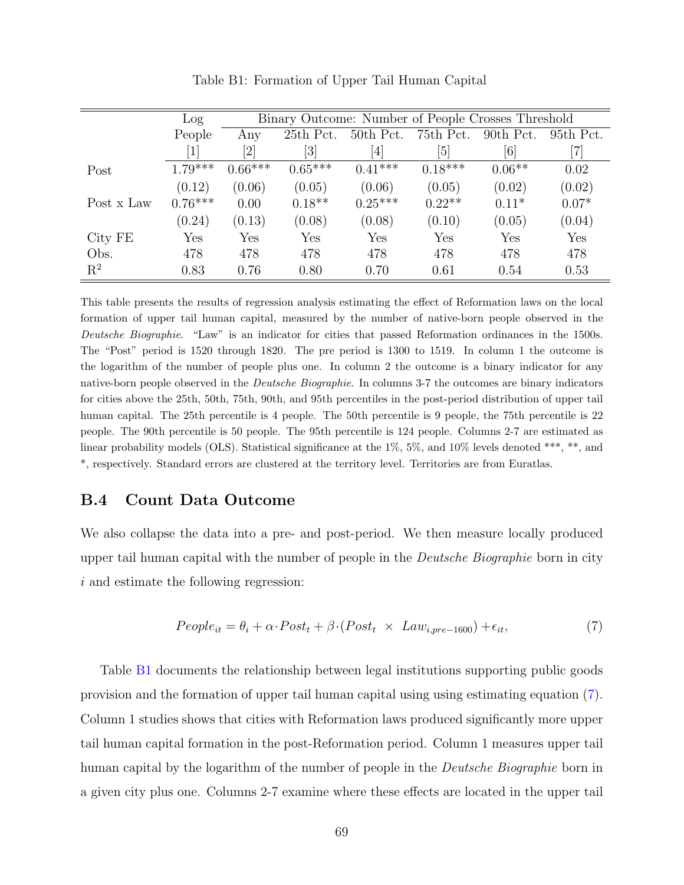Table B1: Formation of Upper Tail Human Capital

| | Log People | Binary Outcome: Number of People Crosses Threshold | | | | | |
|---|---|---|---|---|---|---|---|
| | | Any | 25th Pct. | 50th Pct. | 75th Pct. | 90th Pct. | 95th Pct. |
| | [1] | [2] | [3] | [4] | [5] | [6] | [7] |
| Post | 1.79*** | 0.66*** | 0.65*** | 0.41*** | 0.18*** | 0.06** | 0.02 |
| | (0.12) | (0.06) | (0.05) | (0.06) | (0.05) | (0.02) | (0.02) |
| Post x Law | 0.76*** | 0.00 | 0.18** | 0.25*** | 0.22** | 0.11* | 0.07* |
| | (0.24) | (0.13) | (0.08) | (0.08) | (0.10) | (0.05) | (0.04) |
| City FE | Yes | Yes | Yes | Yes | Yes | Yes | Yes |
| Obs. | 478 | 478 | 478 | 478 | 478 | 478 | 478 |
| $R^2$ | 0.83 | 0.76 | 0.80 | 0.70 | 0.61 | 0.54 | 0.53 |

This table presents the results of regression analysis estimating the effect of Reformation laws on the local formation of upper tail human capital, measured by the number of native-born people observed in the *Deutsche Biographie*. "Law" is an indicator for cities that passed Reformation ordinances in the 1500s. The "Post" period is 1520 through 1820. The pre period is 1300 to 1519. In column 1 the outcome is the logarithm of the number of people plus one. In column 2 the outcome is a binary indicator for any native-born people observed in the *Deutsche Biographie*. In columns 3-7 the outcomes are binary indicators for cities above the 25th, 50th, 75th, 90th, and 95th percentiles in the post-period distribution of upper tail human capital. The 25th percentile is 4 people. The 50th percentile is 9 people, the 75th percentile is 22 people. The 90th percentile is 50 people. The 95th percentile is 124 people. Columns 2-7 are estimated as linear probability models (OLS). Statistical significance at the 1%, 5%, and 10% levels denoted ***, **, and *, respectively. Standard errors are clustered at the territory level. Territories are from Euratlas.

## B.4 Count Data Outcome

We also collapse the data into a pre- and post-period. We then measure locally produced upper tail human capital with the number of people in the *Deutsche Biographie* born in city $i$ and estimate the following regression:

$$People_{it} = \theta_i + \alpha \cdot Post_t + \beta \cdot (Post_t \times Law_{i,pre-1600}) + \epsilon_{it}, \tag{7}$$

Table B1 documents the relationship between legal institutions supporting public goods provision and the formation of upper tail human capital using using estimating equation (7). Column 1 studies shows that cities with Reformation laws produced significantly more upper tail human capital formation in the post-Reformation period. Column 1 measures upper tail human capital by the logarithm of the number of people in the *Deutsche Biographie* born in a given city plus one. Columns 2-7 examine where these effects are located in the upper tail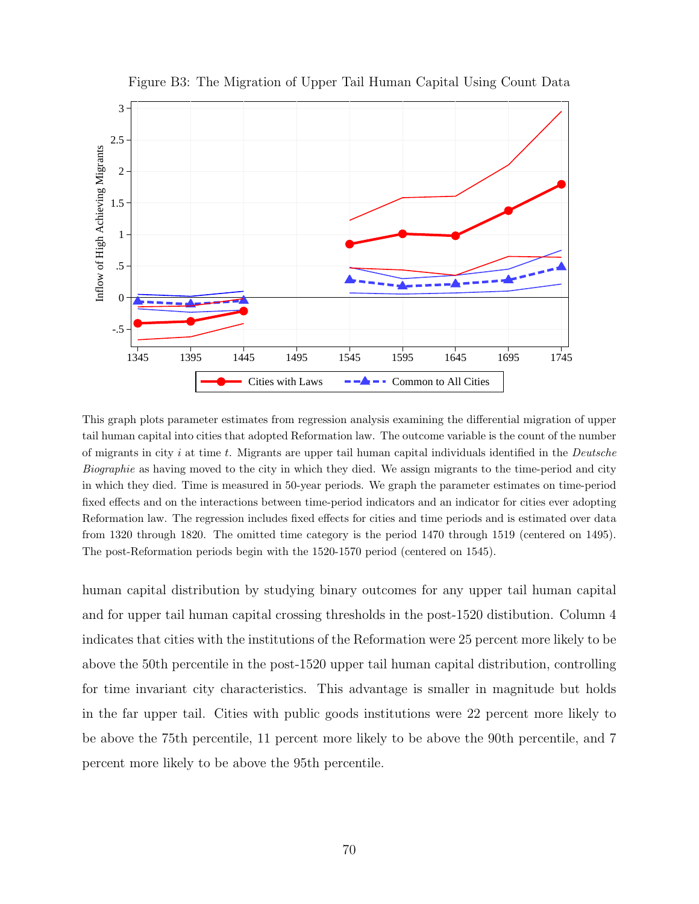Figure B3: The Migration of Upper Tail Human Capital Using Count Data

This graph plots parameter estimates from regression analysis examining the differential migration of upper tail human capital into cities that adopted Reformation law. The outcome variable is the count of the number of migrants in city $i$ at time $t$. Migrants are upper tail human capital individuals identified in the *Deutsche Biographie* as having moved to the city in which they died. We assign migrants to the time-period and city in which they died. Time is measured in 50-year periods. We graph the parameter estimates on time-period fixed effects and on the interactions between time-period indicators and an indicator for cities ever adopting Reformation law. The regression includes fixed effects for cities and time periods and is estimated over data from 1320 through 1820. The omitted time category is the period 1470 through 1519 (centered on 1495). The post-Reformation periods begin with the 1520-1570 period (centered on 1545).

human capital distribution by studying binary outcomes for any upper tail human capital and for upper tail human capital crossing thresholds in the post-1520 distibution. Column 4 indicates that cities with the institutions of the Reformation were 25 percent more likely to be above the 50th percentile in the post-1520 upper tail human capital distribution, controlling for time invariant city characteristics. This advantage is smaller in magnitude but holds in the far upper tail. Cities with public goods institutions were 22 percent more likely to be above the 75th percentile, 11 percent more likely to be above the 90th percentile, and 7 percent more likely to be above the 95th percentile.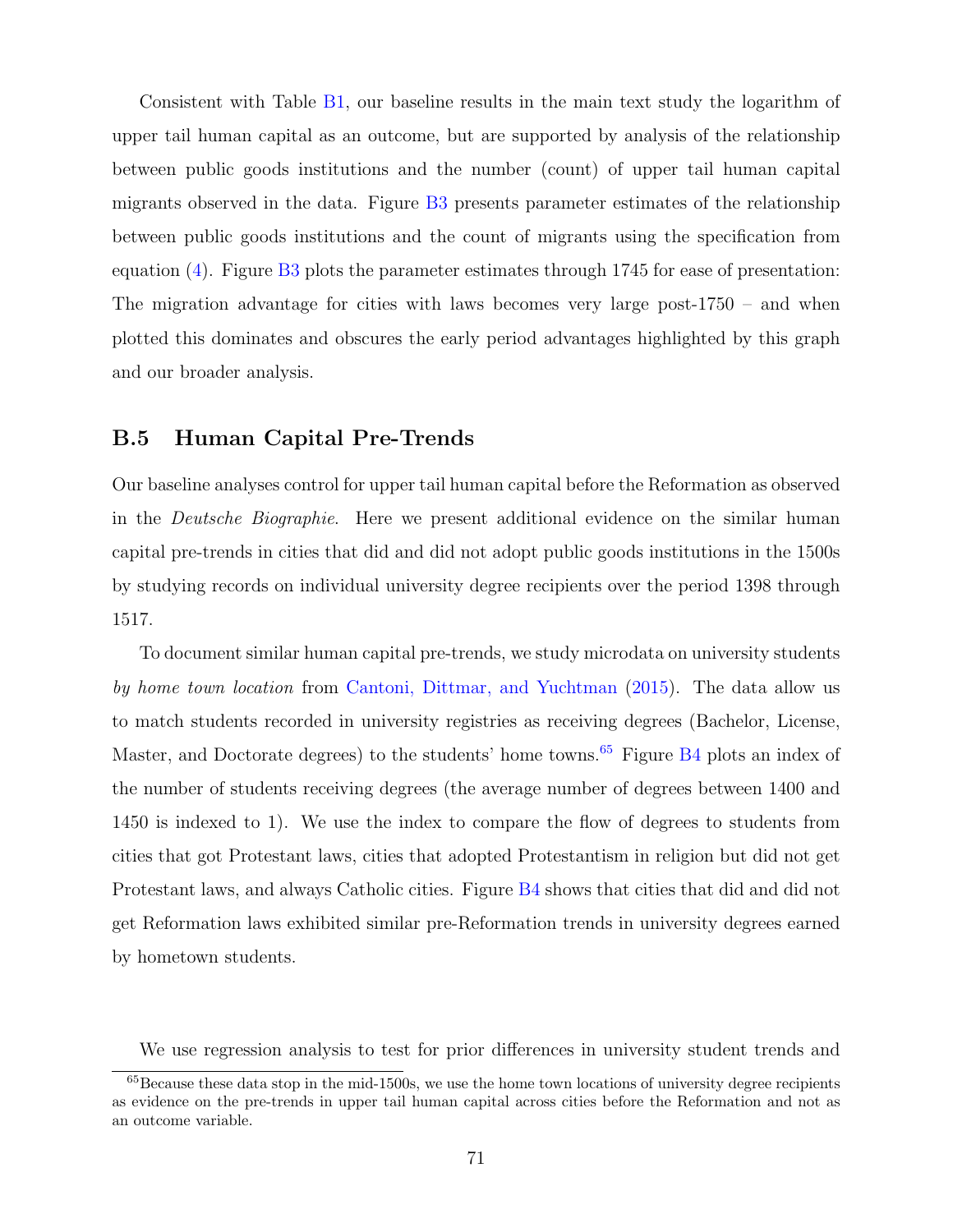Consistent with Table B1, our baseline results in the main text study the logarithm of upper tail human capital as an outcome, but are supported by analysis of the relationship between public goods institutions and the number (count) of upper tail human capital migrants observed in the data. Figure B3 presents parameter estimates of the relationship between public goods institutions and the count of migrants using the specification from equation (4). Figure B3 plots the parameter estimates through 1745 for ease of presentation: The migration advantage for cities with laws becomes very large post-1750 – and when plotted this dominates and obscures the early period advantages highlighted by this graph and our broader analysis.

## B.5 Human Capital Pre-Trends

Our baseline analyses control for upper tail human capital before the Reformation as observed in the *Deutsche Biographie*. Here we present additional evidence on the similar human capital pre-trends in cities that did and did not adopt public goods institutions in the 1500s by studying records on individual university degree recipients over the period 1398 through 1517.

To document similar human capital pre-trends, we study microdata on university students *by home town location* from Cantoni, Dittmar, and Yuchtman (2015). The data allow us to match students recorded in university registries as receiving degrees (Bachelor, License, Master, and Doctorate degrees) to the students' home towns.[65] Figure B4 plots an index of the number of students receiving degrees (the average number of degrees between 1400 and 1450 is indexed to 1). We use the index to compare the flow of degrees to students from cities that got Protestant laws, cities that adopted Protestantism in religion but did not get Protestant laws, and always Catholic cities. Figure B4 shows that cities that did and did not get Reformation laws exhibited similar pre-Reformation trends in university degrees earned by hometown students.

We use regression analysis to test for prior differences in university student trends and

[65] Because these data stop in the mid-1500s, we use the home town locations of university degree recipients as evidence on the pre-trends in upper tail human capital across cities before the Reformation and not as an outcome variable.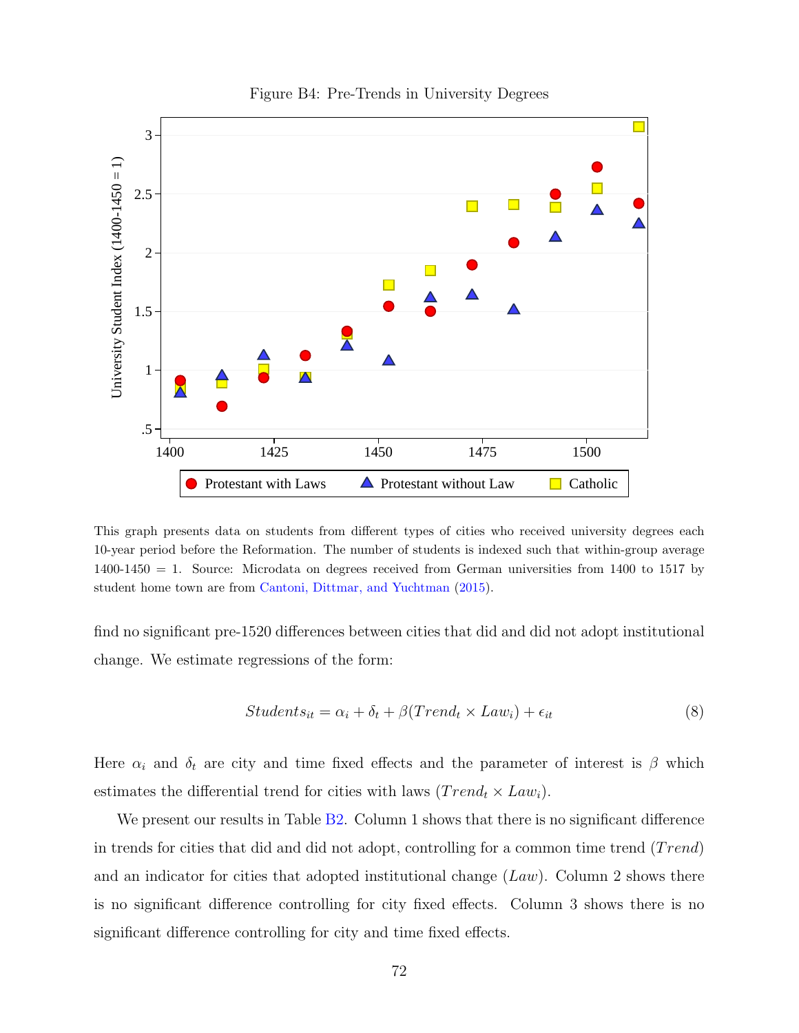Figure B4: Pre-Trends in University Degrees

This graph presents data on students from different types of cities who received university degrees each 10-year period before the Reformation. The number of students is indexed such that within-group average 1400-1450 = 1. Source: Microdata on degrees received from German universities from 1400 to 1517 by student home town are from Cantoni, Dittmar, and Yuchtman (2015).

find no significant pre-1520 differences between cities that did and did not adopt institutional change. We estimate regressions of the form:

$$Students_{it} = \alpha_i + \delta_t + \beta(Trend_t \times Law_i) + \epsilon_{it} \tag{8}$$

Here $\alpha_i$ and $\delta_t$ are city and time fixed effects and the parameter of interest is $\beta$ which estimates the differential trend for cities with laws ($Trend_t \times Law_i$).

We present our results in Table B2. Column 1 shows that there is no significant difference in trends for cities that did and did not adopt, controlling for a common time trend ($Trend$) and an indicator for cities that adopted institutional change ($Law$). Column 2 shows there is no significant difference controlling for city fixed effects. Column 3 shows there is no significant difference controlling for city and time fixed effects.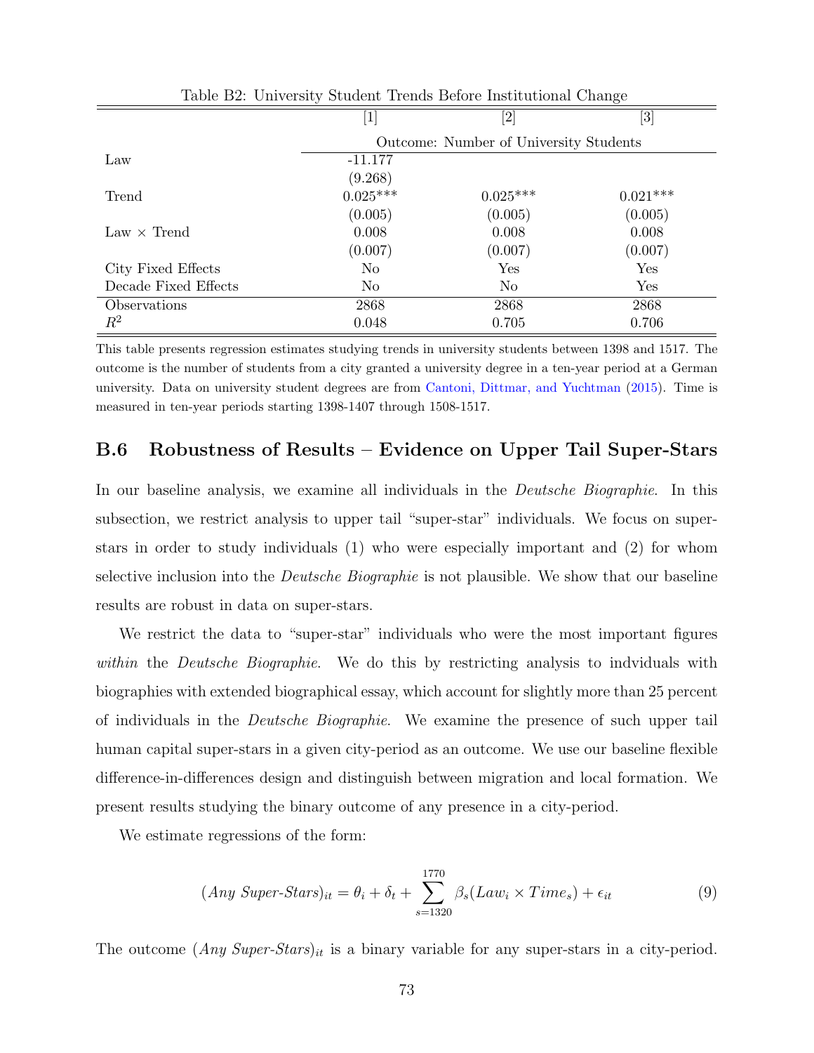Table B2: University Student Trends Before Institutional Change

| | [1] | [2] | [3] |
|---|---|---|---|
| | Outcome: Number of University Students | | |
| Law | -11.177 | | |
| | (9.268) | | |
| Trend | 0.025*** | 0.025*** | 0.021*** |
| | (0.005) | (0.005) | (0.005) |
| Law × Trend | 0.008 | 0.008 | 0.008 |
| | (0.007) | (0.007) | (0.007) |
| City Fixed Effects | No | Yes | Yes |
| Decade Fixed Effects | No | No | Yes |
| Observations | 2868 | 2868 | 2868 |
| $R^2$ | 0.048 | 0.705 | 0.706 |

This table presents regression estimates studying trends in university students between 1398 and 1517. The outcome is the number of students from a city granted a university degree in a ten-year period at a German university. Data on university student degrees are from Cantoni, Dittmar, and Yuchtman (2015). Time is measured in ten-year periods starting 1398-1407 through 1508-1517.

## B.6 Robustness of Results – Evidence on Upper Tail Super-Stars

In our baseline analysis, we examine all individuals in the *Deutsche Biographie*. In this subsection, we restrict analysis to upper tail "super-star" individuals. We focus on super-stars in order to study individuals (1) who were especially important and (2) for whom selective inclusion into the *Deutsche Biographie* is not plausible. We show that our baseline results are robust in data on super-stars.

We restrict the data to "super-star" individuals who were the most important figures *within* the *Deutsche Biographie*. We do this by restricting analysis to indviduals with biographies with extended biographical essay, which account for slightly more than 25 percent of individuals in the *Deutsche Biographie*. We examine the presence of such upper tail human capital super-stars in a given city-period as an outcome. We use our baseline flexible difference-in-differences design and distinguish between migration and local formation. We present results studying the binary outcome of any presence in a city-period.

We estimate regressions of the form:

$$(Any\ Super\text{-}Stars)_{it} = \theta_i + \delta_t + \sum_{s=1320}^{1770} \beta_s (Law_i \times Time_s) + \epsilon_{it} \tag{9}$$

The outcome $(Any\ Super\text{-}Stars)_{it}$ is a binary variable for any super-stars in a city-period.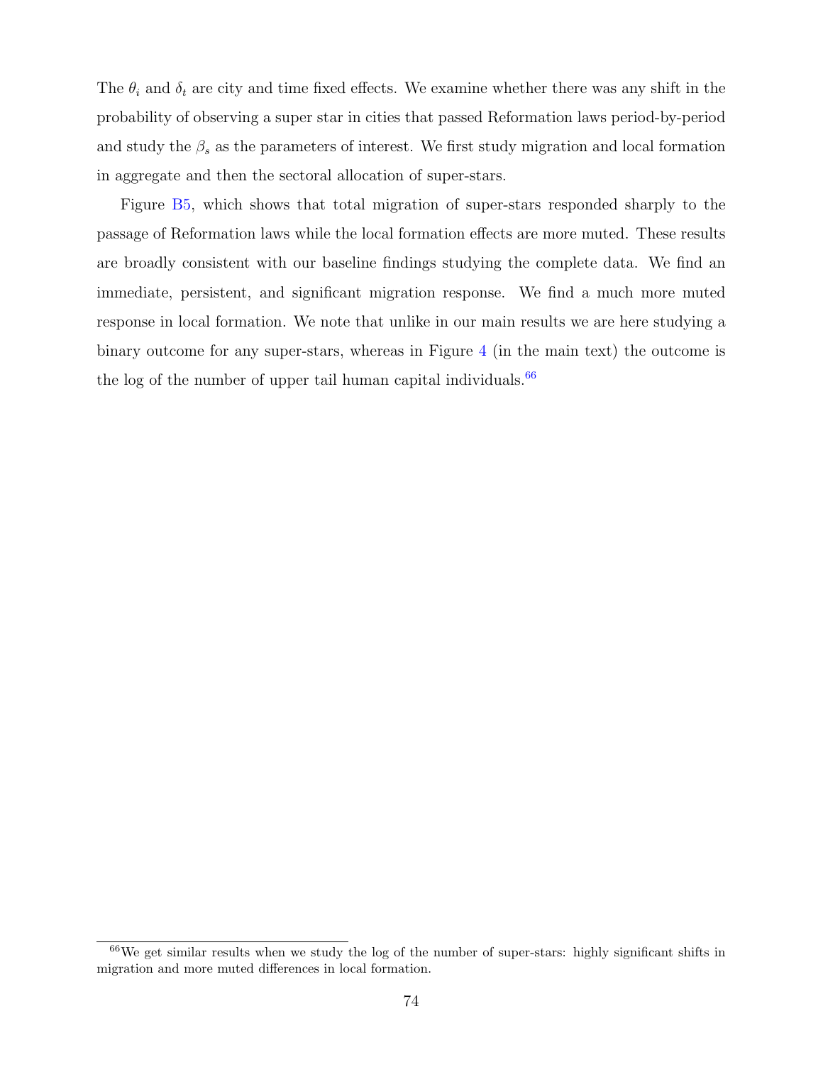The $\theta_i$ and $\delta_t$ are city and time fixed effects. We examine whether there was any shift in the probability of observing a super star in cities that passed Reformation laws period-by-period and study the $\beta_s$ as the parameters of interest. We first study migration and local formation in aggregate and then the sectoral allocation of super-stars.

Figure B5, which shows that total migration of super-stars responded sharply to the passage of Reformation laws while the local formation effects are more muted. These results are broadly consistent with our baseline findings studying the complete data. We find an immediate, persistent, and significant migration response. We find a much more muted response in local formation. We note that unlike in our main results we are here studying a binary outcome for any super-stars, whereas in Figure 4 (in the main text) the outcome is the log of the number of upper tail human capital individuals.[66]

[66] We get similar results when we study the log of the number of super-stars: highly significant shifts in migration and more muted differences in local formation.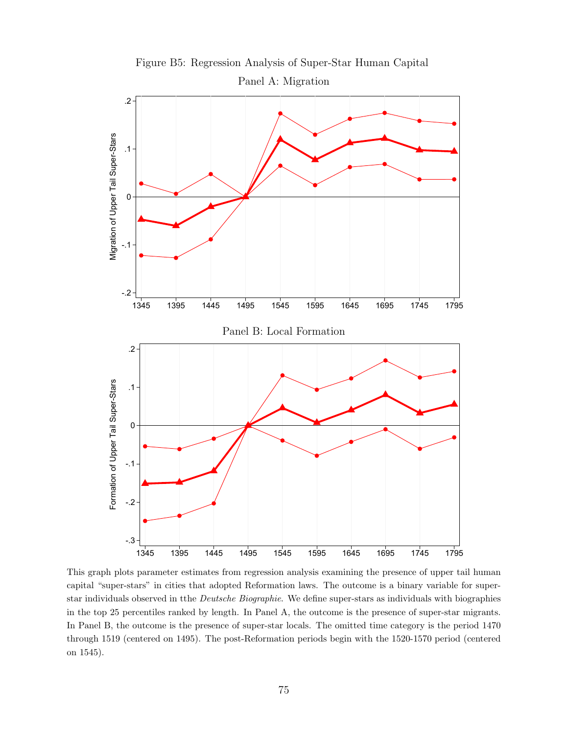Figure B5: Regression Analysis of Super-Star Human Capital

Panel A: Migration

Panel B: Local Formation

This graph plots parameter estimates from regression analysis examining the presence of upper tail human capital "super-stars" in cities that adopted Reformation laws. The outcome is a binary variable for super-star individuals observed in tthe *Deutsche Biographie*. We define super-stars as individuals with biographies in the top 25 percentiles ranked by length. In Panel A, the outcome is the presence of super-star migrants. In Panel B, the outcome is the presence of super-star locals. The omitted time category is the period 1470 through 1519 (centered on 1495). The post-Reformation periods begin with the 1520-1570 period (centered on 1545).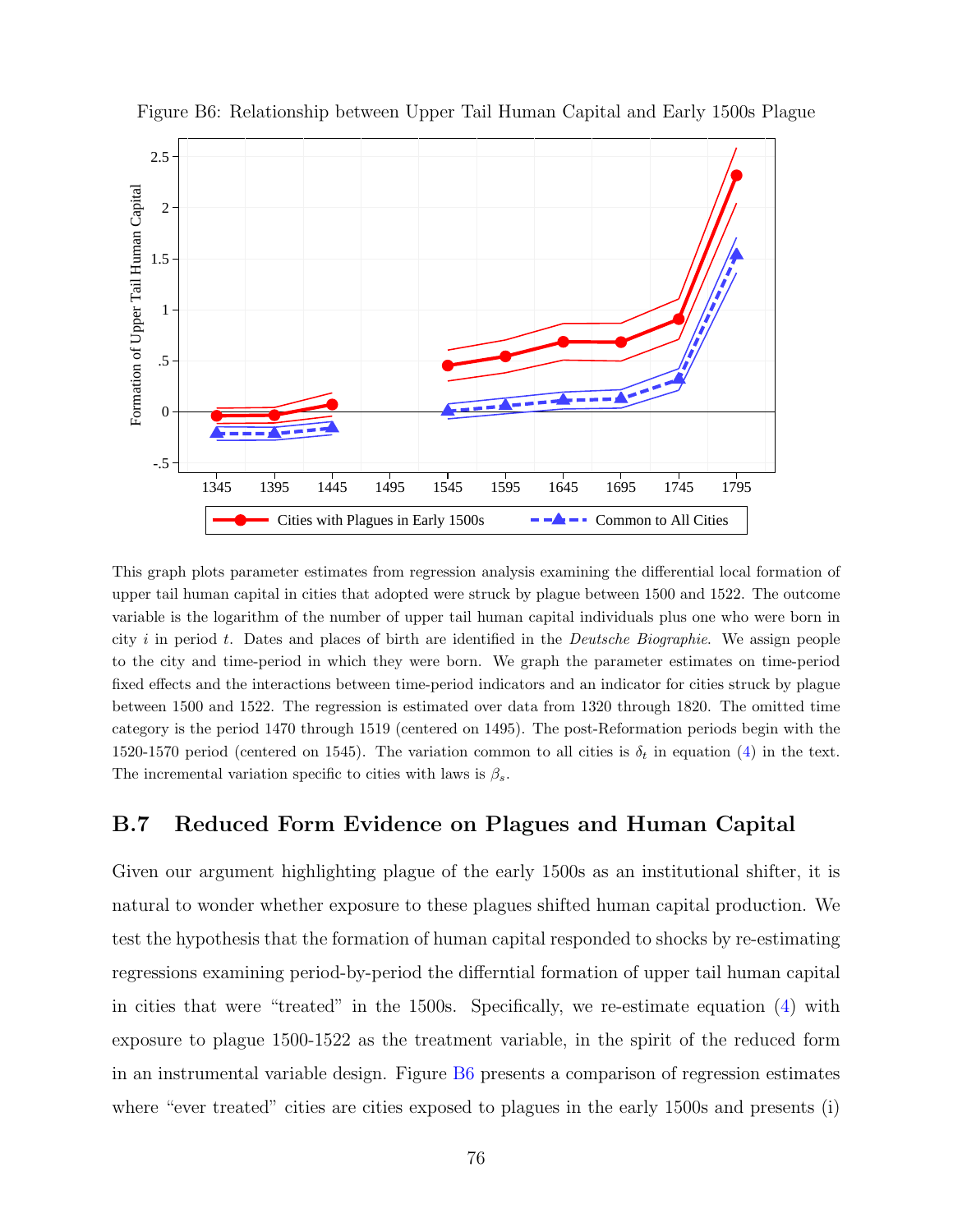Figure B6: Relationship between Upper Tail Human Capital and Early 1500s Plague

This graph plots parameter estimates from regression analysis examining the differential local formation of upper tail human capital in cities that adopted were struck by plague between 1500 and 1522. The outcome variable is the logarithm of the number of upper tail human capital individuals plus one who were born in city $i$ in period $t$. Dates and places of birth are identified in the *Deutsche Biographie*. We assign people to the city and time-period in which they were born. We graph the parameter estimates on time-period fixed effects and the interactions between time-period indicators and an indicator for cities struck by plague between 1500 and 1522. The regression is estimated over data from 1320 through 1820. The omitted time category is the period 1470 through 1519 (centered on 1495). The post-Reformation periods begin with the 1520-1570 period (centered on 1545). The variation common to all cities is $\delta_t$ in equation (4) in the text. The incremental variation specific to cities with laws is $\beta_s$.

## B.7 Reduced Form Evidence on Plagues and Human Capital

Given our argument highlighting plague of the early 1500s as an institutional shifter, it is natural to wonder whether exposure to these plagues shifted human capital production. We test the hypothesis that the formation of human capital responded to shocks by re-estimating regressions examining period-by-period the differntial formation of upper tail human capital in cities that were "treated" in the 1500s. Specifically, we re-estimate equation (4) with exposure to plague 1500-1522 as the treatment variable, in the spirit of the reduced form in an instrumental variable design. Figure B6 presents a comparison of regression estimates where "ever treated" cities are cities exposed to plagues in the early 1500s and presents (i)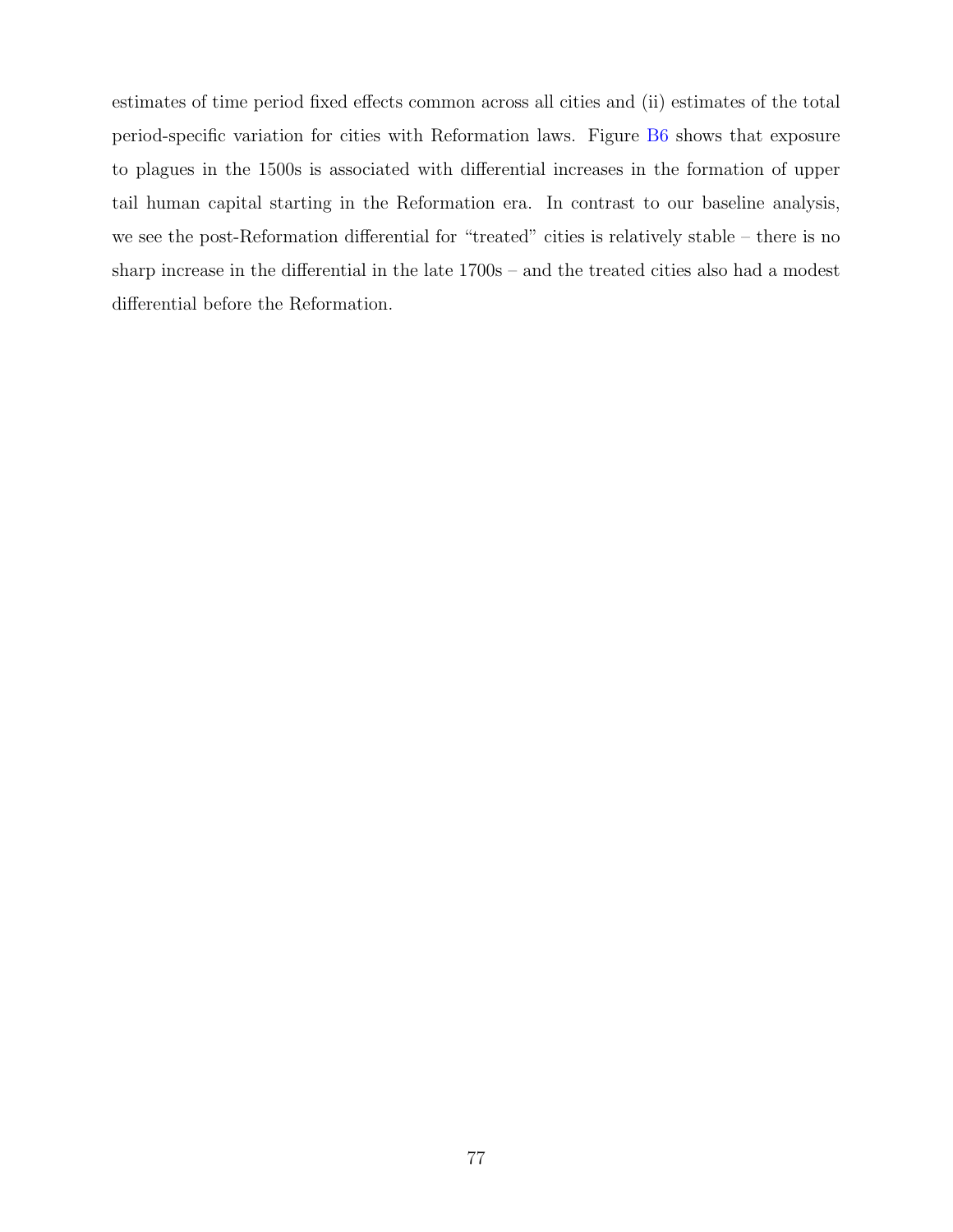estimates of time period fixed effects common across all cities and (ii) estimates of the total period-specific variation for cities with Reformation laws. Figure B6 shows that exposure to plagues in the 1500s is associated with differential increases in the formation of upper tail human capital starting in the Reformation era. In contrast to our baseline analysis, we see the post-Reformation differential for "treated" cities is relatively stable – there is no sharp increase in the differential in the late 1700s – and the treated cities also had a modest differential before the Reformation.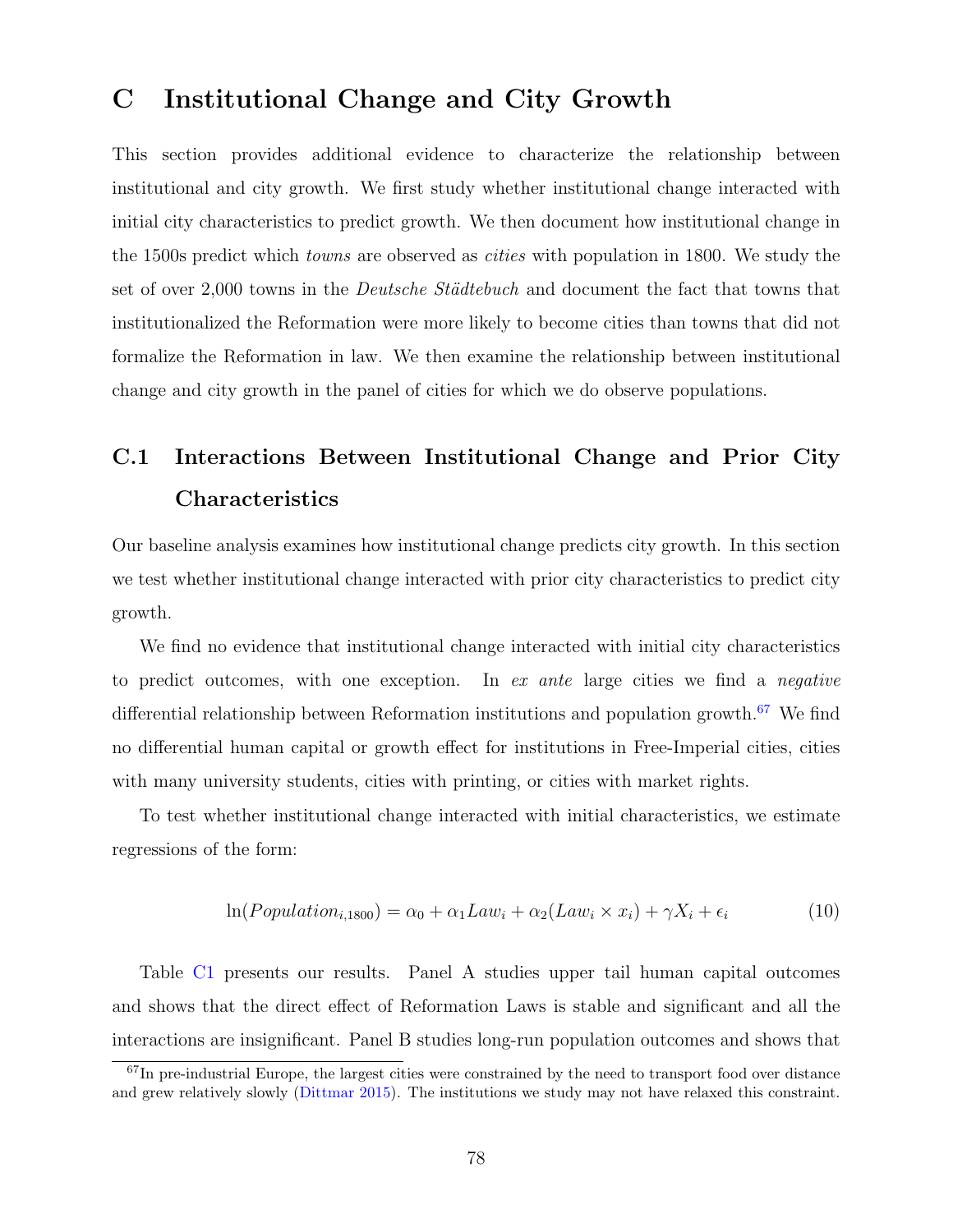# C Institutional Change and City Growth

This section provides additional evidence to characterize the relationship between institutional and city growth. We first study whether institutional change interacted with initial city characteristics to predict growth. We then document how institutional change in the 1500s predict which *towns* are observed as *cities* with population in 1800. We study the set of over 2,000 towns in the *Deutsche Städtebuch* and document the fact that towns that institutionalized the Reformation were more likely to become cities than towns that did not formalize the Reformation in law. We then examine the relationship between institutional change and city growth in the panel of cities for which we do observe populations.

## C.1 Interactions Between Institutional Change and Prior City Characteristics

Our baseline analysis examines how institutional change predicts city growth. In this section we test whether institutional change interacted with prior city characteristics to predict city growth.

We find no evidence that institutional change interacted with initial city characteristics to predict outcomes, with one exception. In *ex ante* large cities we find a *negative* differential relationship between Reformation institutions and population growth.[67] We find no differential human capital or growth effect for institutions in Free-Imperial cities, cities with many university students, cities with printing, or cities with market rights.

To test whether institutional change interacted with initial characteristics, we estimate regressions of the form:

$$\ln(Population_{i,1800}) = \alpha_0 + \alpha_1 Law_i + \alpha_2 (Law_i \times x_i) + \gamma X_i + \epsilon_i \tag{10}$$

Table C1 presents our results. Panel A studies upper tail human capital outcomes and shows that the direct effect of Reformation Laws is stable and significant and all the interactions are insignificant. Panel B studies long-run population outcomes and shows that

[67] In pre-industrial Europe, the largest cities were constrained by the need to transport food over distance and grew relatively slowly (Dittmar 2015). The institutions we study may not have relaxed this constraint.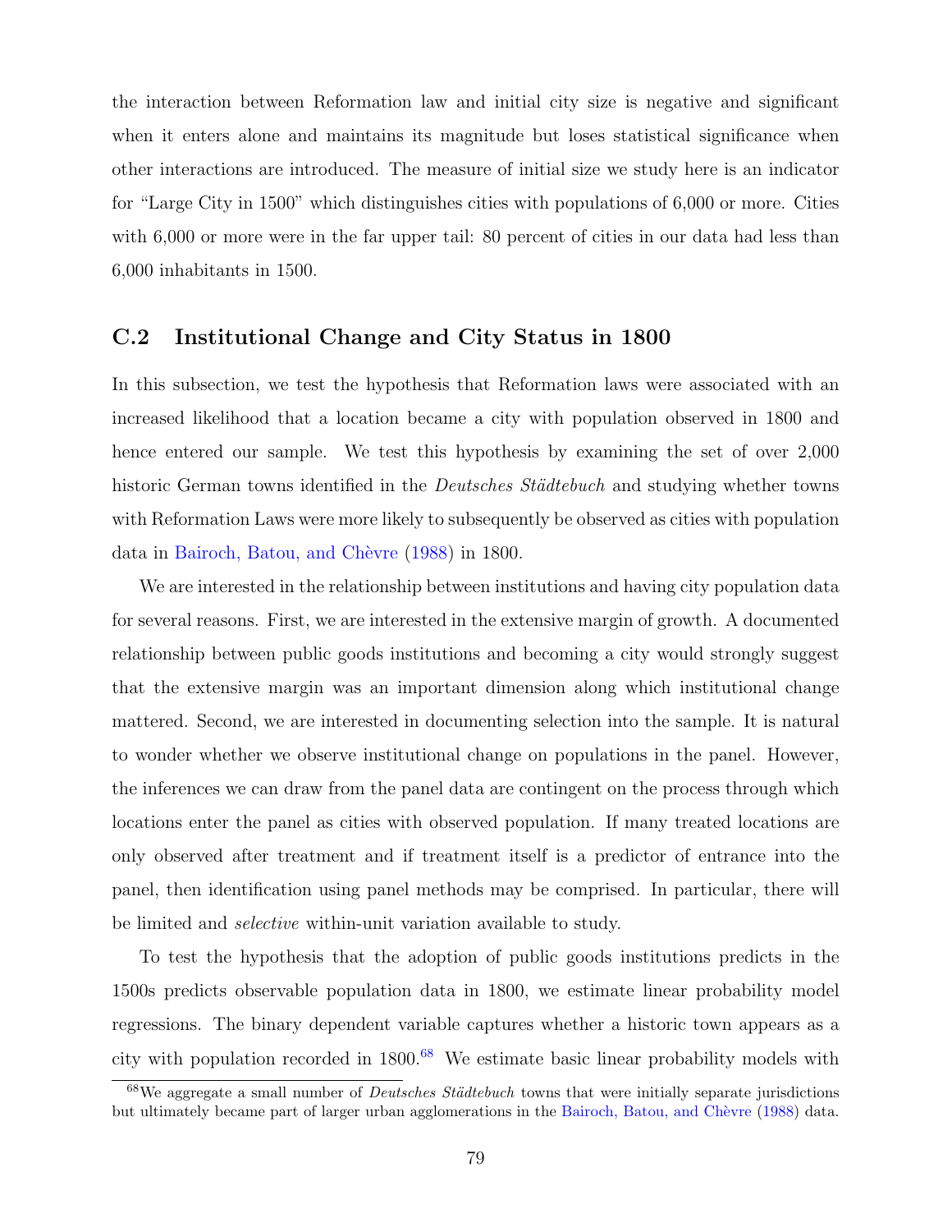the interaction between Reformation law and initial city size is negative and significant when it enters alone and maintains its magnitude but loses statistical significance when other interactions are introduced. The measure of initial size we study here is an indicator for "Large City in 1500" which distinguishes cities with populations of 6,000 or more. Cities with 6,000 or more were in the far upper tail: 80 percent of cities in our data had less than 6,000 inhabitants in 1500.

## C.2 Institutional Change and City Status in 1800

In this subsection, we test the hypothesis that Reformation laws were associated with an increased likelihood that a location became a city with population observed in 1800 and hence entered our sample. We test this hypothesis by examining the set of over 2,000 historic German towns identified in the *Deutsches Städtebuch* and studying whether towns with Reformation Laws were more likely to subsequently be observed as cities with population data in Bairoch, Batou, and Chèvre (1988) in 1800.

We are interested in the relationship between institutions and having city population data for several reasons. First, we are interested in the extensive margin of growth. A documented relationship between public goods institutions and becoming a city would strongly suggest that the extensive margin was an important dimension along which institutional change mattered. Second, we are interested in documenting selection into the sample. It is natural to wonder whether we observe institutional change on populations in the panel. However, the inferences we can draw from the panel data are contingent on the process through which locations enter the panel as cities with observed population. If many treated locations are only observed after treatment and if treatment itself is a predictor of entrance into the panel, then identification using panel methods may be comprised. In particular, there will be limited and *selective* within-unit variation available to study.

To test the hypothesis that the adoption of public goods institutions predicts in the 1500s predicts observable population data in 1800, we estimate linear probability model regressions. The binary dependent variable captures whether a historic town appears as a city with population recorded in 1800.[68] We estimate basic linear probability models with

[68] We aggregate a small number of *Deutsches Städtebuch* towns that were initially separate jurisdictions but ultimately became part of larger urban agglomerations in the Bairoch, Batou, and Chèvre (1988) data.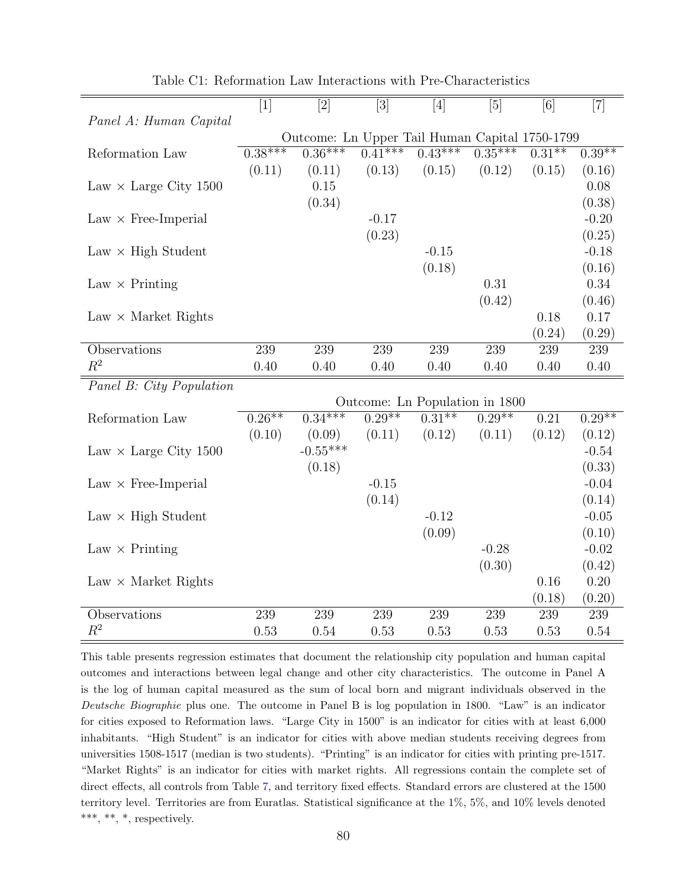Table C1: Reformation Law Interactions with Pre-Characteristics

| | [1] | [2] | [3] | [4] | [5] | [6] | [7] |
|---|---|---|---|---|---|---|---|
| *Panel A: Human Capital* | | | | | | | |
| | Outcome: Ln Upper Tail Human Capital 1750-1799 | | | | | | |
| Reformation Law | 0.38*** | 0.36*** | 0.41*** | 0.43*** | 0.35*** | 0.31** | 0.39** |
| | (0.11) | (0.11) | (0.13) | (0.15) | (0.12) | (0.15) | (0.16) |
| Law × Large City 1500 | | 0.15 | | | | | 0.08 |
| | | (0.34) | | | | | (0.38) |
| Law × Free-Imperial | | | -0.17 | | | | -0.20 |
| | | | (0.23) | | | | (0.25) |
| Law × High Student | | | | -0.15 | | | -0.18 |
| | | | | (0.18) | | | (0.16) |
| Law × Printing | | | | | 0.31 | | 0.34 |
| | | | | | (0.42) | | (0.46) |
| Law × Market Rights | | | | | | 0.18 | 0.17 |
| | | | | | | (0.24) | (0.29) |
| Observations | 239 | 239 | 239 | 239 | 239 | 239 | 239 |
| $R^2$ | 0.40 | 0.40 | 0.40 | 0.40 | 0.40 | 0.40 | 0.40 |
| *Panel B: City Population* | | | | | | | |
| | Outcome: Ln Population in 1800 | | | | | | |
| Reformation Law | 0.26** | 0.34*** | 0.29** | 0.31** | 0.29** | 0.21 | 0.29** |
| | (0.10) | (0.09) | (0.11) | (0.12) | (0.11) | (0.12) | (0.12) |
| Law × Large City 1500 | | -0.55*** | | | | | -0.54 |
| | | (0.18) | | | | | (0.33) |
| Law × Free-Imperial | | | -0.15 | | | | -0.04 |
| | | | (0.14) | | | | (0.14) |
| Law × High Student | | | | -0.12 | | | -0.05 |
| | | | | (0.09) | | | (0.10) |
| Law × Printing | | | | | -0.28 | | -0.02 |
| | | | | | (0.30) | | (0.42) |
| Law × Market Rights | | | | | | 0.16 | 0.20 |
| | | | | | | (0.18) | (0.20) |
| Observations | 239 | 239 | 239 | 239 | 239 | 239 | 239 |
| $R^2$ | 0.53 | 0.54 | 0.53 | 0.53 | 0.53 | 0.53 | 0.54 |

This table presents regression estimates that document the relationship city population and human capital outcomes and interactions between legal change and other city characteristics. The outcome in Panel A is the log of human capital measured as the sum of local born and migrant individuals observed in the *Deutsche Biographie* plus one. The outcome in Panel B is log population in 1800. "Law" is an indicator for cities exposed to Reformation laws. "Large City in 1500" is an indicator for cities with at least 6,000 inhabitants. "High Student" is an indicator for cities with above median students receiving degrees from universities 1508-1517 (median is two students). "Printing" is an indicator for cities with printing pre-1517. "Market Rights" is an indicator for cities with market rights. All regressions contain the complete set of direct effects, all controls from Table 7, and territory fixed effects. Standard errors are clustered at the 1500 territory level. Territories are from Euratlas. Statistical significance at the 1%, 5%, and 10% levels denoted ***, **, *, respectively.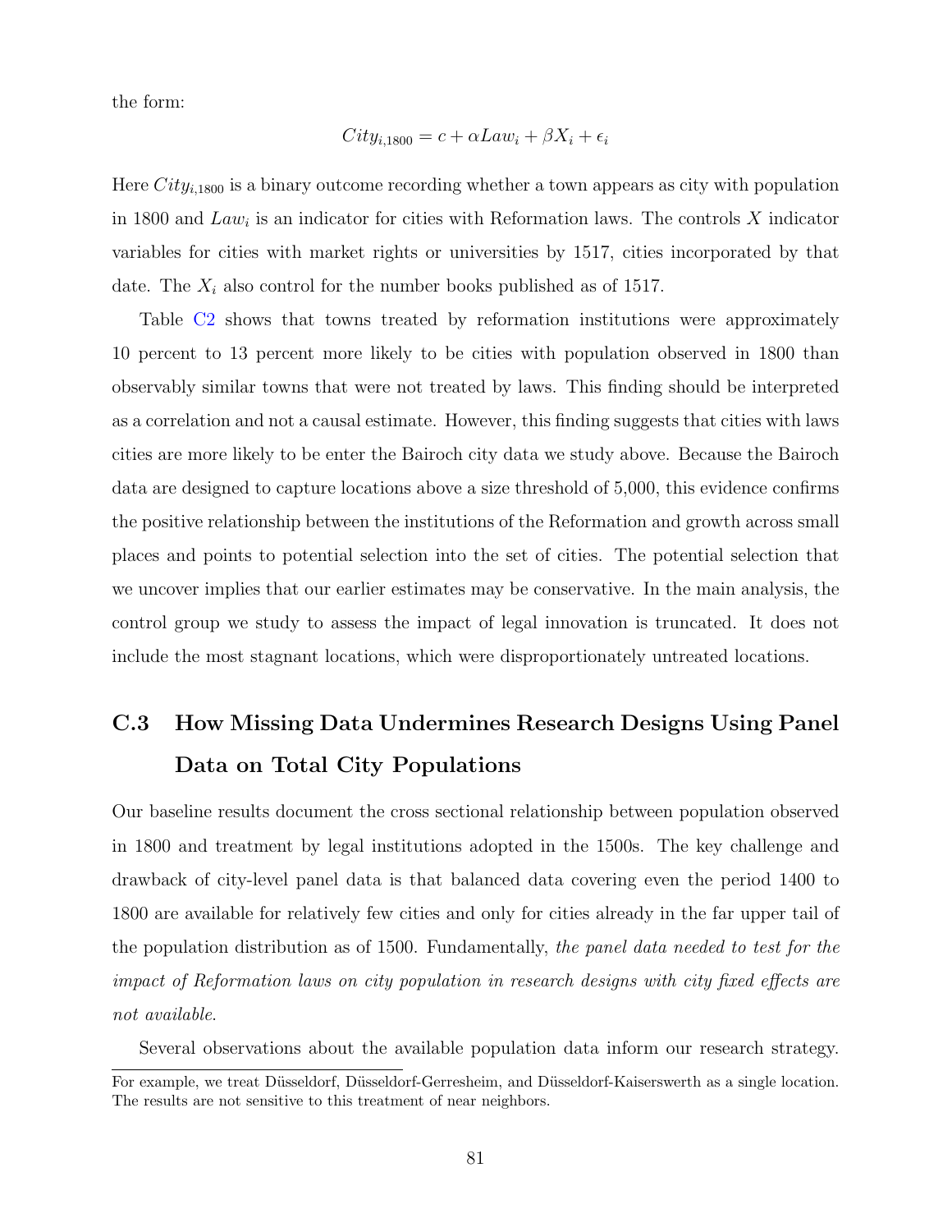the form:

$$City_{i,1800} = c + \alpha Law_i + \beta X_i + \epsilon_i$$

Here $City_{i,1800}$ is a binary outcome recording whether a town appears as city with population in 1800 and $Law_i$ is an indicator for cities with Reformation laws. The controls $X$ indicator variables for cities with market rights or universities by 1517, cities incorporated by that date. The $X_i$ also control for the number books published as of 1517.

Table C2 shows that towns treated by reformation institutions were approximately 10 percent to 13 percent more likely to be cities with population observed in 1800 than observably similar towns that were not treated by laws. This finding should be interpreted as a correlation and not a causal estimate. However, this finding suggests that cities with laws cities are more likely to be enter the Bairoch city data we study above. Because the Bairoch data are designed to capture locations above a size threshold of 5,000, this evidence confirms the positive relationship between the institutions of the Reformation and growth across small places and points to potential selection into the set of cities. The potential selection that we uncover implies that our earlier estimates may be conservative. In the main analysis, the control group we study to assess the impact of legal innovation is truncated. It does not include the most stagnant locations, which were disproportionately untreated locations.

## C.3 How Missing Data Undermines Research Designs Using Panel Data on Total City Populations

Our baseline results document the cross sectional relationship between population observed in 1800 and treatment by legal institutions adopted in the 1500s. The key challenge and drawback of city-level panel data is that balanced data covering even the period 1400 to 1800 are available for relatively few cities and only for cities already in the far upper tail of the population distribution as of 1500. Fundamentally, *the panel data needed to test for the impact of Reformation laws on city population in research designs with city fixed effects are not available.*

Several observations about the available population data inform our research strategy.

For example, we treat Düsseldorf, Düsseldorf-Gerresheim, and Düsseldorf-Kaiserswerth as a single location. The results are not sensitive to this treatment of near neighbors.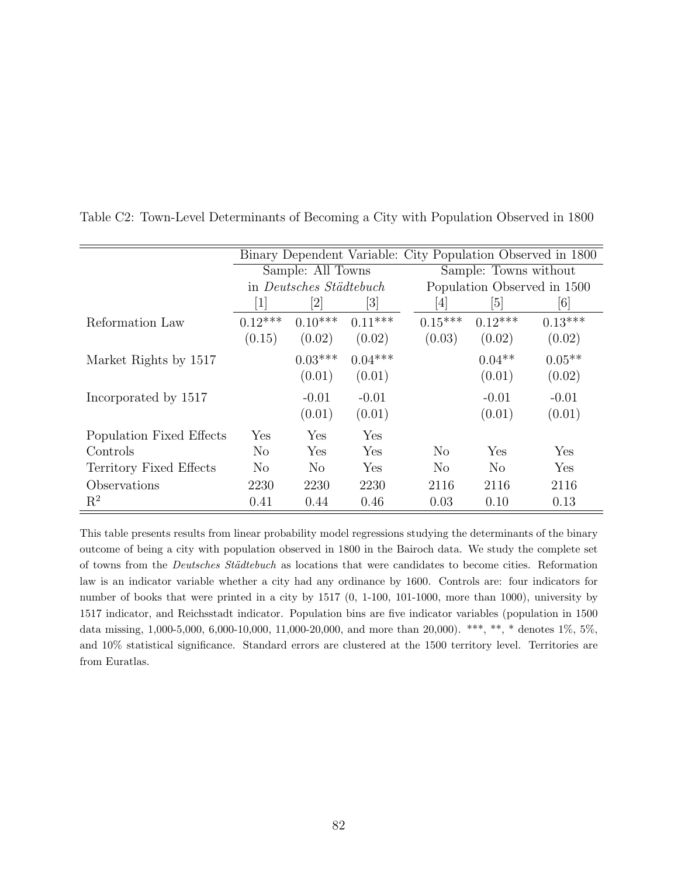Table C2: Town-Level Determinants of Becoming a City with Population Observed in 1800

| | Binary Dependent Variable: City Population Observed in 1800 | | | | | |
|---|---|---|---|---|---|---|
| | Sample: All Towns in *Deutsches Städtebuch* | | | Sample: Towns without Population Observed in 1500 | | |
| | [1] | [2] | [3] | [4] | [5] | [6] |
| Reformation Law | 0.12*** | 0.10*** | 0.11*** | 0.15*** | 0.12*** | 0.13*** |
| | (0.15) | (0.02) | (0.02) | (0.03) | (0.02) | (0.02) |
| Market Rights by 1517 | | 0.03*** | 0.04*** | | 0.04** | 0.05** |
| | | (0.01) | (0.01) | | (0.01) | (0.02) |
| Incorporated by 1517 | | -0.01 | -0.01 | | -0.01 | -0.01 |
| | | (0.01) | (0.01) | | (0.01) | (0.01) |
| Population Fixed Effects | Yes | Yes | Yes | | | |
| Controls | No | Yes | Yes | No | Yes | Yes |
| Territory Fixed Effects | No | No | Yes | No | No | Yes |
| Observations | 2230 | 2230 | 2230 | 2116 | 2116 | 2116 |
| $R^2$ | 0.41 | 0.44 | 0.46 | 0.03 | 0.10 | 0.13 |

This table presents results from linear probability model regressions studying the determinants of the binary outcome of being a city with population observed in 1800 in the Bairoch data. We study the complete set of towns from the *Deutsches Städtebuch* as locations that were candidates to become cities. Reformation law is an indicator variable whether a city had any ordinance by 1600. Controls are: four indicators for number of books that were printed in a city by 1517 (0, 1-100, 101-1000, more than 1000), university by 1517 indicator, and Reichsstadt indicator. Population bins are five indicator variables (population in 1500 data missing, 1,000-5,000, 6,000-10,000, 11,000-20,000, and more than 20,000). ***, **, * denotes 1%, 5%, and 10% statistical significance. Standard errors are clustered at the 1500 territory level. Territories are from Euratlas.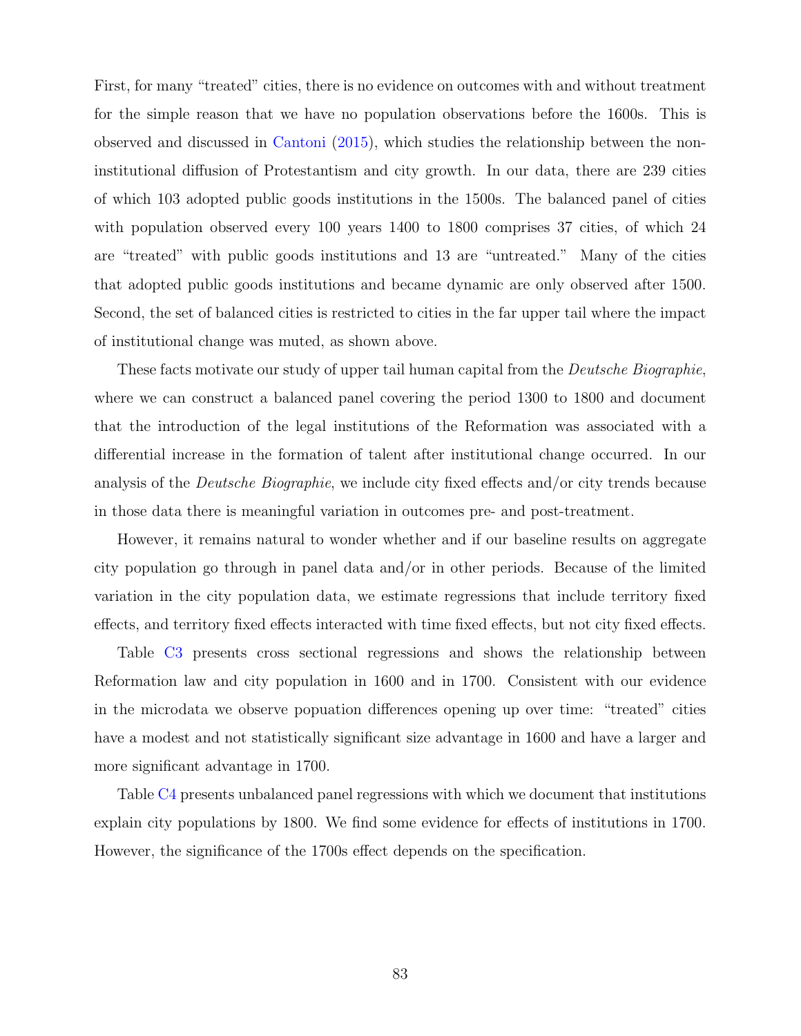First, for many "treated" cities, there is no evidence on outcomes with and without treatment for the simple reason that we have no population observations before the 1600s. This is observed and discussed in Cantoni (2015), which studies the relationship between the non-institutional diffusion of Protestantism and city growth. In our data, there are 239 cities of which 103 adopted public goods institutions in the 1500s. The balanced panel of cities with population observed every 100 years 1400 to 1800 comprises 37 cities, of which 24 are "treated" with public goods institutions and 13 are "untreated." Many of the cities that adopted public goods institutions and became dynamic are only observed after 1500. Second, the set of balanced cities is restricted to cities in the far upper tail where the impact of institutional change was muted, as shown above.

These facts motivate our study of upper tail human capital from the *Deutsche Biographie*, where we can construct a balanced panel covering the period 1300 to 1800 and document that the introduction of the legal institutions of the Reformation was associated with a differential increase in the formation of talent after institutional change occurred. In our analysis of the *Deutsche Biographie*, we include city fixed effects and/or city trends because in those data there is meaningful variation in outcomes pre- and post-treatment.

However, it remains natural to wonder whether and if our baseline results on aggregate city population go through in panel data and/or in other periods. Because of the limited variation in the city population data, we estimate regressions that include territory fixed effects, and territory fixed effects interacted with time fixed effects, but not city fixed effects.

Table C3 presents cross sectional regressions and shows the relationship between Reformation law and city population in 1600 and in 1700. Consistent with our evidence in the microdata we observe popuation differences opening up over time: "treated" cities have a modest and not statistically significant size advantage in 1600 and have a larger and more significant advantage in 1700.

Table C4 presents unbalanced panel regressions with which we document that institutions explain city populations by 1800. We find some evidence for effects of institutions in 1700. However, the significance of the 1700s effect depends on the specification.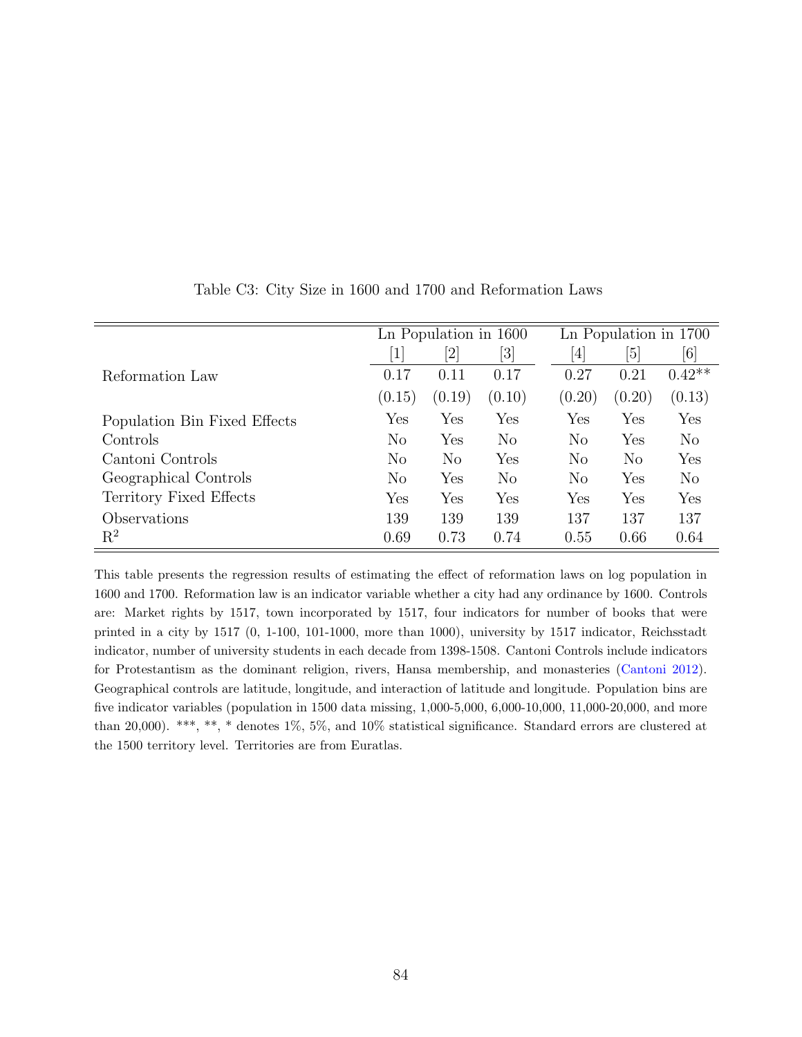Table C3: City Size in 1600 and 1700 and Reformation Laws

| | Ln Population in 1600 | | | Ln Population in 1700 | | |
|---|---|---|---|---|---|---|
| | [1] | [2] | [3] | [4] | [5] | [6] |
| Reformation Law | 0.17 | 0.11 | 0.17 | 0.27 | 0.21 | 0.42** |
| | (0.15) | (0.19) | (0.10) | (0.20) | (0.20) | (0.13) |
| Population Bin Fixed Effects | Yes | Yes | Yes | Yes | Yes | Yes |
| Controls | No | Yes | No | No | Yes | No |
| Cantoni Controls | No | No | Yes | No | No | Yes |
| Geographical Controls | No | Yes | No | No | Yes | No |
| Territory Fixed Effects | Yes | Yes | Yes | Yes | Yes | Yes |
| Observations | 139 | 139 | 139 | 137 | 137 | 137 |
| $R^2$ | 0.69 | 0.73 | 0.74 | 0.55 | 0.66 | 0.64 |

This table presents the regression results of estimating the effect of reformation laws on log population in 1600 and 1700. Reformation law is an indicator variable whether a city had any ordinance by 1600. Controls are: Market rights by 1517, town incorporated by 1517, four indicators for number of books that were printed in a city by 1517 (0, 1-100, 101-1000, more than 1000), university by 1517 indicator, Reichsstadt indicator, number of university students in each decade from 1398-1508. Cantoni Controls include indicators for Protestantism as the dominant religion, rivers, Hansa membership, and monasteries (Cantoni 2012). Geographical controls are latitude, longitude, and interaction of latitude and longitude. Population bins are five indicator variables (population in 1500 data missing, 1,000-5,000, 6,000-10,000, 11,000-20,000, and more than 20,000). ***, **, * denotes 1%, 5%, and 10% statistical significance. Standard errors are clustered at the 1500 territory level. Territories are from Euratlas.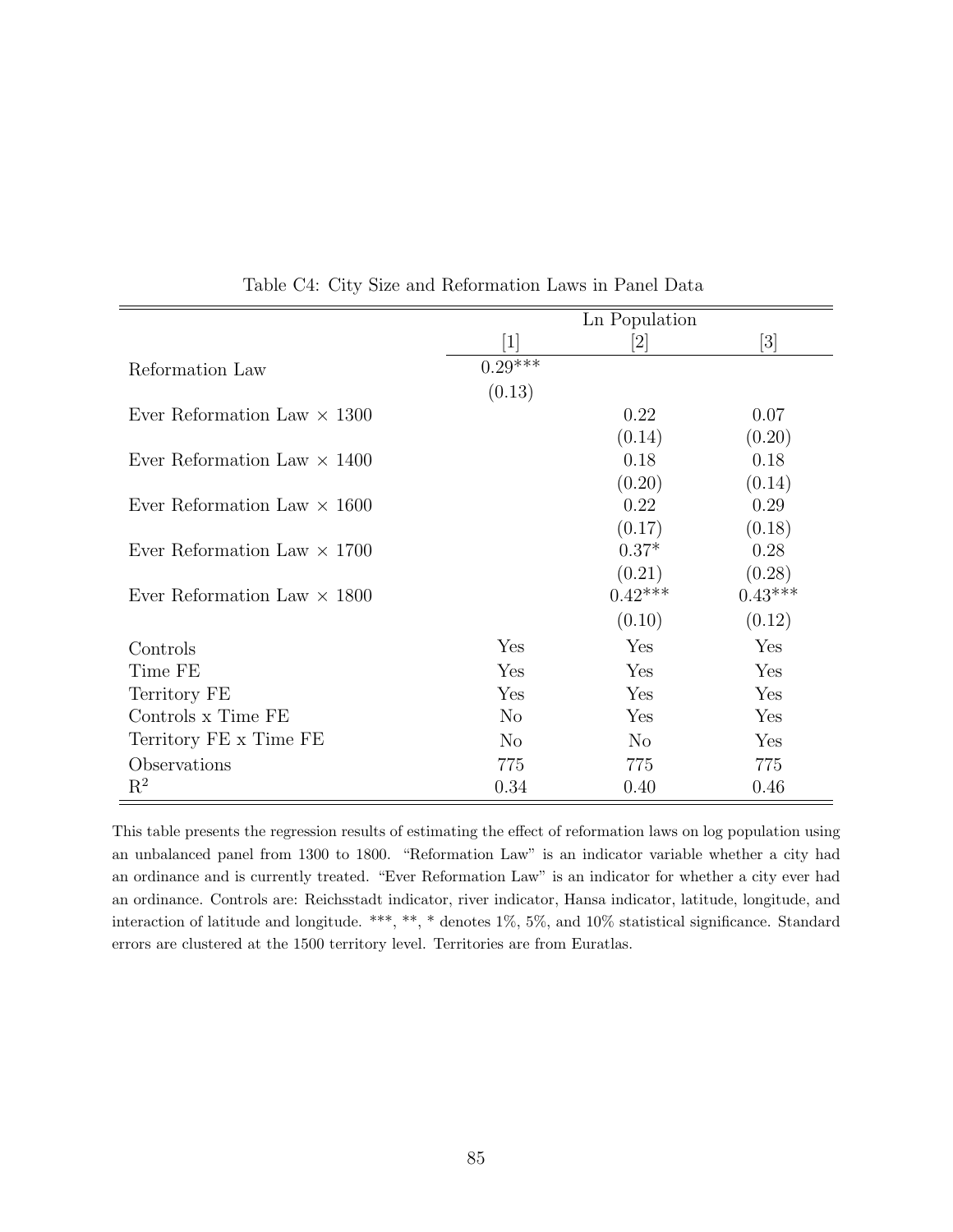Table C4: City Size and Reformation Laws in Panel Data

| | Ln Population | | |
|---|---|---|---|
| | [1] | [2] | [3] |
| Reformation Law | 0.29*** | | |
| | (0.13) | | |
| Ever Reformation Law × 1300 | | 0.22 | 0.07 |
| | | (0.14) | (0.20) |
| Ever Reformation Law × 1400 | | 0.18 | 0.18 |
| | | (0.20) | (0.14) |
| Ever Reformation Law × 1600 | | 0.22 | 0.29 |
| | | (0.17) | (0.18) |
| Ever Reformation Law × 1700 | | 0.37* | 0.28 |
| | | (0.21) | (0.28) |
| Ever Reformation Law × 1800 | | 0.42*** | 0.43*** |
| | | (0.10) | (0.12) |
| Controls | Yes | Yes | Yes |
| Time FE | Yes | Yes | Yes |
| Territory FE | Yes | Yes | Yes |
| Controls x Time FE | No | Yes | Yes |
| Territory FE x Time FE | No | No | Yes |
| Observations | 775 | 775 | 775 |
| $R^2$ | 0.34 | 0.40 | 0.46 |

This table presents the regression results of estimating the effect of reformation laws on log population using an unbalanced panel from 1300 to 1800. "Reformation Law" is an indicator variable whether a city had an ordinance and is currently treated. "Ever Reformation Law" is an indicator for whether a city ever had an ordinance. Controls are: Reichsstadt indicator, river indicator, Hansa indicator, latitude, longitude, and interaction of latitude and longitude. ***, **, * denotes 1%, 5%, and 10% statistical significance. Standard errors are clustered at the 1500 territory level. Territories are from Euratlas.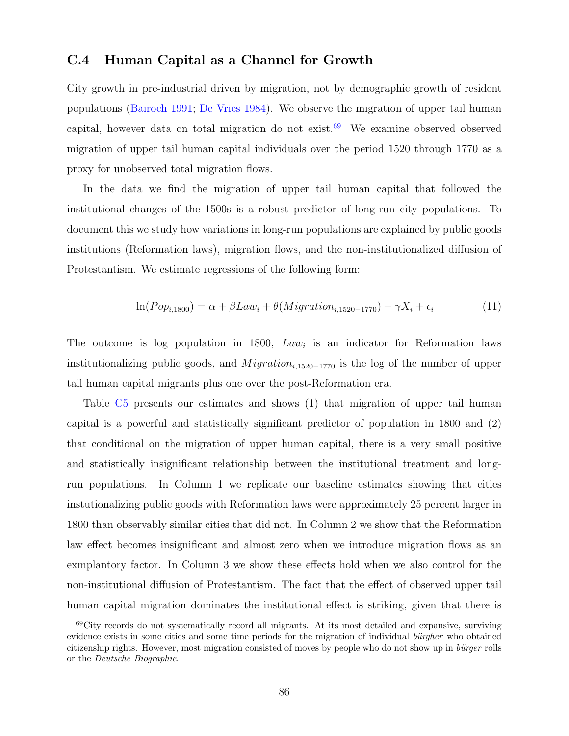## C.4 Human Capital as a Channel for Growth

City growth in pre-industrial driven by migration, not by demographic growth of resident populations (Bairoch 1991; De Vries 1984). We observe the migration of upper tail human capital, however data on total migration do not exist.[69] We examine observed observed migration of upper tail human capital individuals over the period 1520 through 1770 as a proxy for unobserved total migration flows.

In the data we find the migration of upper tail human capital that followed the institutional changes of the 1500s is a robust predictor of long-run city populations. To document this we study how variations in long-run populations are explained by public goods institutions (Reformation laws), migration flows, and the non-institutionalized diffusion of Protestantism. We estimate regressions of the following form:

$$\ln(Pop_{i,1800}) = \alpha + \beta Law_i + \theta(Migration_{i,1520-1770}) + \gamma X_i + \epsilon_i \tag{11}$$

The outcome is log population in 1800, $Law_i$ is an indicator for Reformation laws institutionalizing public goods, and $Migration_{i,1520-1770}$ is the log of the number of upper tail human capital migrants plus one over the post-Reformation era.

Table C5 presents our estimates and shows (1) that migration of upper tail human capital is a powerful and statistically significant predictor of population in 1800 and (2) that conditional on the migration of upper human capital, there is a very small positive and statistically insignificant relationship between the institutional treatment and long-run populations. In Column 1 we replicate our baseline estimates showing that cities instutionalizing public goods with Reformation laws were approximately 25 percent larger in 1800 than observably similar cities that did not. In Column 2 we show that the Reformation law effect becomes insignificant and almost zero when we introduce migration flows as an exmplantory factor. In Column 3 we show these effects hold when we also control for the non-institutional diffusion of Protestantism. The fact that the effect of observed upper tail human capital migration dominates the institutional effect is striking, given that there is

[69] City records do not systematically record all migrants. At its most detailed and expansive, surviving evidence exists in some cities and some time periods for the migration of individual *bürgher* who obtained citizenship rights. However, most migration consisted of moves by people who do not show up in *bürger* rolls or the *Deutsche Biographie*.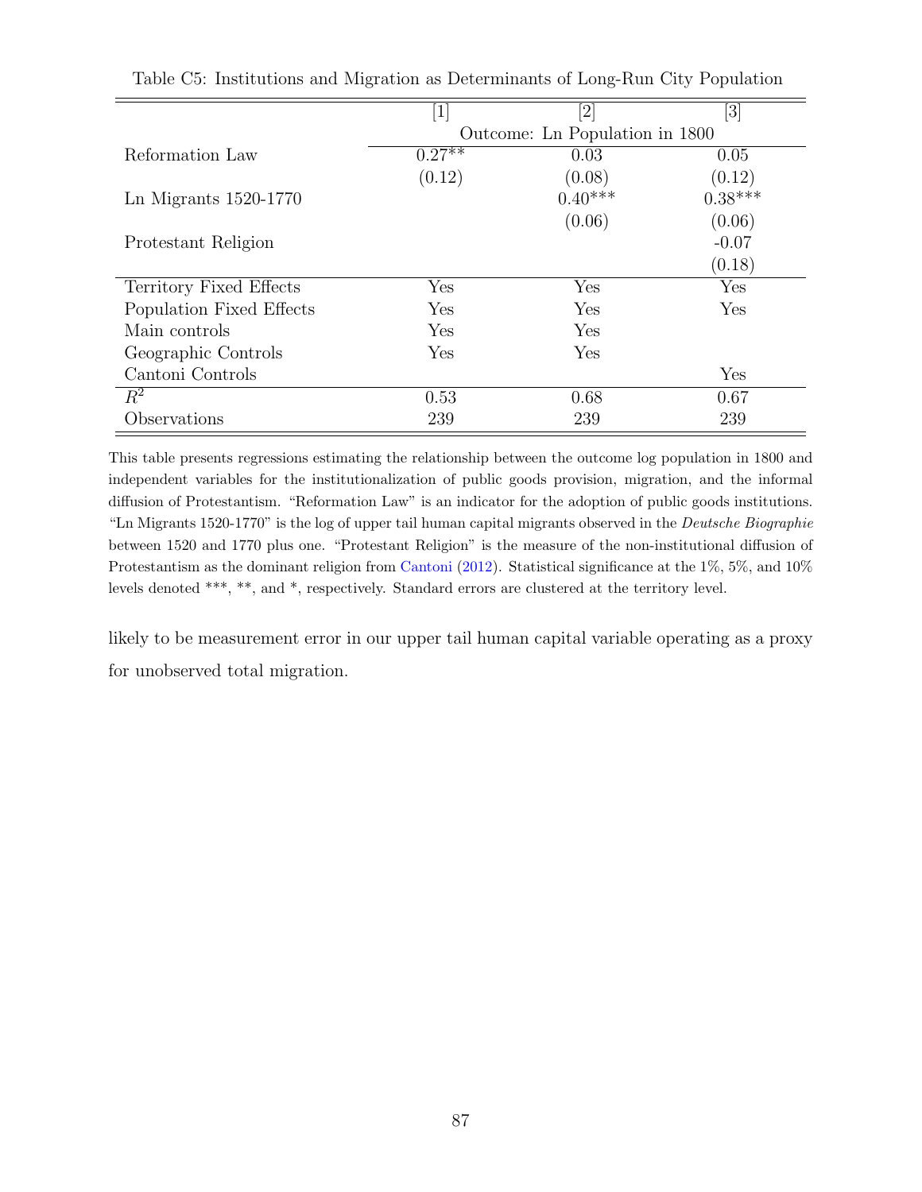Table C5: Institutions and Migration as Determinants of Long-Run City Population

| | [1] | [2] | [3] |
|---|---|---|---|
| | Outcome: Ln Population in 1800 | | |
| Reformation Law | 0.27** | 0.03 | 0.05 |
| | (0.12) | (0.08) | (0.12) |
| Ln Migrants 1520-1770 | | 0.40*** | 0.38*** |
| | | (0.06) | (0.06) |
| Protestant Religion | | | -0.07 |
| | | | (0.18) |
| Territory Fixed Effects | Yes | Yes | Yes |
| Population Fixed Effects | Yes | Yes | Yes |
| Main controls | Yes | Yes | |
| Geographic Controls | Yes | Yes | |
| Cantoni Controls | | | Yes |
| $R^2$ | 0.53 | 0.68 | 0.67 |
| Observations | 239 | 239 | 239 |

This table presents regressions estimating the relationship between the outcome log population in 1800 and independent variables for the institutionalization of public goods provision, migration, and the informal diffusion of Protestantism. "Reformation Law" is an indicator for the adoption of public goods institutions. "Ln Migrants 1520-1770" is the log of upper tail human capital migrants observed in the *Deutsche Biographie* between 1520 and 1770 plus one. "Protestant Religion" is the measure of the non-institutional diffusion of Protestantism as the dominant religion from Cantoni (2012). Statistical significance at the 1%, 5%, and 10% levels denoted ***, **, and *, respectively. Standard errors are clustered at the territory level.

likely to be measurement error in our upper tail human capital variable operating as a proxy for unobserved total migration.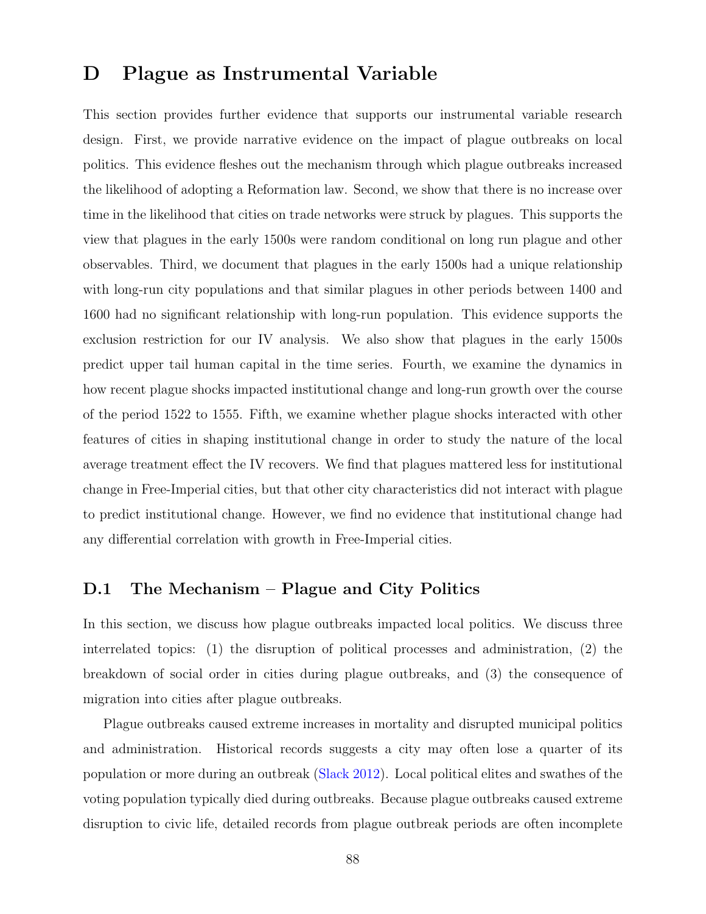# D Plague as Instrumental Variable

This section provides further evidence that supports our instrumental variable research design. First, we provide narrative evidence on the impact of plague outbreaks on local politics. This evidence fleshes out the mechanism through which plague outbreaks increased the likelihood of adopting a Reformation law. Second, we show that there is no increase over time in the likelihood that cities on trade networks were struck by plagues. This supports the view that plagues in the early 1500s were random conditional on long run plague and other observables. Third, we document that plagues in the early 1500s had a unique relationship with long-run city populations and that similar plagues in other periods between 1400 and 1600 had no significant relationship with long-run population. This evidence supports the exclusion restriction for our IV analysis. We also show that plagues in the early 1500s predict upper tail human capital in the time series. Fourth, we examine the dynamics in how recent plague shocks impacted institutional change and long-run growth over the course of the period 1522 to 1555. Fifth, we examine whether plague shocks interacted with other features of cities in shaping institutional change in order to study the nature of the local average treatment effect the IV recovers. We find that plagues mattered less for institutional change in Free-Imperial cities, but that other city characteristics did not interact with plague to predict institutional change. However, we find no evidence that institutional change had any differential correlation with growth in Free-Imperial cities.

## D.1 The Mechanism – Plague and City Politics

In this section, we discuss how plague outbreaks impacted local politics. We discuss three interrelated topics: (1) the disruption of political processes and administration, (2) the breakdown of social order in cities during plague outbreaks, and (3) the consequence of migration into cities after plague outbreaks.

Plague outbreaks caused extreme increases in mortality and disrupted municipal politics and administration. Historical records suggests a city may often lose a quarter of its population or more during an outbreak (Slack 2012). Local political elites and swathes of the voting population typically died during outbreaks. Because plague outbreaks caused extreme disruption to civic life, detailed records from plague outbreak periods are often incomplete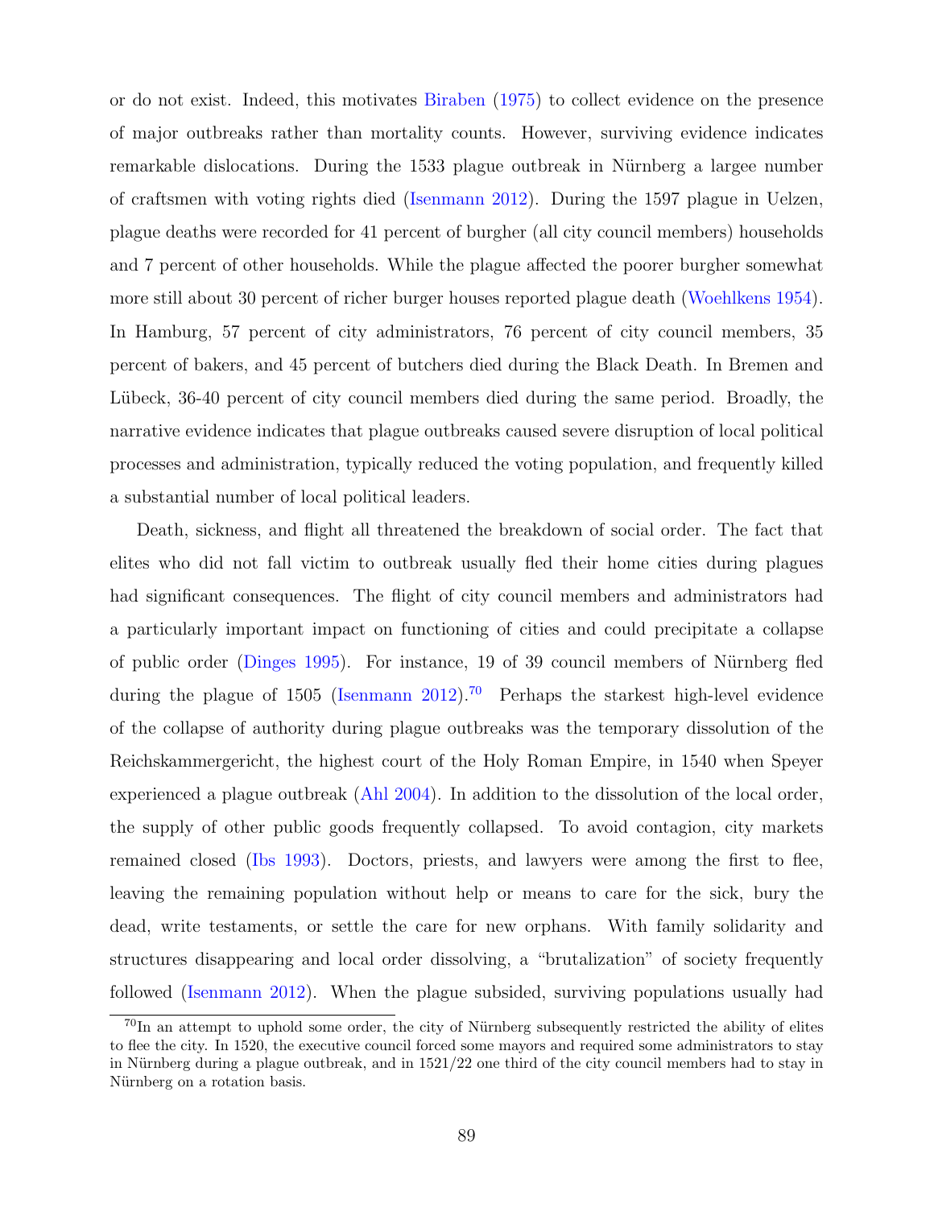or do not exist. Indeed, this motivates Biraben (1975) to collect evidence on the presence of major outbreaks rather than mortality counts. However, surviving evidence indicates remarkable dislocations. During the 1533 plague outbreak in Nürnberg a largee number of craftsmen with voting rights died (Isenmann 2012). During the 1597 plague in Uelzen, plague deaths were recorded for 41 percent of burgher (all city council members) households and 7 percent of other households. While the plague affected the poorer burgher somewhat more still about 30 percent of richer burger houses reported plague death (Woehlkens 1954). In Hamburg, 57 percent of city administrators, 76 percent of city council members, 35 percent of bakers, and 45 percent of butchers died during the Black Death. In Bremen and Lübeck, 36-40 percent of city council members died during the same period. Broadly, the narrative evidence indicates that plague outbreaks caused severe disruption of local political processes and administration, typically reduced the voting population, and frequently killed a substantial number of local political leaders.

Death, sickness, and flight all threatened the breakdown of social order. The fact that elites who did not fall victim to outbreak usually fled their home cities during plagues had significant consequences. The flight of city council members and administrators had a particularly important impact on functioning of cities and could precipitate a collapse of public order (Dinges 1995). For instance, 19 of 39 council members of Nürnberg fled during the plague of 1505 (Isenmann 2012).[70] Perhaps the starkest high-level evidence of the collapse of authority during plague outbreaks was the temporary dissolution of the Reichskammergericht, the highest court of the Holy Roman Empire, in 1540 when Speyer experienced a plague outbreak (Ahl 2004). In addition to the dissolution of the local order, the supply of other public goods frequently collapsed. To avoid contagion, city markets remained closed (Ibs 1993). Doctors, priests, and lawyers were among the first to flee, leaving the remaining population without help or means to care for the sick, bury the dead, write testaments, or settle the care for new orphans. With family solidarity and structures disappearing and local order dissolving, a "brutalization" of society frequently followed (Isenmann 2012). When the plague subsided, surviving populations usually had

[70] In an attempt to uphold some order, the city of Nürnberg subsequently restricted the ability of elites to flee the city. In 1520, the executive council forced some mayors and required some administrators to stay in Nürnberg during a plague outbreak, and in 1521/22 one third of the city council members had to stay in Nürnberg on a rotation basis.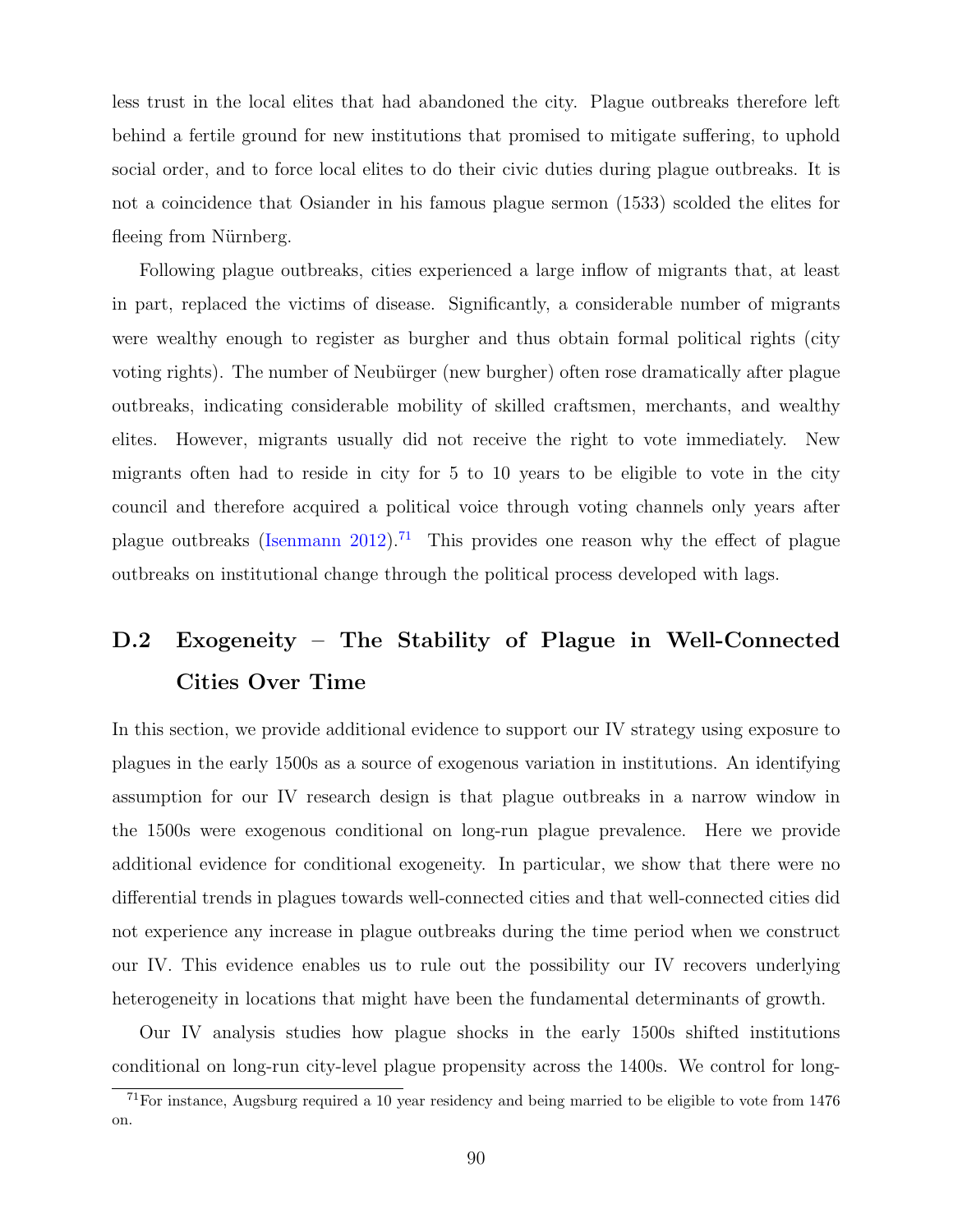less trust in the local elites that had abandoned the city. Plague outbreaks therefore left behind a fertile ground for new institutions that promised to mitigate suffering, to uphold social order, and to force local elites to do their civic duties during plague outbreaks. It is not a coincidence that Osiander in his famous plague sermon (1533) scolded the elites for fleeing from Nürnberg.

Following plague outbreaks, cities experienced a large inflow of migrants that, at least in part, replaced the victims of disease. Significantly, a considerable number of migrants were wealthy enough to register as burgher and thus obtain formal political rights (city voting rights). The number of Neubürger (new burgher) often rose dramatically after plague outbreaks, indicating considerable mobility of skilled craftsmen, merchants, and wealthy elites. However, migrants usually did not receive the right to vote immediately. New migrants often had to reside in city for 5 to 10 years to be eligible to vote in the city council and therefore acquired a political voice through voting channels only years after plague outbreaks (Isenmann 2012).[71] This provides one reason why the effect of plague outbreaks on institutional change through the political process developed with lags.

## D.2 Exogeneity – The Stability of Plague in Well-Connected Cities Over Time

In this section, we provide additional evidence to support our IV strategy using exposure to plagues in the early 1500s as a source of exogenous variation in institutions. An identifying assumption for our IV research design is that plague outbreaks in a narrow window in the 1500s were exogenous conditional on long-run plague prevalence. Here we provide additional evidence for conditional exogeneity. In particular, we show that there were no differential trends in plagues towards well-connected cities and that well-connected cities did not experience any increase in plague outbreaks during the time period when we construct our IV. This evidence enables us to rule out the possibility our IV recovers underlying heterogeneity in locations that might have been the fundamental determinants of growth.

Our IV analysis studies how plague shocks in the early 1500s shifted institutions conditional on long-run city-level plague propensity across the 1400s. We control for long-

[71] For instance, Augsburg required a 10 year residency and being married to be eligible to vote from 1476 on.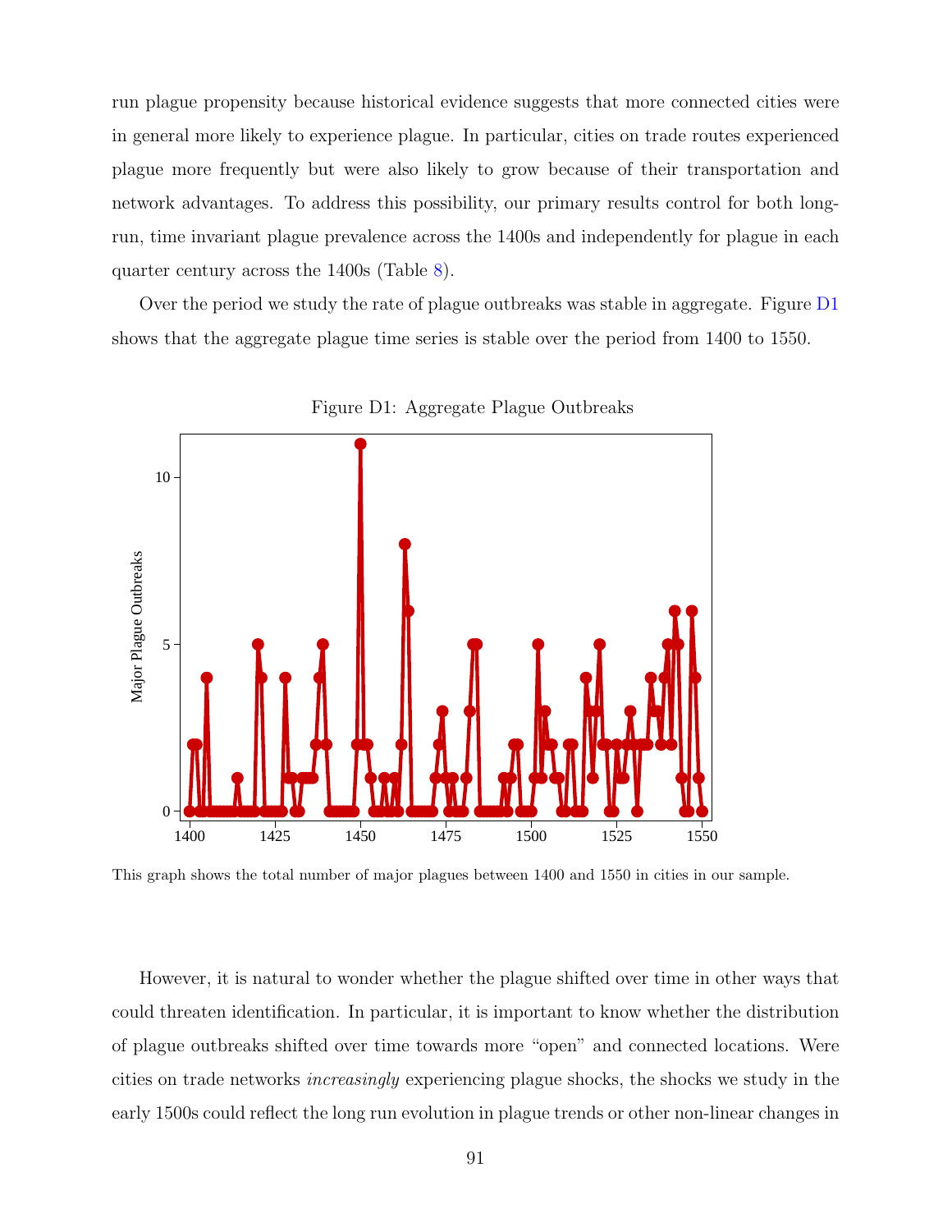run plague propensity because historical evidence suggests that more connected cities were in general more likely to experience plague. In particular, cities on trade routes experienced plague more frequently but were also likely to grow because of their transportation and network advantages. To address this possibility, our primary results control for both long-run, time invariant plague prevalence across the 1400s and independently for plague in each quarter century across the 1400s (Table 8).

Over the period we study the rate of plague outbreaks was stable in aggregate. Figure D1 shows that the aggregate plague time series is stable over the period from 1400 to 1550.

Figure D1: Aggregate Plague Outbreaks

This graph shows the total number of major plagues between 1400 and 1550 in cities in our sample.

However, it is natural to wonder whether the plague shifted over time in other ways that could threaten identification. In particular, it is important to know whether the distribution of plague outbreaks shifted over time towards more "open" and connected locations. Were cities on trade networks *increasingly* experiencing plague shocks, the shocks we study in the early 1500s could reflect the long run evolution in plague trends or other non-linear changes in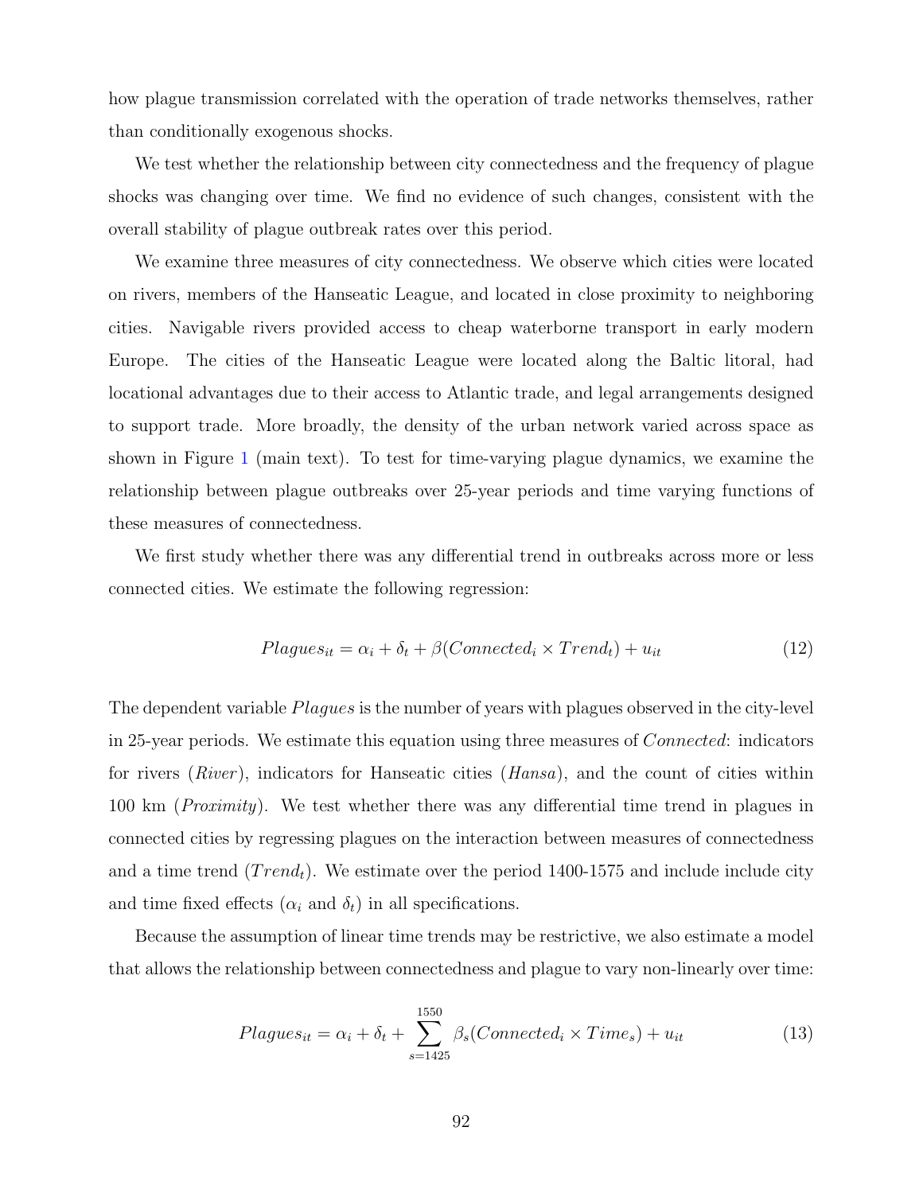how plague transmission correlated with the operation of trade networks themselves, rather than conditionally exogenous shocks.

We test whether the relationship between city connectedness and the frequency of plague shocks was changing over time. We find no evidence of such changes, consistent with the overall stability of plague outbreak rates over this period.

We examine three measures of city connectedness. We observe which cities were located on rivers, members of the Hanseatic League, and located in close proximity to neighboring cities. Navigable rivers provided access to cheap waterborne transport in early modern Europe. The cities of the Hanseatic League were located along the Baltic litoral, had locational advantages due to their access to Atlantic trade, and legal arrangements designed to support trade. More broadly, the density of the urban network varied across space as shown in Figure 1 (main text). To test for time-varying plague dynamics, we examine the relationship between plague outbreaks over 25-year periods and time varying functions of these measures of connectedness.

We first study whether there was any differential trend in outbreaks across more or less connected cities. We estimate the following regression:

$$Plagues_{it} = \alpha_i + \delta_t + \beta(Connected_i \times Trend_t) + u_{it} \tag{12}$$

The dependent variable $Plagues$ is the number of years with plagues observed in the city-level in 25-year periods. We estimate this equation using three measures of $Connected$: indicators for rivers ($River$), indicators for Hanseatic cities ($Hansa$), and the count of cities within 100 km ($Proximity$). We test whether there was any differential time trend in plagues in connected cities by regressing plagues on the interaction between measures of connectedness and a time trend ($Trend_t$). We estimate over the period 1400-1575 and include include city and time fixed effects ($\alpha_i$ and $\delta_t$) in all specifications.

Because the assumption of linear time trends may be restrictive, we also estimate a model that allows the relationship between connectedness and plague to vary non-linearly over time:

$$Plagues_{it} = \alpha_i + \delta_t + \sum_{s=1425}^{1550} \beta_s(Connected_i \times Time_s) + u_{it} \tag{13}$$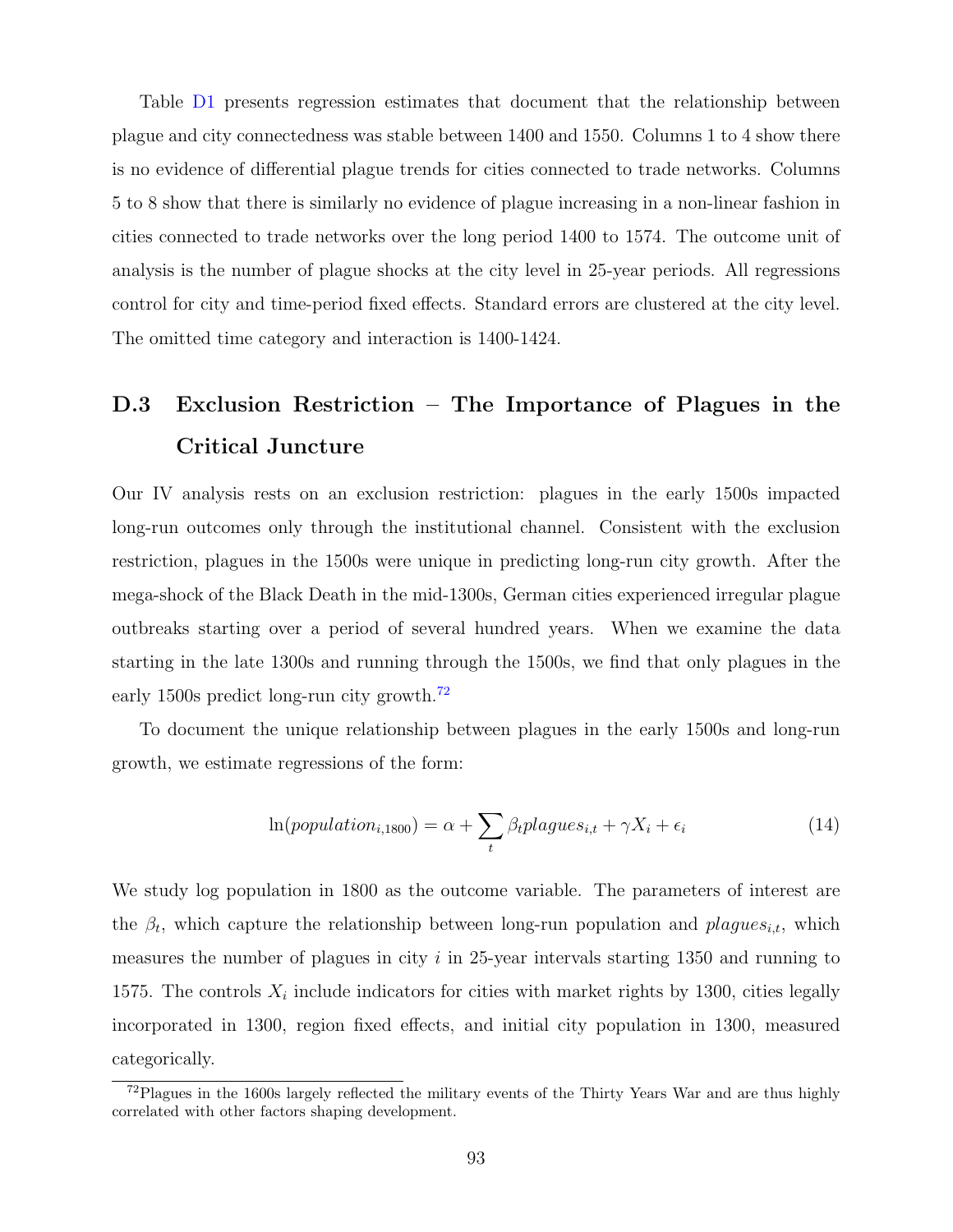Table D1 presents regression estimates that document that the relationship between plague and city connectedness was stable between 1400 and 1550. Columns 1 to 4 show there is no evidence of differential plague trends for cities connected to trade networks. Columns 5 to 8 show that there is similarly no evidence of plague increasing in a non-linear fashion in cities connected to trade networks over the long period 1400 to 1574. The outcome unit of analysis is the number of plague shocks at the city level in 25-year periods. All regressions control for city and time-period fixed effects. Standard errors are clustered at the city level. The omitted time category and interaction is 1400-1424.

## D.3 Exclusion Restriction – The Importance of Plagues in the Critical Juncture

Our IV analysis rests on an exclusion restriction: plagues in the early 1500s impacted long-run outcomes only through the institutional channel. Consistent with the exclusion restriction, plagues in the 1500s were unique in predicting long-run city growth. After the mega-shock of the Black Death in the mid-1300s, German cities experienced irregular plague outbreaks starting over a period of several hundred years. When we examine the data starting in the late 1300s and running through the 1500s, we find that only plagues in the early 1500s predict long-run city growth.[72]

To document the unique relationship between plagues in the early 1500s and long-run growth, we estimate regressions of the form:

$$\ln(population_{i,1800}) = \alpha + \sum_{t} \beta_t plagues_{i,t} + \gamma X_i + \epsilon_i \tag{14}$$

We study log population in 1800 as the outcome variable. The parameters of interest are the $\beta_t$, which capture the relationship between long-run population and $plagues_{i,t}$, which measures the number of plagues in city $i$ in 25-year intervals starting 1350 and running to 1575. The controls $X_i$ include indicators for cities with market rights by 1300, cities legally incorporated in 1300, region fixed effects, and initial city population in 1300, measured categorically.

[72] Plagues in the 1600s largely reflected the military events of the Thirty Years War and are thus highly correlated with other factors shaping development.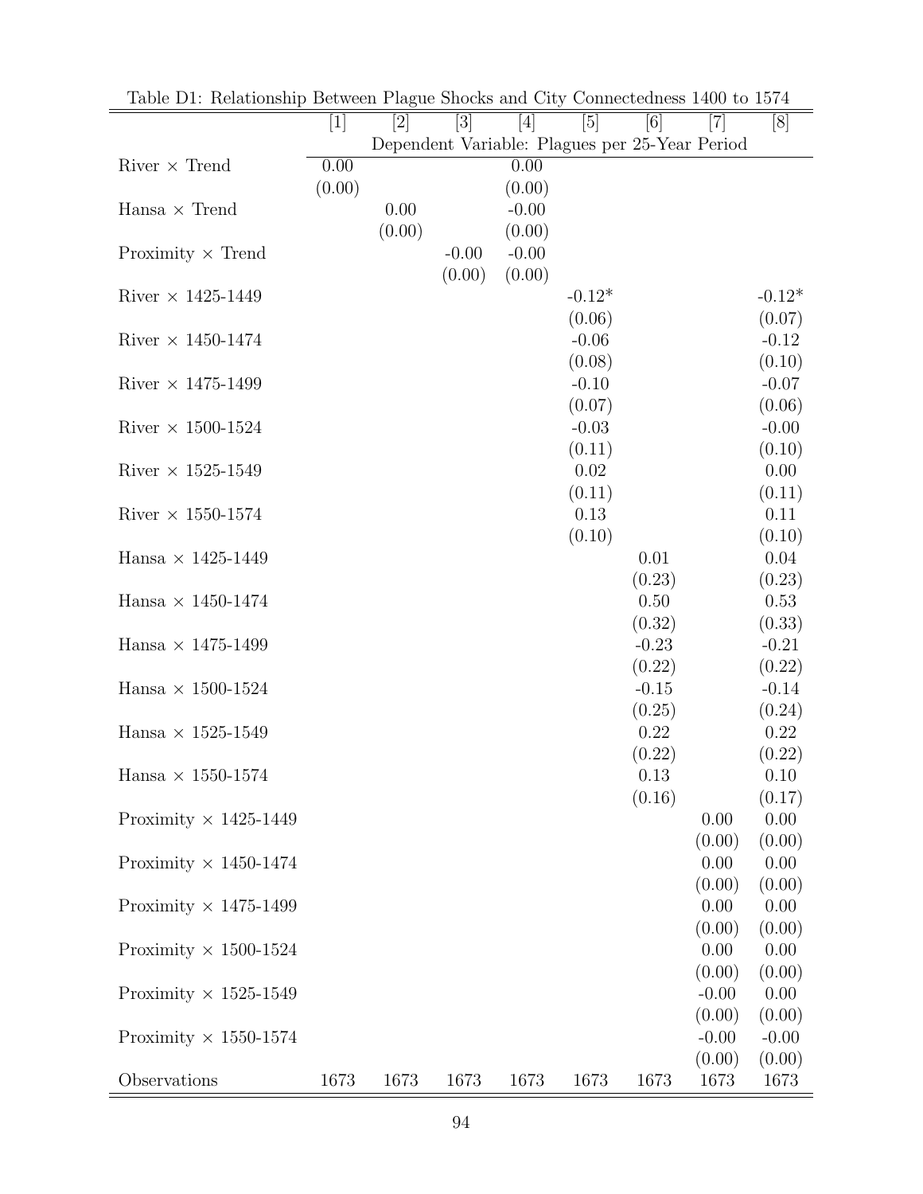Table D1: Relationship Between Plague Shocks and City Connectedness 1400 to 1574

| | [1] | [2] | [3] | [4] | [5] | [6] | [7] | [8] |
|---|---|---|---|---|---|---|---|---|
| | Dependent Variable: Plagues per 25-Year Period | | | | | | | |
| River × Trend | 0.00 | | | 0.00 | | | | |
| | (0.00) | | | (0.00) | | | | |
| Hansa × Trend | | 0.00 | | -0.00 | | | | |
| | | (0.00) | | (0.00) | | | | |
| Proximity × Trend | | | -0.00 | -0.00 | | | | |
| | | | (0.00) | (0.00) | | | | |
| River × 1425-1449 | | | | | -0.12* | | | -0.12* |
| | | | | | (0.06) | | | (0.07) |
| River × 1450-1474 | | | | | -0.06 | | | -0.12 |
| | | | | | (0.08) | | | (0.10) |
| River × 1475-1499 | | | | | -0.10 | | | -0.07 |
| | | | | | (0.07) | | | (0.06) |
| River × 1500-1524 | | | | | -0.03 | | | -0.00 |
| | | | | | (0.11) | | | (0.10) |
| River × 1525-1549 | | | | | 0.02 | | | 0.00 |
| | | | | | (0.11) | | | (0.11) |
| River × 1550-1574 | | | | | 0.13 | | | 0.11 |
| | | | | | (0.10) | | | (0.10) |
| Hansa × 1425-1449 | | | | | | 0.01 | | 0.04 |
| | | | | | | (0.23) | | (0.23) |
| Hansa × 1450-1474 | | | | | | 0.50 | | 0.53 |
| | | | | | | (0.32) | | (0.33) |
| Hansa × 1475-1499 | | | | | | -0.23 | | -0.21 |
| | | | | | | (0.22) | | (0.22) |
| Hansa × 1500-1524 | | | | | | -0.15 | | -0.14 |
| | | | | | | (0.25) | | (0.24) |
| Hansa × 1525-1549 | | | | | | 0.22 | | 0.22 |
| | | | | | | (0.22) | | (0.22) |
| Hansa × 1550-1574 | | | | | | 0.13 | | 0.10 |
| | | | | | | (0.16) | | (0.17) |
| Proximity × 1425-1449 | | | | | | | 0.00 | 0.00 |
| | | | | | | | (0.00) | (0.00) |
| Proximity × 1450-1474 | | | | | | | 0.00 | 0.00 |
| | | | | | | | (0.00) | (0.00) |
| Proximity × 1475-1499 | | | | | | | 0.00 | 0.00 |
| | | | | | | | (0.00) | (0.00) |
| Proximity × 1500-1524 | | | | | | | 0.00 | 0.00 |
| | | | | | | | (0.00) | (0.00) |
| Proximity × 1525-1549 | | | | | | | -0.00 | 0.00 |
| | | | | | | | (0.00) | (0.00) |
| Proximity × 1550-1574 | | | | | | | -0.00 | -0.00 |
| | | | | | | | (0.00) | (0.00) |
| Observations | 1673 | 1673 | 1673 | 1673 | 1673 | 1673 | 1673 | 1673 |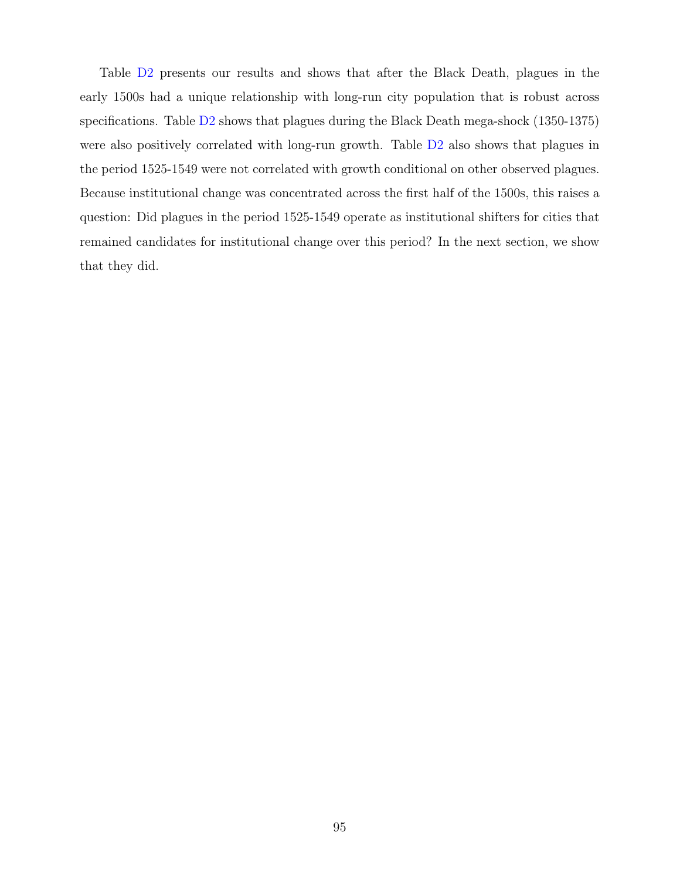Table D2 presents our results and shows that after the Black Death, plagues in the early 1500s had a unique relationship with long-run city population that is robust across specifications. Table D2 shows that plagues during the Black Death mega-shock (1350-1375) were also positively correlated with long-run growth. Table D2 also shows that plagues in the period 1525-1549 were not correlated with growth conditional on other observed plagues. Because institutional change was concentrated across the first half of the 1500s, this raises a question: Did plagues in the period 1525-1549 operate as institutional shifters for cities that remained candidates for institutional change over this period? In the next section, we show that they did.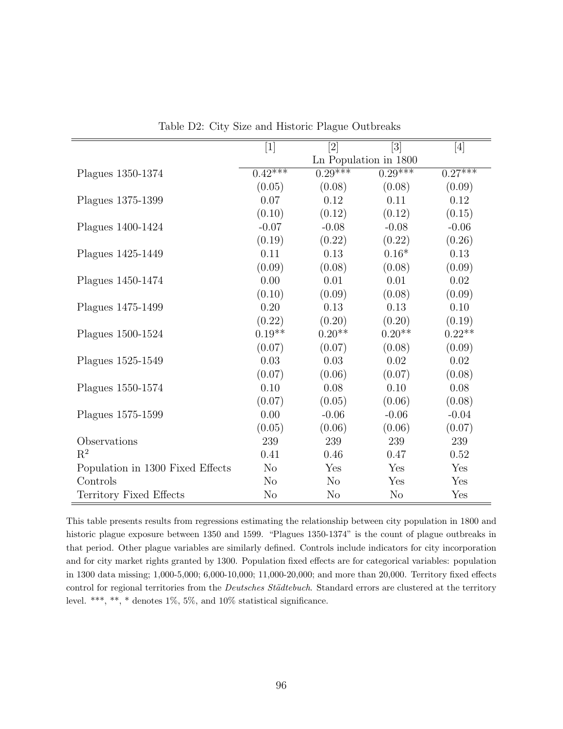Table D2: City Size and Historic Plague Outbreaks

| | [1] | [2] | [3] | [4] |
|---|---|---|---|---|
| | Ln Population in 1800 | | | |
| Plagues 1350-1374 | 0.42*** | 0.29*** | 0.29*** | 0.27*** |
| | (0.05) | (0.08) | (0.08) | (0.09) |
| Plagues 1375-1399 | 0.07 | 0.12 | 0.11 | 0.12 |
| | (0.10) | (0.12) | (0.12) | (0.15) |
| Plagues 1400-1424 | -0.07 | -0.08 | -0.08 | -0.06 |
| | (0.19) | (0.22) | (0.22) | (0.26) |
| Plagues 1425-1449 | 0.11 | 0.13 | 0.16* | 0.13 |
| | (0.09) | (0.08) | (0.08) | (0.09) |
| Plagues 1450-1474 | 0.00 | 0.01 | 0.01 | 0.02 |
| | (0.10) | (0.09) | (0.08) | (0.09) |
| Plagues 1475-1499 | 0.20 | 0.13 | 0.13 | 0.10 |
| | (0.22) | (0.20) | (0.20) | (0.19) |
| Plagues 1500-1524 | 0.19** | 0.20** | 0.20** | 0.22** |
| | (0.07) | (0.07) | (0.08) | (0.09) |
| Plagues 1525-1549 | 0.03 | 0.03 | 0.02 | 0.02 |
| | (0.07) | (0.06) | (0.07) | (0.08) |
| Plagues 1550-1574 | 0.10 | 0.08 | 0.10 | 0.08 |
| | (0.07) | (0.05) | (0.06) | (0.08) |
| Plagues 1575-1599 | 0.00 | -0.06 | -0.06 | -0.04 |
| | (0.05) | (0.06) | (0.06) | (0.07) |
| Observations | 239 | 239 | 239 | 239 |
| $R^2$ | 0.41 | 0.46 | 0.47 | 0.52 |
| Population in 1300 Fixed Effects | No | Yes | Yes | Yes |
| Controls | No | No | Yes | Yes |
| Territory Fixed Effects | No | No | No | Yes |

This table presents results from regressions estimating the relationship between city population in 1800 and historic plague exposure between 1350 and 1599. "Plagues 1350-1374" is the count of plague outbreaks in that period. Other plague variables are similarly defined. Controls include indicators for city incorporation and for city market rights granted by 1300. Population fixed effects are for categorical variables: population in 1300 data missing; 1,000-5,000; 6,000-10,000; 11,000-20,000; and more than 20,000. Territory fixed effects control for regional territories from the *Deutsches Städtebuch*. Standard errors are clustered at the territory level. ***, **, * denotes 1%, 5%, and 10% statistical significance.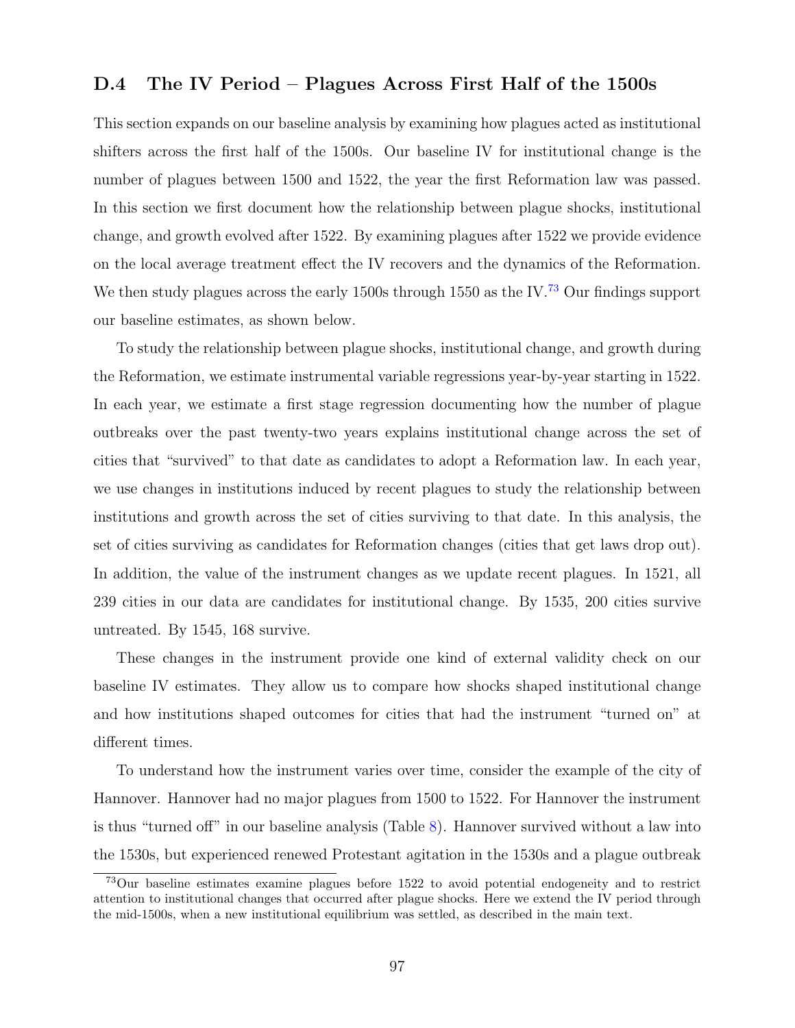## D.4 The IV Period – Plagues Across First Half of the 1500s

This section expands on our baseline analysis by examining how plagues acted as institutional shifters across the first half of the 1500s. Our baseline IV for institutional change is the number of plagues between 1500 and 1522, the year the first Reformation law was passed. In this section we first document how the relationship between plague shocks, institutional change, and growth evolved after 1522. By examining plagues after 1522 we provide evidence on the local average treatment effect the IV recovers and the dynamics of the Reformation. We then study plagues across the early 1500s through 1550 as the IV.[73] Our findings support our baseline estimates, as shown below.

To study the relationship between plague shocks, institutional change, and growth during the Reformation, we estimate instrumental variable regressions year-by-year starting in 1522. In each year, we estimate a first stage regression documenting how the number of plague outbreaks over the past twenty-two years explains institutional change across the set of cities that "survived" to that date as candidates to adopt a Reformation law. In each year, we use changes in institutions induced by recent plagues to study the relationship between institutions and growth across the set of cities surviving to that date. In this analysis, the set of cities surviving as candidates for Reformation changes (cities that get laws drop out). In addition, the value of the instrument changes as we update recent plagues. In 1521, all 239 cities in our data are candidates for institutional change. By 1535, 200 cities survive untreated. By 1545, 168 survive.

These changes in the instrument provide one kind of external validity check on our baseline IV estimates. They allow us to compare how shocks shaped institutional change and how institutions shaped outcomes for cities that had the instrument "turned on" at different times.

To understand how the instrument varies over time, consider the example of the city of Hannover. Hannover had no major plagues from 1500 to 1522. For Hannover the instrument is thus "turned off" in our baseline analysis (Table 8). Hannover survived without a law into the 1530s, but experienced renewed Protestant agitation in the 1530s and a plague outbreak

[73] Our baseline estimates examine plagues before 1522 to avoid potential endogeneity and to restrict attention to institutional changes that occurred after plague shocks. Here we extend the IV period through the mid-1500s, when a new institutional equilibrium was settled, as described in the main text.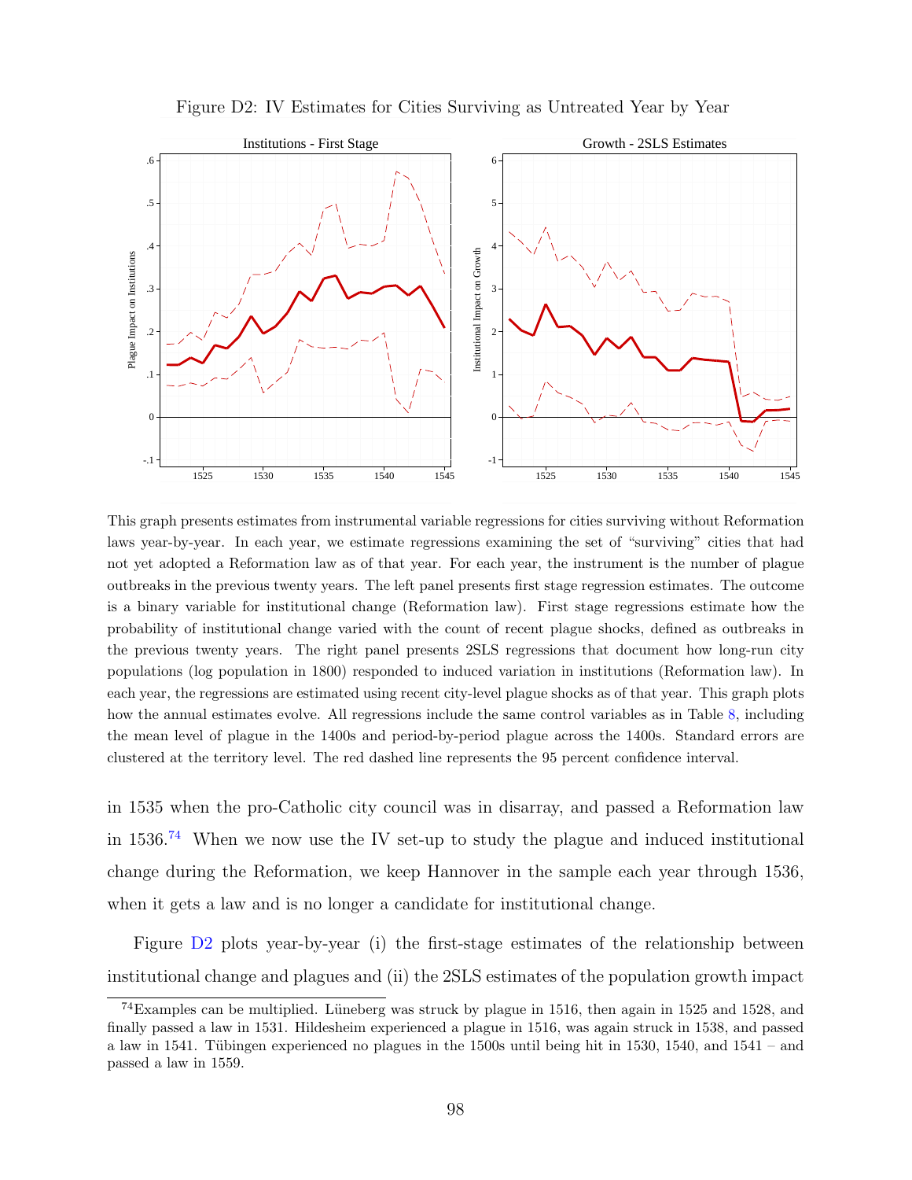Figure D2: IV Estimates for Cities Surviving as Untreated Year by Year

This graph presents estimates from instrumental variable regressions for cities surviving without Reformation laws year-by-year. In each year, we estimate regressions examining the set of "surviving" cities that had not yet adopted a Reformation law as of that year. For each year, the instrument is the number of plague outbreaks in the previous twenty years. The left panel presents first stage regression estimates. The outcome is a binary variable for institutional change (Reformation law). First stage regressions estimate how the probability of institutional change varied with the count of recent plague shocks, defined as outbreaks in the previous twenty years. The right panel presents 2SLS regressions that document how long-run city populations (log population in 1800) responded to induced variation in institutions (Reformation law). In each year, the regressions are estimated using recent city-level plague shocks as of that year. This graph plots how the annual estimates evolve. All regressions include the same control variables as in Table 8, including the mean level of plague in the 1400s and period-by-period plague across the 1400s. Standard errors are clustered at the territory level. The red dashed line represents the 95 percent confidence interval.

in 1535 when the pro-Catholic city council was in disarray, and passed a Reformation law in 1536.[74] When we now use the IV set-up to study the plague and induced institutional change during the Reformation, we keep Hannover in the sample each year through 1536, when it gets a law and is no longer a candidate for institutional change.

Figure D2 plots year-by-year (i) the first-stage estimates of the relationship between institutional change and plagues and (ii) the 2SLS estimates of the population growth impact

[74] Examples can be multiplied. Lüneberg was struck by plague in 1516, then again in 1525 and 1528, and finally passed a law in 1531. Hildesheim experienced a plague in 1516, was again struck in 1538, and passed a law in 1541. Tübingen experienced no plagues in the 1500s until being hit in 1530, 1540, and 1541 – and passed a law in 1559.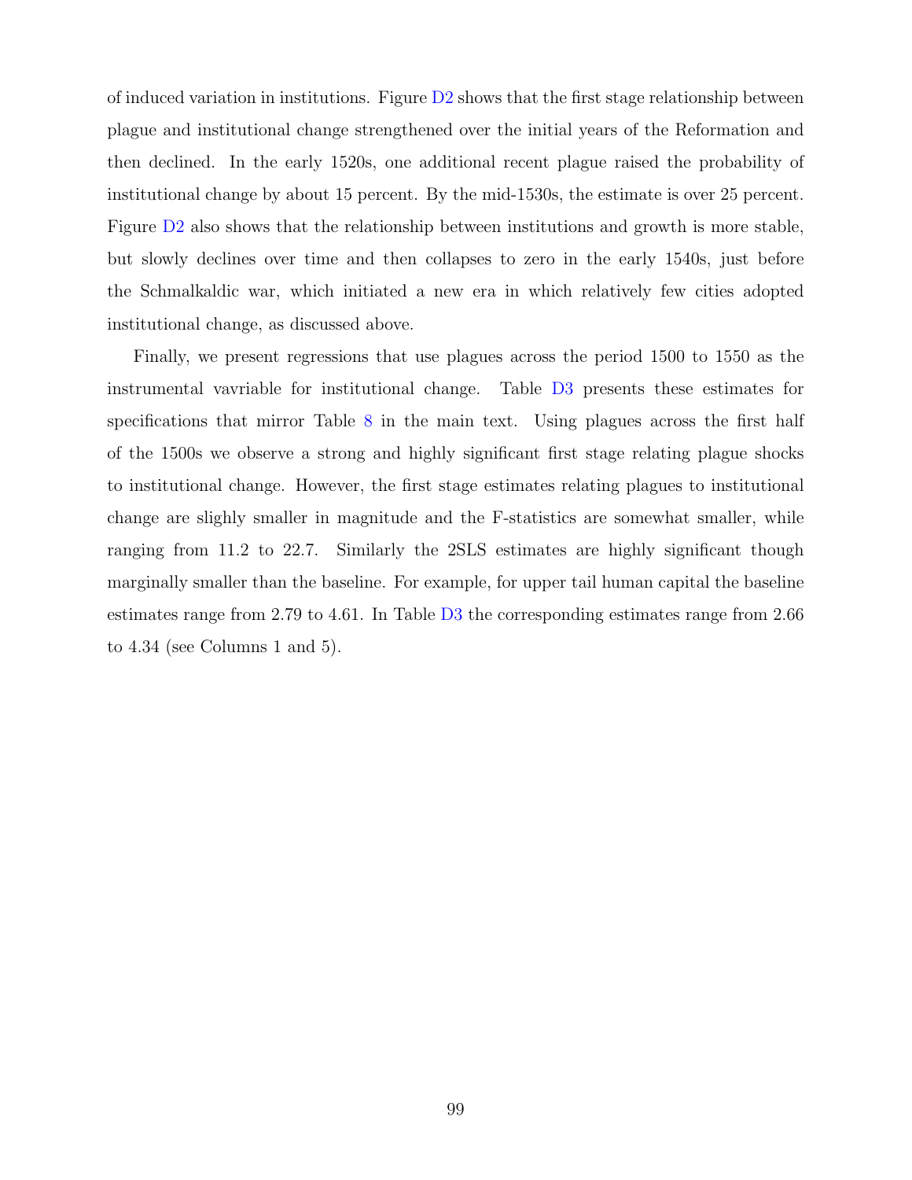of induced variation in institutions. Figure D2 shows that the first stage relationship between plague and institutional change strengthened over the initial years of the Reformation and then declined. In the early 1520s, one additional recent plague raised the probability of institutional change by about 15 percent. By the mid-1530s, the estimate is over 25 percent. Figure D2 also shows that the relationship between institutions and growth is more stable, but slowly declines over time and then collapses to zero in the early 1540s, just before the Schmalkaldic war, which initiated a new era in which relatively few cities adopted institutional change, as discussed above.

Finally, we present regressions that use plagues across the period 1500 to 1550 as the instrumental vavriable for institutional change. Table D3 presents these estimates for specifications that mirror Table 8 in the main text. Using plagues across the first half of the 1500s we observe a strong and highly significant first stage relating plague shocks to institutional change. However, the first stage estimates relating plagues to institutional change are slighly smaller in magnitude and the F-statistics are somewhat smaller, while ranging from 11.2 to 22.7. Similarly the 2SLS estimates are highly significant though marginally smaller than the baseline. For example, for upper tail human capital the baseline estimates range from 2.79 to 4.61. In Table D3 the corresponding estimates range from 2.66 to 4.34 (see Columns 1 and 5).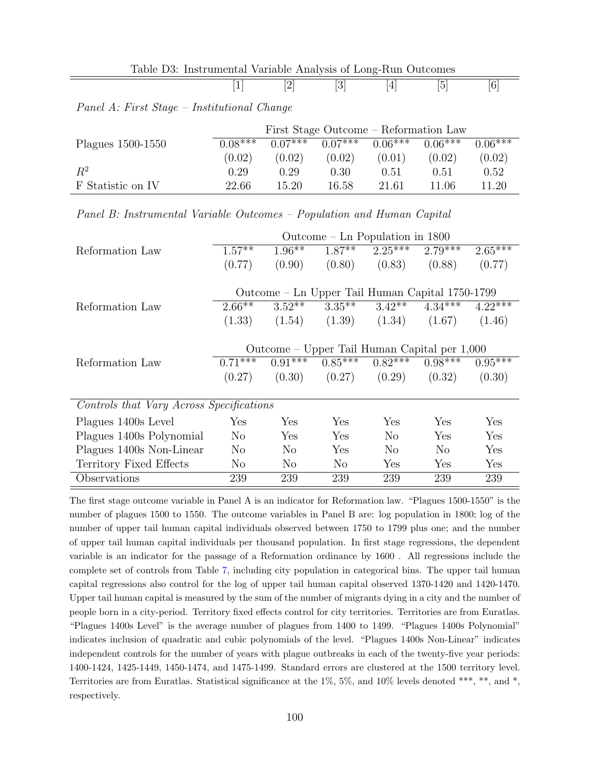Table D3: Instrumental Variable Analysis of Long-Run Outcomes

| | [1] | [2] | [3] | [4] | [5] | [6] |
|---|---|---|---|---|---|---|
| *Panel A: First Stage – Institutional Change* | | | | | | |
| | First Stage Outcome – Reformation Law | | | | | |
| Plagues 1500-1550 | 0.08*** | 0.07*** | 0.07*** | 0.06*** | 0.06*** | 0.06*** |
| | (0.02) | (0.02) | (0.02) | (0.01) | (0.02) | (0.02) |
| $R^2$ | 0.29 | 0.29 | 0.30 | 0.51 | 0.51 | 0.52 |
| F Statistic on IV | 22.66 | 15.20 | 16.58 | 21.61 | 11.06 | 11.20 |
| *Panel B: Instrumental Variable Outcomes – Population and Human Capital* | | | | | | |
| | Outcome – Ln Population in 1800 | | | | | |
| Reformation Law | 1.57** | 1.96** | 1.87** | 2.25*** | 2.79*** | 2.65*** |
| | (0.77) | (0.90) | (0.80) | (0.83) | (0.88) | (0.77) |
| | Outcome – Ln Upper Tail Human Capital 1750-1799 | | | | | |
| Reformation Law | 2.66** | 3.52** | 3.35** | 3.42** | 4.34*** | 4.22*** |
| | (1.33) | (1.54) | (1.39) | (1.34) | (1.67) | (1.46) |
| | Outcome – Upper Tail Human Capital per 1,000 | | | | | |
| Reformation Law | 0.71*** | 0.91*** | 0.85*** | 0.82*** | 0.98*** | 0.95*** |
| | (0.27) | (0.30) | (0.27) | (0.29) | (0.32) | (0.30) |
| *Controls that Vary Across Specifications* | | | | | | |
| Plagues 1400s Level | Yes | Yes | Yes | Yes | Yes | Yes |
| Plagues 1400s Polynomial | No | Yes | Yes | No | Yes | Yes |
| Plagues 1400s Non-Linear | No | No | Yes | No | No | Yes |
| Territory Fixed Effects | No | No | No | Yes | Yes | Yes |
| Observations | 239 | 239 | 239 | 239 | 239 | 239 |

The first stage outcome variable in Panel A is an indicator for Reformation law. "Plagues 1500-1550" is the number of plagues 1500 to 1550. The outcome variables in Panel B are: log population in 1800; log of the number of upper tail human capital individuals observed between 1750 to 1799 plus one; and the number of upper tail human capital individuals per thousand population. In first stage regressions, the dependent variable is an indicator for the passage of a Reformation ordinance by 1600 . All regressions include the complete set of controls from Table 7, including city population in categorical bins. The upper tail human capital regressions also control for the log of upper tail human capital observed 1370-1420 and 1420-1470. Upper tail human capital is measured by the sum of the number of migrants dying in a city and the number of people born in a city-period. Territory fixed effects control for city territories. Territories are from Euratlas. "Plagues 1400s Level" is the average number of plagues from 1400 to 1499. "Plagues 1400s Polynomial" indicates inclusion of quadratic and cubic polynomials of the level. "Plagues 1400s Non-Linear" indicates independent controls for the number of years with plague outbreaks in each of the twenty-five year periods: 1400-1424, 1425-1449, 1450-1474, and 1475-1499. Standard errors are clustered at the 1500 territory level. Territories are from Euratlas. Statistical significance at the 1%, 5%, and 10% levels denoted ***, **, and *, respectively.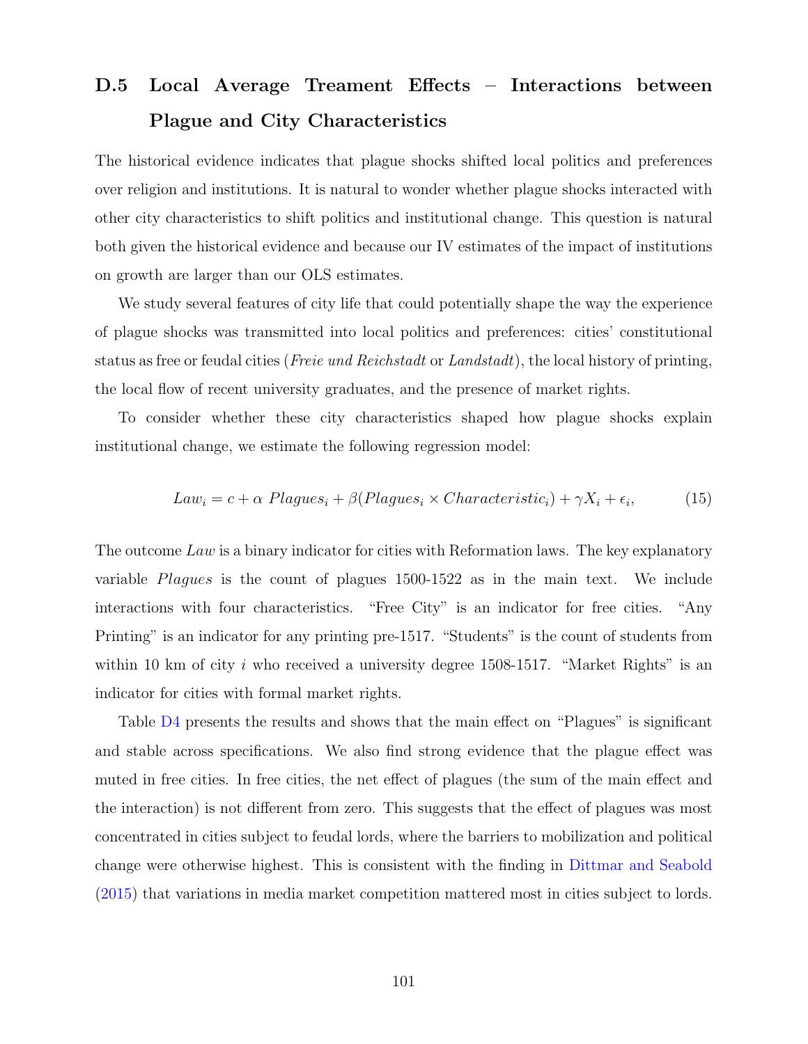## D.5 Local Average Treament Effects – Interactions between Plague and City Characteristics

The historical evidence indicates that plague shocks shifted local politics and preferences over religion and institutions. It is natural to wonder whether plague shocks interacted with other city characteristics to shift politics and institutional change. This question is natural both given the historical evidence and because our IV estimates of the impact of institutions on growth are larger than our OLS estimates.

We study several features of city life that could potentially shape the way the experience of plague shocks was transmitted into local politics and preferences: cities' constitutional status as free or feudal cities (*Freie und Reichstadt* or *Landstadt*), the local history of printing, the local flow of recent university graduates, and the presence of market rights.

To consider whether these city characteristics shaped how plague shocks explain institutional change, we estimate the following regression model:

$$Law_i = c + \alpha \; Plagues_i + \beta(Plagues_i \times Characteristic_i) + \gamma X_i + \epsilon_i, \tag{15}$$

The outcome *Law* is a binary indicator for cities with Reformation laws. The key explanatory variable *Plagues* is the count of plagues 1500-1522 as in the main text. We include interactions with four characteristics. "Free City" is an indicator for free cities. "Any Printing" is an indicator for any printing pre-1517. "Students" is the count of students from within 10 km of city $i$ who received a university degree 1508-1517. "Market Rights" is an indicator for cities with formal market rights.

Table D4 presents the results and shows that the main effect on "Plagues" is significant and stable across specifications. We also find strong evidence that the plague effect was muted in free cities. In free cities, the net effect of plagues (the sum of the main effect and the interaction) is not different from zero. This suggests that the effect of plagues was most concentrated in cities subject to feudal lords, where the barriers to mobilization and political change were otherwise highest. This is consistent with the finding in Dittmar and Seabold (2015) that variations in media market competition mattered most in cities subject to lords.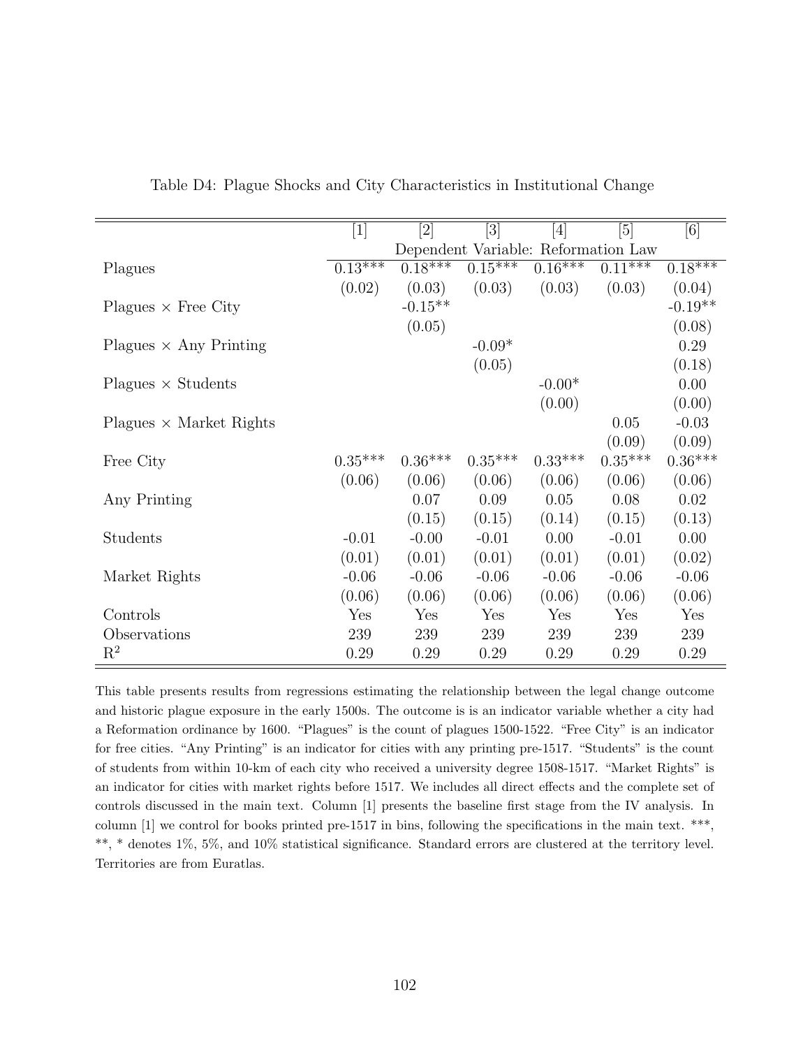Table D4: Plague Shocks and City Characteristics in Institutional Change

| | [1] | [2] | [3] | [4] | [5] | [6] |
|---|---|---|---|---|---|---|
| | Dependent Variable: Reformation Law | | | | | |
| Plagues | 0.13*** | 0.18*** | 0.15*** | 0.16*** | 0.11*** | 0.18*** |
| | (0.02) | (0.03) | (0.03) | (0.03) | (0.03) | (0.04) |
| Plagues × Free City | | -0.15** | | | | -0.19** |
| | | (0.05) | | | | (0.08) |
| Plagues × Any Printing | | | -0.09* | | | 0.29 |
| | | | (0.05) | | | (0.18) |
| Plagues × Students | | | | -0.00* | | 0.00 |
| | | | | (0.00) | | (0.00) |
| Plagues × Market Rights | | | | | 0.05 | -0.03 |
| | | | | | (0.09) | (0.09) |
| Free City | 0.35*** | 0.36*** | 0.35*** | 0.33*** | 0.35*** | 0.36*** |
| | (0.06) | (0.06) | (0.06) | (0.06) | (0.06) | (0.06) |
| Any Printing | | 0.07 | 0.09 | 0.05 | 0.08 | 0.02 |
| | | (0.15) | (0.15) | (0.14) | (0.15) | (0.13) |
| Students | -0.01 | -0.00 | -0.01 | 0.00 | -0.01 | 0.00 |
| | (0.01) | (0.01) | (0.01) | (0.01) | (0.01) | (0.02) |
| Market Rights | -0.06 | -0.06 | -0.06 | -0.06 | -0.06 | -0.06 |
| | (0.06) | (0.06) | (0.06) | (0.06) | (0.06) | (0.06) |
| Controls | Yes | Yes | Yes | Yes | Yes | Yes |
| Observations | 239 | 239 | 239 | 239 | 239 | 239 |
| $R^2$ | 0.29 | 0.29 | 0.29 | 0.29 | 0.29 | 0.29 |

This table presents results from regressions estimating the relationship between the legal change outcome and historic plague exposure in the early 1500s. The outcome is is an indicator variable whether a city had a Reformation ordinance by 1600. "Plagues" is the count of plagues 1500-1522. "Free City" is an indicator for free cities. "Any Printing" is an indicator for cities with any printing pre-1517. "Students" is the count of students from within 10-km of each city who received a university degree 1508-1517. "Market Rights" is an indicator for cities with market rights before 1517. We includes all direct effects and the complete set of controls discussed in the main text. Column [1] presents the baseline first stage from the IV analysis. In column [1] we control for books printed pre-1517 in bins, following the specifications in the main text. ***, **, * denotes 1%, 5%, and 10% statistical significance. Standard errors are clustered at the territory level. Territories are from Euratlas.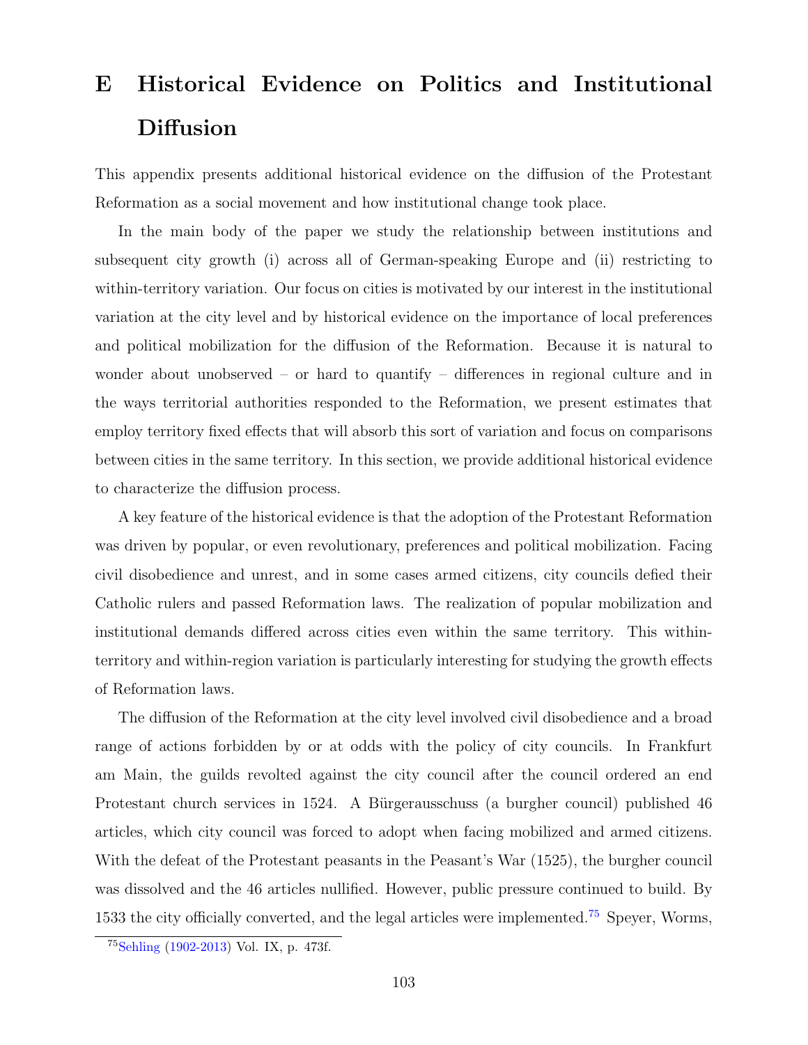# E Historical Evidence on Politics and Institutional Diffusion

This appendix presents additional historical evidence on the diffusion of the Protestant Reformation as a social movement and how institutional change took place.

In the main body of the paper we study the relationship between institutions and subsequent city growth (i) across all of German-speaking Europe and (ii) restricting to within-territory variation. Our focus on cities is motivated by our interest in the institutional variation at the city level and by historical evidence on the importance of local preferences and political mobilization for the diffusion of the Reformation. Because it is natural to wonder about unobserved – or hard to quantify – differences in regional culture and in the ways territorial authorities responded to the Reformation, we present estimates that employ territory fixed effects that will absorb this sort of variation and focus on comparisons between cities in the same territory. In this section, we provide additional historical evidence to characterize the diffusion process.

A key feature of the historical evidence is that the adoption of the Protestant Reformation was driven by popular, or even revolutionary, preferences and political mobilization. Facing civil disobedience and unrest, and in some cases armed citizens, city councils defied their Catholic rulers and passed Reformation laws. The realization of popular mobilization and institutional demands differed across cities even within the same territory. This within-territory and within-region variation is particularly interesting for studying the growth effects of Reformation laws.

The diffusion of the Reformation at the city level involved civil disobedience and a broad range of actions forbidden by or at odds with the policy of city councils. In Frankfurt am Main, the guilds revolted against the city council after the council ordered an end Protestant church services in 1524. A Bürgerausschuss (a burgher council) published 46 articles, which city council was forced to adopt when facing mobilized and armed citizens. With the defeat of the Protestant peasants in the Peasant's War (1525), the burgher council was dissolved and the 46 articles nullified. However, public pressure continued to build. By 1533 the city officially converted, and the legal articles were implemented.[75] Speyer, Worms,

[75] Sehling (1902-2013) Vol. IX, p. 473f.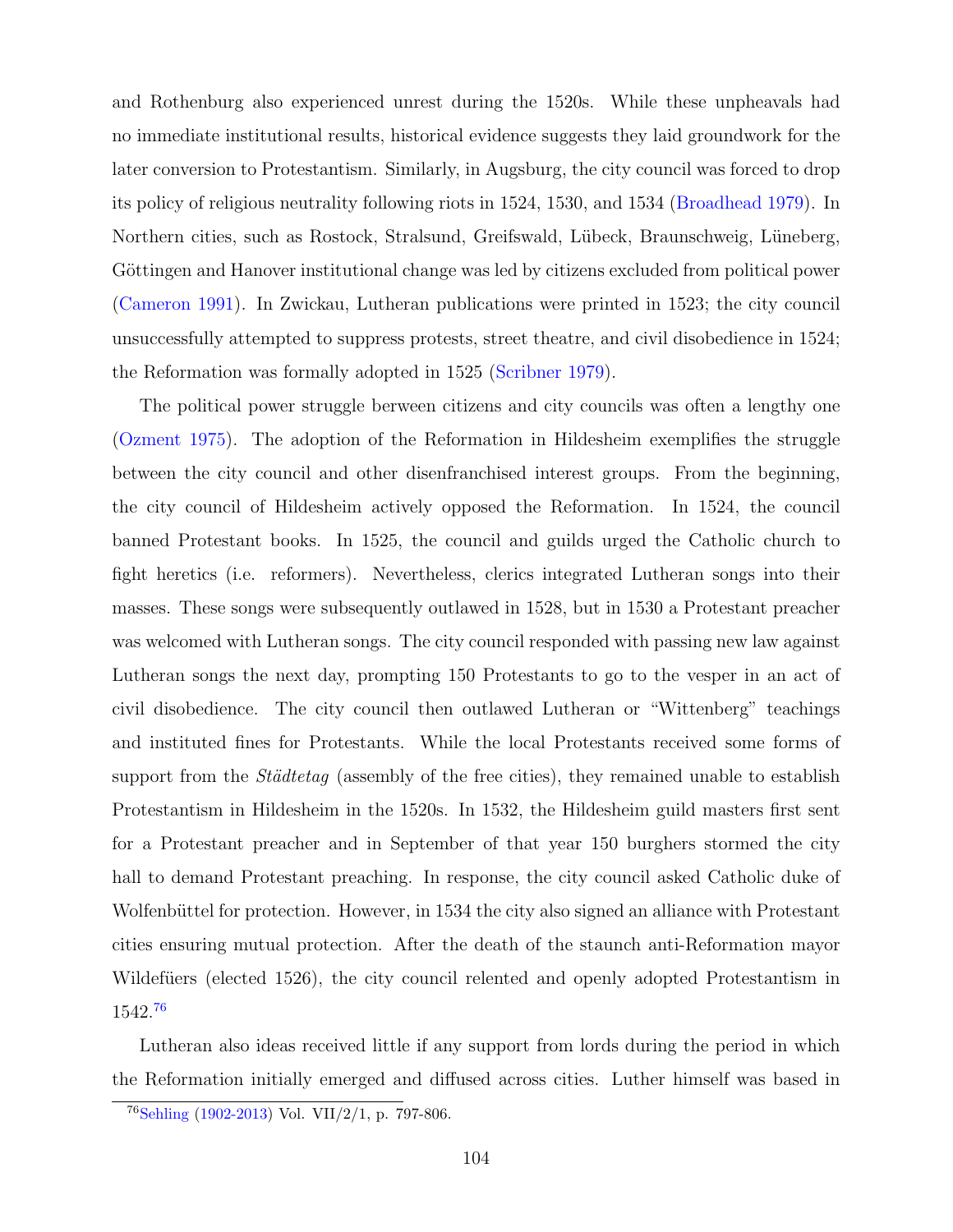and Rothenburg also experienced unrest during the 1520s. While these unpheavals had no immediate institutional results, historical evidence suggests they laid groundwork for the later conversion to Protestantism. Similarly, in Augsburg, the city council was forced to drop its policy of religious neutrality following riots in 1524, 1530, and 1534 (Broadhead 1979). In Northern cities, such as Rostock, Stralsund, Greifswald, Lübeck, Braunschweig, Lüneberg, Göttingen and Hanover institutional change was led by citizens excluded from political power (Cameron 1991). In Zwickau, Lutheran publications were printed in 1523; the city council unsuccessfully attempted to suppress protests, street theatre, and civil disobedience in 1524; the Reformation was formally adopted in 1525 (Scribner 1979).

The political power struggle berween citizens and city councils was often a lengthy one (Ozment 1975). The adoption of the Reformation in Hildesheim exemplifies the struggle between the city council and other disenfranchised interest groups. From the beginning, the city council of Hildesheim actively opposed the Reformation. In 1524, the council banned Protestant books. In 1525, the council and guilds urged the Catholic church to fight heretics (i.e. reformers). Nevertheless, clerics integrated Lutheran songs into their masses. These songs were subsequently outlawed in 1528, but in 1530 a Protestant preacher was welcomed with Lutheran songs. The city council responded with passing new law against Lutheran songs the next day, prompting 150 Protestants to go to the vesper in an act of civil disobedience. The city council then outlawed Lutheran or "Wittenberg" teachings and instituted fines for Protestants. While the local Protestants received some forms of support from the *Städtetag* (assembly of the free cities), they remained unable to establish Protestantism in Hildesheim in the 1520s. In 1532, the Hildesheim guild masters first sent for a Protestant preacher and in September of that year 150 burghers stormed the city hall to demand Protestant preaching. In response, the city council asked Catholic duke of Wolfenbüttel for protection. However, in 1534 the city also signed an alliance with Protestant cities ensuring mutual protection. After the death of the staunch anti-Reformation mayor Wildefüers (elected 1526), the city council relented and openly adopted Protestantism in 1542.[76]

Lutheran also ideas received little if any support from lords during the period in which the Reformation initially emerged and diffused across cities. Luther himself was based in

[76] Sehling (1902-2013) Vol. VII/2/1, p. 797-806.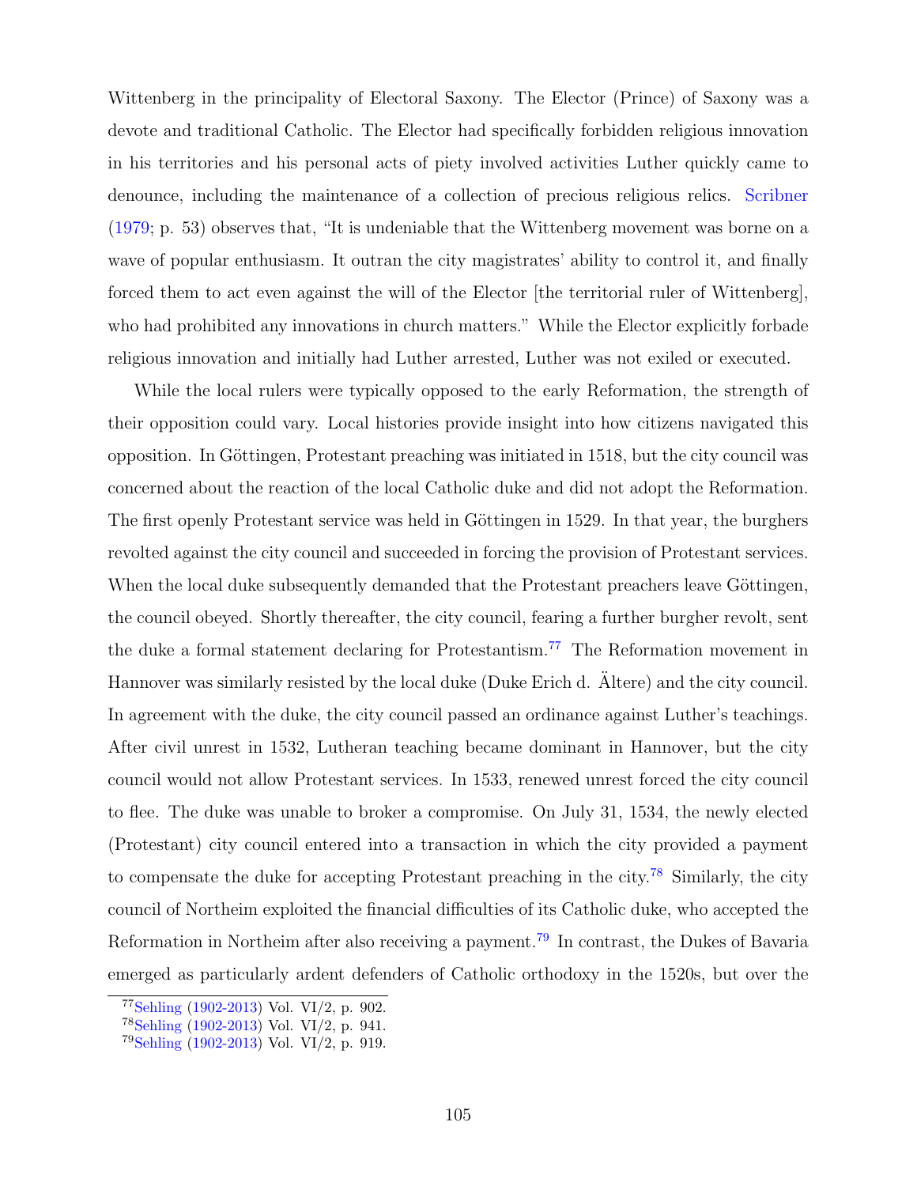Wittenberg in the principality of Electoral Saxony. The Elector (Prince) of Saxony was a devote and traditional Catholic. The Elector had specifically forbidden religious innovation in his territories and his personal acts of piety involved activities Luther quickly came to denounce, including the maintenance of a collection of precious religious relics. Scribner (1979; p. 53) observes that, "It is undeniable that the Wittenberg movement was borne on a wave of popular enthusiasm. It outran the city magistrates' ability to control it, and finally forced them to act even against the will of the Elector [the territorial ruler of Wittenberg], who had prohibited any innovations in church matters." While the Elector explicitly forbade religious innovation and initially had Luther arrested, Luther was not exiled or executed.

While the local rulers were typically opposed to the early Reformation, the strength of their opposition could vary. Local histories provide insight into how citizens navigated this opposition. In Göttingen, Protestant preaching was initiated in 1518, but the city council was concerned about the reaction of the local Catholic duke and did not adopt the Reformation. The first openly Protestant service was held in Göttingen in 1529. In that year, the burghers revolted against the city council and succeeded in forcing the provision of Protestant services. When the local duke subsequently demanded that the Protestant preachers leave Göttingen, the council obeyed. Shortly thereafter, the city council, fearing a further burgher revolt, sent the duke a formal statement declaring for Protestantism.[77] The Reformation movement in Hannover was similarly resisted by the local duke (Duke Erich d. Ältere) and the city council. In agreement with the duke, the city council passed an ordinance against Luther's teachings. After civil unrest in 1532, Lutheran teaching became dominant in Hannover, but the city council would not allow Protestant services. In 1533, renewed unrest forced the city council to flee. The duke was unable to broker a compromise. On July 31, 1534, the newly elected (Protestant) city council entered into a transaction in which the city provided a payment to compensate the duke for accepting Protestant preaching in the city.[78] Similarly, the city council of Northeim exploited the financial difficulties of its Catholic duke, who accepted the Reformation in Northeim after also receiving a payment.[79] In contrast, the Dukes of Bavaria emerged as particularly ardent defenders of Catholic orthodoxy in the 1520s, but over the

[77] Sehling (1902-2013) Vol. VI/2, p. 902.

[78] Sehling (1902-2013) Vol. VI/2, p. 941.

[79] Sehling (1902-2013) Vol. VI/2, p. 919.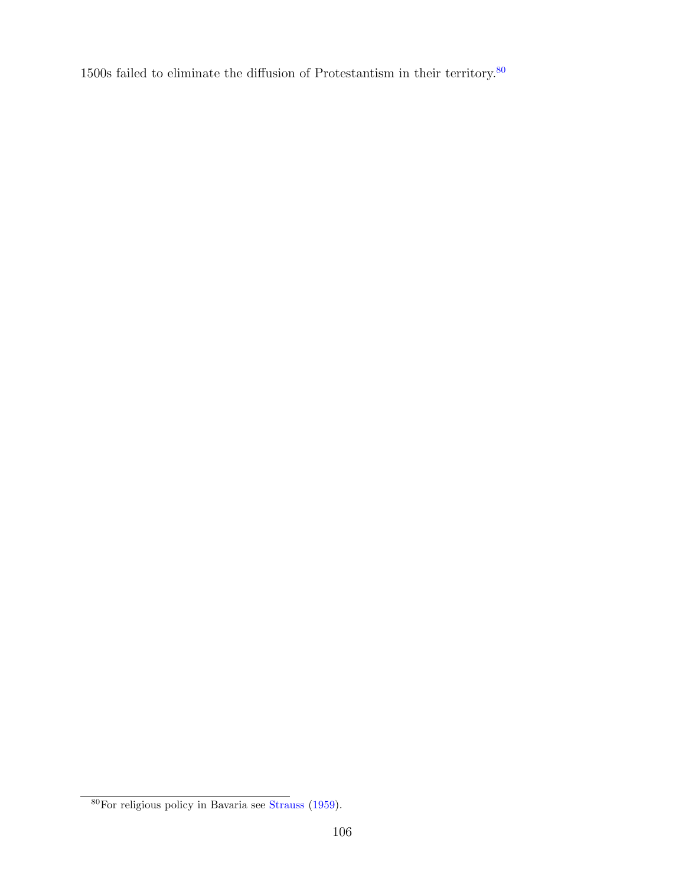1500s failed to eliminate the diffusion of Protestantism in their territory.[80]

[80] For religious policy in Bavaria see Strauss (1959).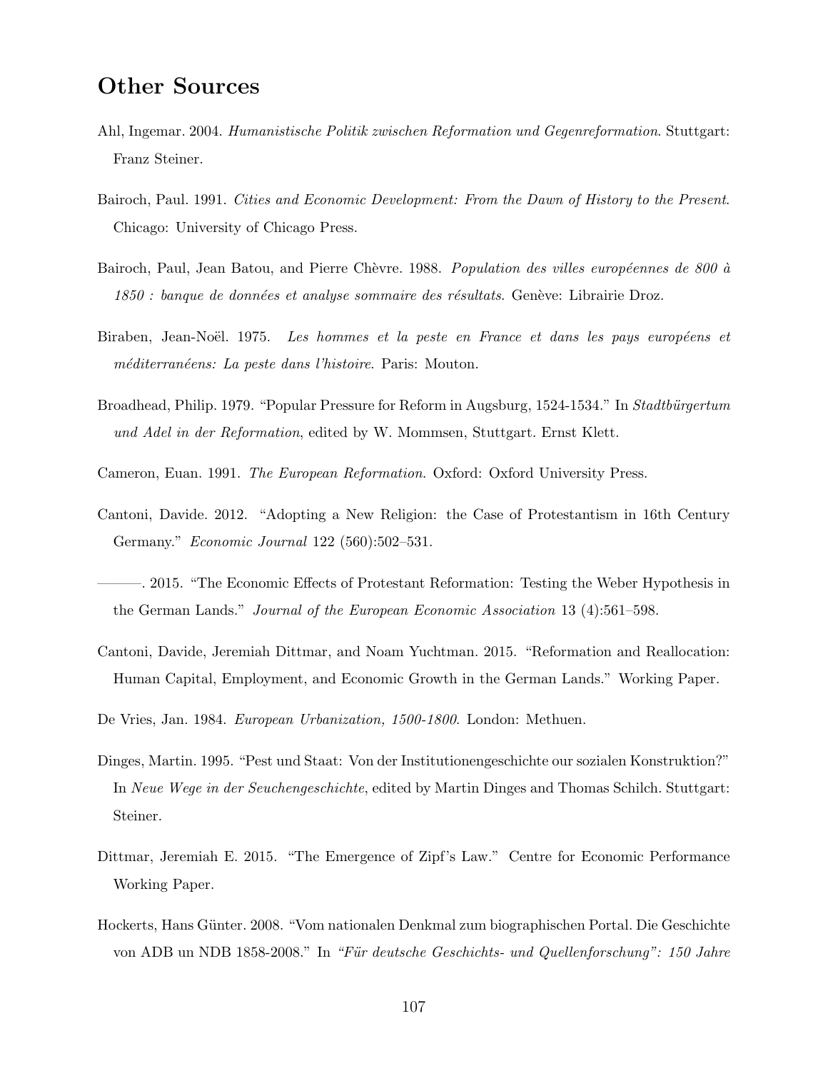## Other Sources

Ahl, Ingemar. 2004. *Humanistische Politik zwischen Reformation und Gegenreformation*. Stuttgart: Franz Steiner.

Bairoch, Paul. 1991. *Cities and Economic Development: From the Dawn of History to the Present*. Chicago: University of Chicago Press.

Bairoch, Paul, Jean Batou, and Pierre Chèvre. 1988. *Population des villes européennes de 800 à 1850 : banque de données et analyse sommaire des résultats*. Genève: Librairie Droz.

Biraben, Jean-Noël. 1975. *Les hommes et la peste en France et dans les pays européens et méditerranéens: La peste dans l'histoire*. Paris: Mouton.

Broadhead, Philip. 1979. "Popular Pressure for Reform in Augsburg, 1524-1534." In *Stadtbürgertum und Adel in der Reformation*, edited by W. Mommsen, Stuttgart. Ernst Klett.

Cameron, Euan. 1991. *The European Reformation*. Oxford: Oxford University Press.

Cantoni, Davide. 2012. "Adopting a New Religion: the Case of Protestantism in 16th Century Germany." *Economic Journal* 122 (560):502–531.

———. 2015. "The Economic Effects of Protestant Reformation: Testing the Weber Hypothesis in the German Lands." *Journal of the European Economic Association* 13 (4):561–598.

Cantoni, Davide, Jeremiah Dittmar, and Noam Yuchtman. 2015. "Reformation and Reallocation: Human Capital, Employment, and Economic Growth in the German Lands." Working Paper.

De Vries, Jan. 1984. *European Urbanization, 1500-1800*. London: Methuen.

Dinges, Martin. 1995. "Pest und Staat: Von der Institutionengeschichte our sozialen Konstruktion?" In *Neue Wege in der Seuchengeschichte*, edited by Martin Dinges and Thomas Schilch. Stuttgart: Steiner.

Dittmar, Jeremiah E. 2015. "The Emergence of Zipf's Law." Centre for Economic Performance Working Paper.

Hockerts, Hans Günter. 2008. "Vom nationalen Denkmal zum biographischen Portal. Die Geschichte von ADB un NDB 1858-2008." In *"Für deutsche Geschichts- und Quellenforschung": 150 Jahre*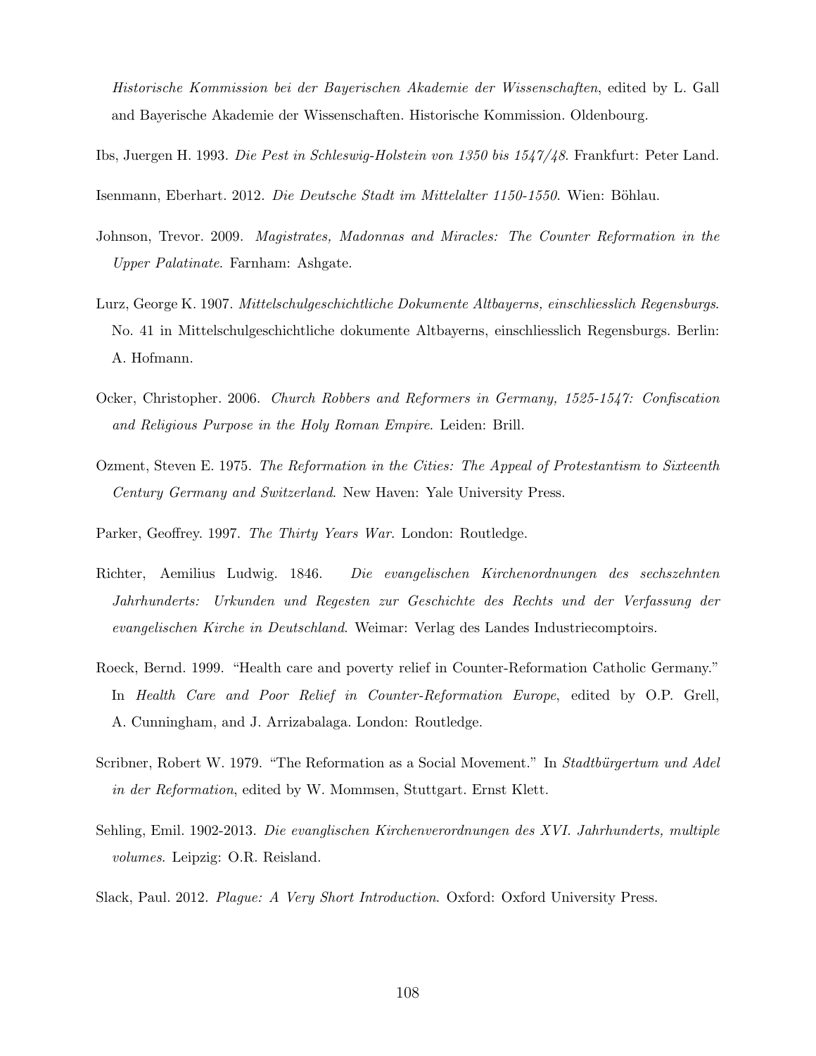*Historische Kommission bei der Bayerischen Akademie der Wissenschaften*, edited by L. Gall and Bayerische Akademie der Wissenschaften. Historische Kommission. Oldenbourg.

Ibs, Juergen H. 1993. *Die Pest in Schleswig-Holstein von 1350 bis 1547/48*. Frankfurt: Peter Land.

Isenmann, Eberhart. 2012. *Die Deutsche Stadt im Mittelalter 1150-1550*. Wien: Böhlau.

Johnson, Trevor. 2009. *Magistrates, Madonnas and Miracles: The Counter Reformation in the Upper Palatinate*. Farnham: Ashgate.

Lurz, George K. 1907. *Mittelschulgeschichtliche Dokumente Altbayerns, einschliesslich Regensburgs*. No. 41 in Mittelschulgeschichtliche dokumente Altbayerns, einschliesslich Regensburgs. Berlin: A. Hofmann.

Ocker, Christopher. 2006. *Church Robbers and Reformers in Germany, 1525-1547: Confiscation and Religious Purpose in the Holy Roman Empire*. Leiden: Brill.

Ozment, Steven E. 1975. *The Reformation in the Cities: The Appeal of Protestantism to Sixteenth Century Germany and Switzerland*. New Haven: Yale University Press.

Parker, Geoffrey. 1997. *The Thirty Years War*. London: Routledge.

Richter, Aemilius Ludwig. 1846. *Die evangelischen Kirchenordnungen des sechszehnten Jahrhunderts: Urkunden und Regesten zur Geschichte des Rechts und der Verfassung der evangelischen Kirche in Deutschland*. Weimar: Verlag des Landes Industriecomptoirs.

Roeck, Bernd. 1999. "Health care and poverty relief in Counter-Reformation Catholic Germany." In *Health Care and Poor Relief in Counter-Reformation Europe*, edited by O.P. Grell, A. Cunningham, and J. Arrizabalaga. London: Routledge.

Scribner, Robert W. 1979. "The Reformation as a Social Movement." In *Stadtbürgertum und Adel in der Reformation*, edited by W. Mommsen, Stuttgart. Ernst Klett.

Sehling, Emil. 1902-2013. *Die evanglischen Kirchenverordnungen des XVI. Jahrhunderts, multiple volumes*. Leipzig: O.R. Reisland.

Slack, Paul. 2012. *Plague: A Very Short Introduction*. Oxford: Oxford University Press.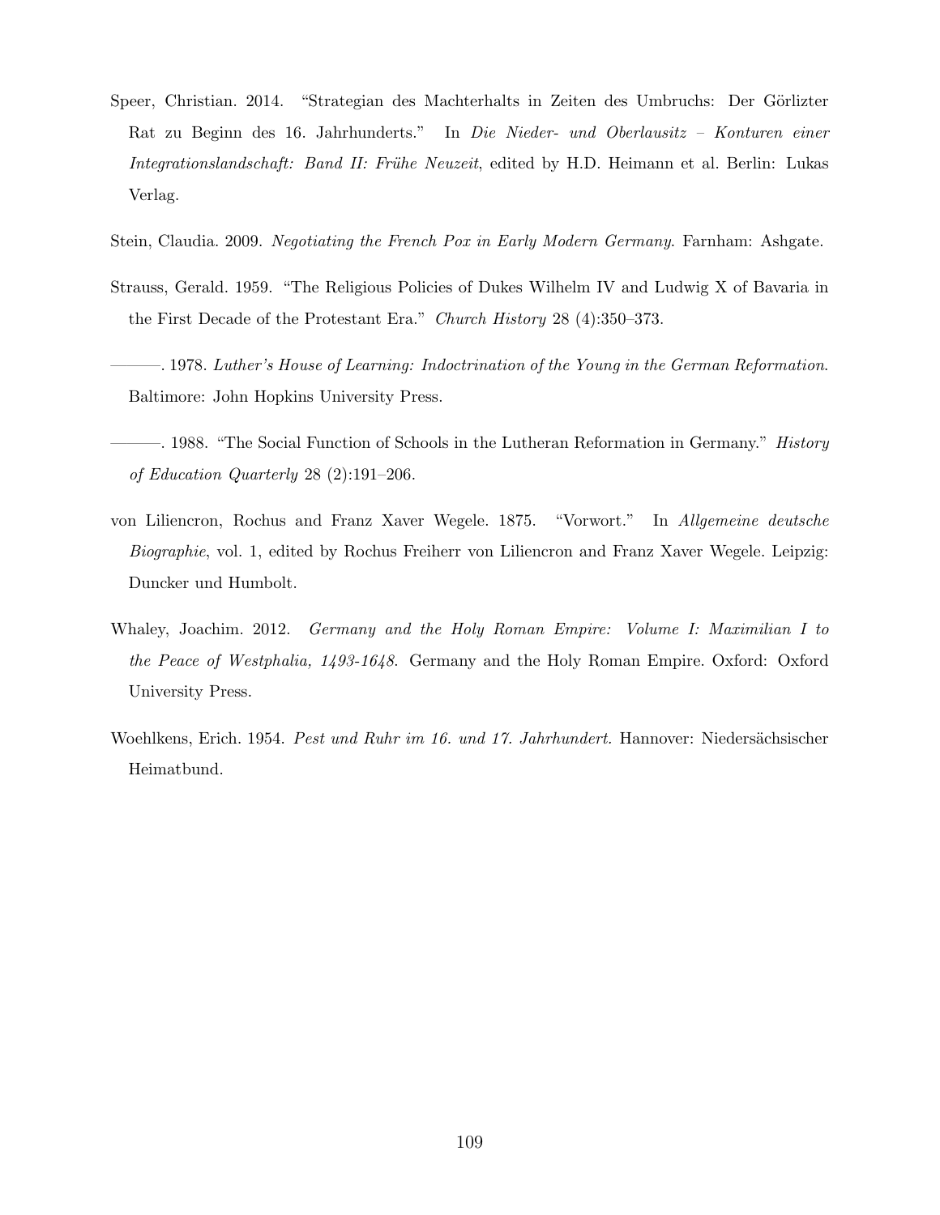Speer, Christian. 2014. "Strategian des Machterhalts in Zeiten des Umbruchs: Der Görlizter Rat zu Beginn des 16. Jahrhunderts." In *Die Nieder- und Oberlausitz – Konturen einer Integrationslandschaft: Band II: Frühe Neuzeit*, edited by H.D. Heimann et al. Berlin: Lukas Verlag.

Stein, Claudia. 2009. *Negotiating the French Pox in Early Modern Germany*. Farnham: Ashgate.

Strauss, Gerald. 1959. "The Religious Policies of Dukes Wilhelm IV and Ludwig X of Bavaria in the First Decade of the Protestant Era." *Church History* 28 (4):350–373.

———. 1978. *Luther's House of Learning: Indoctrination of the Young in the German Reformation*. Baltimore: John Hopkins University Press.

———. 1988. "The Social Function of Schools in the Lutheran Reformation in Germany." *History of Education Quarterly* 28 (2):191–206.

von Liliencron, Rochus and Franz Xaver Wegele. 1875. "Vorwort." In *Allgemeine deutsche Biographie*, vol. 1, edited by Rochus Freiherr von Liliencron and Franz Xaver Wegele. Leipzig: Duncker und Humbolt.

Whaley, Joachim. 2012. *Germany and the Holy Roman Empire: Volume I: Maximilian I to the Peace of Westphalia, 1493-1648*. Germany and the Holy Roman Empire. Oxford: Oxford University Press.

Woehlkens, Erich. 1954. *Pest und Ruhr im 16. und 17. Jahrhundert.* Hannover: Niedersächsischer Heimatbund.